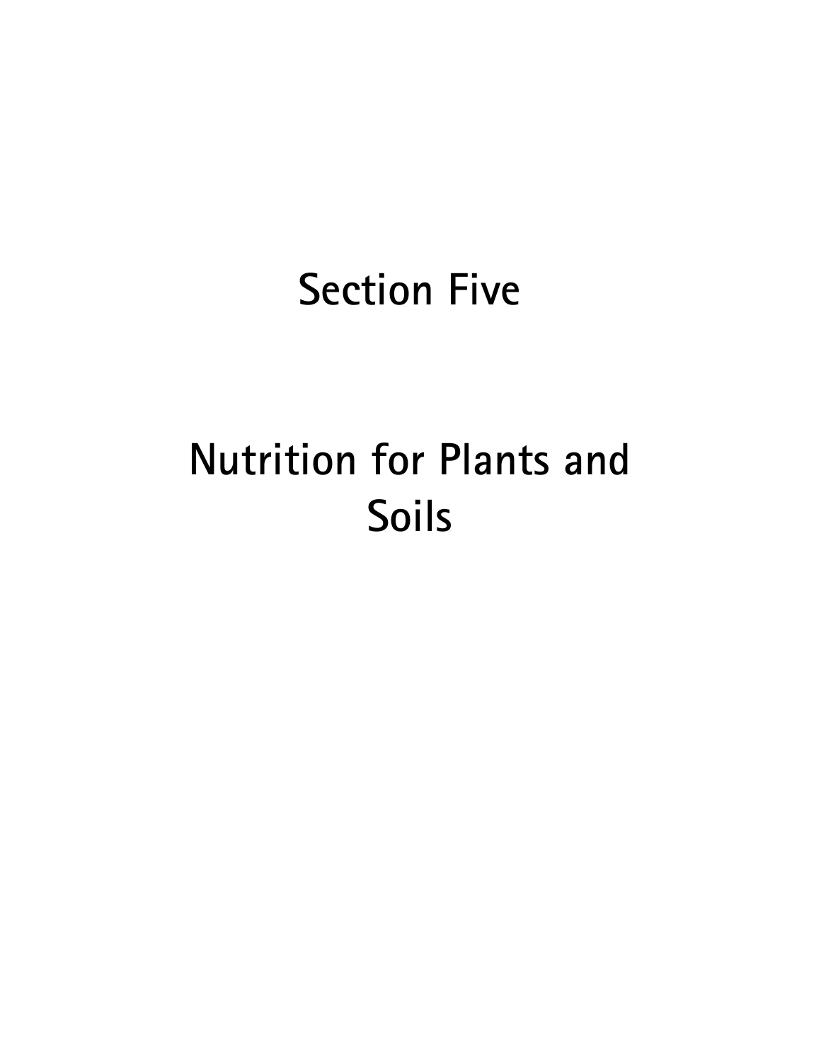# Section Five

# Nutrition for Plants and Soils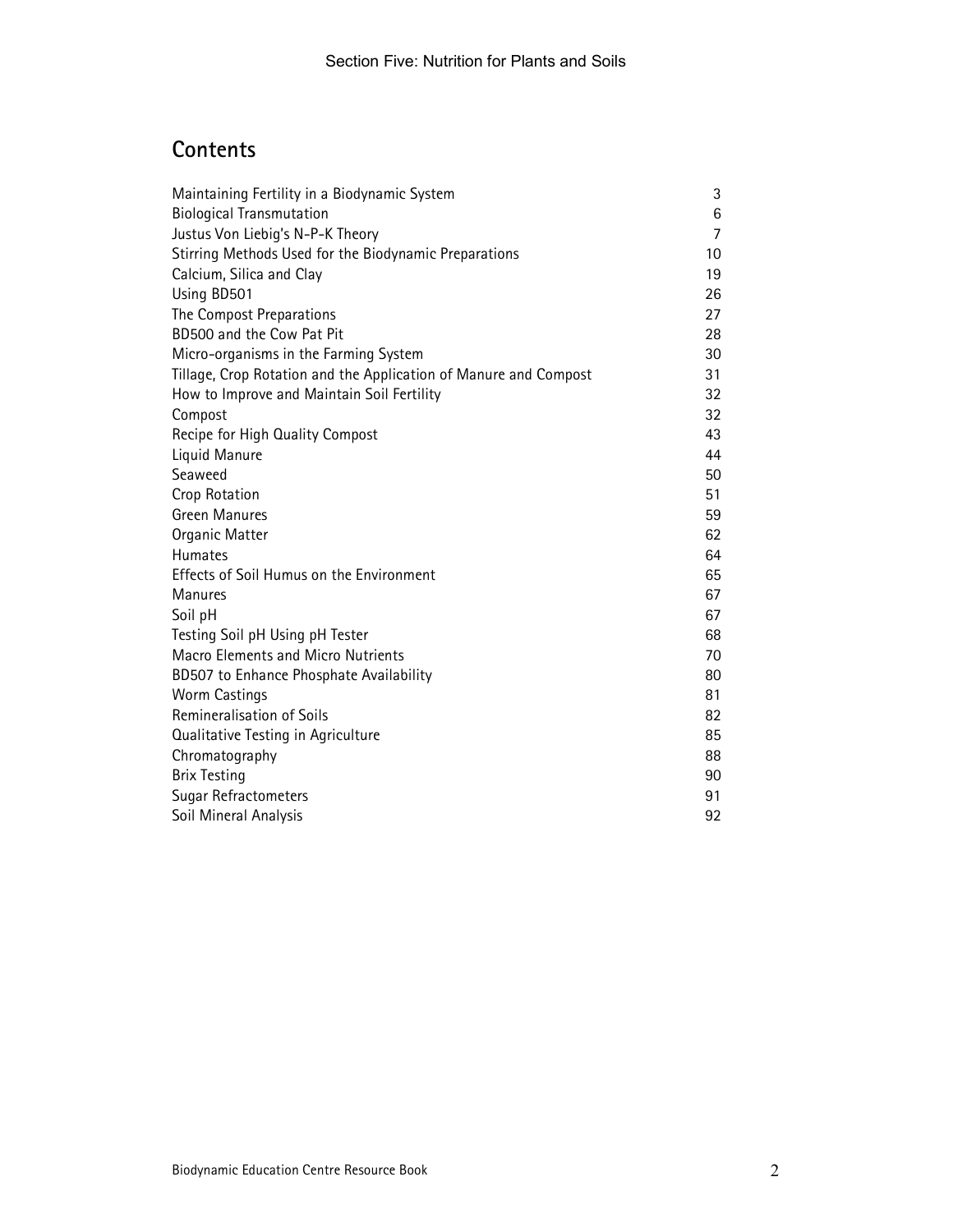## Contents

| | |
|---|---|
| Maintaining Fertility in a Biodynamic System | 3 |
| Biological Transmutation | 6 |
| Justus Von Liebig's N-P-K Theory | 7 |
| Stirring Methods Used for the Biodynamic Preparations | 10 |
| Calcium, Silica and Clay | 19 |
| Using BD501 | 26 |
| The Compost Preparations | 27 |
| BD500 and the Cow Pat Pit | 28 |
| Micro-organisms in the Farming System | 30 |
| Tillage, Crop Rotation and the Application of Manure and Compost | 31 |
| How to Improve and Maintain Soil Fertility | 32 |
| Compost | 32 |
| Recipe for High Quality Compost | 43 |
| Liquid Manure | 44 |
| Seaweed | 50 |
| Crop Rotation | 51 |
| Green Manures | 59 |
| Organic Matter | 62 |
| Humates | 64 |
| Effects of Soil Humus on the Environment | 65 |
| Manures | 67 |
| Soil pH | 67 |
| Testing Soil pH Using pH Tester | 68 |
| Macro Elements and Micro Nutrients | 70 |
| BD507 to Enhance Phosphate Availability | 80 |
| Worm Castings | 81 |
| Remineralisation of Soils | 82 |
| Qualitative Testing in Agriculture | 85 |
| Chromatography | 88 |
| Brix Testing | 90 |
| Sugar Refractometers | 91 |
| Soil Mineral Analysis | 92 |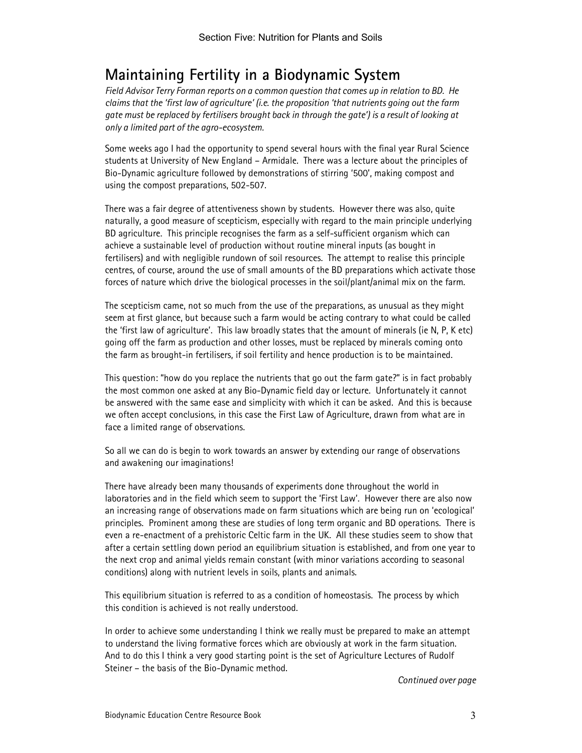## Maintaining Fertility in a Biodynamic System

*Field Advisor Terry Forman reports on a common question that comes up in relation to BD. He claims that the 'first law of agriculture' (i.e. the proposition 'that nutrients going out the farm gate must be replaced by fertilisers brought back in through the gate') is a result of looking at only a limited part of the agro-ecosystem.*

Some weeks ago I had the opportunity to spend several hours with the final year Rural Science students at University of New England – Armidale. There was a lecture about the principles of Bio-Dynamic agriculture followed by demonstrations of stirring '500', making compost and using the compost preparations, 502-507.

There was a fair degree of attentiveness shown by students. However there was also, quite naturally, a good measure of scepticism, especially with regard to the main principle underlying BD agriculture. This principle recognises the farm as a self-sufficient organism which can achieve a sustainable level of production without routine mineral inputs (as bought in fertilisers) and with negligible rundown of soil resources. The attempt to realise this principle centres, of course, around the use of small amounts of the BD preparations which activate those forces of nature which drive the biological processes in the soil/plant/animal mix on the farm.

The scepticism came, not so much from the use of the preparations, as unusual as they might seem at first glance, but because such a farm would be acting contrary to what could be called the 'first law of agriculture'. This law broadly states that the amount of minerals (ie N, P, K etc) going off the farm as production and other losses, must be replaced by minerals coming onto the farm as brought-in fertilisers, if soil fertility and hence production is to be maintained.

This question: "how do you replace the nutrients that go out the farm gate?" is in fact probably the most common one asked at any Bio-Dynamic field day or lecture. Unfortunately it cannot be answered with the same ease and simplicity with which it can be asked. And this is because we often accept conclusions, in this case the First Law of Agriculture, drawn from what are in face a limited range of observations.

So all we can do is begin to work towards an answer by extending our range of observations and awakening our imaginations!

There have already been many thousands of experiments done throughout the world in laboratories and in the field which seem to support the 'First Law'. However there are also now an increasing range of observations made on farm situations which are being run on 'ecological' principles. Prominent among these are studies of long term organic and BD operations. There is even a re-enactment of a prehistoric Celtic farm in the UK. All these studies seem to show that after a certain settling down period an equilibrium situation is established, and from one year to the next crop and animal yields remain constant (with minor variations according to seasonal conditions) along with nutrient levels in soils, plants and animals.

This equilibrium situation is referred to as a condition of homeostasis. The process by which this condition is achieved is not really understood.

In order to achieve some understanding I think we really must be prepared to make an attempt to understand the living formative forces which are obviously at work in the farm situation. And to do this I think a very good starting point is the set of Agriculture Lectures of Rudolf Steiner – the basis of the Bio-Dynamic method.

*Continued over page*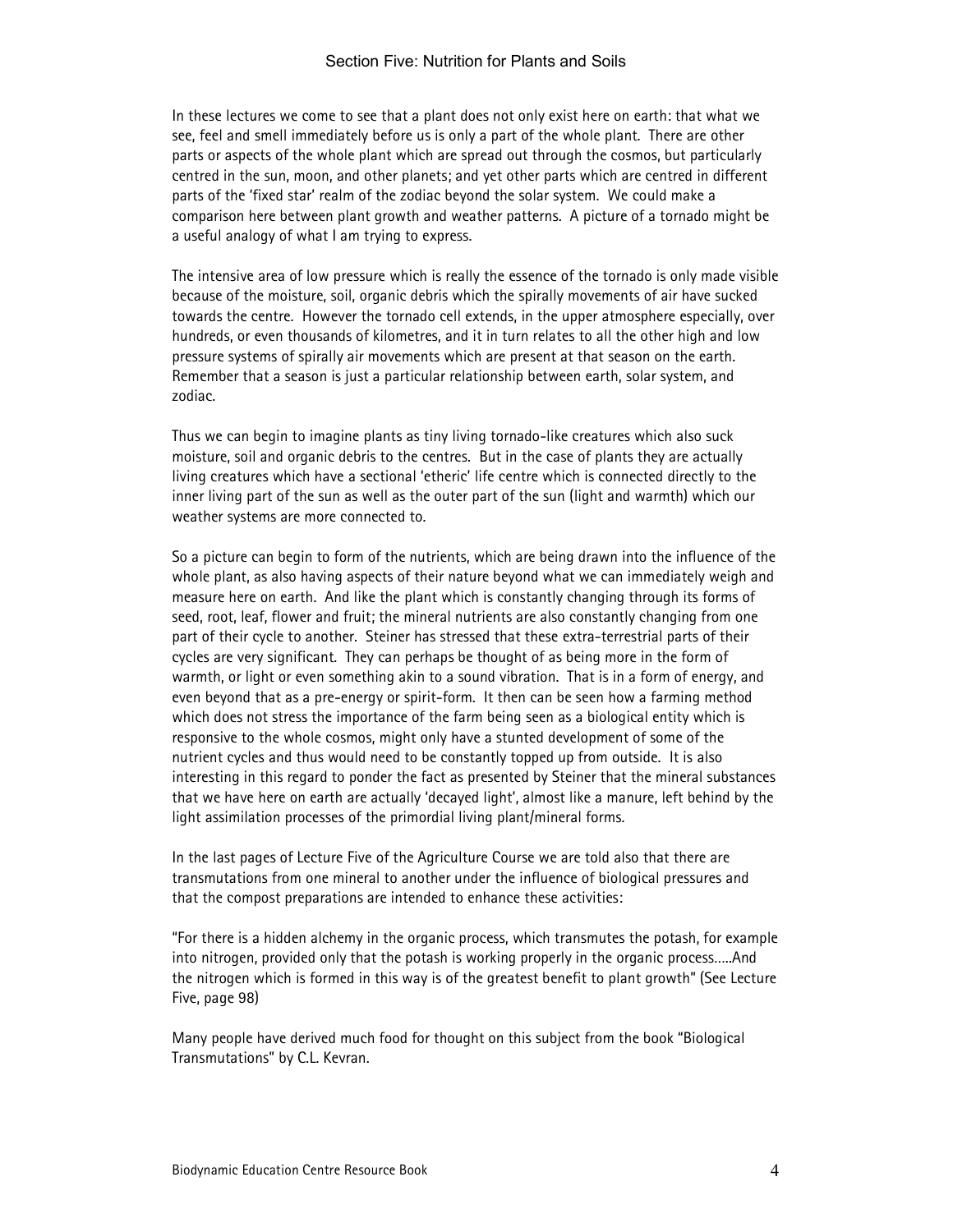In these lectures we come to see that a plant does not only exist here on earth: that what we see, feel and smell immediately before us is only a part of the whole plant. There are other parts or aspects of the whole plant which are spread out through the cosmos, but particularly centred in the sun, moon, and other planets; and yet other parts which are centred in different parts of the 'fixed star' realm of the zodiac beyond the solar system. We could make a comparison here between plant growth and weather patterns. A picture of a tornado might be a useful analogy of what I am trying to express.

The intensive area of low pressure which is really the essence of the tornado is only made visible because of the moisture, soil, organic debris which the spirally movements of air have sucked towards the centre. However the tornado cell extends, in the upper atmosphere especially, over hundreds, or even thousands of kilometres, and it in turn relates to all the other high and low pressure systems of spirally air movements which are present at that season on the earth. Remember that a season is just a particular relationship between earth, solar system, and zodiac.

Thus we can begin to imagine plants as tiny living tornado-like creatures which also suck moisture, soil and organic debris to the centres. But in the case of plants they are actually living creatures which have a sectional 'etheric' life centre which is connected directly to the inner living part of the sun as well as the outer part of the sun (light and warmth) which our weather systems are more connected to.

So a picture can begin to form of the nutrients, which are being drawn into the influence of the whole plant, as also having aspects of their nature beyond what we can immediately weigh and measure here on earth. And like the plant which is constantly changing through its forms of seed, root, leaf, flower and fruit; the mineral nutrients are also constantly changing from one part of their cycle to another. Steiner has stressed that these extra-terrestrial parts of their cycles are very significant. They can perhaps be thought of as being more in the form of warmth, or light or even something akin to a sound vibration. That is in a form of energy, and even beyond that as a pre-energy or spirit-form. It then can be seen how a farming method which does not stress the importance of the farm being seen as a biological entity which is responsive to the whole cosmos, might only have a stunted development of some of the nutrient cycles and thus would need to be constantly topped up from outside. It is also interesting in this regard to ponder the fact as presented by Steiner that the mineral substances that we have here on earth are actually 'decayed light', almost like a manure, left behind by the light assimilation processes of the primordial living plant/mineral forms.

In the last pages of Lecture Five of the Agriculture Course we are told also that there are transmutations from one mineral to another under the influence of biological pressures and that the compost preparations are intended to enhance these activities:

"For there is a hidden alchemy in the organic process, which transmutes the potash, for example into nitrogen, provided only that the potash is working properly in the organic process.....And the nitrogen which is formed in this way is of the greatest benefit to plant growth" (See Lecture Five, page 98)

Many people have derived much food for thought on this subject from the book "Biological Transmutations" by C.L. Kevran.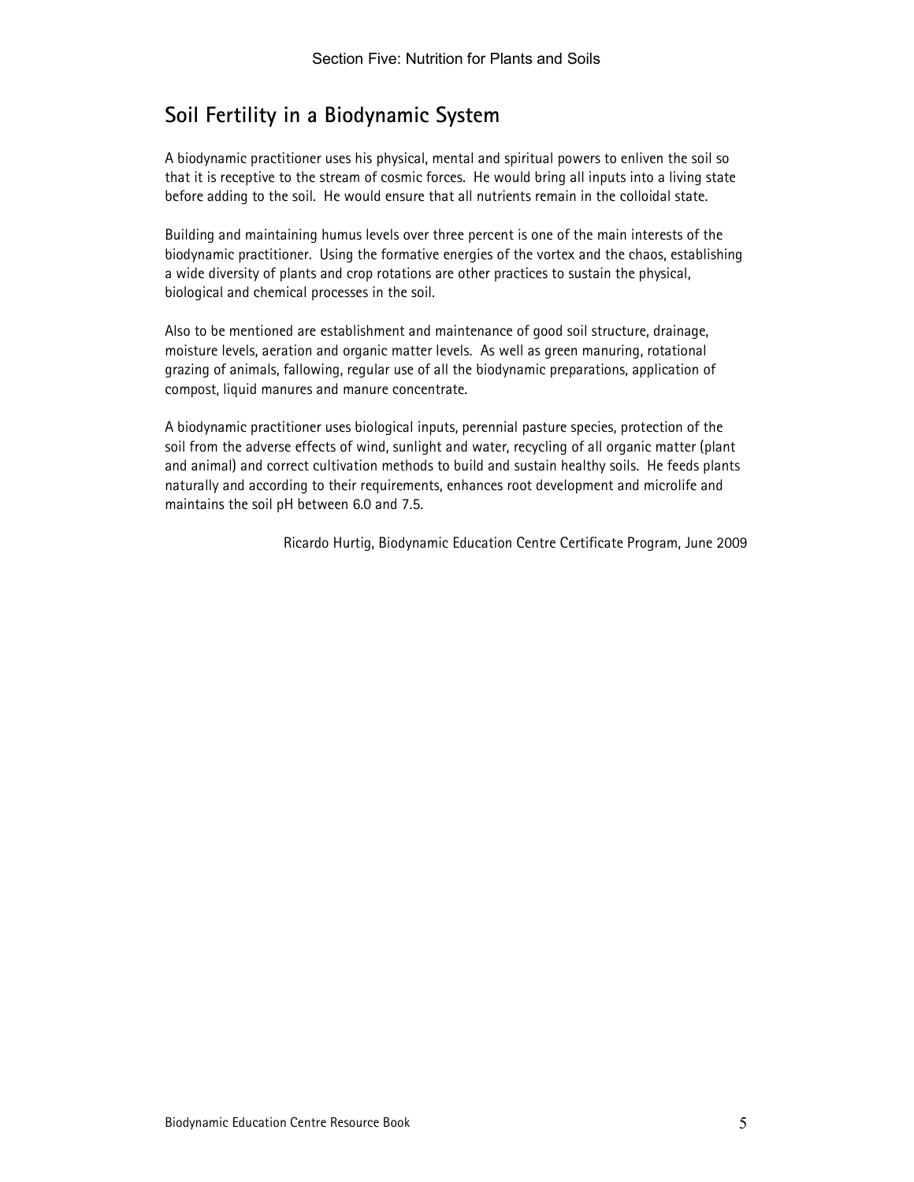## Soil Fertility in a Biodynamic System

A biodynamic practitioner uses his physical, mental and spiritual powers to enliven the soil so that it is receptive to the stream of cosmic forces. He would bring all inputs into a living state before adding to the soil. He would ensure that all nutrients remain in the colloidal state.

Building and maintaining humus levels over three percent is one of the main interests of the biodynamic practitioner. Using the formative energies of the vortex and the chaos, establishing a wide diversity of plants and crop rotations are other practices to sustain the physical, biological and chemical processes in the soil.

Also to be mentioned are establishment and maintenance of good soil structure, drainage, moisture levels, aeration and organic matter levels. As well as green manuring, rotational grazing of animals, fallowing, regular use of all the biodynamic preparations, application of compost, liquid manures and manure concentrate.

A biodynamic practitioner uses biological inputs, perennial pasture species, protection of the soil from the adverse effects of wind, sunlight and water, recycling of all organic matter (plant and animal) and correct cultivation methods to build and sustain healthy soils. He feeds plants naturally and according to their requirements, enhances root development and microlife and maintains the soil pH between 6.0 and 7.5.

Ricardo Hurtig, Biodynamic Education Centre Certificate Program, June 2009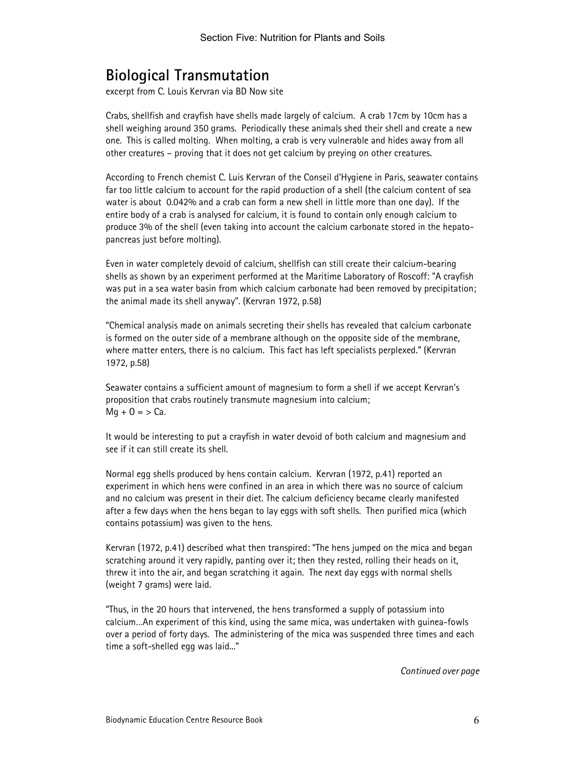## Biological Transmutation

excerpt from C. Louis Kervran via BD Now site

Crabs, shellfish and crayfish have shells made largely of calcium. A crab 17cm by 10cm has a shell weighing around 350 grams. Periodically these animals shed their shell and create a new one. This is called molting. When molting, a crab is very vulnerable and hides away from all other creatures – proving that it does not get calcium by preying on other creatures.

According to French chemist C. Luis Kervran of the Conseil d'Hygiene in Paris, seawater contains far too little calcium to account for the rapid production of a shell (the calcium content of sea water is about 0.042% and a crab can form a new shell in little more than one day). If the entire body of a crab is analysed for calcium, it is found to contain only enough calcium to produce 3% of the shell (even taking into account the calcium carbonate stored in the hepato-pancreas just before molting).

Even in water completely devoid of calcium, shellfish can still create their calcium-bearing shells as shown by an experiment performed at the Maritime Laboratory of Roscoff: "A crayfish was put in a sea water basin from which calcium carbonate had been removed by precipitation; the animal made its shell anyway". (Kervran 1972, p.58)

"Chemical analysis made on animals secreting their shells has revealed that calcium carbonate is formed on the outer side of a membrane although on the opposite side of the membrane, where matter enters, there is no calcium. This fact has left specialists perplexed." (Kervran 1972, p.58)

Seawater contains a sufficient amount of magnesium to form a shell if we accept Kervran's proposition that crabs routinely transmute magnesium into calcium;
$Mg + O => Ca$.

It would be interesting to put a crayfish in water devoid of both calcium and magnesium and see if it can still create its shell.

Normal egg shells produced by hens contain calcium. Kervran (1972, p.41) reported an experiment in which hens were confined in an area in which there was no source of calcium and no calcium was present in their diet. The calcium deficiency became clearly manifested after a few days when the hens began to lay eggs with soft shells. Then purified mica (which contains potassium) was given to the hens.

Kervran (1972, p.41) described what then transpired: "The hens jumped on the mica and began scratching around it very rapidly, panting over it; then they rested, rolling their heads on it, threw it into the air, and began scratching it again. The next day eggs with normal shells (weight 7 grams) were laid.

"Thus, in the 20 hours that intervened, the hens transformed a supply of potassium into calcium…An experiment of this kind, using the same mica, was undertaken with guinea-fowls over a period of forty days. The administering of the mica was suspended three times and each time a soft-shelled egg was laid…"

*Continued over page*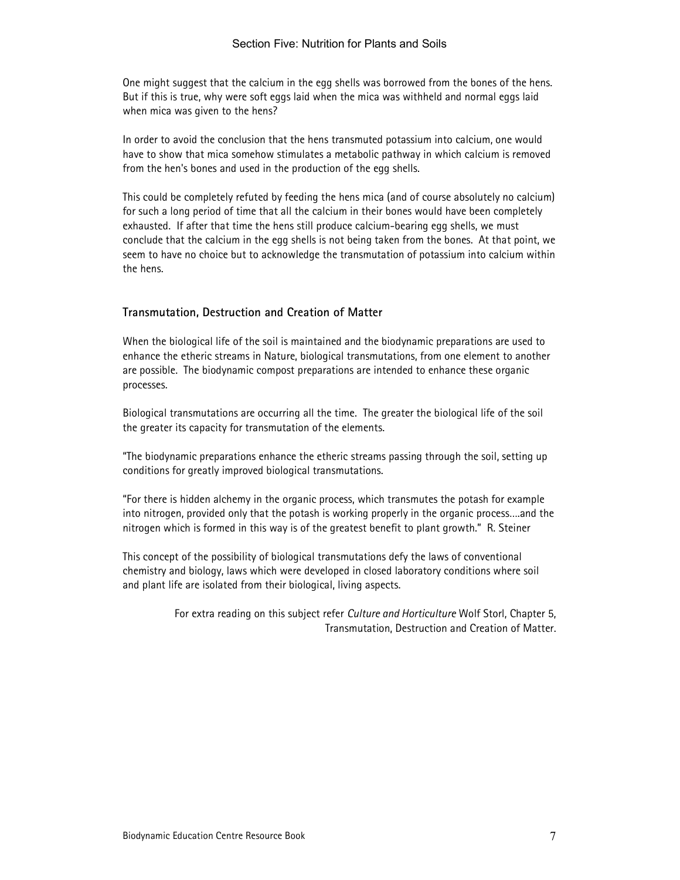One might suggest that the calcium in the egg shells was borrowed from the bones of the hens. But if this is true, why were soft eggs laid when the mica was withheld and normal eggs laid when mica was given to the hens?

In order to avoid the conclusion that the hens transmuted potassium into calcium, one would have to show that mica somehow stimulates a metabolic pathway in which calcium is removed from the hen's bones and used in the production of the egg shells.

This could be completely refuted by feeding the hens mica (and of course absolutely no calcium) for such a long period of time that all the calcium in their bones would have been completely exhausted. If after that time the hens still produce calcium-bearing egg shells, we must conclude that the calcium in the egg shells is not being taken from the bones. At that point, we seem to have no choice but to acknowledge the transmutation of potassium into calcium within the hens.

### Transmutation, Destruction and Creation of Matter

When the biological life of the soil is maintained and the biodynamic preparations are used to enhance the etheric streams in Nature, biological transmutations, from one element to another are possible. The biodynamic compost preparations are intended to enhance these organic processes.

Biological transmutations are occurring all the time. The greater the biological life of the soil the greater its capacity for transmutation of the elements.

"The biodynamic preparations enhance the etheric streams passing through the soil, setting up conditions for greatly improved biological transmutations.

"For there is hidden alchemy in the organic process, which transmutes the potash for example into nitrogen, provided only that the potash is working properly in the organic process....and the nitrogen which is formed in this way is of the greatest benefit to plant growth." R. Steiner

This concept of the possibility of biological transmutations defy the laws of conventional chemistry and biology, laws which were developed in closed laboratory conditions where soil and plant life are isolated from their biological, living aspects.

For extra reading on this subject refer *Culture and Horticulture* Wolf Storl, Chapter 5, Transmutation, Destruction and Creation of Matter.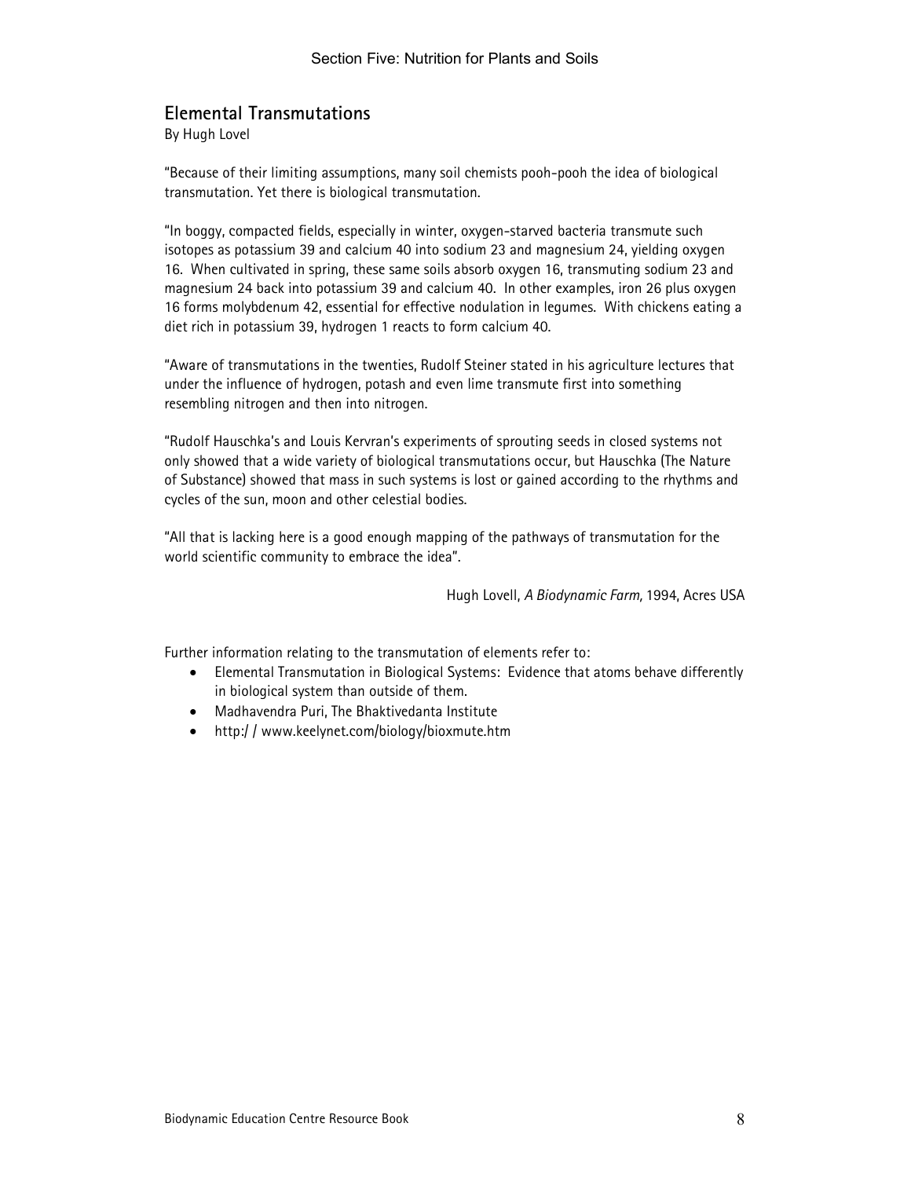## Elemental Transmutations

By Hugh Lovel

"Because of their limiting assumptions, many soil chemists pooh-pooh the idea of biological transmutation. Yet there is biological transmutation.

"In boggy, compacted fields, especially in winter, oxygen-starved bacteria transmute such isotopes as potassium 39 and calcium 40 into sodium 23 and magnesium 24, yielding oxygen 16. When cultivated in spring, these same soils absorb oxygen 16, transmuting sodium 23 and magnesium 24 back into potassium 39 and calcium 40. In other examples, iron 26 plus oxygen 16 forms molybdenum 42, essential for effective nodulation in legumes. With chickens eating a diet rich in potassium 39, hydrogen 1 reacts to form calcium 40.

"Aware of transmutations in the twenties, Rudolf Steiner stated in his agriculture lectures that under the influence of hydrogen, potash and even lime transmute first into something resembling nitrogen and then into nitrogen.

"Rudolf Hauschka's and Louis Kervran's experiments of sprouting seeds in closed systems not only showed that a wide variety of biological transmutations occur, but Hauschka (The Nature of Substance) showed that mass in such systems is lost or gained according to the rhythms and cycles of the sun, moon and other celestial bodies.

"All that is lacking here is a good enough mapping of the pathways of transmutation for the world scientific community to embrace the idea".

Hugh Lovell, *A Biodynamic Farm,* 1994, Acres USA

Further information relating to the transmutation of elements refer to:

- Elemental Transmutation in Biological Systems: Evidence that atoms behave differently in biological system than outside of them.
- Madhavendra Puri, The Bhaktivedanta Institute
- http:/ / www.keelynet.com/biology/bioxmute.htm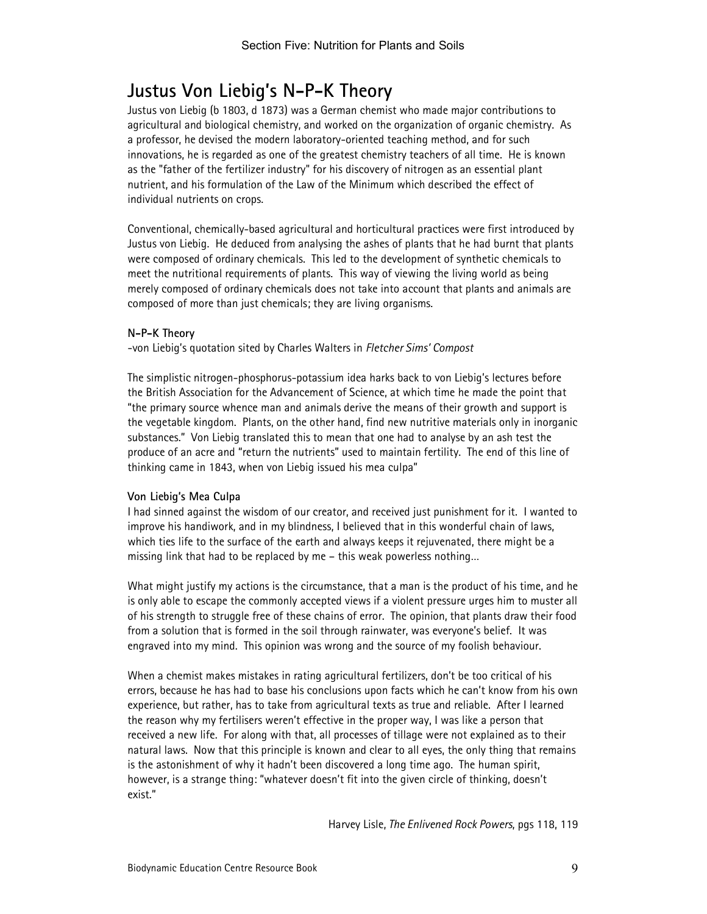# Justus Von Liebig's N-P-K Theory

Justus von Liebig (b 1803, d 1873) was a German chemist who made major contributions to agricultural and biological chemistry, and worked on the organization of organic chemistry. As a professor, he devised the modern laboratory-oriented teaching method, and for such innovations, he is regarded as one of the greatest chemistry teachers of all time. He is known as the "father of the fertilizer industry" for his discovery of nitrogen as an essential plant nutrient, and his formulation of the Law of the Minimum which described the effect of individual nutrients on crops.

Conventional, chemically-based agricultural and horticultural practices were first introduced by Justus von Liebig. He deduced from analysing the ashes of plants that he had burnt that plants were composed of ordinary chemicals. This led to the development of synthetic chemicals to meet the nutritional requirements of plants. This way of viewing the living world as being merely composed of ordinary chemicals does not take into account that plants and animals are composed of more than just chemicals; they are living organisms.

**N-P-K Theory**

-von Liebig's quotation sited by Charles Walters in *Fletcher Sims' Compost*

The simplistic nitrogen-phosphorus-potassium idea harks back to von Liebig's lectures before the British Association for the Advancement of Science, at which time he made the point that "the primary source whence man and animals derive the means of their growth and support is the vegetable kingdom. Plants, on the other hand, find new nutritive materials only in inorganic substances." Von Liebig translated this to mean that one had to analyse by an ash test the produce of an acre and "return the nutrients" used to maintain fertility. The end of this line of thinking came in 1843, when von Liebig issued his mea culpa"

**Von Liebig's Mea Culpa**

I had sinned against the wisdom of our creator, and received just punishment for it. I wanted to improve his handiwork, and in my blindness, I believed that in this wonderful chain of laws, which ties life to the surface of the earth and always keeps it rejuvenated, there might be a missing link that had to be replaced by me – this weak powerless nothing...

What might justify my actions is the circumstance, that a man is the product of his time, and he is only able to escape the commonly accepted views if a violent pressure urges him to muster all of his strength to struggle free of these chains of error. The opinion, that plants draw their food from a solution that is formed in the soil through rainwater, was everyone's belief. It was engraved into my mind. This opinion was wrong and the source of my foolish behaviour.

When a chemist makes mistakes in rating agricultural fertilizers, don't be too critical of his errors, because he has had to base his conclusions upon facts which he can't know from his own experience, but rather, has to take from agricultural texts as true and reliable. After I learned the reason why my fertilisers weren't effective in the proper way, I was like a person that received a new life. For along with that, all processes of tillage were not explained as to their natural laws. Now that this principle is known and clear to all eyes, the only thing that remains is the astonishment of why it hadn't been discovered a long time ago. The human spirit, however, is a strange thing: "whatever doesn't fit into the given circle of thinking, doesn't exist."

Harvey Lisle, *The Enlivened Rock Powers*, pgs 118, 119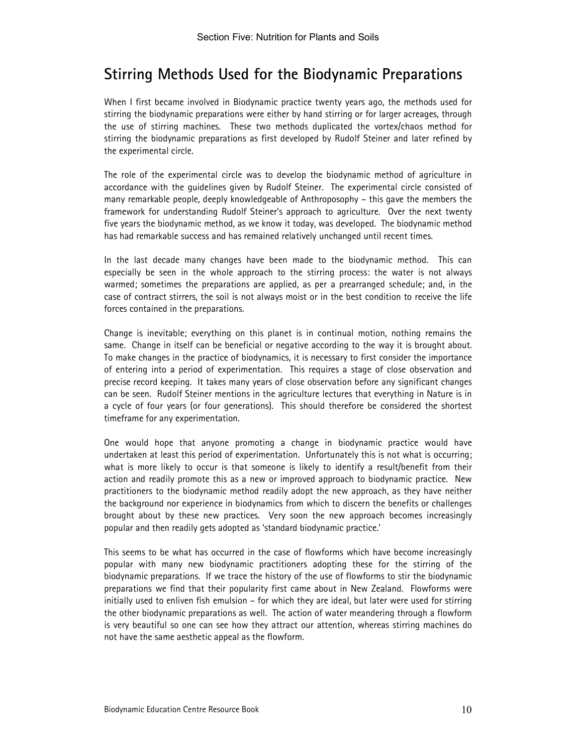## Stirring Methods Used for the Biodynamic Preparations

When I first became involved in Biodynamic practice twenty years ago, the methods used for stirring the biodynamic preparations were either by hand stirring or for larger acreages, through the use of stirring machines. These two methods duplicated the vortex/chaos method for stirring the biodynamic preparations as first developed by Rudolf Steiner and later refined by the experimental circle.

The role of the experimental circle was to develop the biodynamic method of agriculture in accordance with the guidelines given by Rudolf Steiner. The experimental circle consisted of many remarkable people, deeply knowledgeable of Anthroposophy – this gave the members the framework for understanding Rudolf Steiner's approach to agriculture. Over the next twenty five years the biodynamic method, as we know it today, was developed. The biodynamic method has had remarkable success and has remained relatively unchanged until recent times.

In the last decade many changes have been made to the biodynamic method. This can especially be seen in the whole approach to the stirring process: the water is not always warmed; sometimes the preparations are applied, as per a prearranged schedule; and, in the case of contract stirrers, the soil is not always moist or in the best condition to receive the life forces contained in the preparations.

Change is inevitable; everything on this planet is in continual motion, nothing remains the same. Change in itself can be beneficial or negative according to the way it is brought about. To make changes in the practice of biodynamics, it is necessary to first consider the importance of entering into a period of experimentation. This requires a stage of close observation and precise record keeping. It takes many years of close observation before any significant changes can be seen. Rudolf Steiner mentions in the agriculture lectures that everything in Nature is in a cycle of four years (or four generations). This should therefore be considered the shortest timeframe for any experimentation.

One would hope that anyone promoting a change in biodynamic practice would have undertaken at least this period of experimentation. Unfortunately this is not what is occurring; what is more likely to occur is that someone is likely to identify a result/benefit from their action and readily promote this as a new or improved approach to biodynamic practice. New practitioners to the biodynamic method readily adopt the new approach, as they have neither the background nor experience in biodynamics from which to discern the benefits or challenges brought about by these new practices. Very soon the new approach becomes increasingly popular and then readily gets adopted as 'standard biodynamic practice.'

This seems to be what has occurred in the case of flowforms which have become increasingly popular with many new biodynamic practitioners adopting these for the stirring of the biodynamic preparations. If we trace the history of the use of flowforms to stir the biodynamic preparations we find that their popularity first came about in New Zealand. Flowforms were initially used to enliven fish emulsion – for which they are ideal, but later were used for stirring the other biodynamic preparations as well. The action of water meandering through a flowform is very beautiful so one can see how they attract our attention, whereas stirring machines do not have the same aesthetic appeal as the flowform.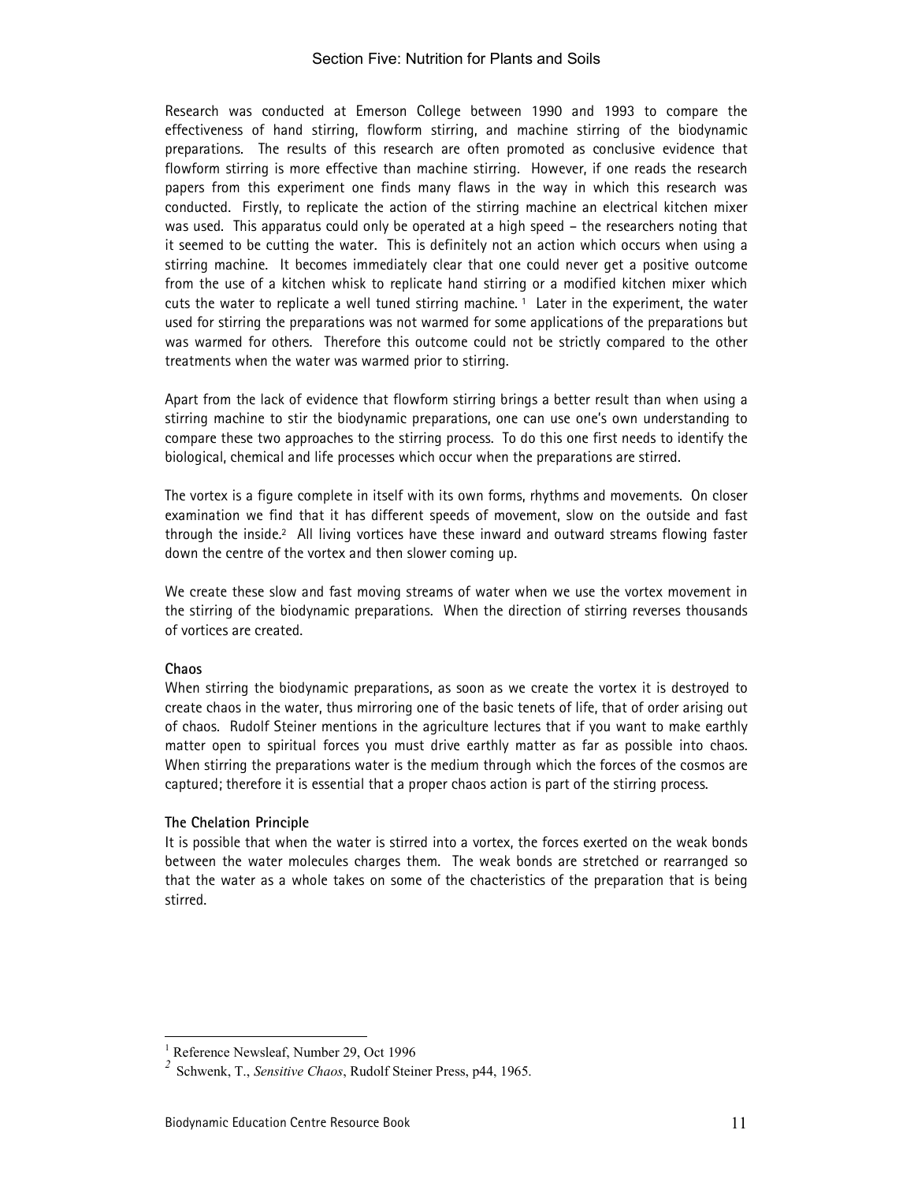Research was conducted at Emerson College between 1990 and 1993 to compare the effectiveness of hand stirring, flowform stirring, and machine stirring of the biodynamic preparations. The results of this research are often promoted as conclusive evidence that flowform stirring is more effective than machine stirring. However, if one reads the research papers from this experiment one finds many flaws in the way in which this research was conducted. Firstly, to replicate the action of the stirring machine an electrical kitchen mixer was used. This apparatus could only be operated at a high speed – the researchers noting that it seemed to be cutting the water. This is definitely not an action which occurs when using a stirring machine. It becomes immediately clear that one could never get a positive outcome from the use of a kitchen whisk to replicate hand stirring or a modified kitchen mixer which cuts the water to replicate a well tuned stirring machine. [1] Later in the experiment, the water used for stirring the preparations was not warmed for some applications of the preparations but was warmed for others. Therefore this outcome could not be strictly compared to the other treatments when the water was warmed prior to stirring.

Apart from the lack of evidence that flowform stirring brings a better result than when using a stirring machine to stir the biodynamic preparations, one can use one's own understanding to compare these two approaches to the stirring process. To do this one first needs to identify the biological, chemical and life processes which occur when the preparations are stirred.

The vortex is a figure complete in itself with its own forms, rhythms and movements. On closer examination we find that it has different speeds of movement, slow on the outside and fast through the inside.[2] All living vortices have these inward and outward streams flowing faster down the centre of the vortex and then slower coming up.

We create these slow and fast moving streams of water when we use the vortex movement in the stirring of the biodynamic preparations. When the direction of stirring reverses thousands of vortices are created.

**Chaos**

When stirring the biodynamic preparations, as soon as we create the vortex it is destroyed to create chaos in the water, thus mirroring one of the basic tenets of life, that of order arising out of chaos. Rudolf Steiner mentions in the agriculture lectures that if you want to make earthly matter open to spiritual forces you must drive earthly matter as far as possible into chaos. When stirring the preparations water is the medium through which the forces of the cosmos are captured; therefore it is essential that a proper chaos action is part of the stirring process.

**The Chelation Principle**

It is possible that when the water is stirred into a vortex, the forces exerted on the weak bonds between the water molecules charges them. The weak bonds are stretched or rearranged so that the water as a whole takes on some of the chacteristics of the preparation that is being stirred.

---

[1] Reference Newsleaf, Number 29, Oct 1996

[2] Schwenk, T., *Sensitive Chaos*, Rudolf Steiner Press, p44, 1965.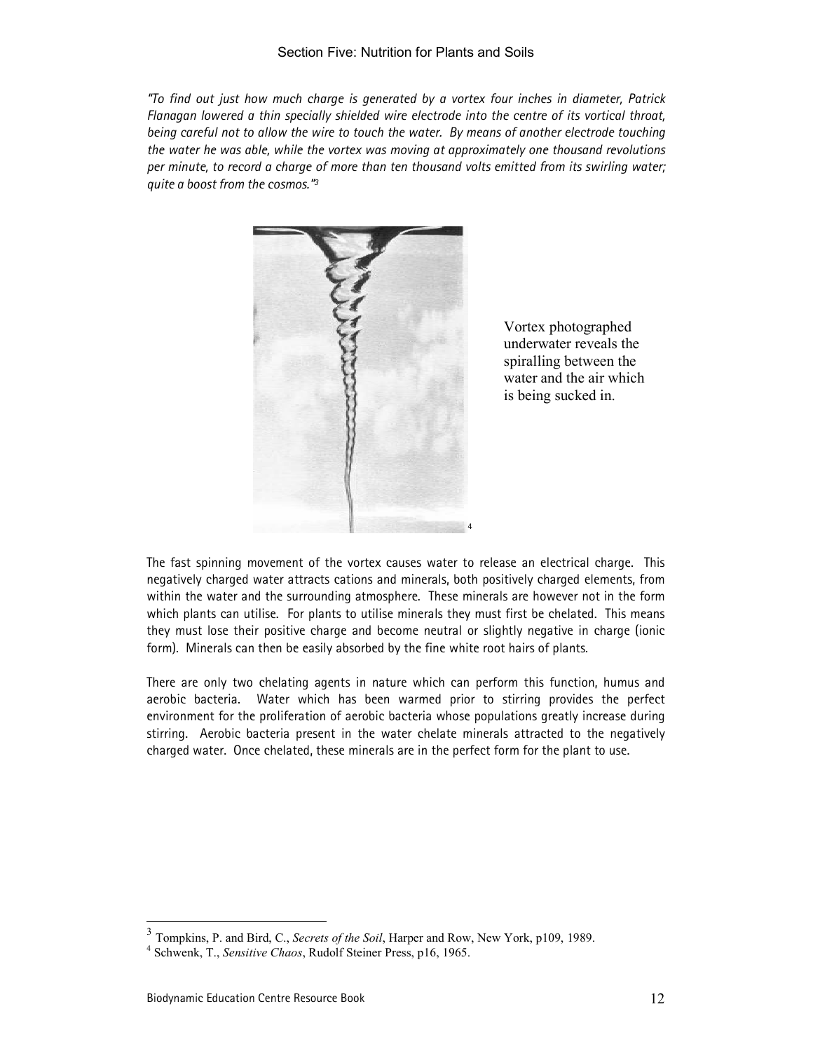*"To find out just how much charge is generated by a vortex four inches in diameter, Patrick Flanagan lowered a thin specially shielded wire electrode into the centre of its vortical throat, being careful not to allow the wire to touch the water. By means of another electrode touching the water he was able, while the vortex was moving at approximately one thousand revolutions per minute, to record a charge of more than ten thousand volts emitted from its swirling water; quite a boost from the cosmos."*[3]

[4]

Vortex photographed underwater reveals the spiralling between the water and the air which is being sucked in.

The fast spinning movement of the vortex causes water to release an electrical charge. This negatively charged water attracts cations and minerals, both positively charged elements, from within the water and the surrounding atmosphere. These minerals are however not in the form which plants can utilise. For plants to utilise minerals they must first be chelated. This means they must lose their positive charge and become neutral or slightly negative in charge (ionic form). Minerals can then be easily absorbed by the fine white root hairs of plants.

There are only two chelating agents in nature which can perform this function, humus and aerobic bacteria. Water which has been warmed prior to stirring provides the perfect environment for the proliferation of aerobic bacteria whose populations greatly increase during stirring. Aerobic bacteria present in the water chelate minerals attracted to the negatively charged water. Once chelated, these minerals are in the perfect form for the plant to use.

---

[3] Tompkins, P. and Bird, C., *Secrets of the Soil*, Harper and Row, New York, p109, 1989.

[4] Schwenk, T., *Sensitive Chaos*, Rudolf Steiner Press, p16, 1965.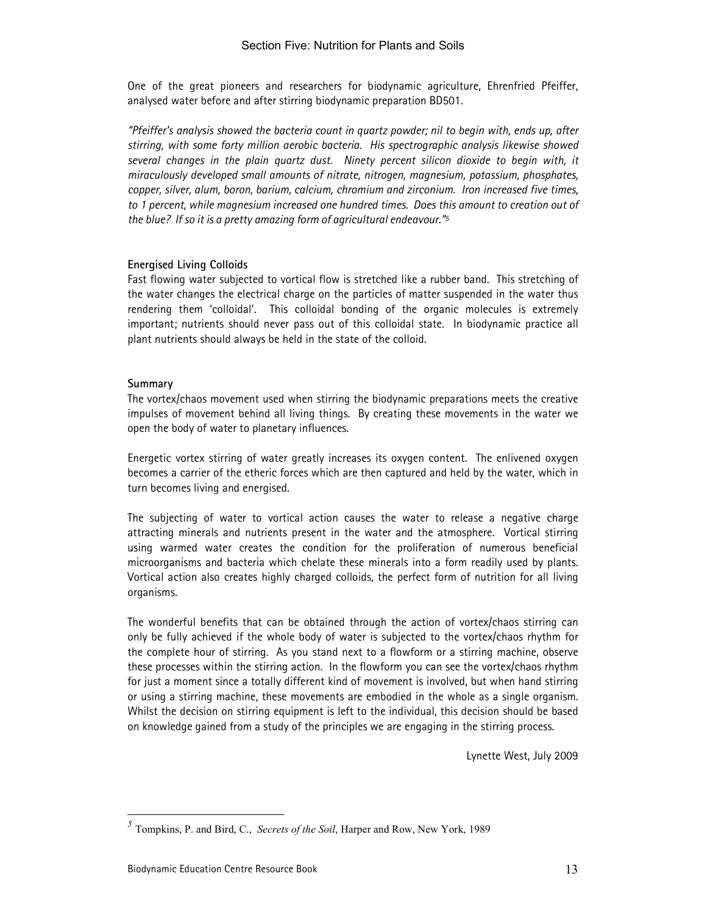One of the great pioneers and researchers for biodynamic agriculture, Ehrenfried Pfeiffer, analysed water before and after stirring biodynamic preparation BD501.

*"Pfeiffer's analysis showed the bacteria count in quartz powder; nil to begin with, ends up, after stirring, with some forty million aerobic bacteria. His spectrographic analysis likewise showed several changes in the plain quartz dust. Ninety percent silicon dioxide to begin with, it miraculously developed small amounts of nitrate, nitrogen, magnesium, potassium, phosphates, copper, silver, alum, boron, barium, calcium, chromium and zirconium. Iron increased five times, to 1 percent, while magnesium increased one hundred times. Does this amount to creation out of the blue? If so it is a pretty amazing form of agricultural endeavour."*[5]

**Energised Living Colloids**

Fast flowing water subjected to vortical flow is stretched like a rubber band. This stretching of the water changes the electrical charge on the particles of matter suspended in the water thus rendering them 'colloidal'. This colloidal bonding of the organic molecules is extremely important; nutrients should never pass out of this colloidal state. In biodynamic practice all plant nutrients should always be held in the state of the colloid.

**Summary**

The vortex/chaos movement used when stirring the biodynamic preparations meets the creative impulses of movement behind all living things. By creating these movements in the water we open the body of water to planetary influences.

Energetic vortex stirring of water greatly increases its oxygen content. The enlivened oxygen becomes a carrier of the etheric forces which are then captured and held by the water, which in turn becomes living and energised.

The subjecting of water to vortical action causes the water to release a negative charge attracting minerals and nutrients present in the water and the atmosphere. Vortical stirring using warmed water creates the condition for the proliferation of numerous beneficial microorganisms and bacteria which chelate these minerals into a form readily used by plants. Vortical action also creates highly charged colloids, the perfect form of nutrition for all living organisms.

The wonderful benefits that can be obtained through the action of vortex/chaos stirring can only be fully achieved if the whole body of water is subjected to the vortex/chaos rhythm for the complete hour of stirring. As you stand next to a flowform or a stirring machine, observe these processes within the stirring action. In the flowform you can see the vortex/chaos rhythm for just a moment since a totally different kind of movement is involved, but when hand stirring or using a stirring machine, these movements are embodied in the whole as a single organism. Whilst the decision on stirring equipment is left to the individual, this decision should be based on knowledge gained from a study of the principles we are engaging in the stirring process.

Lynette West, July 2009

[5] Tompkins, P. and Bird, C., *Secrets of the Soil*, Harper and Row, New York, 1989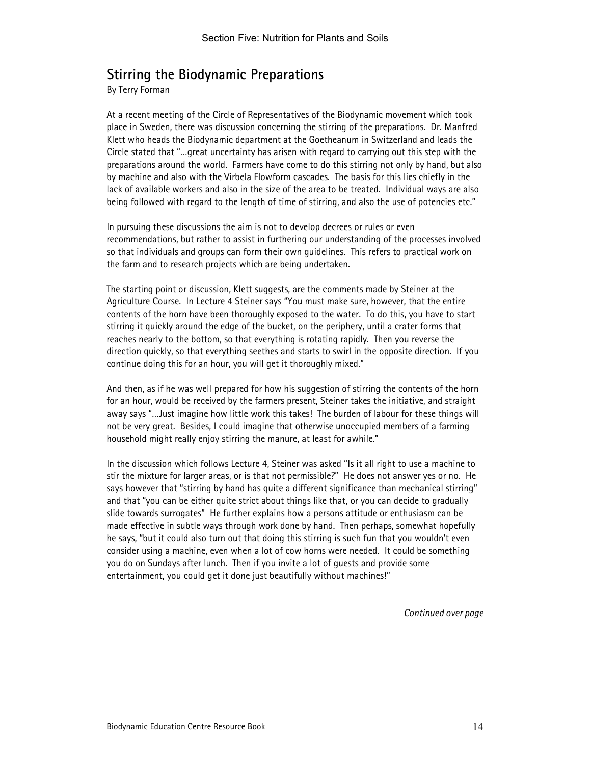## Stirring the Biodynamic Preparations

By Terry Forman

At a recent meeting of the Circle of Representatives of the Biodynamic movement which took place in Sweden, there was discussion concerning the stirring of the preparations. Dr. Manfred Klett who heads the Biodynamic department at the Goetheanum in Switzerland and leads the Circle stated that "…great uncertainty has arisen with regard to carrying out this step with the preparations around the world. Farmers have come to do this stirring not only by hand, but also by machine and also with the Virbela Flowform cascades. The basis for this lies chiefly in the lack of available workers and also in the size of the area to be treated. Individual ways are also being followed with regard to the length of time of stirring, and also the use of potencies etc."

In pursuing these discussions the aim is not to develop decrees or rules or even recommendations, but rather to assist in furthering our understanding of the processes involved so that individuals and groups can form their own guidelines. This refers to practical work on the farm and to research projects which are being undertaken.

The starting point or discussion, Klett suggests, are the comments made by Steiner at the Agriculture Course. In Lecture 4 Steiner says "You must make sure, however, that the entire contents of the horn have been thoroughly exposed to the water. To do this, you have to start stirring it quickly around the edge of the bucket, on the periphery, until a crater forms that reaches nearly to the bottom, so that everything is rotating rapidly. Then you reverse the direction quickly, so that everything seethes and starts to swirl in the opposite direction. If you continue doing this for an hour, you will get it thoroughly mixed."

And then, as if he was well prepared for how his suggestion of stirring the contents of the horn for an hour, would be received by the farmers present, Steiner takes the initiative, and straight away says "…Just imagine how little work this takes! The burden of labour for these things will not be very great. Besides, I could imagine that otherwise unoccupied members of a farming household might really enjoy stirring the manure, at least for awhile."

In the discussion which follows Lecture 4, Steiner was asked "Is it all right to use a machine to stir the mixture for larger areas, or is that not permissible?" He does not answer yes or no. He says however that "stirring by hand has quite a different significance than mechanical stirring" and that "you can be either quite strict about things like that, or you can decide to gradually slide towards surrogates" He further explains how a persons attitude or enthusiasm can be made effective in subtle ways through work done by hand. Then perhaps, somewhat hopefully he says, "but it could also turn out that doing this stirring is such fun that you wouldn't even consider using a machine, even when a lot of cow horns were needed. It could be something you do on Sundays after lunch. Then if you invite a lot of guests and provide some entertainment, you could get it done just beautifully without machines!"

*Continued over page*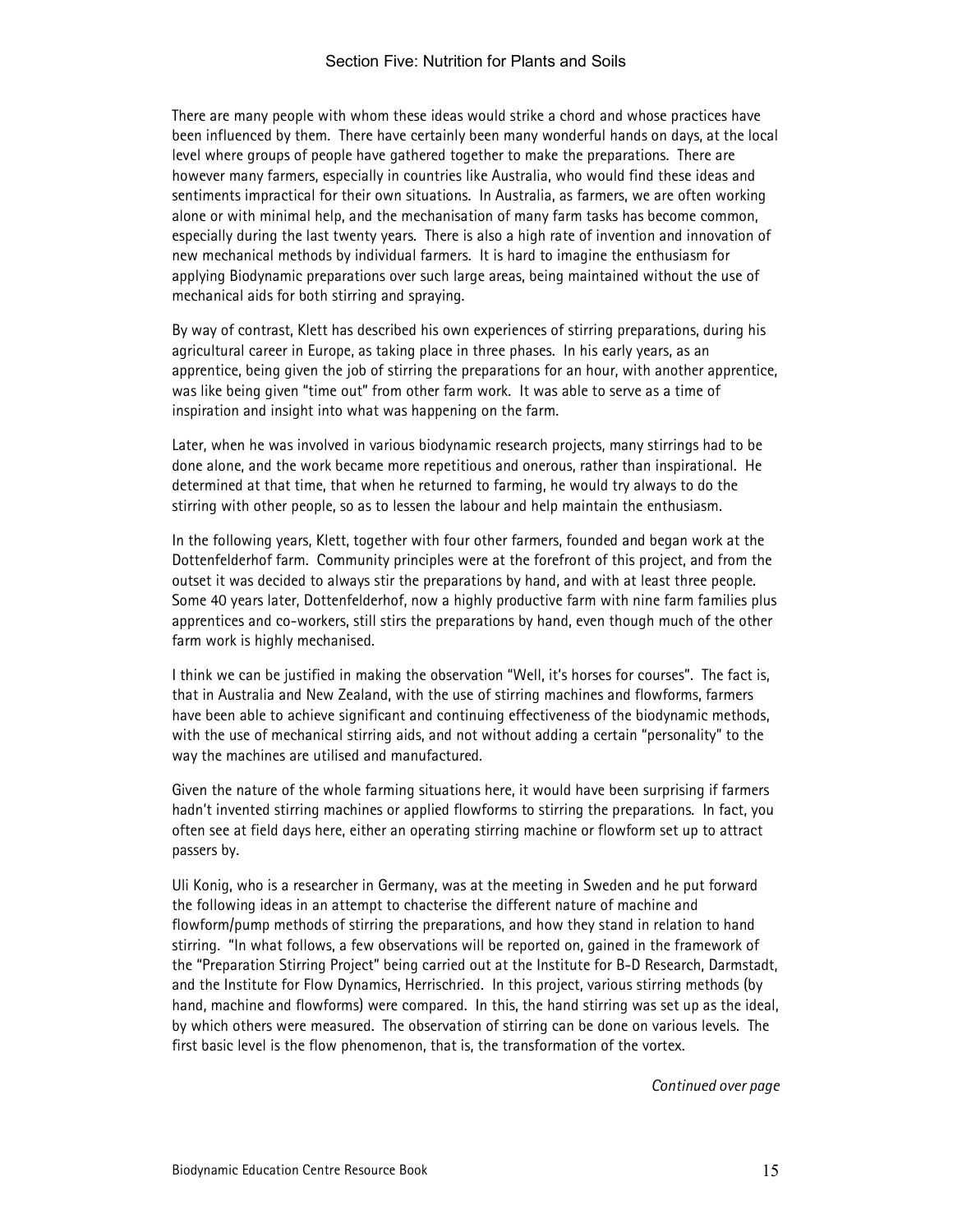There are many people with whom these ideas would strike a chord and whose practices have been influenced by them. There have certainly been many wonderful hands on days, at the local level where groups of people have gathered together to make the preparations. There are however many farmers, especially in countries like Australia, who would find these ideas and sentiments impractical for their own situations. In Australia, as farmers, we are often working alone or with minimal help, and the mechanisation of many farm tasks has become common, especially during the last twenty years. There is also a high rate of invention and innovation of new mechanical methods by individual farmers. It is hard to imagine the enthusiasm for applying Biodynamic preparations over such large areas, being maintained without the use of mechanical aids for both stirring and spraying.

By way of contrast, Klett has described his own experiences of stirring preparations, during his agricultural career in Europe, as taking place in three phases. In his early years, as an apprentice, being given the job of stirring the preparations for an hour, with another apprentice, was like being given "time out" from other farm work. It was able to serve as a time of inspiration and insight into what was happening on the farm.

Later, when he was involved in various biodynamic research projects, many stirrings had to be done alone, and the work became more repetitious and onerous, rather than inspirational. He determined at that time, that when he returned to farming, he would try always to do the stirring with other people, so as to lessen the labour and help maintain the enthusiasm.

In the following years, Klett, together with four other farmers, founded and began work at the Dottenfelderhof farm. Community principles were at the forefront of this project, and from the outset it was decided to always stir the preparations by hand, and with at least three people. Some 40 years later, Dottenfelderhof, now a highly productive farm with nine farm families plus apprentices and co-workers, still stirs the preparations by hand, even though much of the other farm work is highly mechanised.

I think we can be justified in making the observation "Well, it's horses for courses". The fact is, that in Australia and New Zealand, with the use of stirring machines and flowforms, farmers have been able to achieve significant and continuing effectiveness of the biodynamic methods, with the use of mechanical stirring aids, and not without adding a certain "personality" to the way the machines are utilised and manufactured.

Given the nature of the whole farming situations here, it would have been surprising if farmers hadn't invented stirring machines or applied flowforms to stirring the preparations. In fact, you often see at field days here, either an operating stirring machine or flowform set up to attract passers by.

Uli Konig, who is a researcher in Germany, was at the meeting in Sweden and he put forward the following ideas in an attempt to chacterise the different nature of machine and flowform/pump methods of stirring the preparations, and how they stand in relation to hand stirring. "In what follows, a few observations will be reported on, gained in the framework of the "Preparation Stirring Project" being carried out at the Institute for B-D Research, Darmstadt, and the Institute for Flow Dynamics, Herrischried. In this project, various stirring methods (by hand, machine and flowforms) were compared. In this, the hand stirring was set up as the ideal, by which others were measured. The observation of stirring can be done on various levels. The first basic level is the flow phenomenon, that is, the transformation of the vortex.

*Continued over page*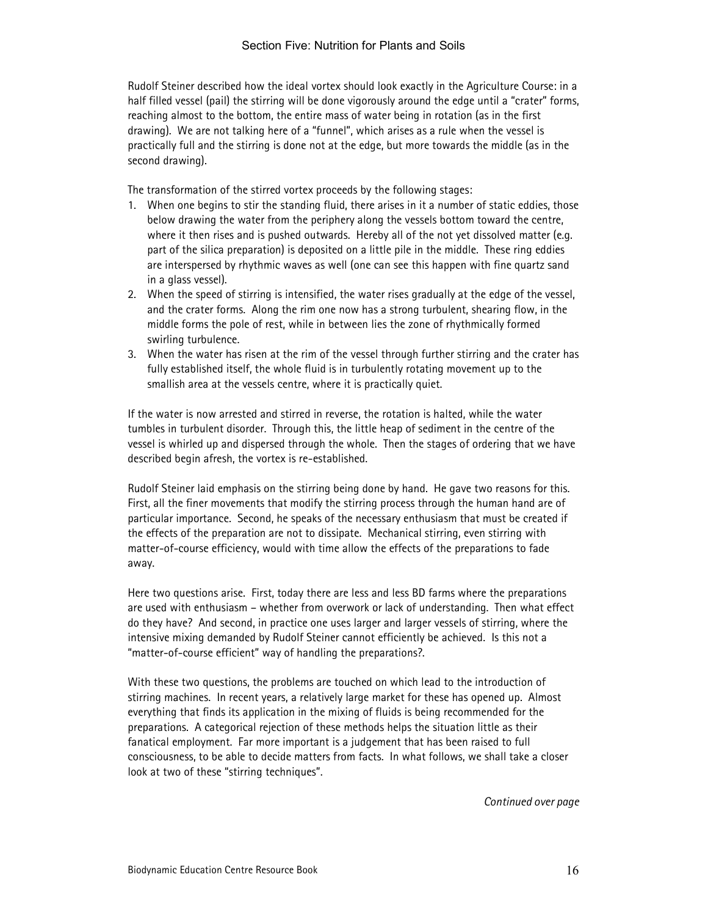Rudolf Steiner described how the ideal vortex should look exactly in the Agriculture Course: in a half filled vessel (pail) the stirring will be done vigorously around the edge until a "crater" forms, reaching almost to the bottom, the entire mass of water being in rotation (as in the first drawing). We are not talking here of a "funnel", which arises as a rule when the vessel is practically full and the stirring is done not at the edge, but more towards the middle (as in the second drawing).

The transformation of the stirred vortex proceeds by the following stages:

1. When one begins to stir the standing fluid, there arises in it a number of static eddies, those below drawing the water from the periphery along the vessels bottom toward the centre, where it then rises and is pushed outwards. Hereby all of the not yet dissolved matter (e.g. part of the silica preparation) is deposited on a little pile in the middle. These ring eddies are interspersed by rhythmic waves as well (one can see this happen with fine quartz sand in a glass vessel).
2. When the speed of stirring is intensified, the water rises gradually at the edge of the vessel, and the crater forms. Along the rim one now has a strong turbulent, shearing flow, in the middle forms the pole of rest, while in between lies the zone of rhythmically formed swirling turbulence.
3. When the water has risen at the rim of the vessel through further stirring and the crater has fully established itself, the whole fluid is in turbulently rotating movement up to the smallish area at the vessels centre, where it is practically quiet.

If the water is now arrested and stirred in reverse, the rotation is halted, while the water tumbles in turbulent disorder. Through this, the little heap of sediment in the centre of the vessel is whirled up and dispersed through the whole. Then the stages of ordering that we have described begin afresh, the vortex is re-established.

Rudolf Steiner laid emphasis on the stirring being done by hand. He gave two reasons for this. First, all the finer movements that modify the stirring process through the human hand are of particular importance. Second, he speaks of the necessary enthusiasm that must be created if the effects of the preparation are not to dissipate. Mechanical stirring, even stirring with matter-of-course efficiency, would with time allow the effects of the preparations to fade away.

Here two questions arise. First, today there are less and less BD farms where the preparations are used with enthusiasm – whether from overwork or lack of understanding. Then what effect do they have? And second, in practice one uses larger and larger vessels of stirring, where the intensive mixing demanded by Rudolf Steiner cannot efficiently be achieved. Is this not a "matter-of-course efficient" way of handling the preparations?.

With these two questions, the problems are touched on which lead to the introduction of stirring machines. In recent years, a relatively large market for these has opened up. Almost everything that finds its application in the mixing of fluids is being recommended for the preparations. A categorical rejection of these methods helps the situation little as their fanatical employment. Far more important is a judgement that has been raised to full consciousness, to be able to decide matters from facts. In what follows, we shall take a closer look at two of these "stirring techniques".

*Continued over page*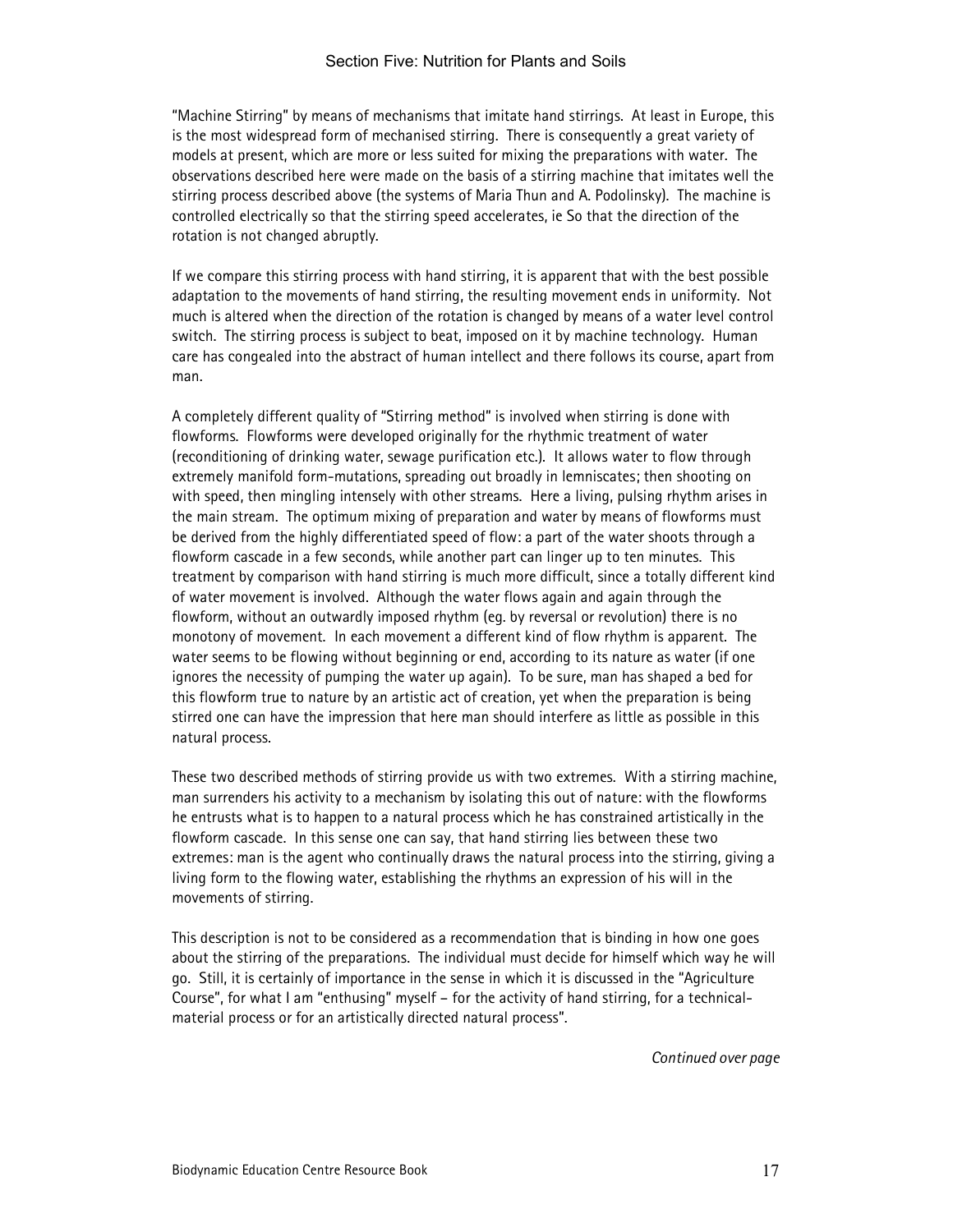"Machine Stirring" by means of mechanisms that imitate hand stirrings. At least in Europe, this is the most widespread form of mechanised stirring. There is consequently a great variety of models at present, which are more or less suited for mixing the preparations with water. The observations described here were made on the basis of a stirring machine that imitates well the stirring process described above (the systems of Maria Thun and A. Podolinsky). The machine is controlled electrically so that the stirring speed accelerates, ie So that the direction of the rotation is not changed abruptly.

If we compare this stirring process with hand stirring, it is apparent that with the best possible adaptation to the movements of hand stirring, the resulting movement ends in uniformity. Not much is altered when the direction of the rotation is changed by means of a water level control switch. The stirring process is subject to beat, imposed on it by machine technology. Human care has congealed into the abstract of human intellect and there follows its course, apart from man.

A completely different quality of "Stirring method" is involved when stirring is done with flowforms. Flowforms were developed originally for the rhythmic treatment of water (reconditioning of drinking water, sewage purification etc.). It allows water to flow through extremely manifold form-mutations, spreading out broadly in lemniscates; then shooting on with speed, then mingling intensely with other streams. Here a living, pulsing rhythm arises in the main stream. The optimum mixing of preparation and water by means of flowforms must be derived from the highly differentiated speed of flow: a part of the water shoots through a flowform cascade in a few seconds, while another part can linger up to ten minutes. This treatment by comparison with hand stirring is much more difficult, since a totally different kind of water movement is involved. Although the water flows again and again through the flowform, without an outwardly imposed rhythm (eg. by reversal or revolution) there is no monotony of movement. In each movement a different kind of flow rhythm is apparent. The water seems to be flowing without beginning or end, according to its nature as water (if one ignores the necessity of pumping the water up again). To be sure, man has shaped a bed for this flowform true to nature by an artistic act of creation, yet when the preparation is being stirred one can have the impression that here man should interfere as little as possible in this natural process.

These two described methods of stirring provide us with two extremes. With a stirring machine, man surrenders his activity to a mechanism by isolating this out of nature: with the flowforms he entrusts what is to happen to a natural process which he has constrained artistically in the flowform cascade. In this sense one can say, that hand stirring lies between these two extremes: man is the agent who continually draws the natural process into the stirring, giving a living form to the flowing water, establishing the rhythms an expression of his will in the movements of stirring.

This description is not to be considered as a recommendation that is binding in how one goes about the stirring of the preparations. The individual must decide for himself which way he will go. Still, it is certainly of importance in the sense in which it is discussed in the "Agriculture Course", for what I am "enthusing" myself – for the activity of hand stirring, for a technical-material process or for an artistically directed natural process".

*Continued over page*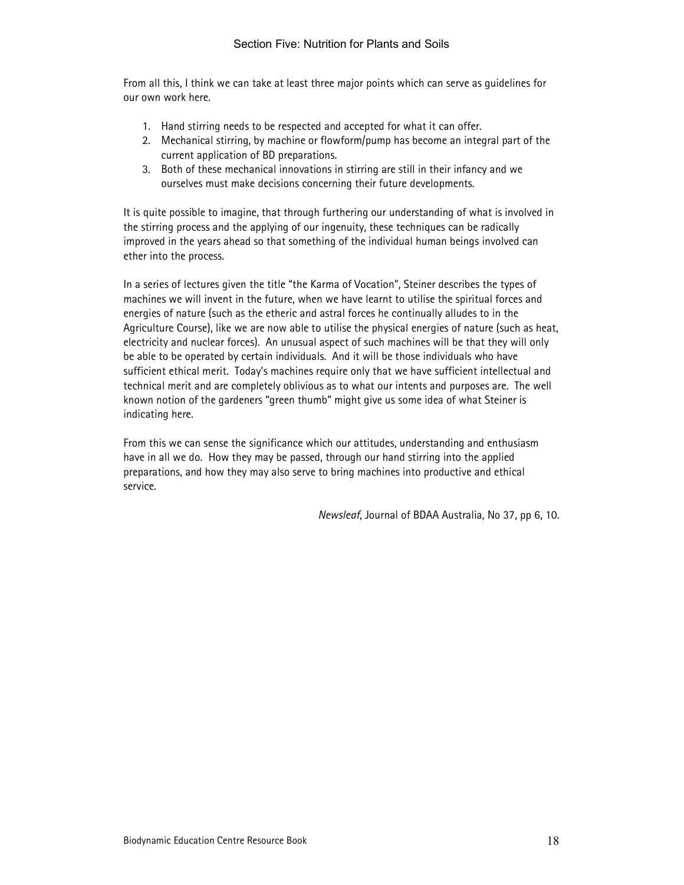From all this, I think we can take at least three major points which can serve as guidelines for our own work here.

1. Hand stirring needs to be respected and accepted for what it can offer.
2. Mechanical stirring, by machine or flowform/pump has become an integral part of the current application of BD preparations.
3. Both of these mechanical innovations in stirring are still in their infancy and we ourselves must make decisions concerning their future developments.

It is quite possible to imagine, that through furthering our understanding of what is involved in the stirring process and the applying of our ingenuity, these techniques can be radically improved in the years ahead so that something of the individual human beings involved can ether into the process.

In a series of lectures given the title "the Karma of Vocation", Steiner describes the types of machines we will invent in the future, when we have learnt to utilise the spiritual forces and energies of nature (such as the etheric and astral forces he continually alludes to in the Agriculture Course), like we are now able to utilise the physical energies of nature (such as heat, electricity and nuclear forces). An unusual aspect of such machines will be that they will only be able to be operated by certain individuals. And it will be those individuals who have sufficient ethical merit. Today's machines require only that we have sufficient intellectual and technical merit and are completely oblivious as to what our intents and purposes are. The well known notion of the gardeners "green thumb" might give us some idea of what Steiner is indicating here.

From this we can sense the significance which our attitudes, understanding and enthusiasm have in all we do. How they may be passed, through our hand stirring into the applied preparations, and how they may also serve to bring machines into productive and ethical service.

*Newsleaf*, Journal of BDAA Australia, No 37, pp 6, 10.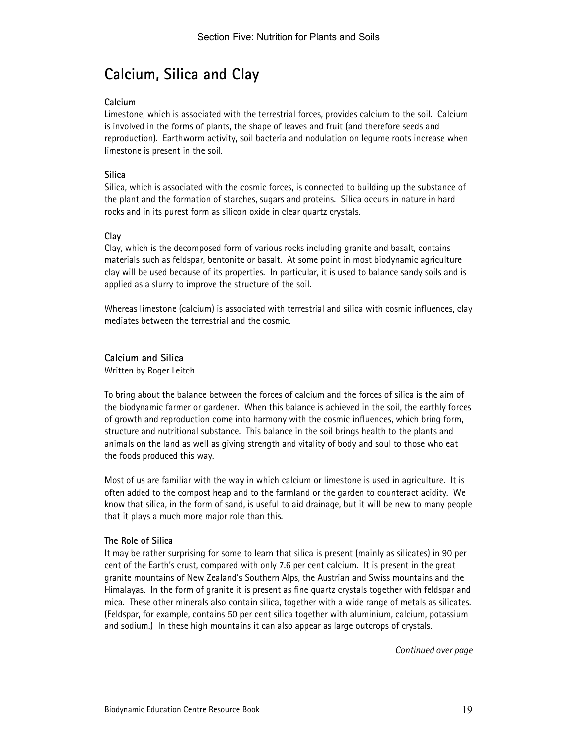# Calcium, Silica and Clay

### Calcium

Limestone, which is associated with the terrestrial forces, provides calcium to the soil. Calcium is involved in the forms of plants, the shape of leaves and fruit (and therefore seeds and reproduction). Earthworm activity, soil bacteria and nodulation on legume roots increase when limestone is present in the soil.

### Silica

Silica, which is associated with the cosmic forces, is connected to building up the substance of the plant and the formation of starches, sugars and proteins. Silica occurs in nature in hard rocks and in its purest form as silicon oxide in clear quartz crystals.

### Clay

Clay, which is the decomposed form of various rocks including granite and basalt, contains materials such as feldspar, bentonite or basalt. At some point in most biodynamic agriculture clay will be used because of its properties. In particular, it is used to balance sandy soils and is applied as a slurry to improve the structure of the soil.

Whereas limestone (calcium) is associated with terrestrial and silica with cosmic influences, clay mediates between the terrestrial and the cosmic.

## Calcium and Silica

Written by Roger Leitch

To bring about the balance between the forces of calcium and the forces of silica is the aim of the biodynamic farmer or gardener. When this balance is achieved in the soil, the earthly forces of growth and reproduction come into harmony with the cosmic influences, which bring form, structure and nutritional substance. This balance in the soil brings health to the plants and animals on the land as well as giving strength and vitality of body and soul to those who eat the foods produced this way.

Most of us are familiar with the way in which calcium or limestone is used in agriculture. It is often added to the compost heap and to the farmland or the garden to counteract acidity. We know that silica, in the form of sand, is useful to aid drainage, but it will be new to many people that it plays a much more major role than this.

### The Role of Silica

It may be rather surprising for some to learn that silica is present (mainly as silicates) in 90 per cent of the Earth's crust, compared with only 7.6 per cent calcium. It is present in the great granite mountains of New Zealand's Southern Alps, the Austrian and Swiss mountains and the Himalayas. In the form of granite it is present as fine quartz crystals together with feldspar and mica. These other minerals also contain silica, together with a wide range of metals as silicates. (Feldspar, for example, contains 50 per cent silica together with aluminium, calcium, potassium and sodium.) In these high mountains it can also appear as large outcrops of crystals.

*Continued over page*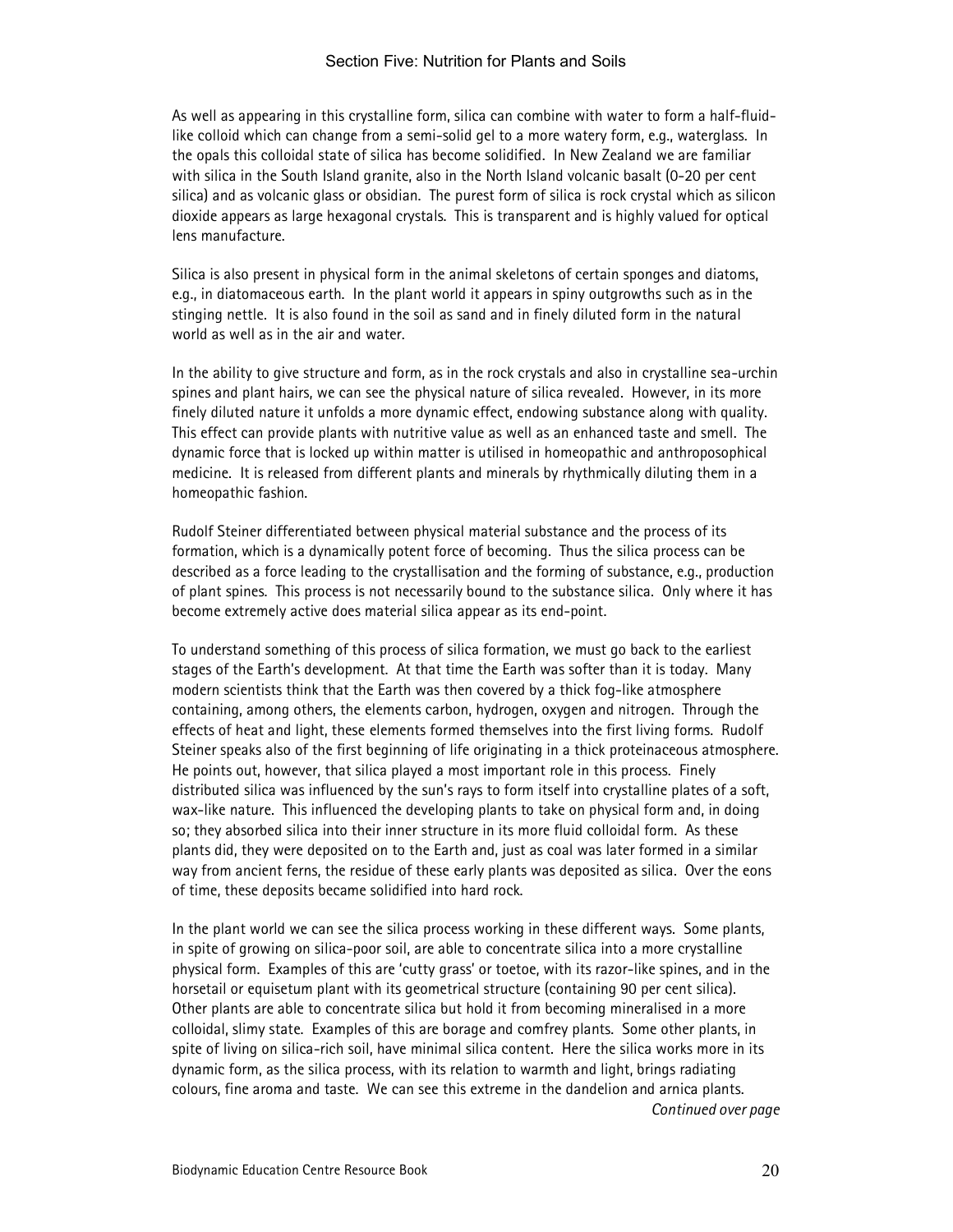As well as appearing in this crystalline form, silica can combine with water to form a half-fluid-like colloid which can change from a semi-solid gel to a more watery form, e.g., waterglass. In the opals this colloidal state of silica has become solidified. In New Zealand we are familiar with silica in the South Island granite, also in the North Island volcanic basalt (0-20 per cent silica) and as volcanic glass or obsidian. The purest form of silica is rock crystal which as silicon dioxide appears as large hexagonal crystals. This is transparent and is highly valued for optical lens manufacture.

Silica is also present in physical form in the animal skeletons of certain sponges and diatoms, e.g., in diatomaceous earth. In the plant world it appears in spiny outgrowths such as in the stinging nettle. It is also found in the soil as sand and in finely diluted form in the natural world as well as in the air and water.

In the ability to give structure and form, as in the rock crystals and also in crystalline sea-urchin spines and plant hairs, we can see the physical nature of silica revealed. However, in its more finely diluted nature it unfolds a more dynamic effect, endowing substance along with quality. This effect can provide plants with nutritive value as well as an enhanced taste and smell. The dynamic force that is locked up within matter is utilised in homeopathic and anthroposophical medicine. It is released from different plants and minerals by rhythmically diluting them in a homeopathic fashion.

Rudolf Steiner differentiated between physical material substance and the process of its formation, which is a dynamically potent force of becoming. Thus the silica process can be described as a force leading to the crystallisation and the forming of substance, e.g., production of plant spines. This process is not necessarily bound to the substance silica. Only where it has become extremely active does material silica appear as its end-point.

To understand something of this process of silica formation, we must go back to the earliest stages of the Earth's development. At that time the Earth was softer than it is today. Many modern scientists think that the Earth was then covered by a thick fog-like atmosphere containing, among others, the elements carbon, hydrogen, oxygen and nitrogen. Through the effects of heat and light, these elements formed themselves into the first living forms. Rudolf Steiner speaks also of the first beginning of life originating in a thick proteinaceous atmosphere. He points out, however, that silica played a most important role in this process. Finely distributed silica was influenced by the sun's rays to form itself into crystalline plates of a soft, wax-like nature. This influenced the developing plants to take on physical form and, in doing so; they absorbed silica into their inner structure in its more fluid colloidal form. As these plants did, they were deposited on to the Earth and, just as coal was later formed in a similar way from ancient ferns, the residue of these early plants was deposited as silica. Over the eons of time, these deposits became solidified into hard rock.

In the plant world we can see the silica process working in these different ways. Some plants, in spite of growing on silica-poor soil, are able to concentrate silica into a more crystalline physical form. Examples of this are 'cutty grass' or toetoe, with its razor-like spines, and in the horsetail or equisetum plant with its geometrical structure (containing 90 per cent silica). Other plants are able to concentrate silica but hold it from becoming mineralised in a more colloidal, slimy state. Examples of this are borage and comfrey plants. Some other plants, in spite of living on silica-rich soil, have minimal silica content. Here the silica works more in its dynamic form, as the silica process, with its relation to warmth and light, brings radiating colours, fine aroma and taste. We can see this extreme in the dandelion and arnica plants.

*Continued over page*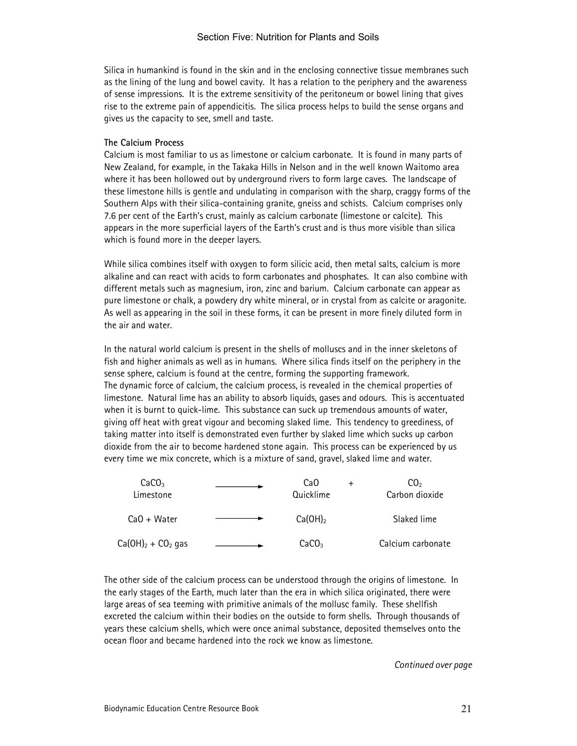Silica in humankind is found in the skin and in the enclosing connective tissue membranes such as the lining of the lung and bowel cavity. It has a relation to the periphery and the awareness of sense impressions. It is the extreme sensitivity of the peritoneum or bowel lining that gives rise to the extreme pain of appendicitis. The silica process helps to build the sense organs and gives us the capacity to see, smell and taste.

**The Calcium Process**

Calcium is most familiar to us as limestone or calcium carbonate. It is found in many parts of New Zealand, for example, in the Takaka Hills in Nelson and in the well known Waitomo area where it has been hollowed out by underground rivers to form large caves. The landscape of these limestone hills is gentle and undulating in comparison with the sharp, craggy forms of the Southern Alps with their silica-containing granite, gneiss and schists. Calcium comprises only 7.6 per cent of the Earth's crust, mainly as calcium carbonate (limestone or calcite). This appears in the more superficial layers of the Earth's crust and is thus more visible than silica which is found more in the deeper layers.

While silica combines itself with oxygen to form silicic acid, then metal salts, calcium is more alkaline and can react with acids to form carbonates and phosphates. It can also combine with different metals such as magnesium, iron, zinc and barium. Calcium carbonate can appear as pure limestone or chalk, a powdery dry white mineral, or in crystal from as calcite or aragonite. As well as appearing in the soil in these forms, it can be present in more finely diluted form in the air and water.

In the natural world calcium is present in the shells of molluscs and in the inner skeletons of fish and higher animals as well as in humans. Where silica finds itself on the periphery in the sense sphere, calcium is found at the centre, forming the supporting framework.
The dynamic force of calcium, the calcium process, is revealed in the chemical properties of limestone. Natural lime has an ability to absorb liquids, gases and odours. This is accentuated when it is burnt to quick-lime. This substance can suck up tremendous amounts of water, giving off heat with great vigour and becoming slaked lime. This tendency to greediness, of taking matter into itself is demonstrated even further by slaked lime which sucks up carbon dioxide from the air to become hardened stone again. This process can be experienced by us every time we mix concrete, which is a mixture of sand, gravel, slaked lime and water.

| | | | | |
|---|---|---|---|---|
| $CaCO_3$ Limestone | $\longrightarrow$ | $CaO$ Quicklime | + | $CO_2$ Carbon dioxide |
| $CaO$ + Water | $\longrightarrow$ | $Ca(OH)_2$ | | Slaked lime |
| $Ca(OH)_2 + CO_2$ gas | $\longrightarrow$ | $CaCO_3$ | | Calcium carbonate |

The other side of the calcium process can be understood through the origins of limestone. In the early stages of the Earth, much later than the era in which silica originated, there were large areas of sea teeming with primitive animals of the mollusc family. These shellfish excreted the calcium within their bodies on the outside to form shells. Through thousands of years these calcium shells, which were once animal substance, deposited themselves onto the ocean floor and became hardened into the rock we know as limestone.

*Continued over page*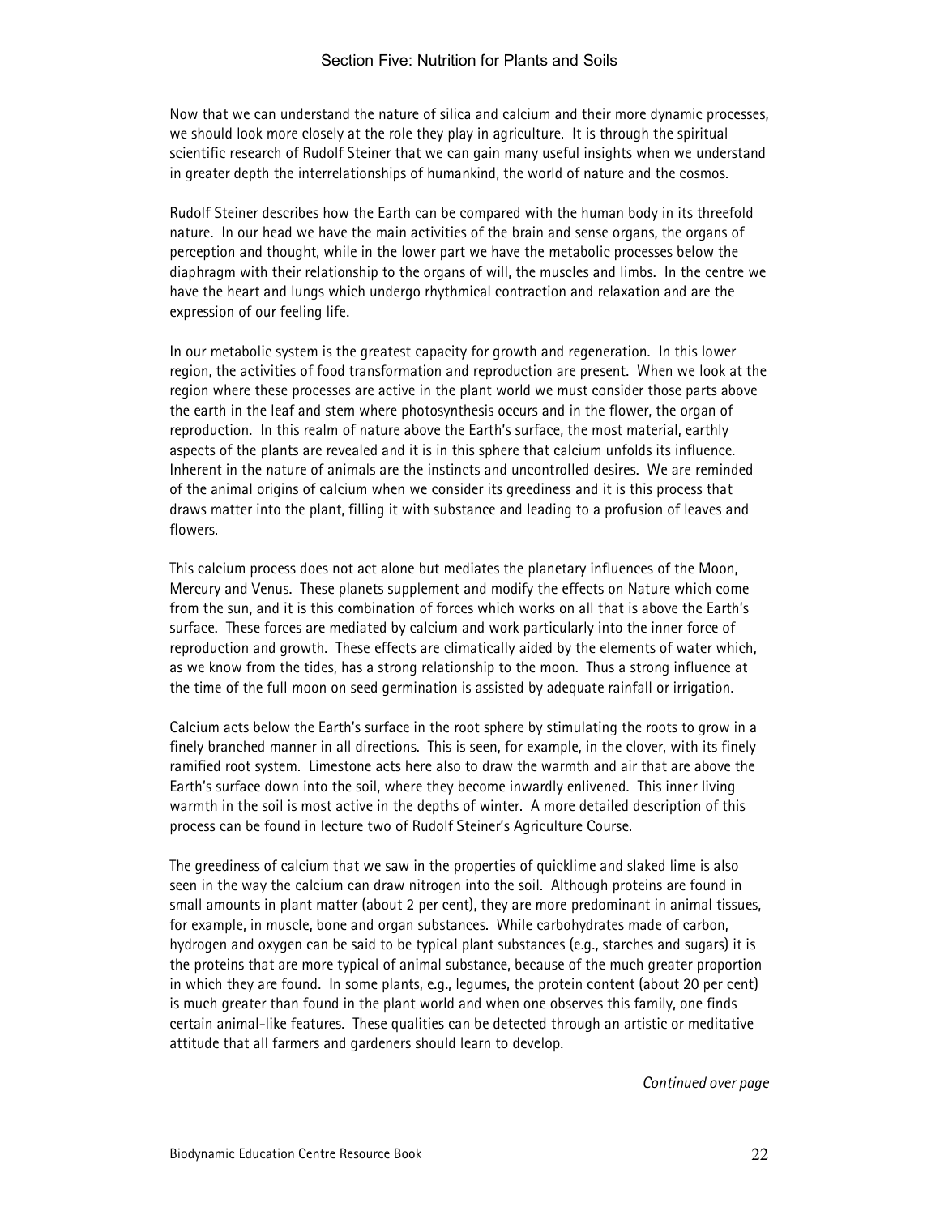Now that we can understand the nature of silica and calcium and their more dynamic processes, we should look more closely at the role they play in agriculture. It is through the spiritual scientific research of Rudolf Steiner that we can gain many useful insights when we understand in greater depth the interrelationships of humankind, the world of nature and the cosmos.

Rudolf Steiner describes how the Earth can be compared with the human body in its threefold nature. In our head we have the main activities of the brain and sense organs, the organs of perception and thought, while in the lower part we have the metabolic processes below the diaphragm with their relationship to the organs of will, the muscles and limbs. In the centre we have the heart and lungs which undergo rhythmical contraction and relaxation and are the expression of our feeling life.

In our metabolic system is the greatest capacity for growth and regeneration. In this lower region, the activities of food transformation and reproduction are present. When we look at the region where these processes are active in the plant world we must consider those parts above the earth in the leaf and stem where photosynthesis occurs and in the flower, the organ of reproduction. In this realm of nature above the Earth's surface, the most material, earthly aspects of the plants are revealed and it is in this sphere that calcium unfolds its influence. Inherent in the nature of animals are the instincts and uncontrolled desires. We are reminded of the animal origins of calcium when we consider its greediness and it is this process that draws matter into the plant, filling it with substance and leading to a profusion of leaves and flowers.

This calcium process does not act alone but mediates the planetary influences of the Moon, Mercury and Venus. These planets supplement and modify the effects on Nature which come from the sun, and it is this combination of forces which works on all that is above the Earth's surface. These forces are mediated by calcium and work particularly into the inner force of reproduction and growth. These effects are climatically aided by the elements of water which, as we know from the tides, has a strong relationship to the moon. Thus a strong influence at the time of the full moon on seed germination is assisted by adequate rainfall or irrigation.

Calcium acts below the Earth's surface in the root sphere by stimulating the roots to grow in a finely branched manner in all directions. This is seen, for example, in the clover, with its finely ramified root system. Limestone acts here also to draw the warmth and air that are above the Earth's surface down into the soil, where they become inwardly enlivened. This inner living warmth in the soil is most active in the depths of winter. A more detailed description of this process can be found in lecture two of Rudolf Steiner's Agriculture Course.

The greediness of calcium that we saw in the properties of quicklime and slaked lime is also seen in the way the calcium can draw nitrogen into the soil. Although proteins are found in small amounts in plant matter (about 2 per cent), they are more predominant in animal tissues, for example, in muscle, bone and organ substances. While carbohydrates made of carbon, hydrogen and oxygen can be said to be typical plant substances (e.g., starches and sugars) it is the proteins that are more typical of animal substance, because of the much greater proportion in which they are found. In some plants, e.g., legumes, the protein content (about 20 per cent) is much greater than found in the plant world and when one observes this family, one finds certain animal-like features. These qualities can be detected through an artistic or meditative attitude that all farmers and gardeners should learn to develop.

*Continued over page*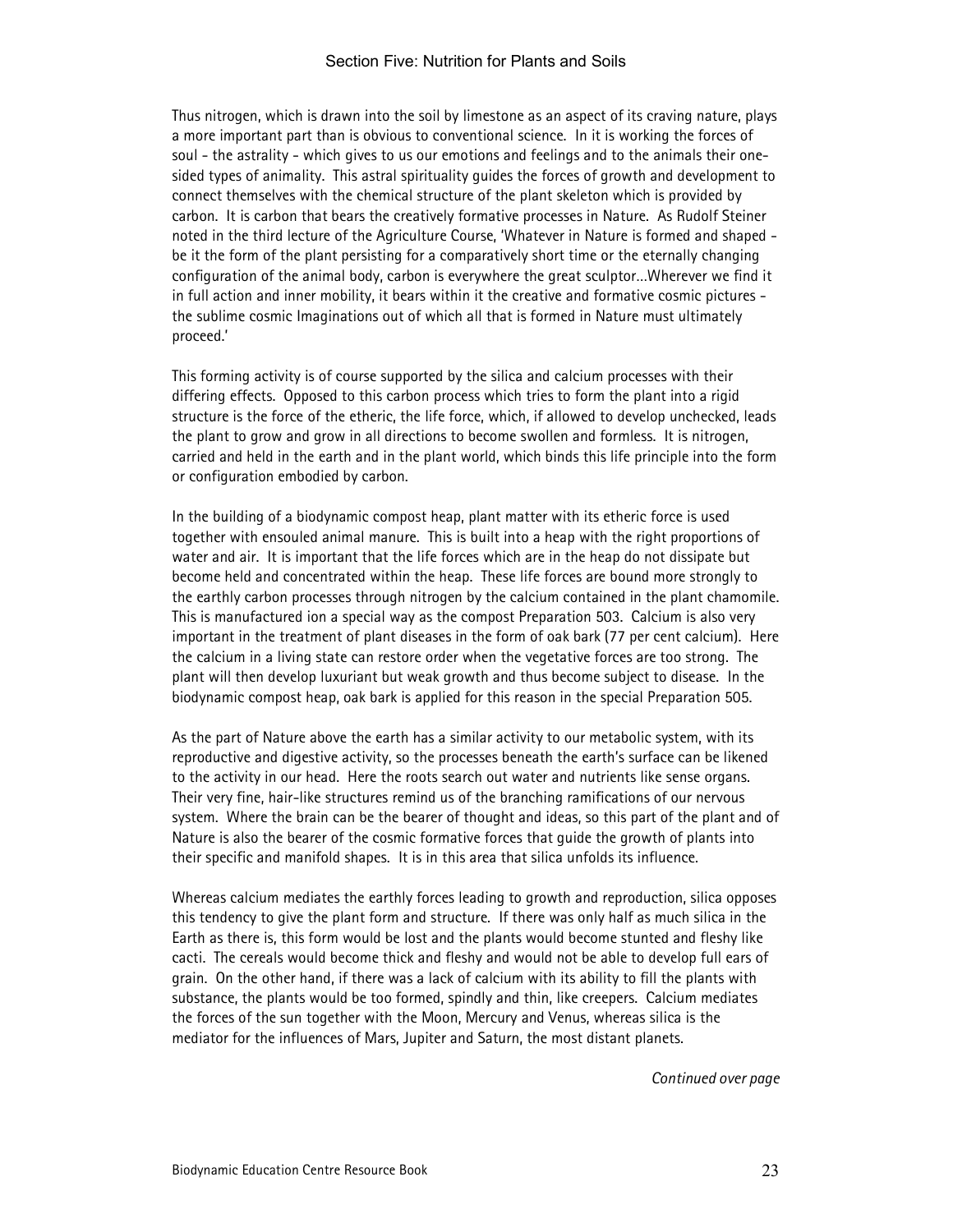Thus nitrogen, which is drawn into the soil by limestone as an aspect of its craving nature, plays a more important part than is obvious to conventional science. In it is working the forces of soul - the astrality - which gives to us our emotions and feelings and to the animals their one-sided types of animality. This astral spirituality guides the forces of growth and development to connect themselves with the chemical structure of the plant skeleton which is provided by carbon. It is carbon that bears the creatively formative processes in Nature. As Rudolf Steiner noted in the third lecture of the Agriculture Course, 'Whatever in Nature is formed and shaped - be it the form of the plant persisting for a comparatively short time or the eternally changing configuration of the animal body, carbon is everywhere the great sculptor…Wherever we find it in full action and inner mobility, it bears within it the creative and formative cosmic pictures - the sublime cosmic Imaginations out of which all that is formed in Nature must ultimately proceed.'

This forming activity is of course supported by the silica and calcium processes with their differing effects. Opposed to this carbon process which tries to form the plant into a rigid structure is the force of the etheric, the life force, which, if allowed to develop unchecked, leads the plant to grow and grow in all directions to become swollen and formless. It is nitrogen, carried and held in the earth and in the plant world, which binds this life principle into the form or configuration embodied by carbon.

In the building of a biodynamic compost heap, plant matter with its etheric force is used together with ensouled animal manure. This is built into a heap with the right proportions of water and air. It is important that the life forces which are in the heap do not dissipate but become held and concentrated within the heap. These life forces are bound more strongly to the earthly carbon processes through nitrogen by the calcium contained in the plant chamomile. This is manufactured ion a special way as the compost Preparation 503. Calcium is also very important in the treatment of plant diseases in the form of oak bark (77 per cent calcium). Here the calcium in a living state can restore order when the vegetative forces are too strong. The plant will then develop luxuriant but weak growth and thus become subject to disease. In the biodynamic compost heap, oak bark is applied for this reason in the special Preparation 505.

As the part of Nature above the earth has a similar activity to our metabolic system, with its reproductive and digestive activity, so the processes beneath the earth's surface can be likened to the activity in our head. Here the roots search out water and nutrients like sense organs. Their very fine, hair-like structures remind us of the branching ramifications of our nervous system. Where the brain can be the bearer of thought and ideas, so this part of the plant and of Nature is also the bearer of the cosmic formative forces that guide the growth of plants into their specific and manifold shapes. It is in this area that silica unfolds its influence.

Whereas calcium mediates the earthly forces leading to growth and reproduction, silica opposes this tendency to give the plant form and structure. If there was only half as much silica in the Earth as there is, this form would be lost and the plants would become stunted and fleshy like cacti. The cereals would become thick and fleshy and would not be able to develop full ears of grain. On the other hand, if there was a lack of calcium with its ability to fill the plants with substance, the plants would be too formed, spindly and thin, like creepers. Calcium mediates the forces of the sun together with the Moon, Mercury and Venus, whereas silica is the mediator for the influences of Mars, Jupiter and Saturn, the most distant planets.

*Continued over page*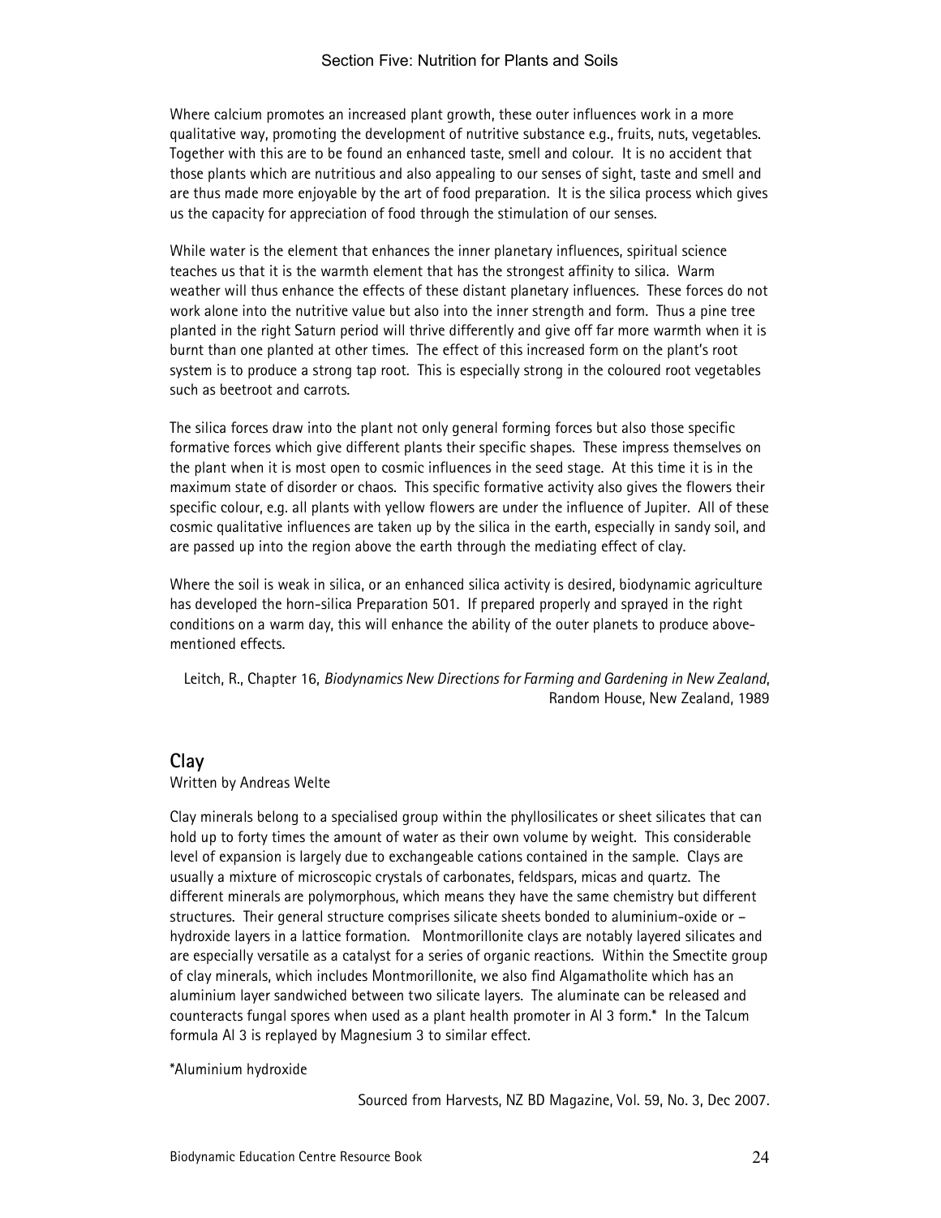Where calcium promotes an increased plant growth, these outer influences work in a more qualitative way, promoting the development of nutritive substance e.g., fruits, nuts, vegetables. Together with this are to be found an enhanced taste, smell and colour. It is no accident that those plants which are nutritious and also appealing to our senses of sight, taste and smell and are thus made more enjoyable by the art of food preparation. It is the silica process which gives us the capacity for appreciation of food through the stimulation of our senses.

While water is the element that enhances the inner planetary influences, spiritual science teaches us that it is the warmth element that has the strongest affinity to silica. Warm weather will thus enhance the effects of these distant planetary influences. These forces do not work alone into the nutritive value but also into the inner strength and form. Thus a pine tree planted in the right Saturn period will thrive differently and give off far more warmth when it is burnt than one planted at other times. The effect of this increased form on the plant's root system is to produce a strong tap root. This is especially strong in the coloured root vegetables such as beetroot and carrots.

The silica forces draw into the plant not only general forming forces but also those specific formative forces which give different plants their specific shapes. These impress themselves on the plant when it is most open to cosmic influences in the seed stage. At this time it is in the maximum state of disorder or chaos. This specific formative activity also gives the flowers their specific colour, e.g. all plants with yellow flowers are under the influence of Jupiter. All of these cosmic qualitative influences are taken up by the silica in the earth, especially in sandy soil, and are passed up into the region above the earth through the mediating effect of clay.

Where the soil is weak in silica, or an enhanced silica activity is desired, biodynamic agriculture has developed the horn-silica Preparation 501. If prepared properly and sprayed in the right conditions on a warm day, this will enhance the ability of the outer planets to produce above-mentioned effects.

Leitch, R., Chapter 16, *Biodynamics New Directions for Farming and Gardening in New Zealand*, Random House, New Zealand, 1989

## Clay

Written by Andreas Welte

Clay minerals belong to a specialised group within the phyllosilicates or sheet silicates that can hold up to forty times the amount of water as their own volume by weight. This considerable level of expansion is largely due to exchangeable cations contained in the sample. Clays are usually a mixture of microscopic crystals of carbonates, feldspars, micas and quartz. The different minerals are polymorphous, which means they have the same chemistry but different structures. Their general structure comprises silicate sheets bonded to aluminium-oxide or – hydroxide layers in a lattice formation. Montmorillonite clays are notably layered silicates and are especially versatile as a catalyst for a series of organic reactions. Within the Smectite group of clay minerals, which includes Montmorillonite, we also find Algamatholite which has an aluminium layer sandwiched between two silicate layers. The aluminate can be released and counteracts fungal spores when used as a plant health promoter in Al 3 form.* In the Talcum formula Al 3 is replayed by Magnesium 3 to similar effect.

*Aluminium hydroxide

Sourced from Harvests, NZ BD Magazine, Vol. 59, No. 3, Dec 2007.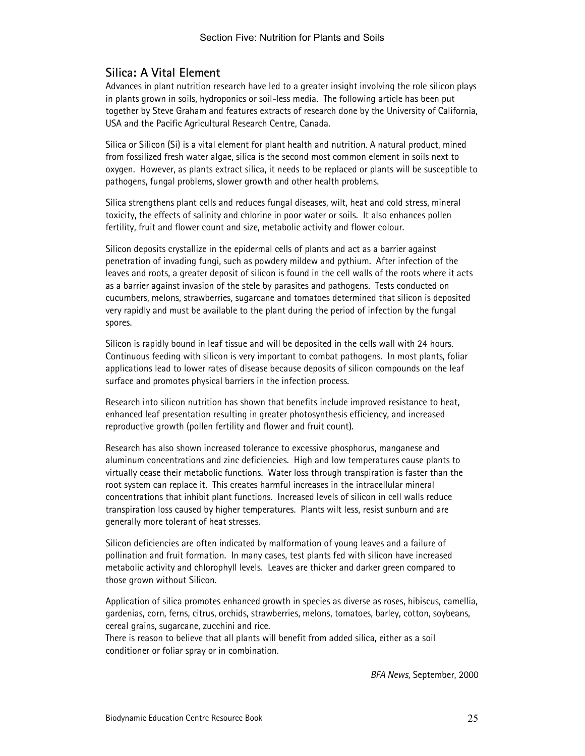## Silica: A Vital Element

Advances in plant nutrition research have led to a greater insight involving the role silicon plays in plants grown in soils, hydroponics or soil-less media. The following article has been put together by Steve Graham and features extracts of research done by the University of California, USA and the Pacific Agricultural Research Centre, Canada.

Silica or Silicon (Si) is a vital element for plant health and nutrition. A natural product, mined from fossilized fresh water algae, silica is the second most common element in soils next to oxygen. However, as plants extract silica, it needs to be replaced or plants will be susceptible to pathogens, fungal problems, slower growth and other health problems.

Silica strengthens plant cells and reduces fungal diseases, wilt, heat and cold stress, mineral toxicity, the effects of salinity and chlorine in poor water or soils. It also enhances pollen fertility, fruit and flower count and size, metabolic activity and flower colour.

Silicon deposits crystallize in the epidermal cells of plants and act as a barrier against penetration of invading fungi, such as powdery mildew and pythium. After infection of the leaves and roots, a greater deposit of silicon is found in the cell walls of the roots where it acts as a barrier against invasion of the stele by parasites and pathogens. Tests conducted on cucumbers, melons, strawberries, sugarcane and tomatoes determined that silicon is deposited very rapidly and must be available to the plant during the period of infection by the fungal spores.

Silicon is rapidly bound in leaf tissue and will be deposited in the cells wall with 24 hours. Continuous feeding with silicon is very important to combat pathogens. In most plants, foliar applications lead to lower rates of disease because deposits of silicon compounds on the leaf surface and promotes physical barriers in the infection process.

Research into silicon nutrition has shown that benefits include improved resistance to heat, enhanced leaf presentation resulting in greater photosynthesis efficiency, and increased reproductive growth (pollen fertility and flower and fruit count).

Research has also shown increased tolerance to excessive phosphorus, manganese and aluminum concentrations and zinc deficiencies. High and low temperatures cause plants to virtually cease their metabolic functions. Water loss through transpiration is faster than the root system can replace it. This creates harmful increases in the intracellular mineral concentrations that inhibit plant functions. Increased levels of silicon in cell walls reduce transpiration loss caused by higher temperatures. Plants wilt less, resist sunburn and are generally more tolerant of heat stresses.

Silicon deficiencies are often indicated by malformation of young leaves and a failure of pollination and fruit formation. In many cases, test plants fed with silicon have increased metabolic activity and chlorophyll levels. Leaves are thicker and darker green compared to those grown without Silicon.

Application of silica promotes enhanced growth in species as diverse as roses, hibiscus, camellia, gardenias, corn, ferns, citrus, orchids, strawberries, melons, tomatoes, barley, cotton, soybeans, cereal grains, sugarcane, zucchini and rice.

There is reason to believe that all plants will benefit from added silica, either as a soil conditioner or foliar spray or in combination.

*BFA News*, September, 2000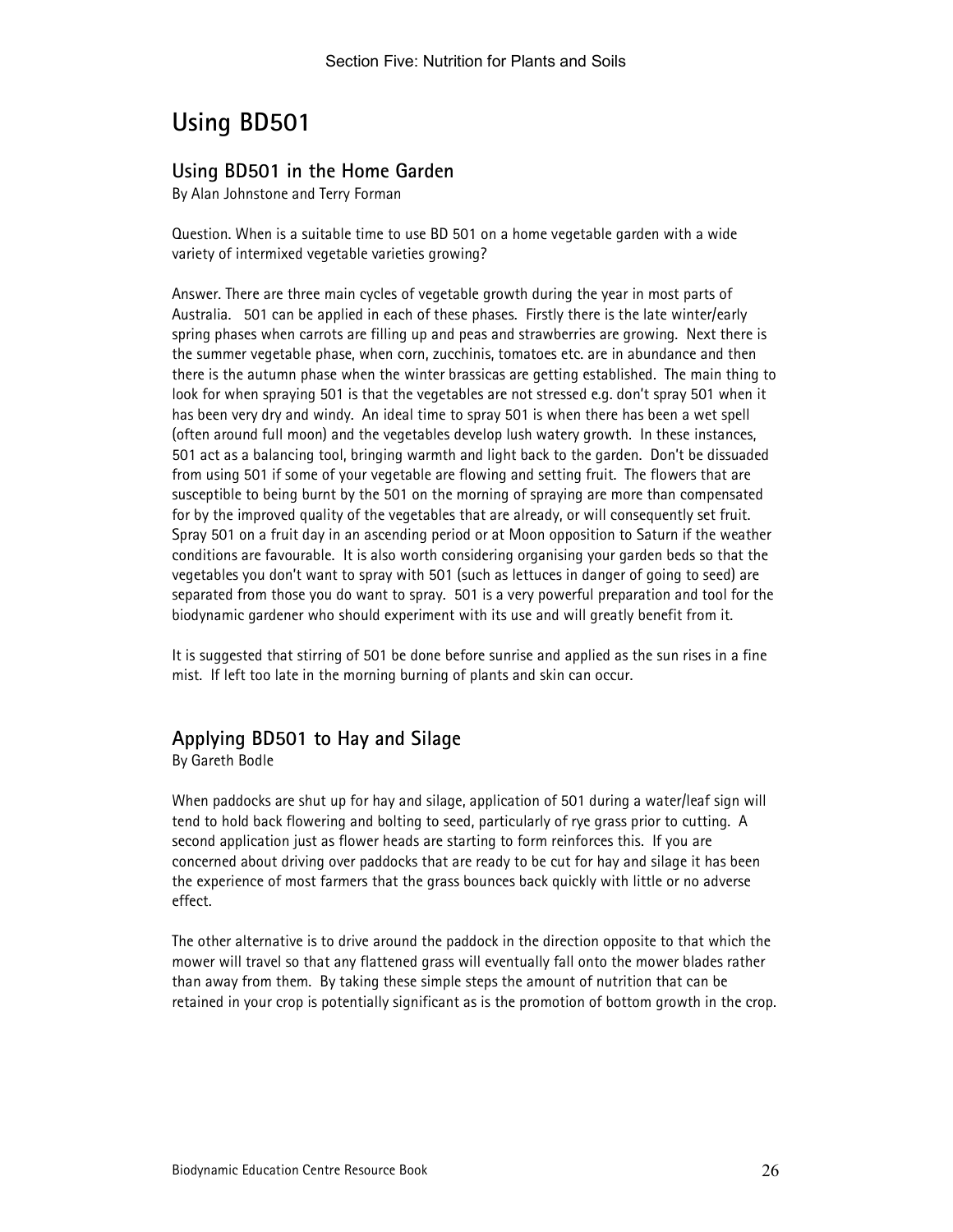# Using BD501

## Using BD501 in the Home Garden

By Alan Johnstone and Terry Forman

Question. When is a suitable time to use BD 501 on a home vegetable garden with a wide variety of intermixed vegetable varieties growing?

Answer. There are three main cycles of vegetable growth during the year in most parts of Australia. 501 can be applied in each of these phases. Firstly there is the late winter/early spring phases when carrots are filling up and peas and strawberries are growing. Next there is the summer vegetable phase, when corn, zucchinis, tomatoes etc. are in abundance and then there is the autumn phase when the winter brassicas are getting established. The main thing to look for when spraying 501 is that the vegetables are not stressed e.g. don't spray 501 when it has been very dry and windy. An ideal time to spray 501 is when there has been a wet spell (often around full moon) and the vegetables develop lush watery growth. In these instances, 501 act as a balancing tool, bringing warmth and light back to the garden. Don't be dissuaded from using 501 if some of your vegetable are flowing and setting fruit. The flowers that are susceptible to being burnt by the 501 on the morning of spraying are more than compensated for by the improved quality of the vegetables that are already, or will consequently set fruit. Spray 501 on a fruit day in an ascending period or at Moon opposition to Saturn if the weather conditions are favourable. It is also worth considering organising your garden beds so that the vegetables you don't want to spray with 501 (such as lettuces in danger of going to seed) are separated from those you do want to spray. 501 is a very powerful preparation and tool for the biodynamic gardener who should experiment with its use and will greatly benefit from it.

It is suggested that stirring of 501 be done before sunrise and applied as the sun rises in a fine mist. If left too late in the morning burning of plants and skin can occur.

## Applying BD501 to Hay and Silage

By Gareth Bodle

When paddocks are shut up for hay and silage, application of 501 during a water/leaf sign will tend to hold back flowering and bolting to seed, particularly of rye grass prior to cutting. A second application just as flower heads are starting to form reinforces this. If you are concerned about driving over paddocks that are ready to be cut for hay and silage it has been the experience of most farmers that the grass bounces back quickly with little or no adverse effect.

The other alternative is to drive around the paddock in the direction opposite to that which the mower will travel so that any flattened grass will eventually fall onto the mower blades rather than away from them. By taking these simple steps the amount of nutrition that can be retained in your crop is potentially significant as is the promotion of bottom growth in the crop.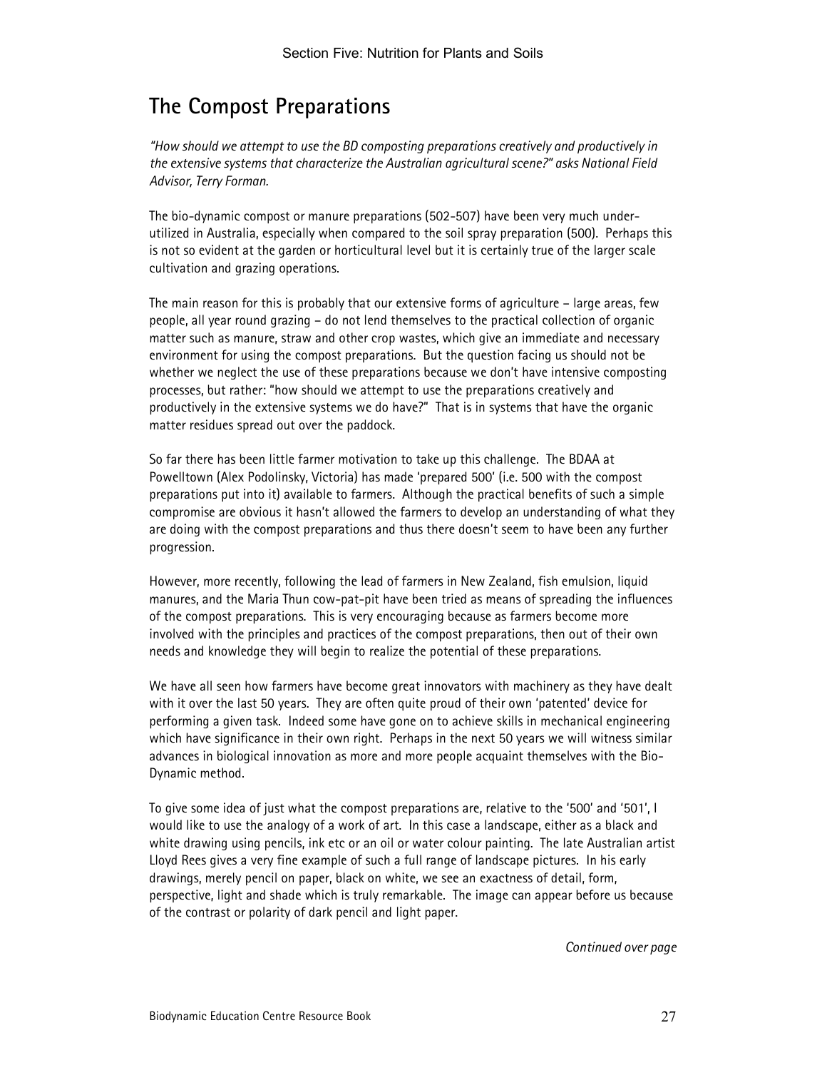## The Compost Preparations

*"How should we attempt to use the BD composting preparations creatively and productively in the extensive systems that characterize the Australian agricultural scene?" asks National Field Advisor, Terry Forman.*

The bio-dynamic compost or manure preparations (502-507) have been very much under-utilized in Australia, especially when compared to the soil spray preparation (500). Perhaps this is not so evident at the garden or horticultural level but it is certainly true of the larger scale cultivation and grazing operations.

The main reason for this is probably that our extensive forms of agriculture – large areas, few people, all year round grazing – do not lend themselves to the practical collection of organic matter such as manure, straw and other crop wastes, which give an immediate and necessary environment for using the compost preparations. But the question facing us should not be whether we neglect the use of these preparations because we don't have intensive composting processes, but rather: "how should we attempt to use the preparations creatively and productively in the extensive systems we do have?" That is in systems that have the organic matter residues spread out over the paddock.

So far there has been little farmer motivation to take up this challenge. The BDAA at Powelltown (Alex Podolinsky, Victoria) has made 'prepared 500' (i.e. 500 with the compost preparations put into it) available to farmers. Although the practical benefits of such a simple compromise are obvious it hasn't allowed the farmers to develop an understanding of what they are doing with the compost preparations and thus there doesn't seem to have been any further progression.

However, more recently, following the lead of farmers in New Zealand, fish emulsion, liquid manures, and the Maria Thun cow-pat-pit have been tried as means of spreading the influences of the compost preparations. This is very encouraging because as farmers become more involved with the principles and practices of the compost preparations, then out of their own needs and knowledge they will begin to realize the potential of these preparations.

We have all seen how farmers have become great innovators with machinery as they have dealt with it over the last 50 years. They are often quite proud of their own 'patented' device for performing a given task. Indeed some have gone on to achieve skills in mechanical engineering which have significance in their own right. Perhaps in the next 50 years we will witness similar advances in biological innovation as more and more people acquaint themselves with the Bio-Dynamic method.

To give some idea of just what the compost preparations are, relative to the '500' and '501', I would like to use the analogy of a work of art. In this case a landscape, either as a black and white drawing using pencils, ink etc or an oil or water colour painting. The late Australian artist Lloyd Rees gives a very fine example of such a full range of landscape pictures. In his early drawings, merely pencil on paper, black on white, we see an exactness of detail, form, perspective, light and shade which is truly remarkable. The image can appear before us because of the contrast or polarity of dark pencil and light paper.

*Continued over page*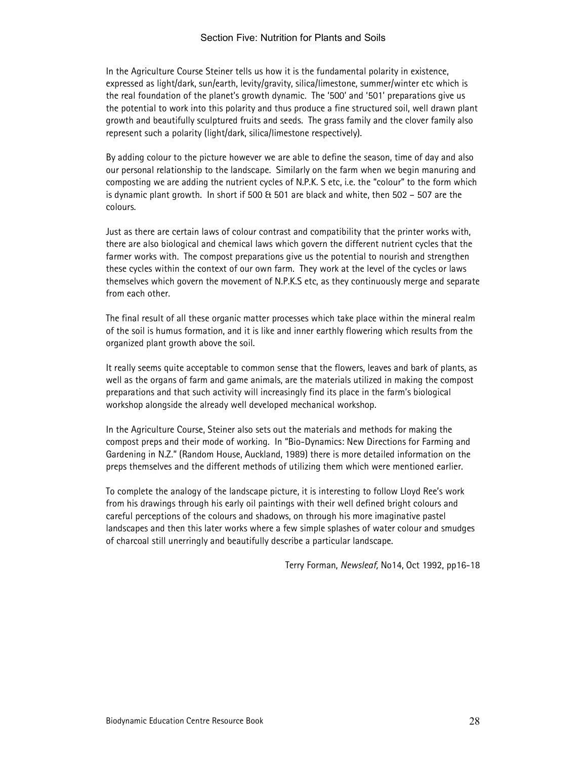In the Agriculture Course Steiner tells us how it is the fundamental polarity in existence, expressed as light/dark, sun/earth, levity/gravity, silica/limestone, summer/winter etc which is the real foundation of the planet's growth dynamic. The '500' and '501' preparations give us the potential to work into this polarity and thus produce a fine structured soil, well drawn plant growth and beautifully sculptured fruits and seeds. The grass family and the clover family also represent such a polarity (light/dark, silica/limestone respectively).

By adding colour to the picture however we are able to define the season, time of day and also our personal relationship to the landscape. Similarly on the farm when we begin manuring and composting we are adding the nutrient cycles of N.P.K. S etc, i.e. the "colour" to the form which is dynamic plant growth. In short if 500 & 501 are black and white, then 502 – 507 are the colours.

Just as there are certain laws of colour contrast and compatibility that the printer works with, there are also biological and chemical laws which govern the different nutrient cycles that the farmer works with. The compost preparations give us the potential to nourish and strengthen these cycles within the context of our own farm. They work at the level of the cycles or laws themselves which govern the movement of N.P.K.S etc, as they continuously merge and separate from each other.

The final result of all these organic matter processes which take place within the mineral realm of the soil is humus formation, and it is like and inner earthly flowering which results from the organized plant growth above the soil.

It really seems quite acceptable to common sense that the flowers, leaves and bark of plants, as well as the organs of farm and game animals, are the materials utilized in making the compost preparations and that such activity will increasingly find its place in the farm's biological workshop alongside the already well developed mechanical workshop.

In the Agriculture Course, Steiner also sets out the materials and methods for making the compost preps and their mode of working. In "Bio-Dynamics: New Directions for Farming and Gardening in N.Z." (Random House, Auckland, 1989) there is more detailed information on the preps themselves and the different methods of utilizing them which were mentioned earlier.

To complete the analogy of the landscape picture, it is interesting to follow Lloyd Ree's work from his drawings through his early oil paintings with their well defined bright colours and careful perceptions of the colours and shadows, on through his more imaginative pastel landscapes and then this later works where a few simple splashes of water colour and smudges of charcoal still unerringly and beautifully describe a particular landscape.

Terry Forman, *Newsleaf,* No14, Oct 1992, pp16-18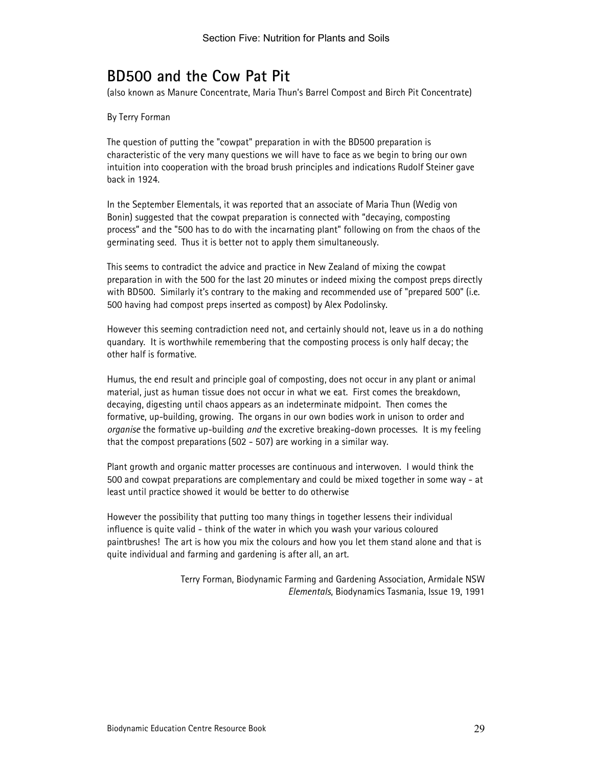# BD500 and the Cow Pat Pit

(also known as Manure Concentrate, Maria Thun's Barrel Compost and Birch Pit Concentrate)

By Terry Forman

The question of putting the "cowpat" preparation in with the BD500 preparation is characteristic of the very many questions we will have to face as we begin to bring our own intuition into cooperation with the broad brush principles and indications Rudolf Steiner gave back in 1924.

In the September Elementals, it was reported that an associate of Maria Thun (Wedig von Bonin) suggested that the cowpat preparation is connected with "decaying, composting process" and the "500 has to do with the incarnating plant" following on from the chaos of the germinating seed. Thus it is better not to apply them simultaneously.

This seems to contradict the advice and practice in New Zealand of mixing the cowpat preparation in with the 500 for the last 20 minutes or indeed mixing the compost preps directly with BD500. Similarly it's contrary to the making and recommended use of "prepared 500" (i.e. 500 having had compost preps inserted as compost) by Alex Podolinsky.

However this seeming contradiction need not, and certainly should not, leave us in a do nothing quandary. It is worthwhile remembering that the composting process is only half decay; the other half is formative.

Humus, the end result and principle goal of composting, does not occur in any plant or animal material, just as human tissue does not occur in what we eat. First comes the breakdown, decaying, digesting until chaos appears as an indeterminate midpoint. Then comes the formative, up-building, growing. The organs in our own bodies work in unison to order and *organise* the formative up-building *and* the excretive breaking-down processes. It is my feeling that the compost preparations (502 - 507) are working in a similar way.

Plant growth and organic matter processes are continuous and interwoven. I would think the 500 and cowpat preparations are complementary and could be mixed together in some way - at least until practice showed it would be better to do otherwise

However the possibility that putting too many things in together lessens their individual influence is quite valid - think of the water in which you wash your various coloured paintbrushes! The art is how you mix the colours and how you let them stand alone and that is quite individual and farming and gardening is after all, an art.

Terry Forman, Biodynamic Farming and Gardening Association, Armidale NSW
*Elementals*, Biodynamics Tasmania, Issue 19, 1991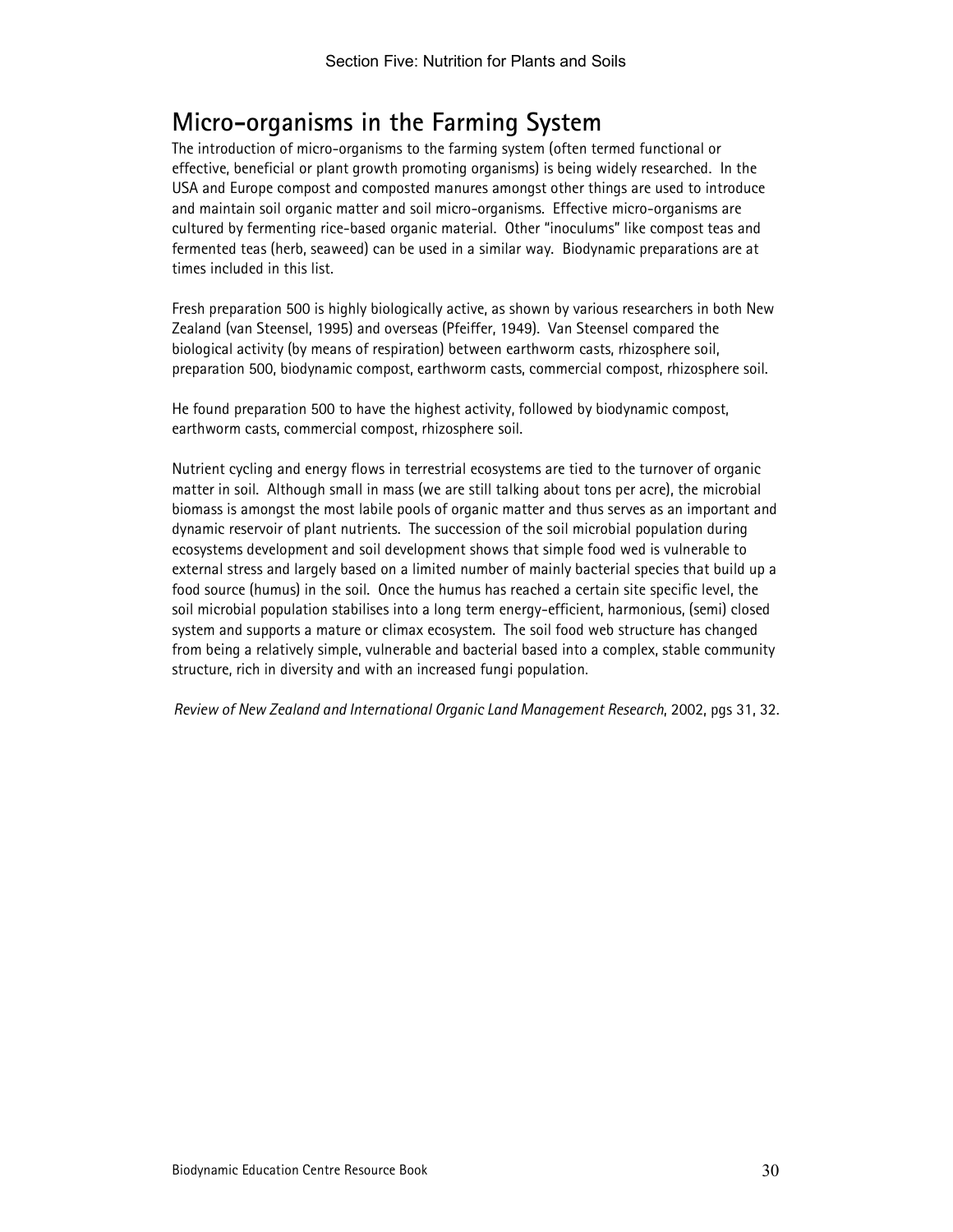## Micro-organisms in the Farming System

The introduction of micro-organisms to the farming system (often termed functional or effective, beneficial or plant growth promoting organisms) is being widely researched. In the USA and Europe compost and composted manures amongst other things are used to introduce and maintain soil organic matter and soil micro-organisms. Effective micro-organisms are cultured by fermenting rice-based organic material. Other "inoculums" like compost teas and fermented teas (herb, seaweed) can be used in a similar way. Biodynamic preparations are at times included in this list.

Fresh preparation 500 is highly biologically active, as shown by various researchers in both New Zealand (van Steensel, 1995) and overseas (Pfeiffer, 1949). Van Steensel compared the biological activity (by means of respiration) between earthworm casts, rhizosphere soil, preparation 500, biodynamic compost, earthworm casts, commercial compost, rhizosphere soil.

He found preparation 500 to have the highest activity, followed by biodynamic compost, earthworm casts, commercial compost, rhizosphere soil.

Nutrient cycling and energy flows in terrestrial ecosystems are tied to the turnover of organic matter in soil. Although small in mass (we are still talking about tons per acre), the microbial biomass is amongst the most labile pools of organic matter and thus serves as an important and dynamic reservoir of plant nutrients. The succession of the soil microbial population during ecosystems development and soil development shows that simple food wed is vulnerable to external stress and largely based on a limited number of mainly bacterial species that build up a food source (humus) in the soil. Once the humus has reached a certain site specific level, the soil microbial population stabilises into a long term energy-efficient, harmonious, (semi) closed system and supports a mature or climax ecosystem. The soil food web structure has changed from being a relatively simple, vulnerable and bacterial based into a complex, stable community structure, rich in diversity and with an increased fungi population.

*Review of New Zealand and International Organic Land Management Research*, 2002, pgs 31, 32.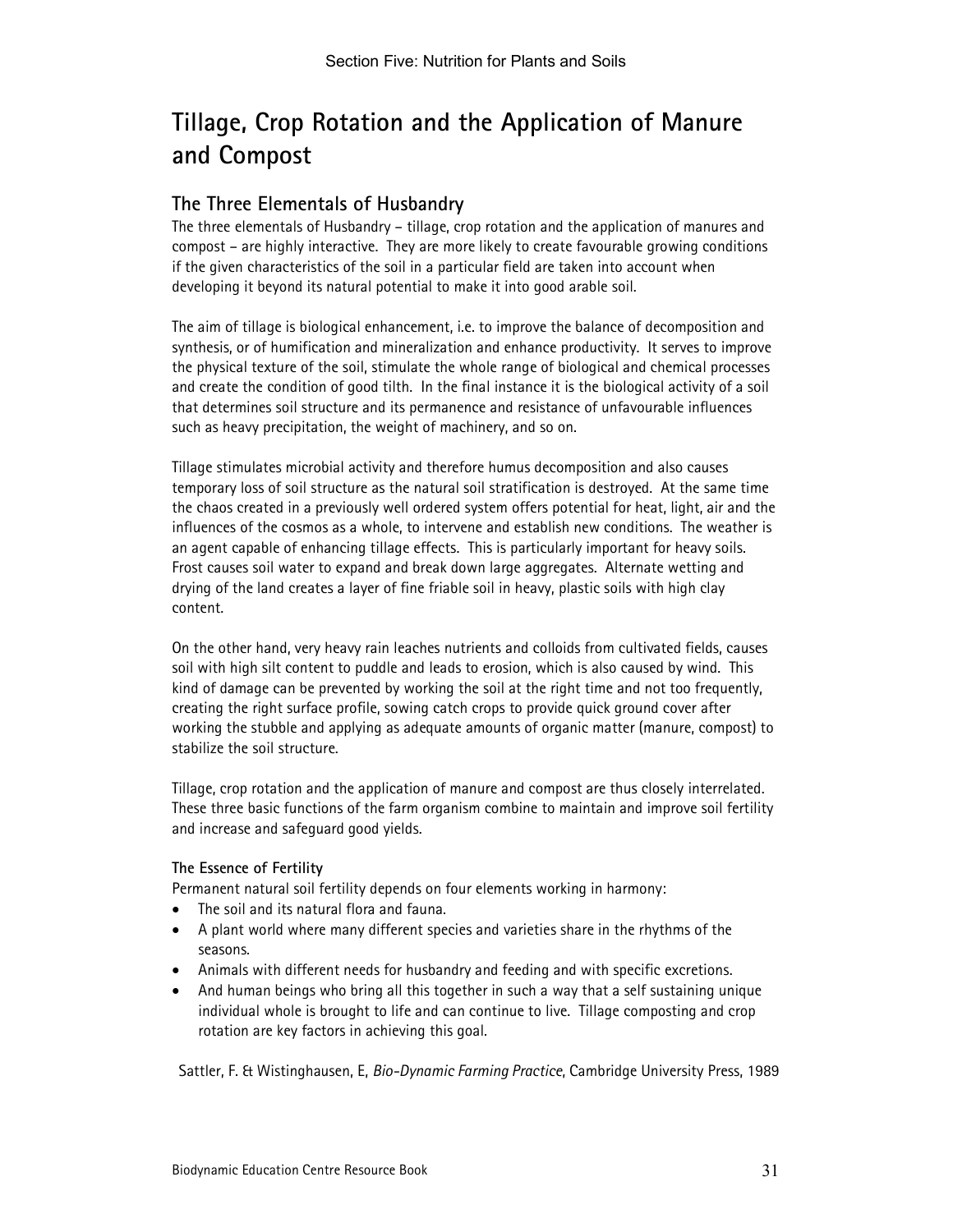# Tillage, Crop Rotation and the Application of Manure and Compost

## The Three Elementals of Husbandry

The three elementals of Husbandry – tillage, crop rotation and the application of manures and compost – are highly interactive. They are more likely to create favourable growing conditions if the given characteristics of the soil in a particular field are taken into account when developing it beyond its natural potential to make it into good arable soil.

The aim of tillage is biological enhancement, i.e. to improve the balance of decomposition and synthesis, or of humification and mineralization and enhance productivity. It serves to improve the physical texture of the soil, stimulate the whole range of biological and chemical processes and create the condition of good tilth. In the final instance it is the biological activity of a soil that determines soil structure and its permanence and resistance of unfavourable influences such as heavy precipitation, the weight of machinery, and so on.

Tillage stimulates microbial activity and therefore humus decomposition and also causes temporary loss of soil structure as the natural soil stratification is destroyed. At the same time the chaos created in a previously well ordered system offers potential for heat, light, air and the influences of the cosmos as a whole, to intervene and establish new conditions. The weather is an agent capable of enhancing tillage effects. This is particularly important for heavy soils. Frost causes soil water to expand and break down large aggregates. Alternate wetting and drying of the land creates a layer of fine friable soil in heavy, plastic soils with high clay content.

On the other hand, very heavy rain leaches nutrients and colloids from cultivated fields, causes soil with high silt content to puddle and leads to erosion, which is also caused by wind. This kind of damage can be prevented by working the soil at the right time and not too frequently, creating the right surface profile, sowing catch crops to provide quick ground cover after working the stubble and applying as adequate amounts of organic matter (manure, compost) to stabilize the soil structure.

Tillage, crop rotation and the application of manure and compost are thus closely interrelated. These three basic functions of the farm organism combine to maintain and improve soil fertility and increase and safeguard good yields.

### The Essence of Fertility

Permanent natural soil fertility depends on four elements working in harmony:

- The soil and its natural flora and fauna.
- A plant world where many different species and varieties share in the rhythms of the seasons.
- Animals with different needs for husbandry and feeding and with specific excretions.
- And human beings who bring all this together in such a way that a self sustaining unique individual whole is brought to life and can continue to live. Tillage composting and crop rotation are key factors in achieving this goal.

Sattler, F. & Wistinghausen, E, *Bio-Dynamic Farming Practice*, Cambridge University Press, 1989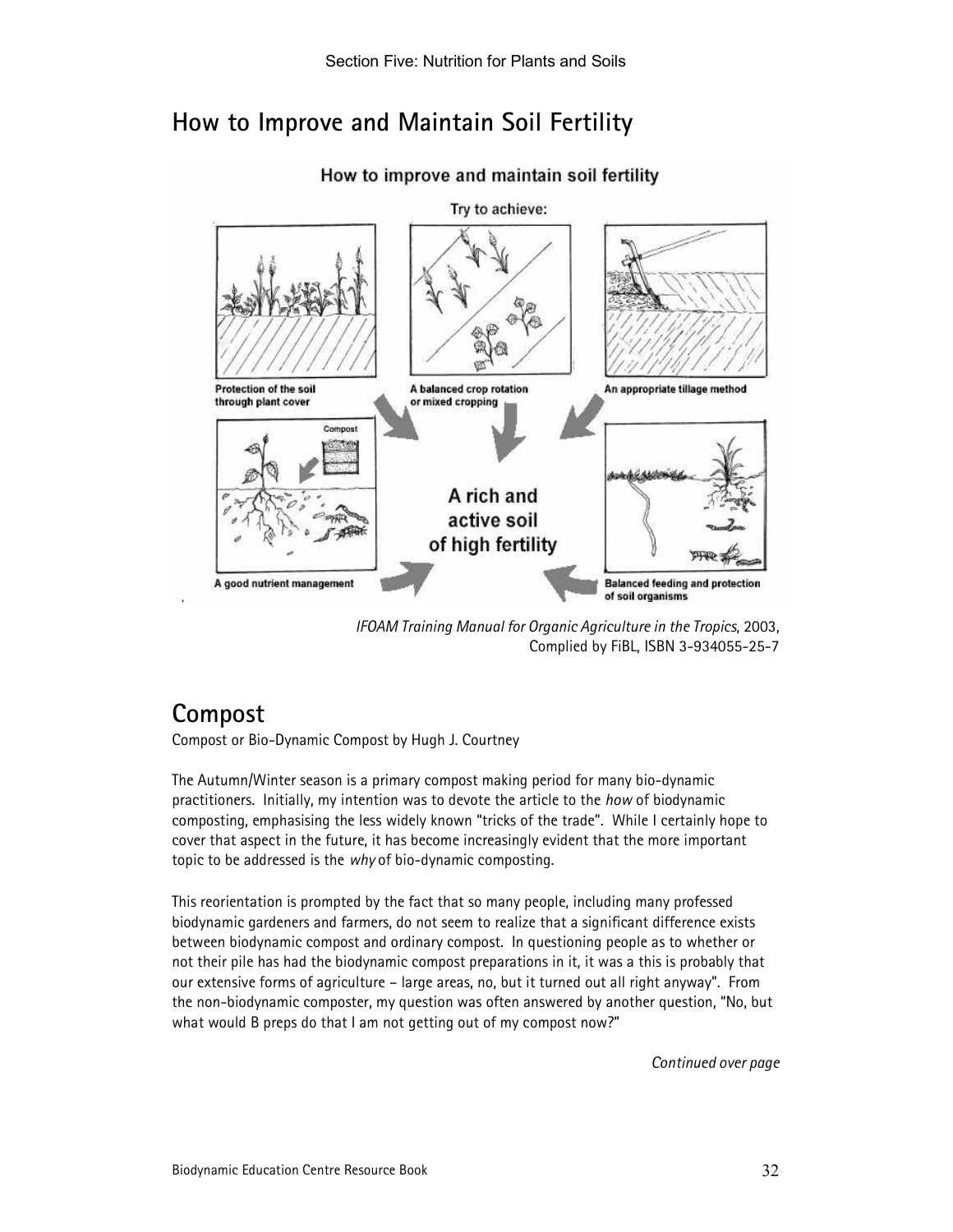## How to Improve and Maintain Soil Fertility

How to improve and maintain soil fertility

Try to achieve:

- Protection of the soil through plant cover
- A balanced crop rotation or mixed cropping
- An appropriate tillage method
- A good nutrient management
- Balanced feeding and protection of soil organisms

A rich and active soil of high fertility

*IFOAM Training Manual for Organic Agriculture in the Tropics*, 2003, Complied by FiBL, ISBN 3-934055-25-7

## Compost

Compost or Bio-Dynamic Compost by Hugh J. Courtney

The Autumn/Winter season is a primary compost making period for many bio-dynamic practitioners. Initially, my intention was to devote the article to the *how* of biodynamic composting, emphasising the less widely known "tricks of the trade". While I certainly hope to cover that aspect in the future, it has become increasingly evident that the more important topic to be addressed is the *why* of bio-dynamic composting.

This reorientation is prompted by the fact that so many people, including many professed biodynamic gardeners and farmers, do not seem to realize that a significant difference exists between biodynamic compost and ordinary compost. In questioning people as to whether or not their pile has had the biodynamic compost preparations in it, it was a this is probably that our extensive forms of agriculture – large areas, no, but it turned out all right anyway". From the non-biodynamic composter, my question was often answered by another question, "No, but what would B preps do that I am not getting out of my compost now?"

*Continued over page*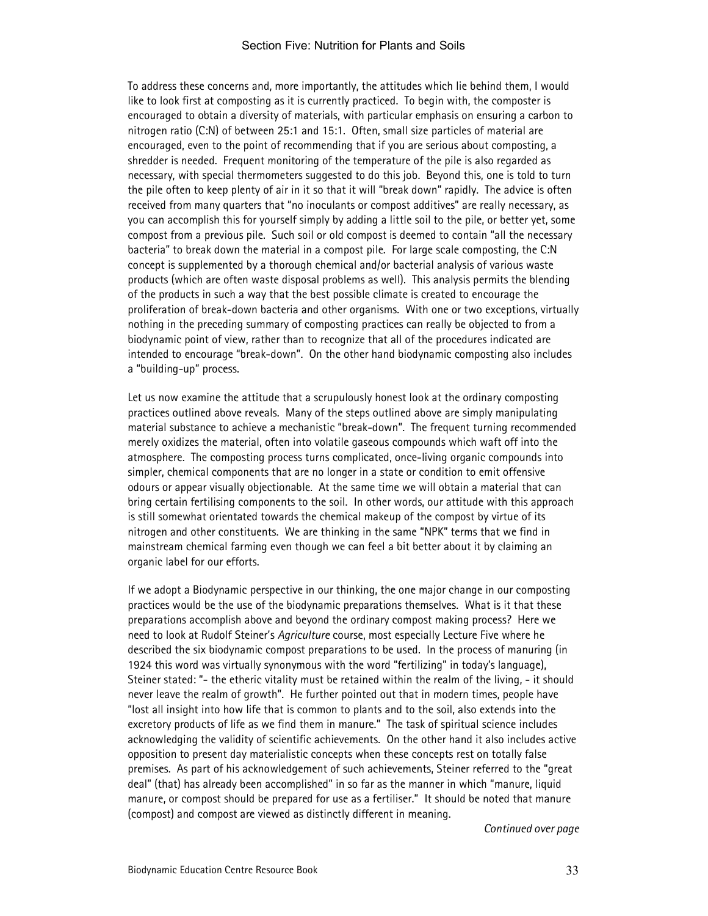To address these concerns and, more importantly, the attitudes which lie behind them, I would like to look first at composting as it is currently practiced. To begin with, the composter is encouraged to obtain a diversity of materials, with particular emphasis on ensuring a carbon to nitrogen ratio (C:N) of between 25:1 and 15:1. Often, small size particles of material are encouraged, even to the point of recommending that if you are serious about composting, a shredder is needed. Frequent monitoring of the temperature of the pile is also regarded as necessary, with special thermometers suggested to do this job. Beyond this, one is told to turn the pile often to keep plenty of air in it so that it will "break down" rapidly. The advice is often received from many quarters that "no inoculants or compost additives" are really necessary, as you can accomplish this for yourself simply by adding a little soil to the pile, or better yet, some compost from a previous pile. Such soil or old compost is deemed to contain "all the necessary bacteria" to break down the material in a compost pile. For large scale composting, the C:N concept is supplemented by a thorough chemical and/or bacterial analysis of various waste products (which are often waste disposal problems as well). This analysis permits the blending of the products in such a way that the best possible climate is created to encourage the proliferation of break-down bacteria and other organisms. With one or two exceptions, virtually nothing in the preceding summary of composting practices can really be objected to from a biodynamic point of view, rather than to recognize that all of the procedures indicated are intended to encourage "break-down". On the other hand biodynamic composting also includes a "building-up" process.

Let us now examine the attitude that a scrupulously honest look at the ordinary composting practices outlined above reveals. Many of the steps outlined above are simply manipulating material substance to achieve a mechanistic "break-down". The frequent turning recommended merely oxidizes the material, often into volatile gaseous compounds which waft off into the atmosphere. The composting process turns complicated, once-living organic compounds into simpler, chemical components that are no longer in a state or condition to emit offensive odours or appear visually objectionable. At the same time we will obtain a material that can bring certain fertilising components to the soil. In other words, our attitude with this approach is still somewhat orientated towards the chemical makeup of the compost by virtue of its nitrogen and other constituents. We are thinking in the same "NPK" terms that we find in mainstream chemical farming even though we can feel a bit better about it by claiming an organic label for our efforts.

If we adopt a Biodynamic perspective in our thinking, the one major change in our composting practices would be the use of the biodynamic preparations themselves. What is it that these preparations accomplish above and beyond the ordinary compost making process? Here we need to look at Rudolf Steiner's *Agriculture* course, most especially Lecture Five where he described the six biodynamic compost preparations to be used. In the process of manuring (in 1924 this word was virtually synonymous with the word "fertilizing" in today's language), Steiner stated: "- the etheric vitality must be retained within the realm of the living, - it should never leave the realm of growth". He further pointed out that in modern times, people have "lost all insight into how life that is common to plants and to the soil, also extends into the excretory products of life as we find them in manure." The task of spiritual science includes acknowledging the validity of scientific achievements. On the other hand it also includes active opposition to present day materialistic concepts when these concepts rest on totally false premises. As part of his acknowledgement of such achievements, Steiner referred to the "great deal" (that) has already been accomplished" in so far as the manner in which "manure, liquid manure, or compost should be prepared for use as a fertiliser." It should be noted that manure (compost) and compost are viewed as distinctly different in meaning.

*Continued over page*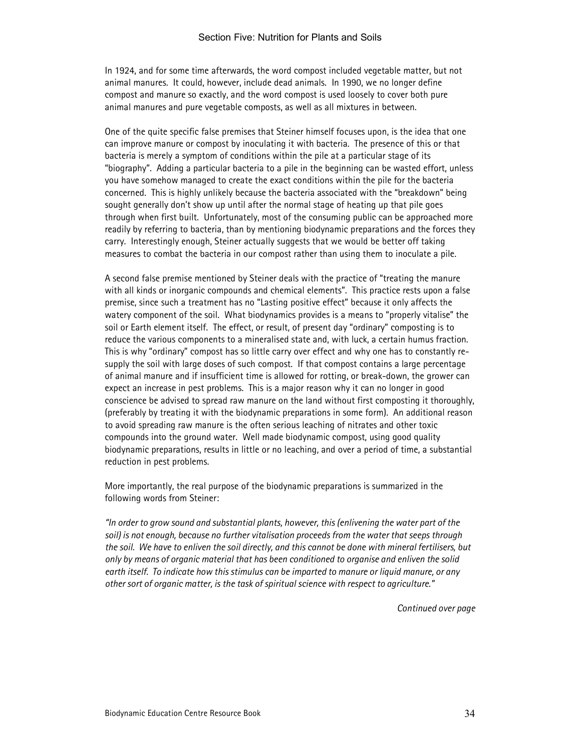In 1924, and for some time afterwards, the word compost included vegetable matter, but not animal manures. It could, however, include dead animals. In 1990, we no longer define compost and manure so exactly, and the word compost is used loosely to cover both pure animal manures and pure vegetable composts, as well as all mixtures in between.

One of the quite specific false premises that Steiner himself focuses upon, is the idea that one can improve manure or compost by inoculating it with bacteria. The presence of this or that bacteria is merely a symptom of conditions within the pile at a particular stage of its "biography". Adding a particular bacteria to a pile in the beginning can be wasted effort, unless you have somehow managed to create the exact conditions within the pile for the bacteria concerned. This is highly unlikely because the bacteria associated with the "breakdown" being sought generally don't show up until after the normal stage of heating up that pile goes through when first built. Unfortunately, most of the consuming public can be approached more readily by referring to bacteria, than by mentioning biodynamic preparations and the forces they carry. Interestingly enough, Steiner actually suggests that we would be better off taking measures to combat the bacteria in our compost rather than using them to inoculate a pile.

A second false premise mentioned by Steiner deals with the practice of "treating the manure with all kinds or inorganic compounds and chemical elements". This practice rests upon a false premise, since such a treatment has no "Lasting positive effect" because it only affects the watery component of the soil. What biodynamics provides is a means to "properly vitalise" the soil or Earth element itself. The effect, or result, of present day "ordinary" composting is to reduce the various components to a mineralised state and, with luck, a certain humus fraction. This is why "ordinary" compost has so little carry over effect and why one has to constantly re-supply the soil with large doses of such compost. If that compost contains a large percentage of animal manure and if insufficient time is allowed for rotting, or break-down, the grower can expect an increase in pest problems. This is a major reason why it can no longer in good conscience be advised to spread raw manure on the land without first composting it thoroughly, (preferably by treating it with the biodynamic preparations in some form). An additional reason to avoid spreading raw manure is the often serious leaching of nitrates and other toxic compounds into the ground water. Well made biodynamic compost, using good quality biodynamic preparations, results in little or no leaching, and over a period of time, a substantial reduction in pest problems.

More importantly, the real purpose of the biodynamic preparations is summarized in the following words from Steiner:

*"In order to grow sound and substantial plants, however, this (enlivening the water part of the soil) is not enough, because no further vitalisation proceeds from the water that seeps through the soil. We have to enliven the soil directly, and this cannot be done with mineral fertilisers, but only by means of organic material that has been conditioned to organise and enliven the solid earth itself. To indicate how this stimulus can be imparted to manure or liquid manure, or any other sort of organic matter, is the task of spiritual science with respect to agriculture."*

*Continued over page*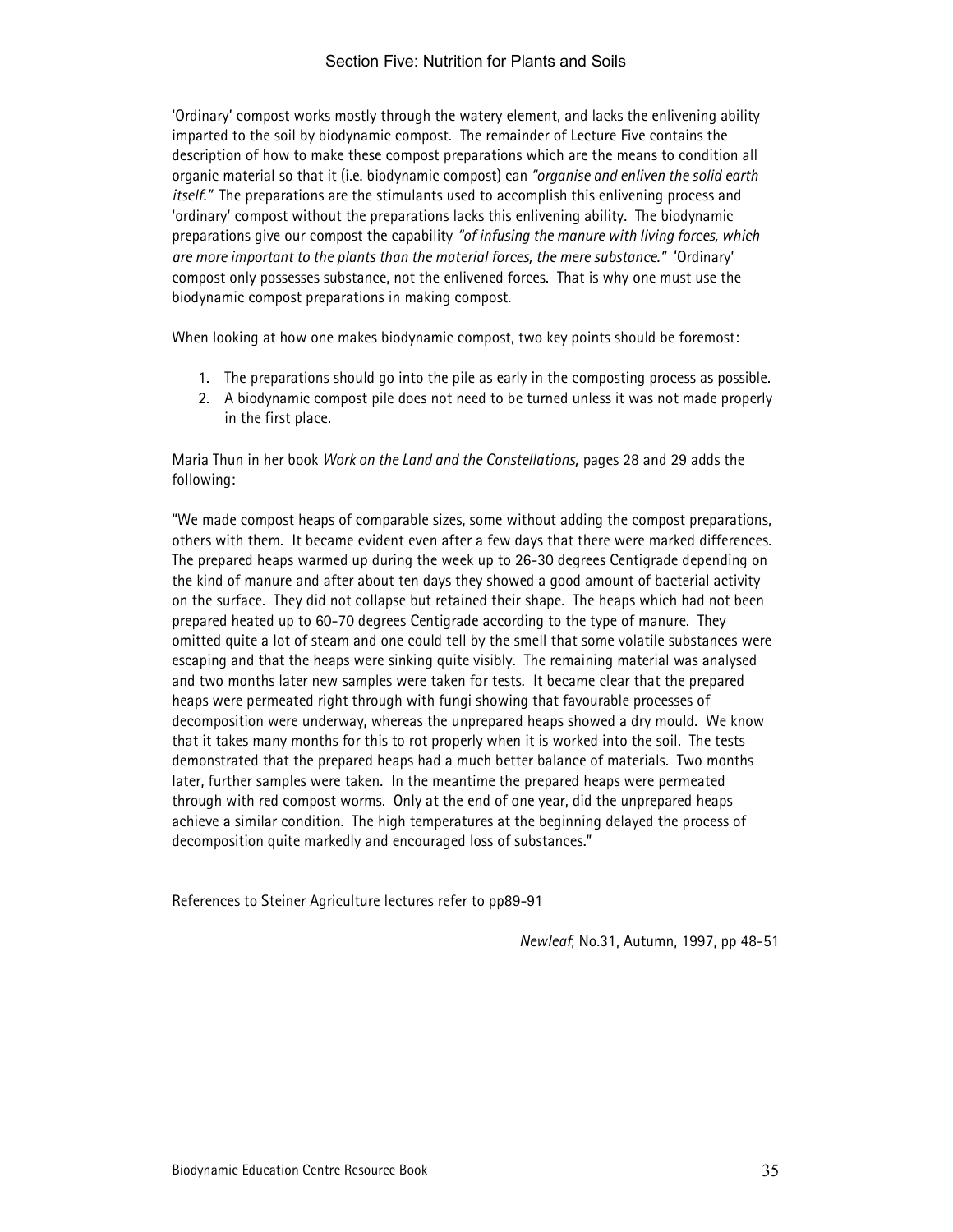'Ordinary' compost works mostly through the watery element, and lacks the enlivening ability imparted to the soil by biodynamic compost. The remainder of Lecture Five contains the description of how to make these compost preparations which are the means to condition all organic material so that it (i.e. biodynamic compost) can *"organise and enliven the solid earth itself."* The preparations are the stimulants used to accomplish this enlivening process and 'ordinary' compost without the preparations lacks this enlivening ability. The biodynamic preparations give our compost the capability *"of infusing the manure with living forces, which are more important to the plants than the material forces, the mere substance."* 'Ordinary' compost only possesses substance, not the enlivened forces. That is why one must use the biodynamic compost preparations in making compost.

When looking at how one makes biodynamic compost, two key points should be foremost:

1. The preparations should go into the pile as early in the composting process as possible.
2. A biodynamic compost pile does not need to be turned unless it was not made properly in the first place.

Maria Thun in her book *Work on the Land and the Constellations,* pages 28 and 29 adds the following:

"We made compost heaps of comparable sizes, some without adding the compost preparations, others with them. It became evident even after a few days that there were marked differences. The prepared heaps warmed up during the week up to 26-30 degrees Centigrade depending on the kind of manure and after about ten days they showed a good amount of bacterial activity on the surface. They did not collapse but retained their shape. The heaps which had not been prepared heated up to 60-70 degrees Centigrade according to the type of manure. They omitted quite a lot of steam and one could tell by the smell that some volatile substances were escaping and that the heaps were sinking quite visibly. The remaining material was analysed and two months later new samples were taken for tests. It became clear that the prepared heaps were permeated right through with fungi showing that favourable processes of decomposition were underway, whereas the unprepared heaps showed a dry mould. We know that it takes many months for this to rot properly when it is worked into the soil. The tests demonstrated that the prepared heaps had a much better balance of materials. Two months later, further samples were taken. In the meantime the prepared heaps were permeated through with red compost worms. Only at the end of one year, did the unprepared heaps achieve a similar condition. The high temperatures at the beginning delayed the process of decomposition quite markedly and encouraged loss of substances."

References to Steiner Agriculture lectures refer to pp89-91

*Newleaf*, No.31, Autumn, 1997, pp 48-51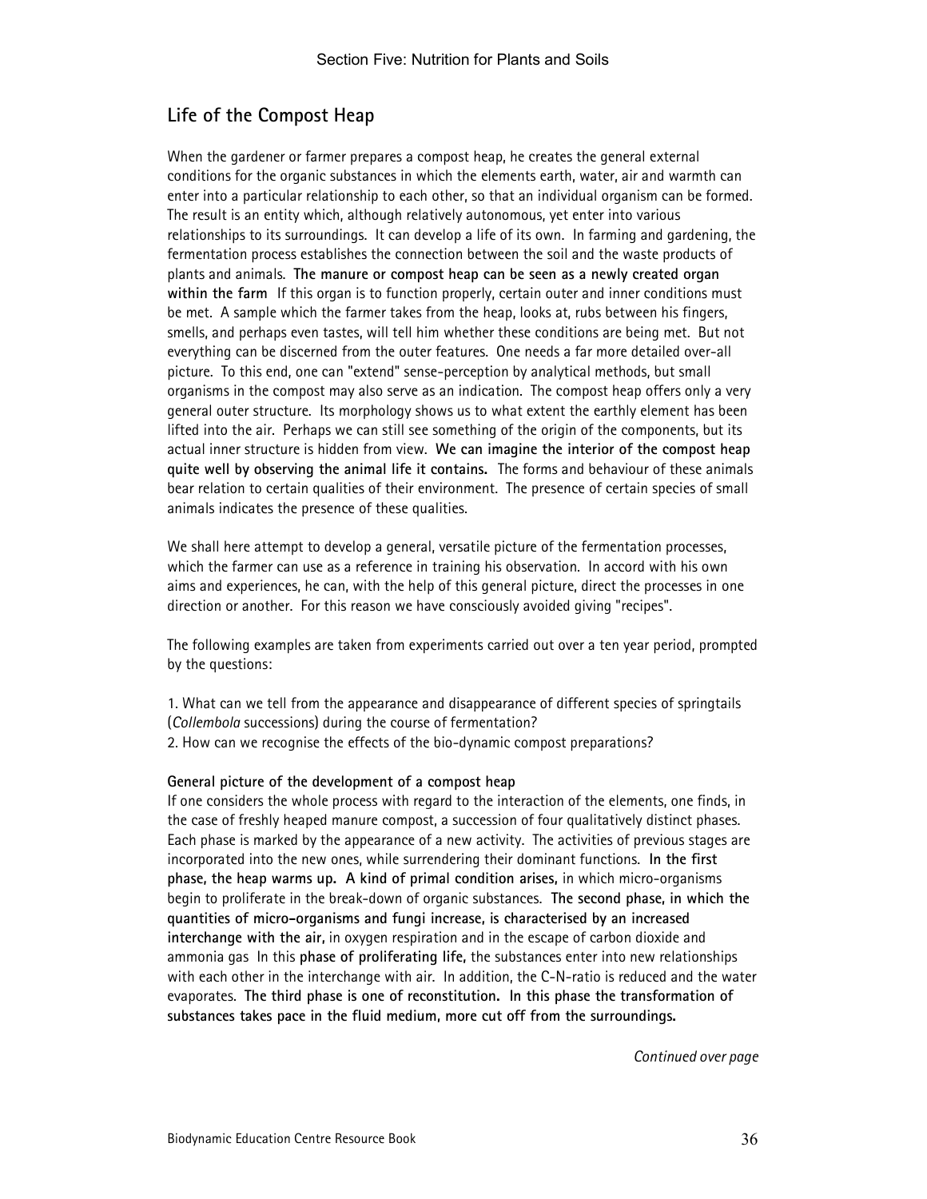## Life of the Compost Heap

When the gardener or farmer prepares a compost heap, he creates the general external conditions for the organic substances in which the elements earth, water, air and warmth can enter into a particular relationship to each other, so that an individual organism can be formed. The result is an entity which, although relatively autonomous, yet enter into various relationships to its surroundings. It can develop a life of its own. In farming and gardening, the fermentation process establishes the connection between the soil and the waste products of plants and animals. **The manure or compost heap can be seen as a newly created organ within the farm** If this organ is to function properly, certain outer and inner conditions must be met. A sample which the farmer takes from the heap, looks at, rubs between his fingers, smells, and perhaps even tastes, will tell him whether these conditions are being met. But not everything can be discerned from the outer features. One needs a far more detailed over-all picture. To this end, one can "extend" sense-perception by analytical methods, but small organisms in the compost may also serve as an indication. The compost heap offers only a very general outer structure. Its morphology shows us to what extent the earthly element has been lifted into the air. Perhaps we can still see something of the origin of the components, but its actual inner structure is hidden from view. **We can imagine the interior of the compost heap quite well by observing the animal life it contains.** The forms and behaviour of these animals bear relation to certain qualities of their environment. The presence of certain species of small animals indicates the presence of these qualities.

We shall here attempt to develop a general, versatile picture of the fermentation processes, which the farmer can use as a reference in training his observation. In accord with his own aims and experiences, he can, with the help of this general picture, direct the processes in one direction or another. For this reason we have consciously avoided giving "recipes".

The following examples are taken from experiments carried out over a ten year period, prompted by the questions:

1. What can we tell from the appearance and disappearance of different species of springtails (*Collembola* successions) during the course of fermentation?
2. How can we recognise the effects of the bio-dynamic compost preparations?

**General picture of the development of a compost heap**

If one considers the whole process with regard to the interaction of the elements, one finds, in the case of freshly heaped manure compost, a succession of four qualitatively distinct phases. Each phase is marked by the appearance of a new activity. The activities of previous stages are incorporated into the new ones, while surrendering their dominant functions. **In the first phase, the heap warms up. A kind of primal condition arises,** in which micro-organisms begin to proliferate in the break-down of organic substances. **The second phase, in which the quantities of micro-organisms and fungi increase, is characterised by an increased interchange with the air,** in oxygen respiration and in the escape of carbon dioxide and ammonia gas In this **phase of proliferating life,** the substances enter into new relationships with each other in the interchange with air. In addition, the C-N-ratio is reduced and the water evaporates. **The third phase is one of reconstitution. In this phase the transformation of substances takes pace in the fluid medium, more cut off from the surroundings.**

*Continued over page*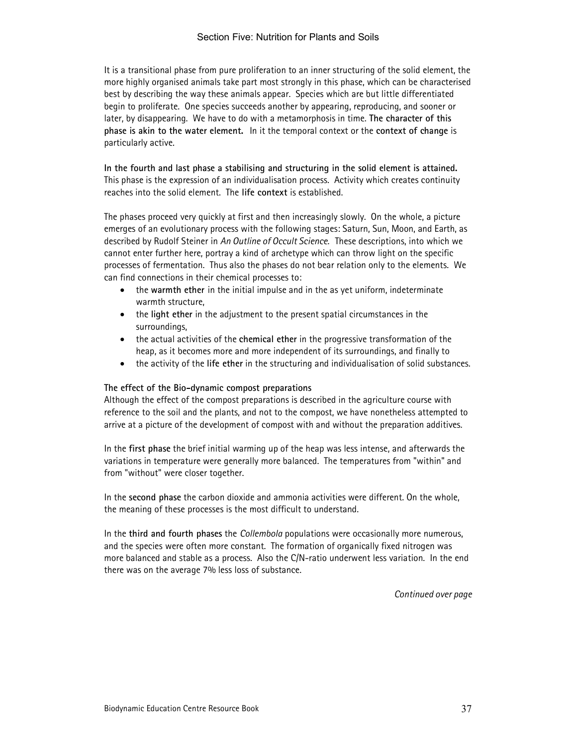It is a transitional phase from pure proliferation to an inner structuring of the solid element, the more highly organised animals take part most strongly in this phase, which can be characterised best by describing the way these animals appear. Species which are but little differentiated begin to proliferate. One species succeeds another by appearing, reproducing, and sooner or later, by disappearing. We have to do with a metamorphosis in time. **The character of this phase is akin to the water element.** In it the temporal context or the **context of change** is particularly active.

**In the fourth and last phase a stabilising and structuring in the solid element is attained.** This phase is the expression of an individualisation process. Activity which creates continuity reaches into the solid element. The **life context** is established.

The phases proceed very quickly at first and then increasingly slowly. On the whole, a picture emerges of an evolutionary process with the following stages: Saturn, Sun, Moon, and Earth, as described by Rudolf Steiner in *An Outline of Occult Science.* These descriptions, into which we cannot enter further here, portray a kind of archetype which can throw light on the specific processes of fermentation. Thus also the phases do not bear relation only to the elements. We can find connections in their chemical processes to:

- the **warmth ether** in the initial impulse and in the as yet uniform, indeterminate warmth structure,
- the **light ether** in the adjustment to the present spatial circumstances in the surroundings,
- the actual activities of the **chemical ether** in the progressive transformation of the heap, as it becomes more and more independent of its surroundings, and finally to
- the activity of the **life ether** in the structuring and individualisation of solid substances.

**The effect of the Bio-dynamic compost preparations**

Although the effect of the compost preparations is described in the agriculture course with reference to the soil and the plants, and not to the compost, we have nonetheless attempted to arrive at a picture of the development of compost with and without the preparation additives.

In the **first phase** the brief initial warming up of the heap was less intense, and afterwards the variations in temperature were generally more balanced. The temperatures from "within" and from "without" were closer together.

In the **second phase** the carbon dioxide and ammonia activities were different. On the whole, the meaning of these processes is the most difficult to understand.

In the **third and fourth phases** the *Collembola* populations were occasionally more numerous, and the species were often more constant. The formation of organically fixed nitrogen was more balanced and stable as a process. Also the C/N-ratio underwent less variation. In the end there was on the average 7% less loss of substance.

*Continued over page*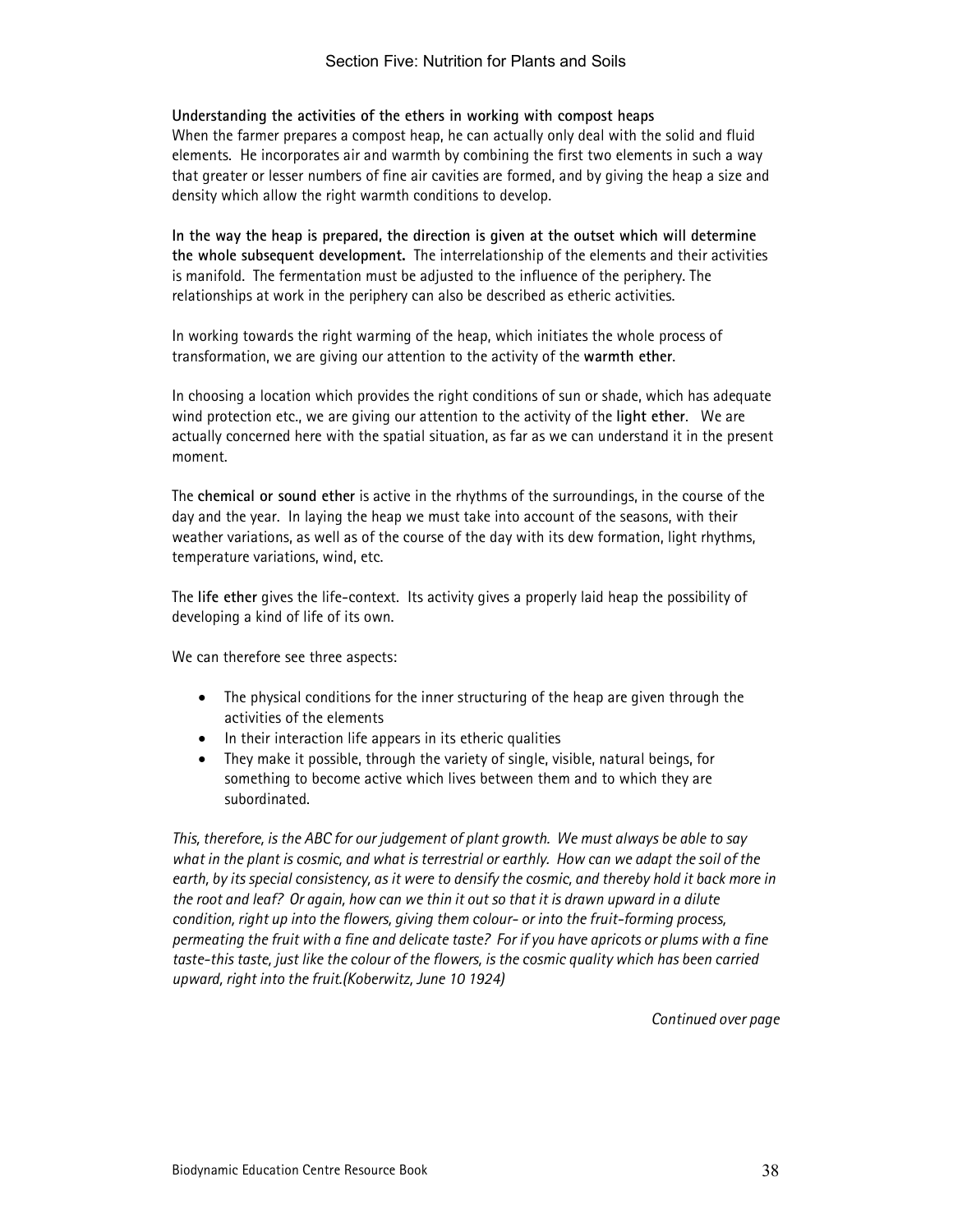**Understanding the activities of the ethers in working with compost heaps**

When the farmer prepares a compost heap, he can actually only deal with the solid and fluid elements. He incorporates air and warmth by combining the first two elements in such a way that greater or lesser numbers of fine air cavities are formed, and by giving the heap a size and density which allow the right warmth conditions to develop.

**In the way the heap is prepared, the direction is given at the outset which will determine the whole subsequent development.** The interrelationship of the elements and their activities is manifold. The fermentation must be adjusted to the influence of the periphery. The relationships at work in the periphery can also be described as etheric activities.

In working towards the right warming of the heap, which initiates the whole process of transformation, we are giving our attention to the activity of the **warmth ether**.

In choosing a location which provides the right conditions of sun or shade, which has adequate wind protection etc., we are giving our attention to the activity of the **light ether**. We are actually concerned here with the spatial situation, as far as we can understand it in the present moment.

The **chemical or sound ether** is active in the rhythms of the surroundings, in the course of the day and the year. In laying the heap we must take into account of the seasons, with their weather variations, as well as of the course of the day with its dew formation, light rhythms, temperature variations, wind, etc.

The **life ether** gives the life-context. Its activity gives a properly laid heap the possibility of developing a kind of life of its own.

We can therefore see three aspects:

- The physical conditions for the inner structuring of the heap are given through the activities of the elements
- In their interaction life appears in its etheric qualities
- They make it possible, through the variety of single, visible, natural beings, for something to become active which lives between them and to which they are subordinated.

*This, therefore, is the ABC for our judgement of plant growth. We must always be able to say what in the plant is cosmic, and what is terrestrial or earthly. How can we adapt the soil of the earth, by its special consistency, as it were to densify the cosmic, and thereby hold it back more in the root and leaf? Or again, how can we thin it out so that it is drawn upward in a dilute condition, right up into the flowers, giving them colour- or into the fruit-forming process, permeating the fruit with a fine and delicate taste? For if you have apricots or plums with a fine taste-this taste, just like the colour of the flowers, is the cosmic quality which has been carried upward, right into the fruit.(Koberwitz, June 10 1924)*

*Continued over page*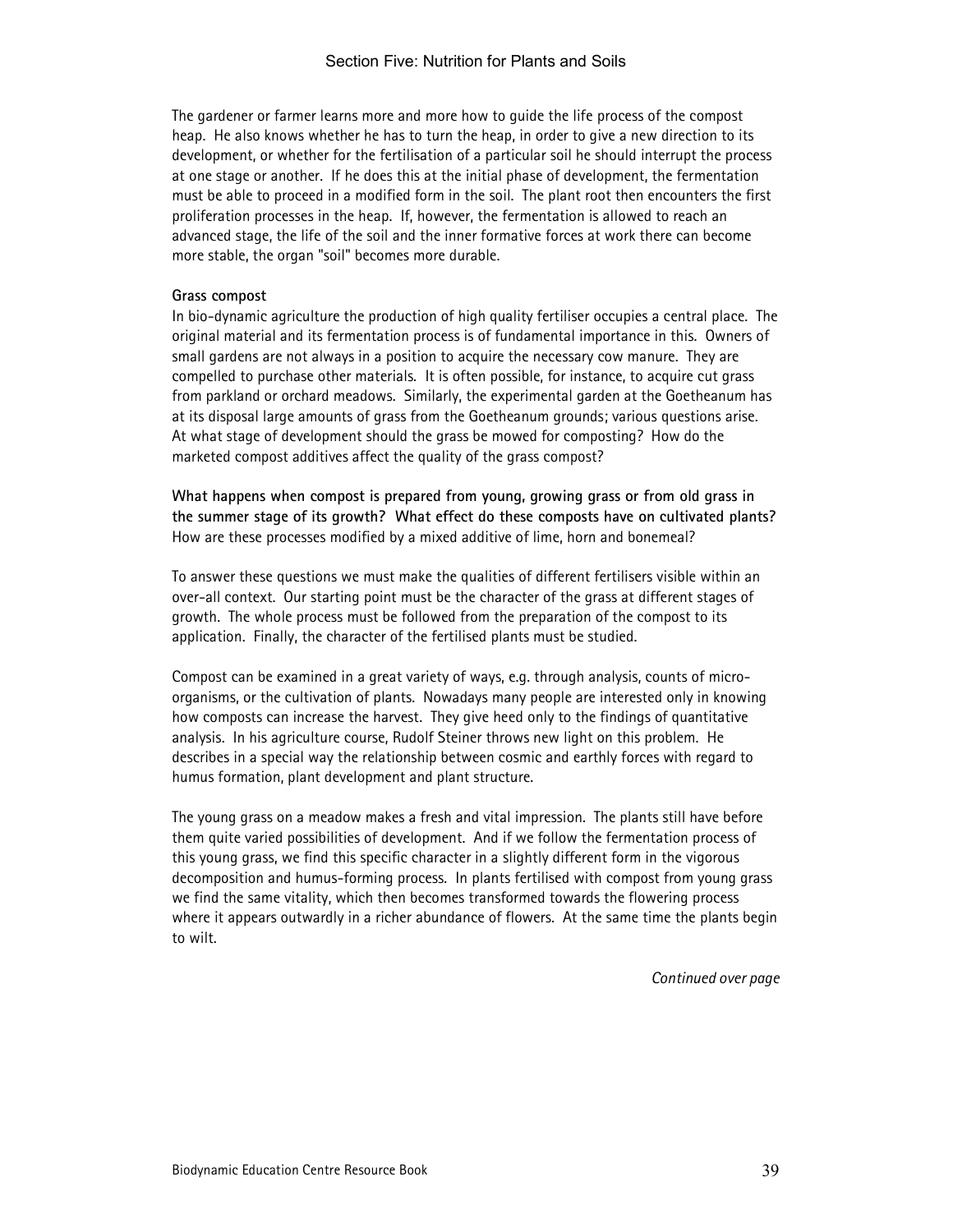The gardener or farmer learns more and more how to guide the life process of the compost heap. He also knows whether he has to turn the heap, in order to give a new direction to its development, or whether for the fertilisation of a particular soil he should interrupt the process at one stage or another. If he does this at the initial phase of development, the fermentation must be able to proceed in a modified form in the soil. The plant root then encounters the first proliferation processes in the heap. If, however, the fermentation is allowed to reach an advanced stage, the life of the soil and the inner formative forces at work there can become more stable, the organ "soil" becomes more durable.

**Grass compost**

In bio-dynamic agriculture the production of high quality fertiliser occupies a central place. The original material and its fermentation process is of fundamental importance in this. Owners of small gardens are not always in a position to acquire the necessary cow manure. They are compelled to purchase other materials. It is often possible, for instance, to acquire cut grass from parkland or orchard meadows. Similarly, the experimental garden at the Goetheanum has at its disposal large amounts of grass from the Goetheanum grounds; various questions arise. At what stage of development should the grass be mowed for composting? How do the marketed compost additives affect the quality of the grass compost?

**What happens when compost is prepared from young, growing grass or from old grass in the summer stage of its growth? What effect do these composts have on cultivated plants?** How are these processes modified by a mixed additive of lime, horn and bonemeal?

To answer these questions we must make the qualities of different fertilisers visible within an over-all context. Our starting point must be the character of the grass at different stages of growth. The whole process must be followed from the preparation of the compost to its application. Finally, the character of the fertilised plants must be studied.

Compost can be examined in a great variety of ways, e.g. through analysis, counts of micro-organisms, or the cultivation of plants. Nowadays many people are interested only in knowing how composts can increase the harvest. They give heed only to the findings of quantitative analysis. In his agriculture course, Rudolf Steiner throws new light on this problem. He describes in a special way the relationship between cosmic and earthly forces with regard to humus formation, plant development and plant structure.

The young grass on a meadow makes a fresh and vital impression. The plants still have before them quite varied possibilities of development. And if we follow the fermentation process of this young grass, we find this specific character in a slightly different form in the vigorous decomposition and humus-forming process. In plants fertilised with compost from young grass we find the same vitality, which then becomes transformed towards the flowering process where it appears outwardly in a richer abundance of flowers. At the same time the plants begin to wilt.

*Continued over page*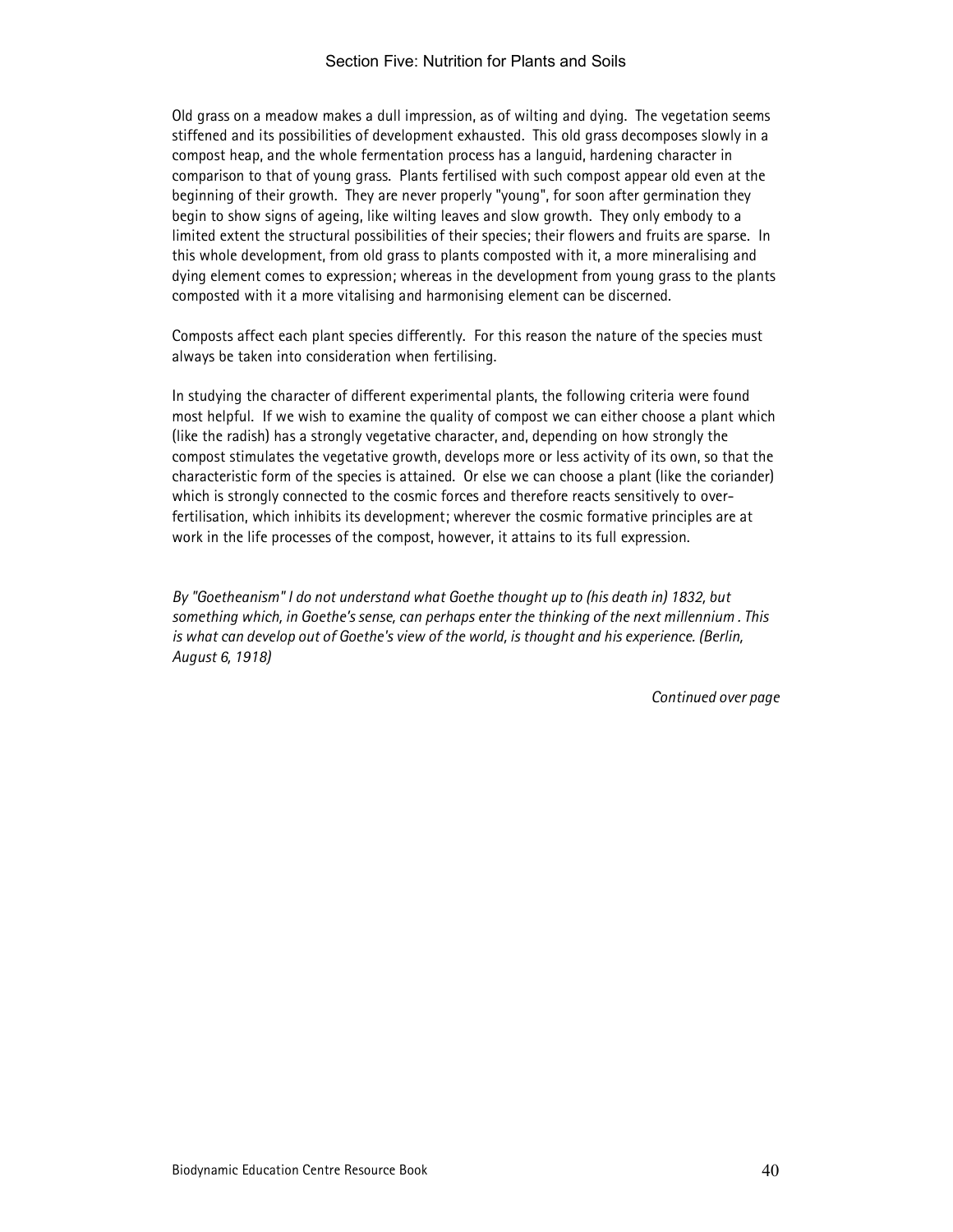Old grass on a meadow makes a dull impression, as of wilting and dying. The vegetation seems stiffened and its possibilities of development exhausted. This old grass decomposes slowly in a compost heap, and the whole fermentation process has a languid, hardening character in comparison to that of young grass. Plants fertilised with such compost appear old even at the beginning of their growth. They are never properly "young", for soon after germination they begin to show signs of ageing, like wilting leaves and slow growth. They only embody to a limited extent the structural possibilities of their species; their flowers and fruits are sparse. In this whole development, from old grass to plants composted with it, a more mineralising and dying element comes to expression; whereas in the development from young grass to the plants composted with it a more vitalising and harmonising element can be discerned.

Composts affect each plant species differently. For this reason the nature of the species must always be taken into consideration when fertilising.

In studying the character of different experimental plants, the following criteria were found most helpful. If we wish to examine the quality of compost we can either choose a plant which (like the radish) has a strongly vegetative character, and, depending on how strongly the compost stimulates the vegetative growth, develops more or less activity of its own, so that the characteristic form of the species is attained. Or else we can choose a plant (like the coriander) which is strongly connected to the cosmic forces and therefore reacts sensitively to over-fertilisation, which inhibits its development; wherever the cosmic formative principles are at work in the life processes of the compost, however, it attains to its full expression.

*By "Goetheanism" I do not understand what Goethe thought up to (his death in) 1832, but something which, in Goethe's sense, can perhaps enter the thinking of the next millennium . This is what can develop out of Goethe's view of the world, is thought and his experience. (Berlin, August 6, 1918)*

*Continued over page*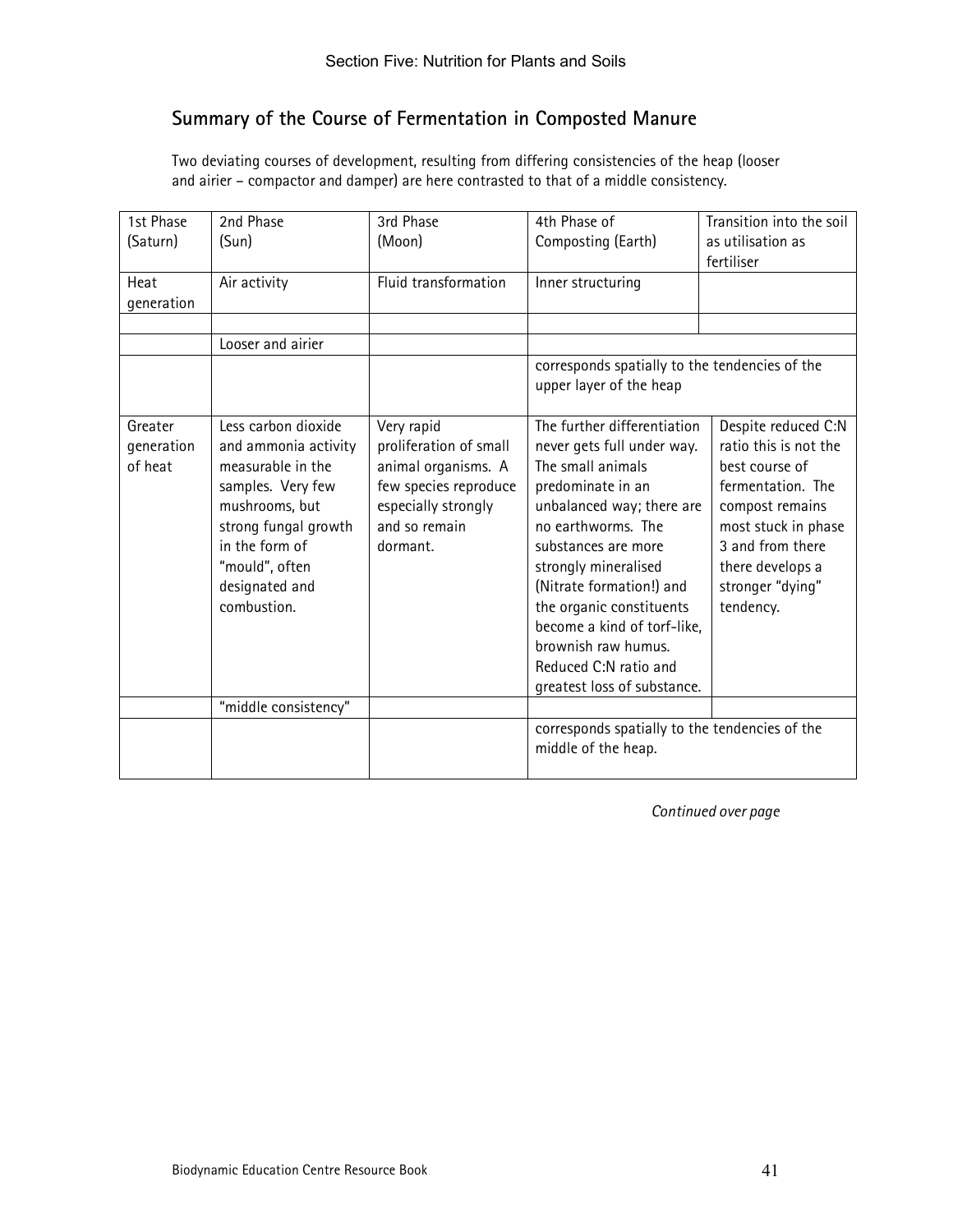## Summary of the Course of Fermentation in Composted Manure

Two deviating courses of development, resulting from differing consistencies of the heap (looser and airier – compactor and damper) are here contrasted to that of a middle consistency.

| 1st Phase (Saturn) | 2nd Phase (Sun) | 3rd Phase (Moon) | 4th Phase of Composting (Earth) | Transition into the soil as utilisation as fertiliser |
|---|---|---|---|---|
| Heat generation | Air activity | Fluid transformation | Inner structuring | |
| | | | | |
| | Looser and airier | | | |
| | | | corresponds spatially to the tendencies of the upper layer of the heap | |
| Greater generation of heat | Less carbon dioxide and ammonia activity measurable in the samples. Very few mushrooms, but strong fungal growth in the form of "mould", often designated and combustion. | Very rapid proliferation of small animal organisms. A few species reproduce especially strongly and so remain dormant. | The further differentiation never gets full under way. The small animals predominate in an unbalanced way; there are no earthworms. The substances are more strongly mineralised (Nitrate formation!) and the organic constituents become a kind of torf-like, brownish raw humus. Reduced C:N ratio and greatest loss of substance. | Despite reduced C:N ratio this is not the best course of fermentation. The compost remains most stuck in phase 3 and from there there develops a stronger "dying" tendency. |
| | "middle consistency" | | | |
| | | | corresponds spatially to the tendencies of the middle of the heap. | |

*Continued over page*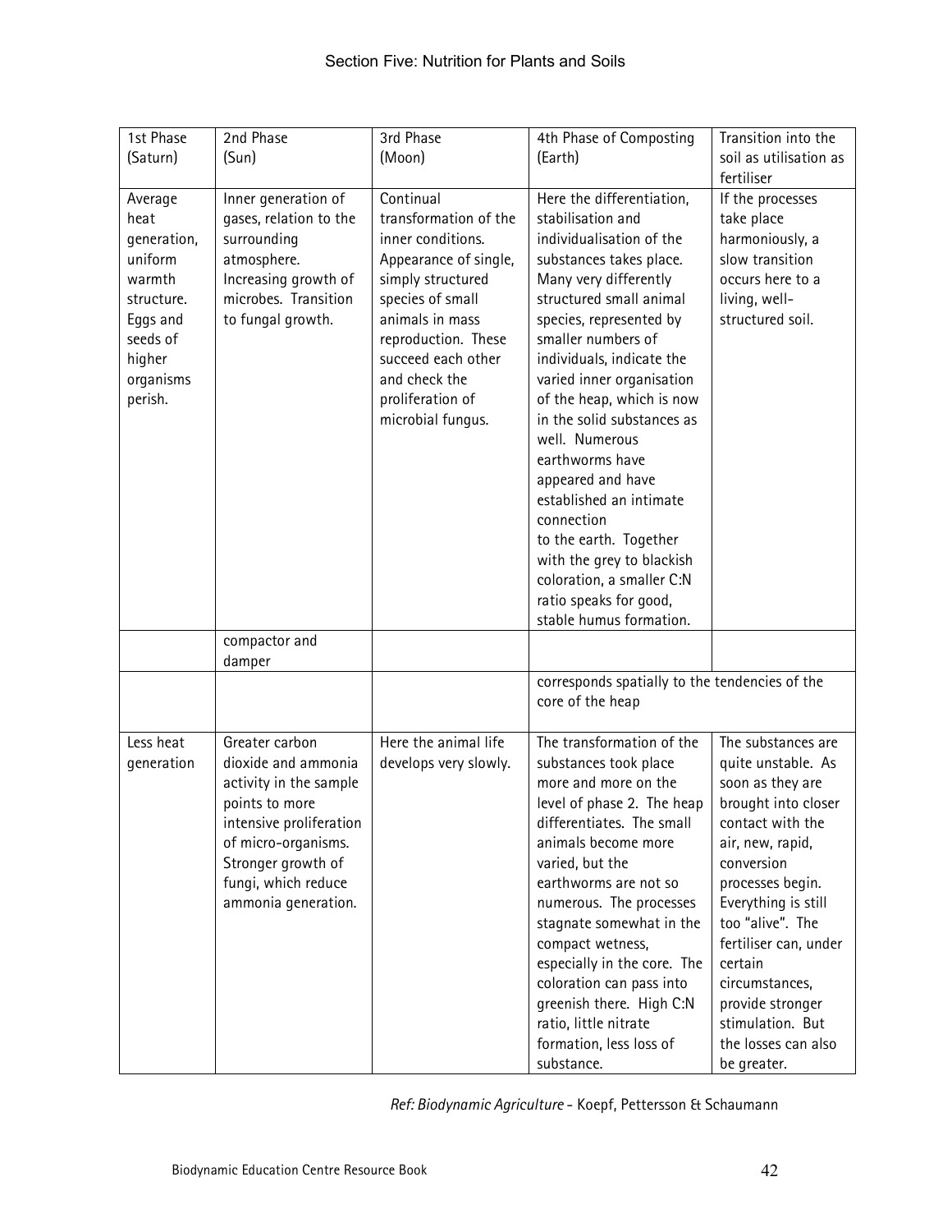| 1st Phase (Saturn) | 2nd Phase (Sun) | 3rd Phase (Moon) | 4th Phase of Composting (Earth) | Transition into the soil as utilisation as fertiliser |
|---|---|---|---|---|
| Average heat generation, uniform warmth structure. Eggs and seeds of higher organisms perish. | Inner generation of gases, relation to the surrounding atmosphere. Increasing growth of microbes. Transition to fungal growth. | Continual transformation of the inner conditions. Appearance of single, simply structured species of small animals in mass reproduction. These succeed each other and check the proliferation of microbial fungus. | Here the differentiation, stabilisation and individualisation of the substances takes place. Many very differently structured small animal species, represented by smaller numbers of individuals, indicate the varied inner organisation of the heap, which is now in the solid substances as well. Numerous earthworms have appeared and have established an intimate connection to the earth. Together with the grey to blackish coloration, a smaller C:N ratio speaks for good, stable humus formation. | If the processes take place harmoniously, a slow transition occurs here to a living, well-structured soil. |
| | compactor and damper | | | |
| | | | corresponds spatially to the tendencies of the core of the heap | |
| Less heat generation | Greater carbon dioxide and ammonia activity in the sample points to more intensive proliferation of micro-organisms. Stronger growth of fungi, which reduce ammonia generation. | Here the animal life develops very slowly. | The transformation of the substances took place more and more on the level of phase 2. The heap differentiates. The small animals become more varied, but the earthworms are not so numerous. The processes stagnate somewhat in the compact wetness, especially in the core. The coloration can pass into greenish there. High C:N ratio, little nitrate formation, less loss of substance. | The substances are quite unstable. As soon as they are brought into closer contact with the air, new, rapid, conversion processes begin. Everything is still too "alive". The fertiliser can, under certain circumstances, provide stronger stimulation. But the losses can also be greater. |

*Ref: Biodynamic Agriculture* - Koepf, Pettersson & Schaumann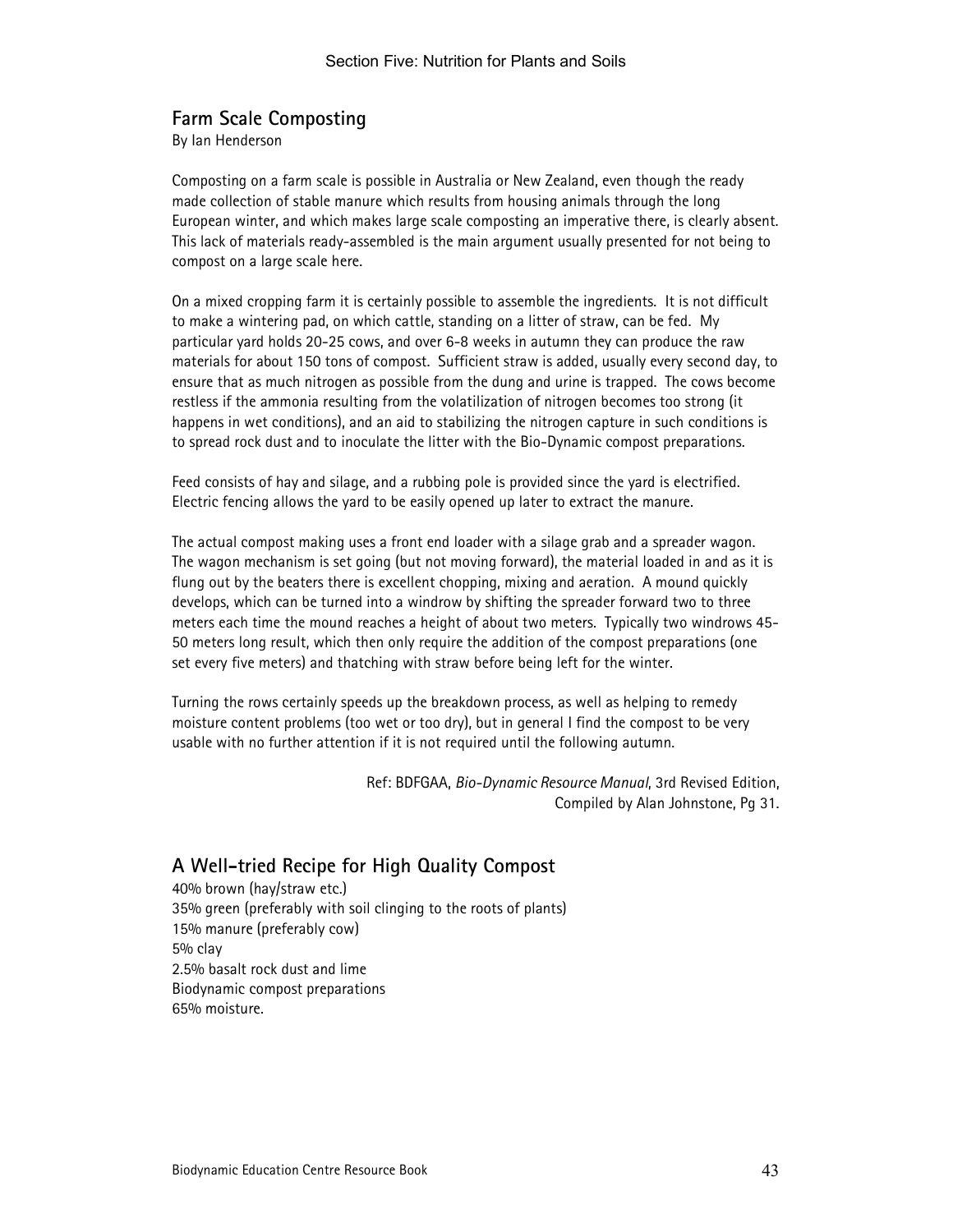## Farm Scale Composting

By Ian Henderson

Composting on a farm scale is possible in Australia or New Zealand, even though the ready made collection of stable manure which results from housing animals through the long European winter, and which makes large scale composting an imperative there, is clearly absent. This lack of materials ready-assembled is the main argument usually presented for not being to compost on a large scale here.

On a mixed cropping farm it is certainly possible to assemble the ingredients. It is not difficult to make a wintering pad, on which cattle, standing on a litter of straw, can be fed. My particular yard holds 20-25 cows, and over 6-8 weeks in autumn they can produce the raw materials for about 150 tons of compost. Sufficient straw is added, usually every second day, to ensure that as much nitrogen as possible from the dung and urine is trapped. The cows become restless if the ammonia resulting from the volatilization of nitrogen becomes too strong (it happens in wet conditions), and an aid to stabilizing the nitrogen capture in such conditions is to spread rock dust and to inoculate the litter with the Bio-Dynamic compost preparations.

Feed consists of hay and silage, and a rubbing pole is provided since the yard is electrified. Electric fencing allows the yard to be easily opened up later to extract the manure.

The actual compost making uses a front end loader with a silage grab and a spreader wagon. The wagon mechanism is set going (but not moving forward), the material loaded in and as it is flung out by the beaters there is excellent chopping, mixing and aeration. A mound quickly develops, which can be turned into a windrow by shifting the spreader forward two to three meters each time the mound reaches a height of about two meters. Typically two windrows 45-50 meters long result, which then only require the addition of the compost preparations (one set every five meters) and thatching with straw before being left for the winter.

Turning the rows certainly speeds up the breakdown process, as well as helping to remedy moisture content problems (too wet or too dry), but in general I find the compost to be very usable with no further attention if it is not required until the following autumn.

Ref: BDFGAA, *Bio-Dynamic Resource Manual*, 3rd Revised Edition, Compiled by Alan Johnstone, Pg 31.

## A Well-tried Recipe for High Quality Compost

40% brown (hay/straw etc.)
35% green (preferably with soil clinging to the roots of plants)
15% manure (preferably cow)
5% clay
2.5% basalt rock dust and lime
Biodynamic compost preparations
65% moisture.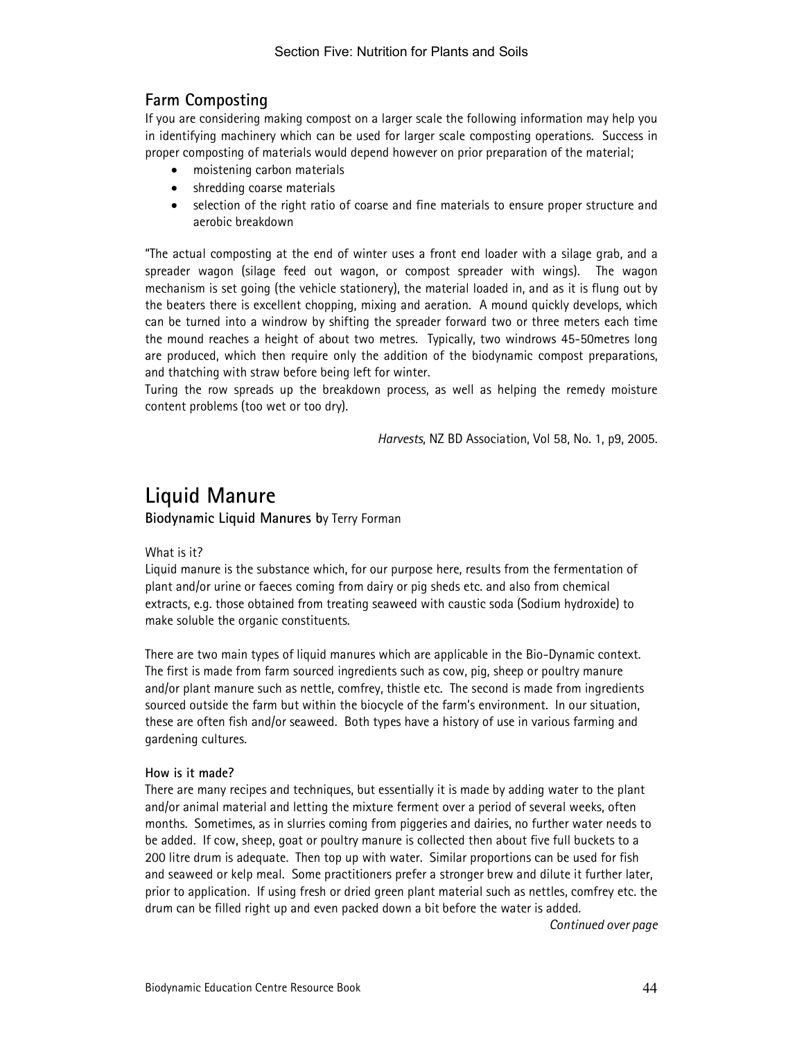## Farm Composting

If you are considering making compost on a larger scale the following information may help you in identifying machinery which can be used for larger scale composting operations. Success in proper composting of materials would depend however on prior preparation of the material;

- moistening carbon materials
- shredding coarse materials
- selection of the right ratio of coarse and fine materials to ensure proper structure and aerobic breakdown

"The actual composting at the end of winter uses a front end loader with a silage grab, and a spreader wagon (silage feed out wagon, or compost spreader with wings). The wagon mechanism is set going (the vehicle stationery), the material loaded in, and as it is flung out by the beaters there is excellent chopping, mixing and aeration. A mound quickly develops, which can be turned into a windrow by shifting the spreader forward two or three meters each time the mound reaches a height of about two metres. Typically, two windrows 45-50metres long are produced, which then require only the addition of the biodynamic compost preparations, and thatching with straw before being left for winter.

Turing the row spreads up the breakdown process, as well as helping the remedy moisture content problems (too wet or too dry).

*Harvests*, NZ BD Association, Vol 58, No. 1, p9, 2005.

# Liquid Manure

**Biodynamic Liquid Manures b**y Terry Forman

What is it?

Liquid manure is the substance which, for our purpose here, results from the fermentation of plant and/or urine or faeces coming from dairy or pig sheds etc. and also from chemical extracts, e.g. those obtained from treating seaweed with caustic soda (Sodium hydroxide) to make soluble the organic constituents.

There are two main types of liquid manures which are applicable in the Bio-Dynamic context. The first is made from farm sourced ingredients such as cow, pig, sheep or poultry manure and/or plant manure such as nettle, comfrey, thistle etc. The second is made from ingredients sourced outside the farm but within the biocycle of the farm's environment. In our situation, these are often fish and/or seaweed. Both types have a history of use in various farming and gardening cultures.

**How is it made?**

There are many recipes and techniques, but essentially it is made by adding water to the plant and/or animal material and letting the mixture ferment over a period of several weeks, often months. Sometimes, as in slurries coming from piggeries and dairies, no further water needs to be added. If cow, sheep, goat or poultry manure is collected then about five full buckets to a 200 litre drum is adequate. Then top up with water. Similar proportions can be used for fish and seaweed or kelp meal. Some practitioners prefer a stronger brew and dilute it further later, prior to application. If using fresh or dried green plant material such as nettles, comfrey etc. the drum can be filled right up and even packed down a bit before the water is added.

*Continued over page*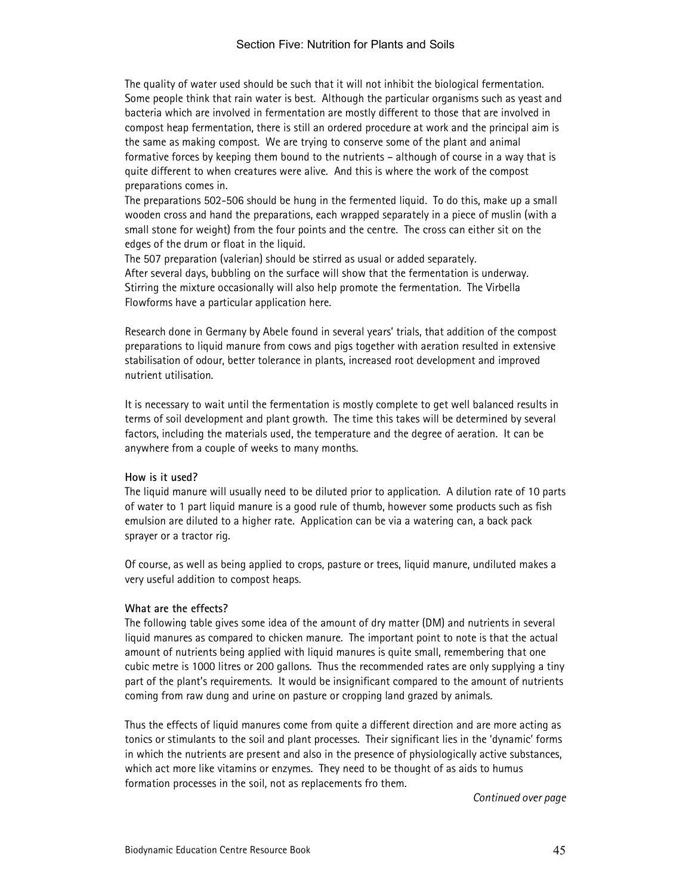The quality of water used should be such that it will not inhibit the biological fermentation. Some people think that rain water is best. Although the particular organisms such as yeast and bacteria which are involved in fermentation are mostly different to those that are involved in compost heap fermentation, there is still an ordered procedure at work and the principal aim is the same as making compost. We are trying to conserve some of the plant and animal formative forces by keeping them bound to the nutrients – although of course in a way that is quite different to when creatures were alive. And this is where the work of the compost preparations comes in.

The preparations 502-506 should be hung in the fermented liquid. To do this, make up a small wooden cross and hand the preparations, each wrapped separately in a piece of muslin (with a small stone for weight) from the four points and the centre. The cross can either sit on the edges of the drum or float in the liquid.

The 507 preparation (valerian) should be stirred as usual or added separately.

After several days, bubbling on the surface will show that the fermentation is underway. Stirring the mixture occasionally will also help promote the fermentation. The Virbella Flowforms have a particular application here.

Research done in Germany by Abele found in several years' trials, that addition of the compost preparations to liquid manure from cows and pigs together with aeration resulted in extensive stabilisation of odour, better tolerance in plants, increased root development and improved nutrient utilisation.

It is necessary to wait until the fermentation is mostly complete to get well balanced results in terms of soil development and plant growth. The time this takes will be determined by several factors, including the materials used, the temperature and the degree of aeration. It can be anywhere from a couple of weeks to many months.

**How is it used?**

The liquid manure will usually need to be diluted prior to application. A dilution rate of 10 parts of water to 1 part liquid manure is a good rule of thumb, however some products such as fish emulsion are diluted to a higher rate. Application can be via a watering can, a back pack sprayer or a tractor rig.

Of course, as well as being applied to crops, pasture or trees, liquid manure, undiluted makes a very useful addition to compost heaps.

**What are the effects?**

The following table gives some idea of the amount of dry matter (DM) and nutrients in several liquid manures as compared to chicken manure. The important point to note is that the actual amount of nutrients being applied with liquid manures is quite small, remembering that one cubic metre is 1000 litres or 200 gallons. Thus the recommended rates are only supplying a tiny part of the plant's requirements. It would be insignificant compared to the amount of nutrients coming from raw dung and urine on pasture or cropping land grazed by animals.

Thus the effects of liquid manures come from quite a different direction and are more acting as tonics or stimulants to the soil and plant processes. Their significant lies in the 'dynamic' forms in which the nutrients are present and also in the presence of physiologically active substances, which act more like vitamins or enzymes. They need to be thought of as aids to humus formation processes in the soil, not as replacements fro them.

*Continued over page*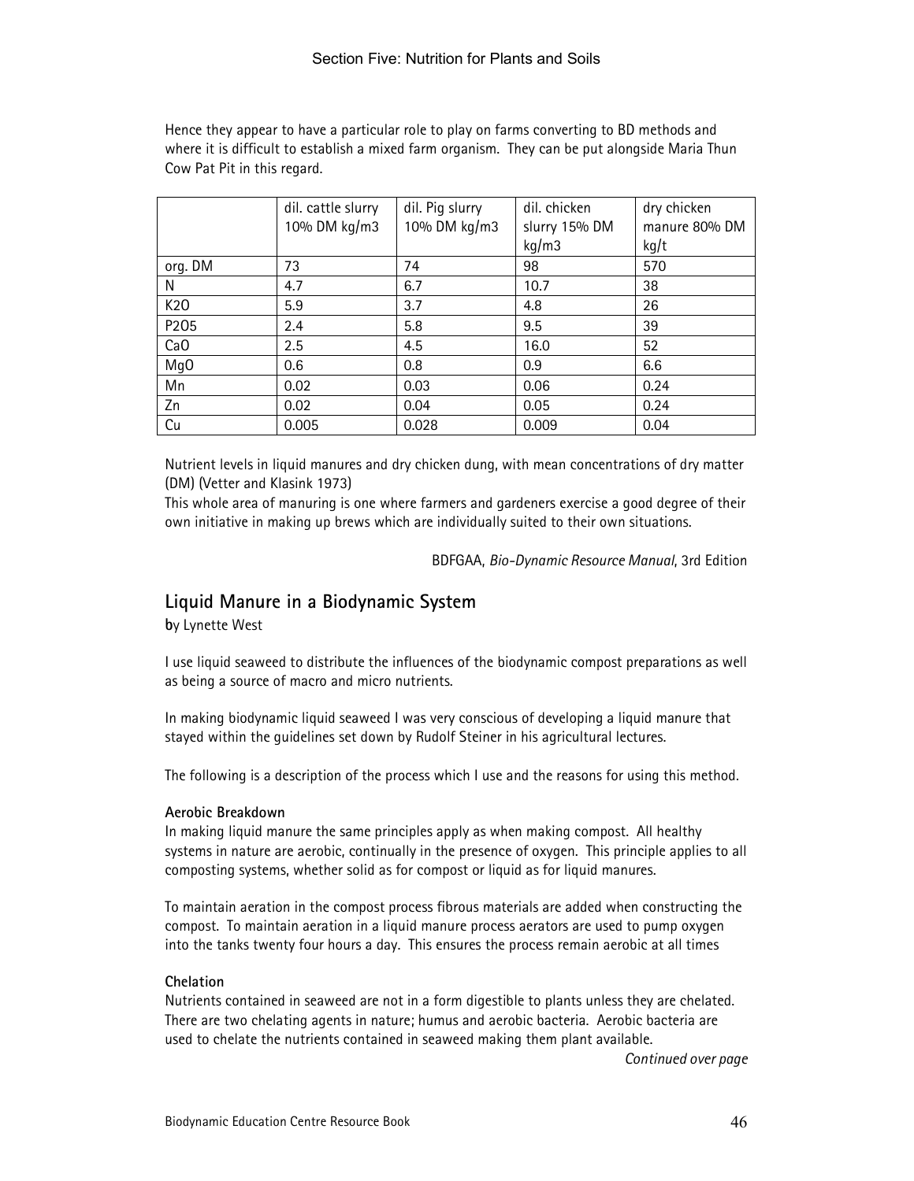Hence they appear to have a particular role to play on farms converting to BD methods and where it is difficult to establish a mixed farm organism. They can be put alongside Maria Thun Cow Pat Pit in this regard.

| | dil. cattle slurry 10% DM kg/m3 | dil. Pig slurry 10% DM kg/m3 | dil. chicken slurry 15% DM kg/m3 | dry chicken manure 80% DM kg/t |
|---|---|---|---|---|
| org. DM | 73 | 74 | 98 | 570 |
| N | 4.7 | 6.7 | 10.7 | 38 |
| K2O | 5.9 | 3.7 | 4.8 | 26 |
| P2O5 | 2.4 | 5.8 | 9.5 | 39 |
| CaO | 2.5 | 4.5 | 16.0 | 52 |
| MgO | 0.6 | 0.8 | 0.9 | 6.6 |
| Mn | 0.02 | 0.03 | 0.06 | 0.24 |
| Zn | 0.02 | 0.04 | 0.05 | 0.24 |
| Cu | 0.005 | 0.028 | 0.009 | 0.04 |

Nutrient levels in liquid manures and dry chicken dung, with mean concentrations of dry matter (DM) (Vetter and Klasink 1973)

This whole area of manuring is one where farmers and gardeners exercise a good degree of their own initiative in making up brews which are individually suited to their own situations.

BDFGAA, *Bio-Dynamic Resource Manual*, 3rd Edition

## Liquid Manure in a Biodynamic System

**b**y Lynette West

I use liquid seaweed to distribute the influences of the biodynamic compost preparations as well as being a source of macro and micro nutrients.

In making biodynamic liquid seaweed I was very conscious of developing a liquid manure that stayed within the guidelines set down by Rudolf Steiner in his agricultural lectures.

The following is a description of the process which I use and the reasons for using this method.

### Aerobic Breakdown

In making liquid manure the same principles apply as when making compost. All healthy systems in nature are aerobic, continually in the presence of oxygen. This principle applies to all composting systems, whether solid as for compost or liquid as for liquid manures.

To maintain aeration in the compost process fibrous materials are added when constructing the compost. To maintain aeration in a liquid manure process aerators are used to pump oxygen into the tanks twenty four hours a day. This ensures the process remain aerobic at all times

### Chelation

Nutrients contained in seaweed are not in a form digestible to plants unless they are chelated. There are two chelating agents in nature; humus and aerobic bacteria. Aerobic bacteria are used to chelate the nutrients contained in seaweed making them plant available.

*Continued over page*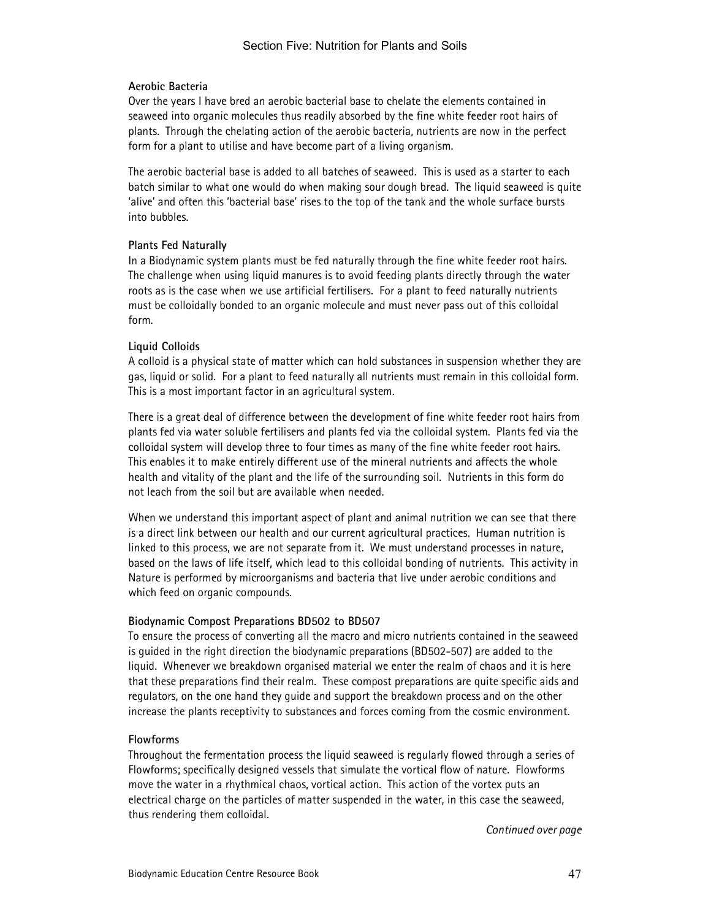**Aerobic Bacteria**

Over the years I have bred an aerobic bacterial base to chelate the elements contained in seaweed into organic molecules thus readily absorbed by the fine white feeder root hairs of plants. Through the chelating action of the aerobic bacteria, nutrients are now in the perfect form for a plant to utilise and have become part of a living organism.

The aerobic bacterial base is added to all batches of seaweed. This is used as a starter to each batch similar to what one would do when making sour dough bread. The liquid seaweed is quite 'alive' and often this 'bacterial base' rises to the top of the tank and the whole surface bursts into bubbles.

**Plants Fed Naturally**

In a Biodynamic system plants must be fed naturally through the fine white feeder root hairs. The challenge when using liquid manures is to avoid feeding plants directly through the water roots as is the case when we use artificial fertilisers. For a plant to feed naturally nutrients must be colloidally bonded to an organic molecule and must never pass out of this colloidal form.

**Liquid Colloids**

A colloid is a physical state of matter which can hold substances in suspension whether they are gas, liquid or solid. For a plant to feed naturally all nutrients must remain in this colloidal form. This is a most important factor in an agricultural system.

There is a great deal of difference between the development of fine white feeder root hairs from plants fed via water soluble fertilisers and plants fed via the colloidal system. Plants fed via the colloidal system will develop three to four times as many of the fine white feeder root hairs. This enables it to make entirely different use of the mineral nutrients and affects the whole health and vitality of the plant and the life of the surrounding soil. Nutrients in this form do not leach from the soil but are available when needed.

When we understand this important aspect of plant and animal nutrition we can see that there is a direct link between our health and our current agricultural practices. Human nutrition is linked to this process, we are not separate from it. We must understand processes in nature, based on the laws of life itself, which lead to this colloidal bonding of nutrients. This activity in Nature is performed by microorganisms and bacteria that live under aerobic conditions and which feed on organic compounds.

**Biodynamic Compost Preparations BD502 to BD507**

To ensure the process of converting all the macro and micro nutrients contained in the seaweed is guided in the right direction the biodynamic preparations (BD502-507) are added to the liquid. Whenever we breakdown organised material we enter the realm of chaos and it is here that these preparations find their realm. These compost preparations are quite specific aids and regulators, on the one hand they guide and support the breakdown process and on the other increase the plants receptivity to substances and forces coming from the cosmic environment.

**Flowforms**

Throughout the fermentation process the liquid seaweed is regularly flowed through a series of Flowforms; specifically designed vessels that simulate the vortical flow of nature. Flowforms move the water in a rhythmical chaos, vortical action. This action of the vortex puts an electrical charge on the particles of matter suspended in the water, in this case the seaweed, thus rendering them colloidal.

*Continued over page*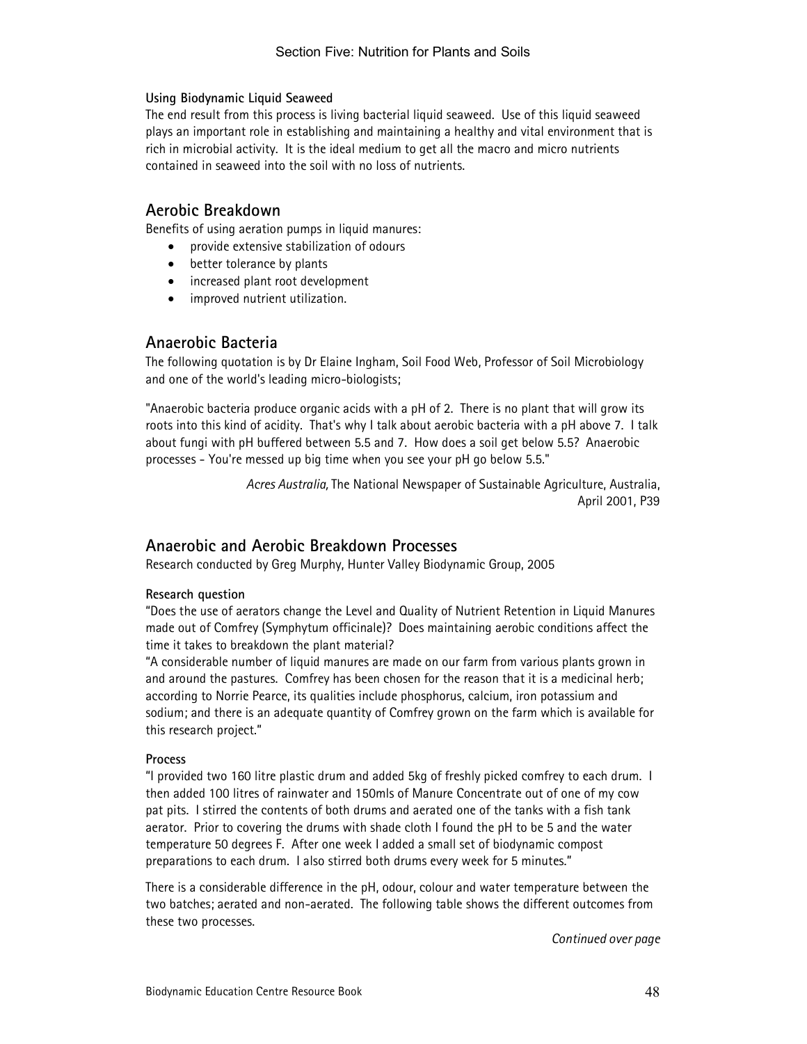**Using Biodynamic Liquid Seaweed**

The end result from this process is living bacterial liquid seaweed. Use of this liquid seaweed plays an important role in establishing and maintaining a healthy and vital environment that is rich in microbial activity. It is the ideal medium to get all the macro and micro nutrients contained in seaweed into the soil with no loss of nutrients.

## Aerobic Breakdown

Benefits of using aeration pumps in liquid manures:

- provide extensive stabilization of odours
- better tolerance by plants
- increased plant root development
- improved nutrient utilization.

## Anaerobic Bacteria

The following quotation is by Dr Elaine Ingham, Soil Food Web, Professor of Soil Microbiology and one of the world's leading micro-biologists;

"Anaerobic bacteria produce organic acids with a pH of 2. There is no plant that will grow its roots into this kind of acidity. That's why I talk about aerobic bacteria with a pH above 7. I talk about fungi with pH buffered between 5.5 and 7. How does a soil get below 5.5? Anaerobic processes - You're messed up big time when you see your pH go below 5.5."

*Acres Australia,* The National Newspaper of Sustainable Agriculture, Australia, April 2001, P39

## Anaerobic and Aerobic Breakdown Processes

Research conducted by Greg Murphy, Hunter Valley Biodynamic Group, 2005

**Research question**

"Does the use of aerators change the Level and Quality of Nutrient Retention in Liquid Manures made out of Comfrey (Symphytum officinale)? Does maintaining aerobic conditions affect the time it takes to breakdown the plant material?

"A considerable number of liquid manures are made on our farm from various plants grown in and around the pastures. Comfrey has been chosen for the reason that it is a medicinal herb; according to Norrie Pearce, its qualities include phosphorus, calcium, iron potassium and sodium; and there is an adequate quantity of Comfrey grown on the farm which is available for this research project."

**Process**

"I provided two 160 litre plastic drum and added 5kg of freshly picked comfrey to each drum. I then added 100 litres of rainwater and 150mls of Manure Concentrate out of one of my cow pat pits. I stirred the contents of both drums and aerated one of the tanks with a fish tank aerator. Prior to covering the drums with shade cloth I found the pH to be 5 and the water temperature 50 degrees F. After one week I added a small set of biodynamic compost preparations to each drum. I also stirred both drums every week for 5 minutes."

There is a considerable difference in the pH, odour, colour and water temperature between the two batches; aerated and non-aerated. The following table shows the different outcomes from these two processes.

*Continued over page*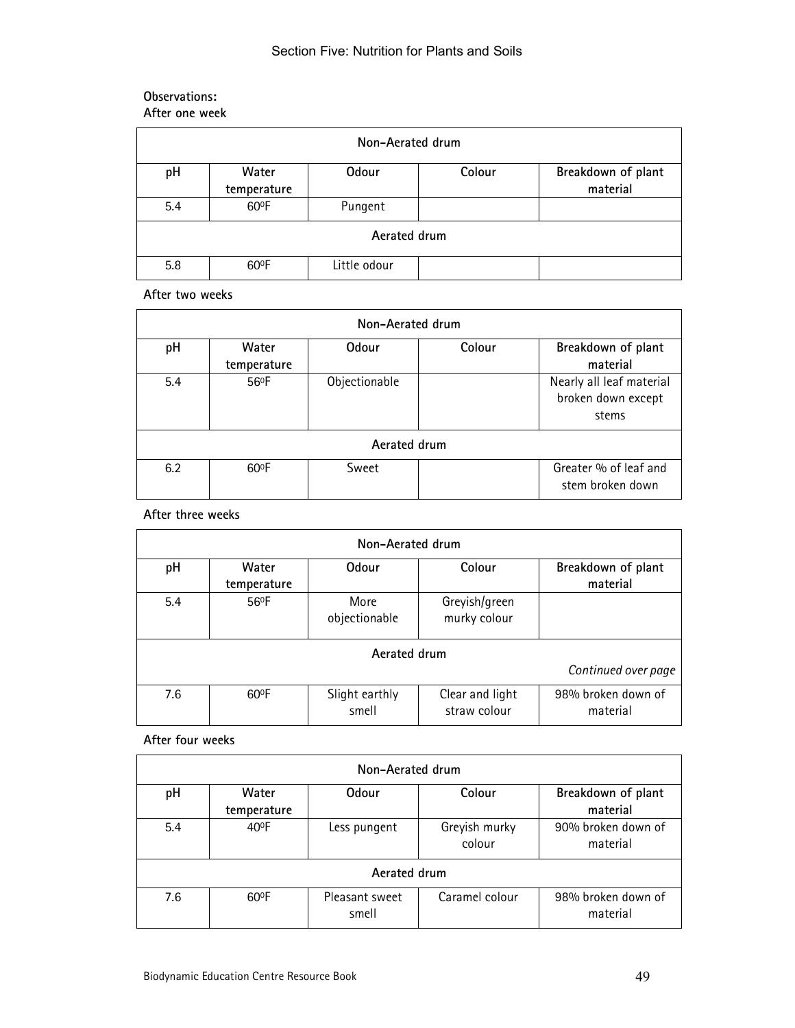**Observations:**
**After one week**

| Non-Aerated drum | | | | |
|---|---|---|---|---|
| **pH** | **Water temperature** | **Odour** | **Colour** | **Breakdown of plant material** |
| 5.4 | 60ºF | Pungent | | |
| **Aerated drum** | | | | |
| 5.8 | 60ºF | Little odour | | |

**After two weeks**

| Non-Aerated drum | | | | |
|---|---|---|---|---|
| **pH** | **Water temperature** | **Odour** | **Colour** | **Breakdown of plant material** |
| 5.4 | 56ºF | Objectionable | | Nearly all leaf material broken down except stems |
| **Aerated drum** | | | | |
| 6.2 | 60ºF | Sweet | | Greater % of leaf and stem broken down |

**After three weeks**

| Non-Aerated drum | | | | |
|---|---|---|---|---|
| **pH** | **Water temperature** | **Odour** | **Colour** | **Breakdown of plant material** |
| 5.4 | 56ºF | More objectionable | Greyish/green murky colour | |
| **Aerated drum** | | | | *Continued over page* |
| 7.6 | 60ºF | Slight earthly smell | Clear and light straw colour | 98% broken down of material |

**After four weeks**

| Non-Aerated drum | | | | |
|---|---|---|---|---|
| **pH** | **Water temperature** | **Odour** | **Colour** | **Breakdown of plant material** |
| 5.4 | 40ºF | Less pungent | Greyish murky colour | 90% broken down of material |
| **Aerated drum** | | | | |
| 7.6 | 60ºF | Pleasant sweet smell | Caramel colour | 98% broken down of material |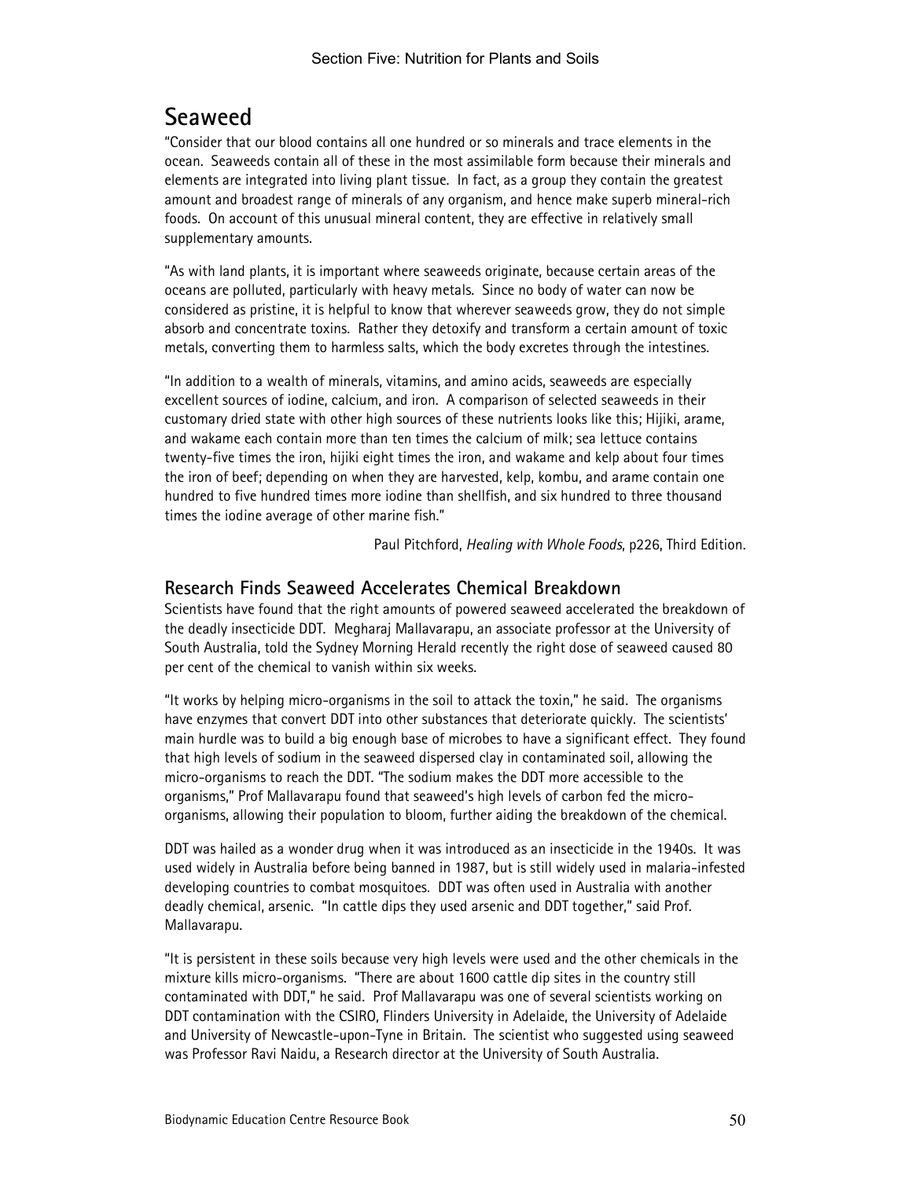# Seaweed

"Consider that our blood contains all one hundred or so minerals and trace elements in the ocean. Seaweeds contain all of these in the most assimilable form because their minerals and elements are integrated into living plant tissue. In fact, as a group they contain the greatest amount and broadest range of minerals of any organism, and hence make superb mineral-rich foods. On account of this unusual mineral content, they are effective in relatively small supplementary amounts.

"As with land plants, it is important where seaweeds originate, because certain areas of the oceans are polluted, particularly with heavy metals. Since no body of water can now be considered as pristine, it is helpful to know that wherever seaweeds grow, they do not simple absorb and concentrate toxins. Rather they detoxify and transform a certain amount of toxic metals, converting them to harmless salts, which the body excretes through the intestines.

"In addition to a wealth of minerals, vitamins, and amino acids, seaweeds are especially excellent sources of iodine, calcium, and iron. A comparison of selected seaweeds in their customary dried state with other high sources of these nutrients looks like this; Hijiki, arame, and wakame each contain more than ten times the calcium of milk; sea lettuce contains twenty-five times the iron, hijiki eight times the iron, and wakame and kelp about four times the iron of beef; depending on when they are harvested, kelp, kombu, and arame contain one hundred to five hundred times more iodine than shellfish, and six hundred to three thousand times the iodine average of other marine fish."

Paul Pitchford, *Healing with Whole Foods*, p226, Third Edition.

## Research Finds Seaweed Accelerates Chemical Breakdown

Scientists have found that the right amounts of powered seaweed accelerated the breakdown of the deadly insecticide DDT. Megharaj Mallavarapu, an associate professor at the University of South Australia, told the Sydney Morning Herald recently the right dose of seaweed caused 80 per cent of the chemical to vanish within six weeks.

"It works by helping micro-organisms in the soil to attack the toxin," he said. The organisms have enzymes that convert DDT into other substances that deteriorate quickly. The scientists' main hurdle was to build a big enough base of microbes to have a significant effect. They found that high levels of sodium in the seaweed dispersed clay in contaminated soil, allowing the micro-organisms to reach the DDT. "The sodium makes the DDT more accessible to the organisms," Prof Mallavarapu found that seaweed's high levels of carbon fed the micro-organisms, allowing their population to bloom, further aiding the breakdown of the chemical.

DDT was hailed as a wonder drug when it was introduced as an insecticide in the 1940s. It was used widely in Australia before being banned in 1987, but is still widely used in malaria-infested developing countries to combat mosquitoes. DDT was often used in Australia with another deadly chemical, arsenic. "In cattle dips they used arsenic and DDT together," said Prof. Mallavarapu.

"It is persistent in these soils because very high levels were used and the other chemicals in the mixture kills micro-organisms. "There are about 1600 cattle dip sites in the country still contaminated with DDT," he said. Prof Mallavarapu was one of several scientists working on DDT contamination with the CSIRO, Flinders University in Adelaide, the University of Adelaide and University of Newcastle-upon-Tyne in Britain. The scientist who suggested using seaweed was Professor Ravi Naidu, a Research director at the University of South Australia.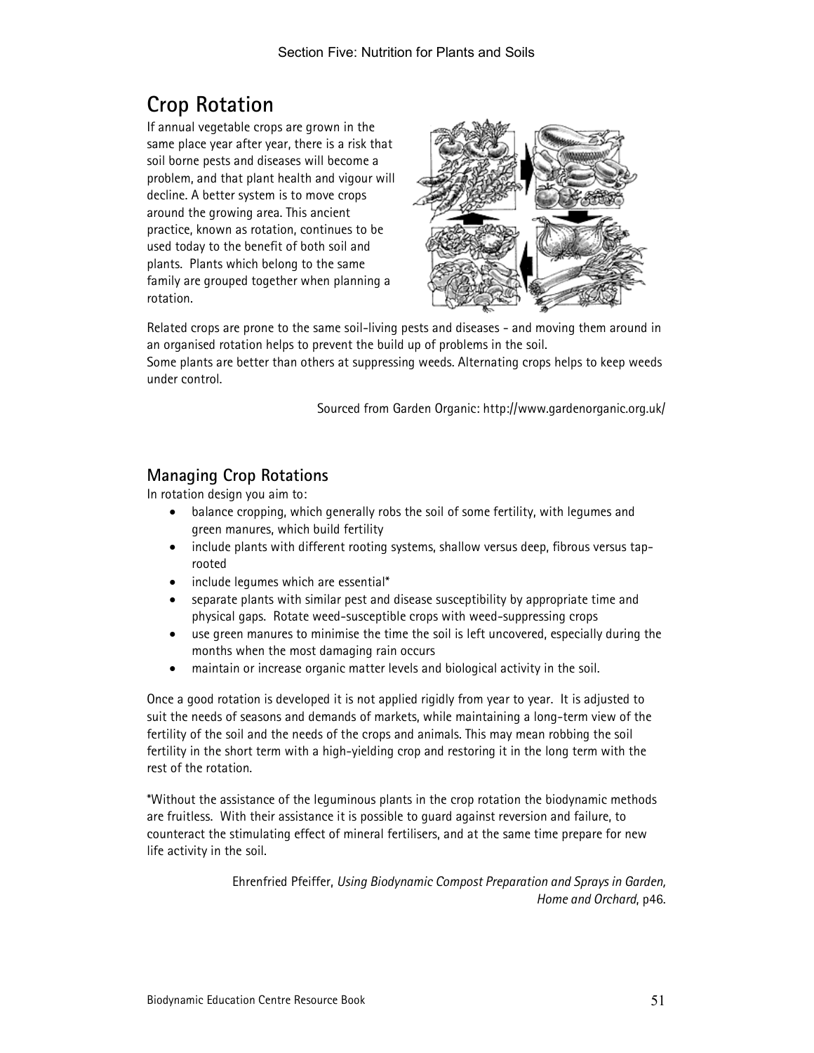## Crop Rotation

If annual vegetable crops are grown in the same place year after year, there is a risk that soil borne pests and diseases will become a problem, and that plant health and vigour will decline. A better system is to move crops around the growing area. This ancient practice, known as rotation, continues to be used today to the benefit of both soil and plants. Plants which belong to the same family are grouped together when planning a rotation.

Related crops are prone to the same soil-living pests and diseases - and moving them around in an organised rotation helps to prevent the build up of problems in the soil.
Some plants are better than others at suppressing weeds. Alternating crops helps to keep weeds under control.

Sourced from Garden Organic: http://www.gardenorganic.org.uk/

### Managing Crop Rotations

In rotation design you aim to:

- balance cropping, which generally robs the soil of some fertility, with legumes and green manures, which build fertility
- include plants with different rooting systems, shallow versus deep, fibrous versus tap-rooted
- include legumes which are essential*
- separate plants with similar pest and disease susceptibility by appropriate time and physical gaps. Rotate weed-susceptible crops with weed-suppressing crops
- use green manures to minimise the time the soil is left uncovered, especially during the months when the most damaging rain occurs
- maintain or increase organic matter levels and biological activity in the soil.

Once a good rotation is developed it is not applied rigidly from year to year. It is adjusted to suit the needs of seasons and demands of markets, while maintaining a long-term view of the fertility of the soil and the needs of the crops and animals. This may mean robbing the soil fertility in the short term with a high-yielding crop and restoring it in the long term with the rest of the rotation.

*Without the assistance of the leguminous plants in the crop rotation the biodynamic methods are fruitless. With their assistance it is possible to guard against reversion and failure, to counteract the stimulating effect of mineral fertilisers, and at the same time prepare for new life activity in the soil.

Ehrenfried Pfeiffer, *Using Biodynamic Compost Preparation and Sprays in Garden, Home and Orchard*, p46.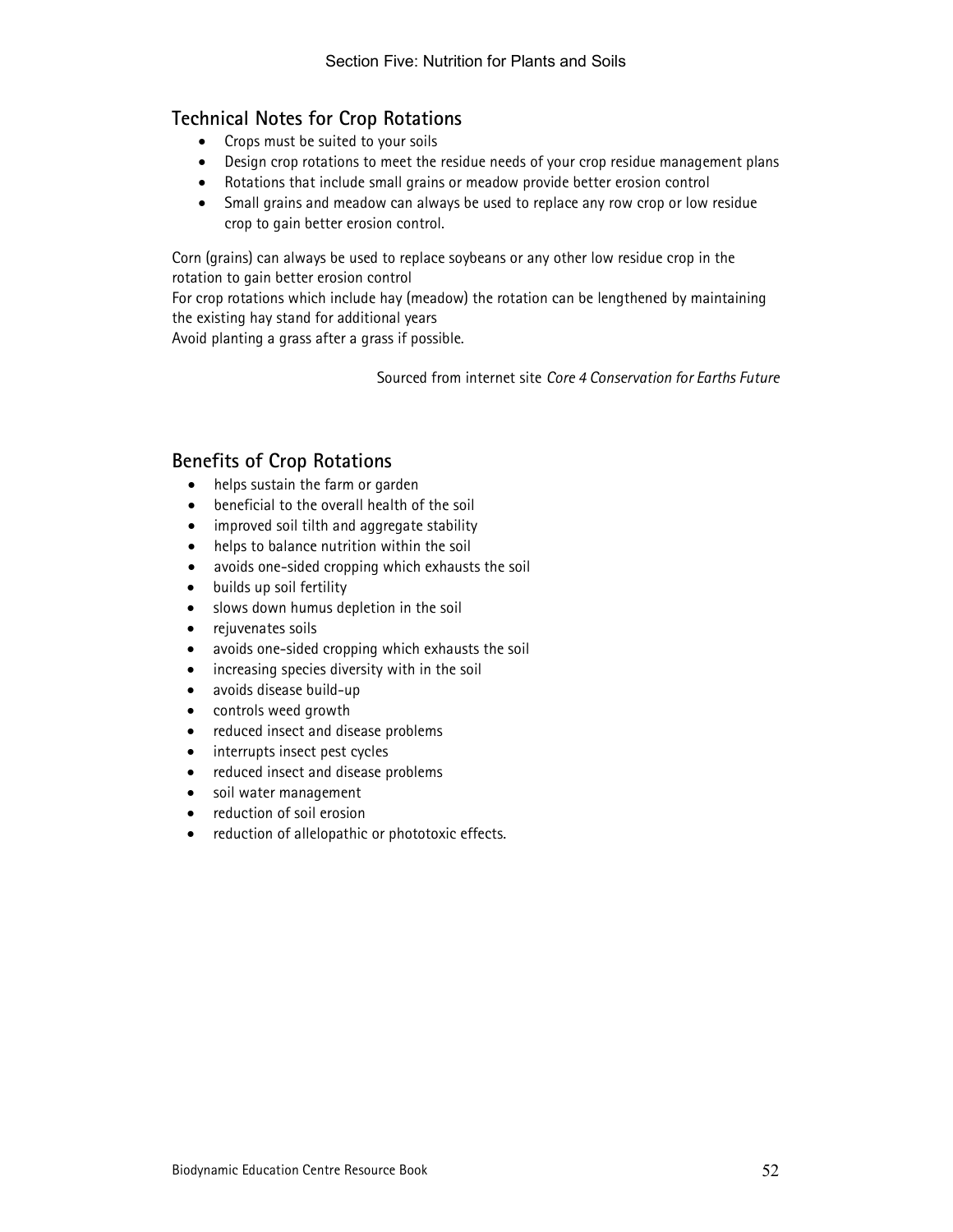## Technical Notes for Crop Rotations

- Crops must be suited to your soils
- Design crop rotations to meet the residue needs of your crop residue management plans
- Rotations that include small grains or meadow provide better erosion control
- Small grains and meadow can always be used to replace any row crop or low residue crop to gain better erosion control.

Corn (grains) can always be used to replace soybeans or any other low residue crop in the rotation to gain better erosion control
For crop rotations which include hay (meadow) the rotation can be lengthened by maintaining the existing hay stand for additional years
Avoid planting a grass after a grass if possible.

Sourced from internet site *Core 4 Conservation for Earths Future*

## Benefits of Crop Rotations

- helps sustain the farm or garden
- beneficial to the overall health of the soil
- improved soil tilth and aggregate stability
- helps to balance nutrition within the soil
- avoids one-sided cropping which exhausts the soil
- builds up soil fertility
- slows down humus depletion in the soil
- rejuvenates soils
- avoids one-sided cropping which exhausts the soil
- increasing species diversity with in the soil
- avoids disease build-up
- controls weed growth
- reduced insect and disease problems
- interrupts insect pest cycles
- reduced insect and disease problems
- soil water management
- reduction of soil erosion
- reduction of allelopathic or phototoxic effects.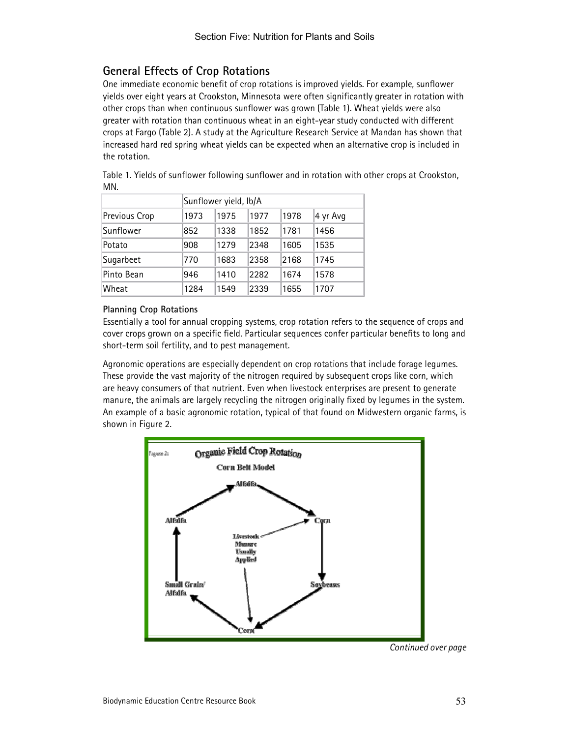## General Effects of Crop Rotations

One immediate economic benefit of crop rotations is improved yields. For example, sunflower yields over eight years at Crookston, Minnesota were often significantly greater in rotation with other crops than when continuous sunflower was grown (Table 1). Wheat yields were also greater with rotation than continuous wheat in an eight-year study conducted with different crops at Fargo (Table 2). A study at the Agriculture Research Service at Mandan has shown that increased hard red spring wheat yields can be expected when an alternative crop is included in the rotation.

Table 1. Yields of sunflower following sunflower and in rotation with other crops at Crookston, MN.

| | Sunflower yield, lb/A | | | | |
|---|---|---|---|---|---|
| Previous Crop | 1973 | 1975 | 1977 | 1978 | 4 yr Avg |
| Sunflower | 852 | 1338 | 1852 | 1781 | 1456 |
| Potato | 908 | 1279 | 2348 | 1605 | 1535 |
| Sugarbeet | 770 | 1683 | 2358 | 2168 | 1745 |
| Pinto Bean | 946 | 1410 | 2282 | 1674 | 1578 |
| Wheat | 1284 | 1549 | 2339 | 1655 | 1707 |

**Planning Crop Rotations**

Essentially a tool for annual cropping systems, crop rotation refers to the sequence of crops and cover crops grown on a specific field. Particular sequences confer particular benefits to long and short-term soil fertility, and to pest management.

Agronomic operations are especially dependent on crop rotations that include forage legumes. These provide the vast majority of the nitrogen required by subsequent crops like corn, which are heavy consumers of that nutrient. Even when livestock enterprises are present to generate manure, the animals are largely recycling the nitrogen originally fixed by legumes in the system. An example of a basic agronomic rotation, typical of that found on Midwestern organic farms, is shown in Figure 2.

Figure 2: Organic Field Crop Rotation – Corn Belt Model

Alfalfa → Alfalfa → Corn → Soybeans → Corn → Small Grain/Alfalfa → Alfalfa

Livestock Manure Usually Applied (to Corn)

*Continued over page*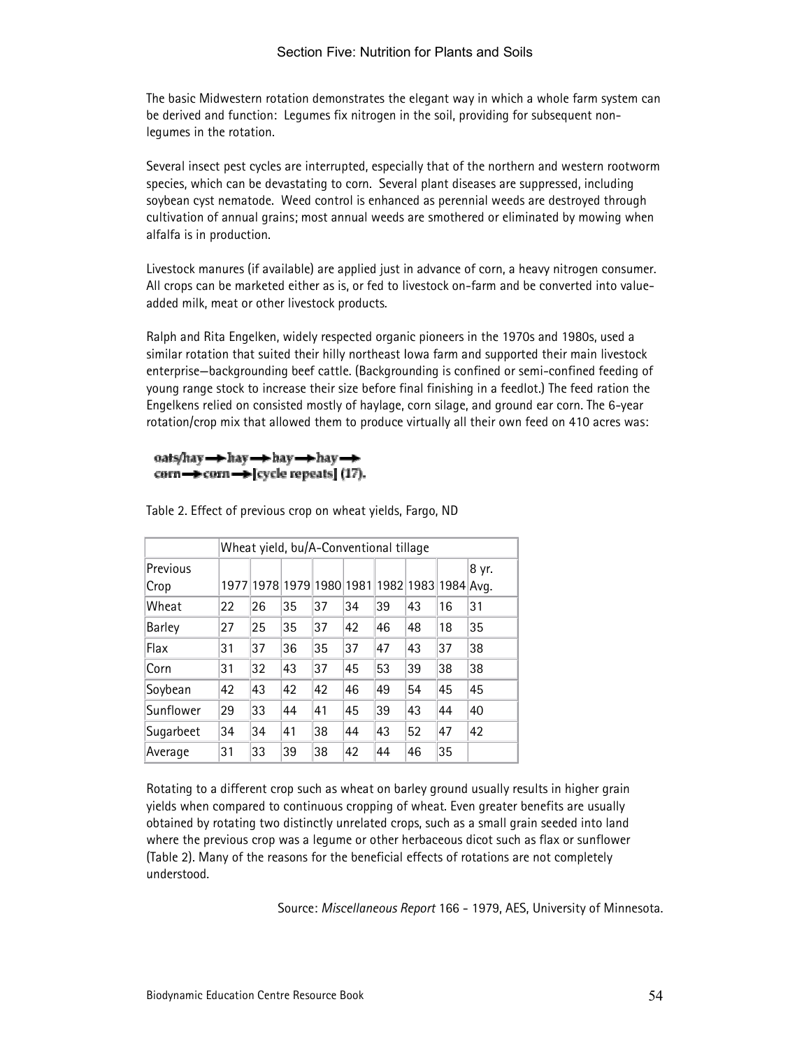The basic Midwestern rotation demonstrates the elegant way in which a whole farm system can be derived and function: Legumes fix nitrogen in the soil, providing for subsequent non-legumes in the rotation.

Several insect pest cycles are interrupted, especially that of the northern and western rootworm species, which can be devastating to corn. Several plant diseases are suppressed, including soybean cyst nematode. Weed control is enhanced as perennial weeds are destroyed through cultivation of annual grains; most annual weeds are smothered or eliminated by mowing when alfalfa is in production.

Livestock manures (if available) are applied just in advance of corn, a heavy nitrogen consumer. All crops can be marketed either as is, or fed to livestock on-farm and be converted into value-added milk, meat or other livestock products.

Ralph and Rita Engelken, widely respected organic pioneers in the 1970s and 1980s, used a similar rotation that suited their hilly northeast Iowa farm and supported their main livestock enterprise—backgrounding beef cattle. (Backgrounding is confined or semi-confined feeding of young range stock to increase their size before final finishing in a feedlot.) The feed ration the Engelkens relied on consisted mostly of haylage, corn silage, and ground ear corn. The 6-year rotation/crop mix that allowed them to produce virtually all their own feed on 410 acres was:

oats/hay → hay → hay → hay →
corn → corn → [cycle repeats] (17).

Table 2. Effect of previous crop on wheat yields, Fargo, ND

| | Wheat yield, bu/A-Conventional tillage | | | | | | | | |
|---|---|---|---|---|---|---|---|---|---|
| Previous Crop | 1977 | 1978 | 1979 | 1980 | 1981 | 1982 | 1983 | 1984 | 8 yr. Avg. |
| Wheat | 22 | 26 | 35 | 37 | 34 | 39 | 43 | 16 | 31 |
| Barley | 27 | 25 | 35 | 37 | 42 | 46 | 48 | 18 | 35 |
| Flax | 31 | 37 | 36 | 35 | 37 | 47 | 43 | 37 | 38 |
| Corn | 31 | 32 | 43 | 37 | 45 | 53 | 39 | 38 | 38 |
| Soybean | 42 | 43 | 42 | 42 | 46 | 49 | 54 | 45 | 45 |
| Sunflower | 29 | 33 | 44 | 41 | 45 | 39 | 43 | 44 | 40 |
| Sugarbeet | 34 | 34 | 41 | 38 | 44 | 43 | 52 | 47 | 42 |
| Average | 31 | 33 | 39 | 38 | 42 | 44 | 46 | 35 | |

Rotating to a different crop such as wheat on barley ground usually results in higher grain yields when compared to continuous cropping of wheat. Even greater benefits are usually obtained by rotating two distinctly unrelated crops, such as a small grain seeded into land where the previous crop was a legume or other herbaceous dicot such as flax or sunflower (Table 2). Many of the reasons for the beneficial effects of rotations are not completely understood.

Source: *Miscellaneous Report* 166 - 1979, AES, University of Minnesota.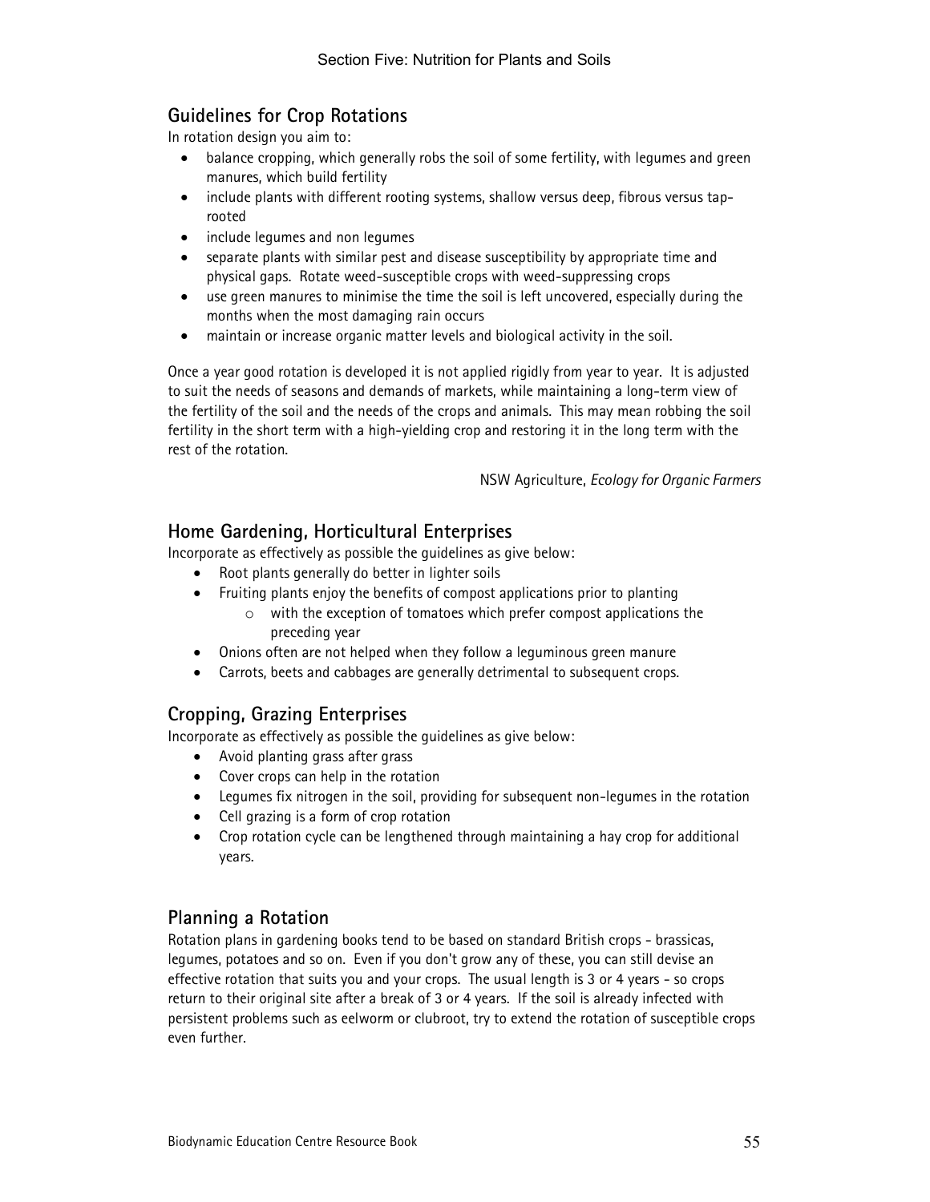## Guidelines for Crop Rotations

In rotation design you aim to:

- balance cropping, which generally robs the soil of some fertility, with legumes and green manures, which build fertility
- include plants with different rooting systems, shallow versus deep, fibrous versus tap-rooted
- include legumes and non legumes
- separate plants with similar pest and disease susceptibility by appropriate time and physical gaps. Rotate weed-susceptible crops with weed-suppressing crops
- use green manures to minimise the time the soil is left uncovered, especially during the months when the most damaging rain occurs
- maintain or increase organic matter levels and biological activity in the soil.

Once a year good rotation is developed it is not applied rigidly from year to year. It is adjusted to suit the needs of seasons and demands of markets, while maintaining a long-term view of the fertility of the soil and the needs of the crops and animals. This may mean robbing the soil fertility in the short term with a high-yielding crop and restoring it in the long term with the rest of the rotation.

NSW Agriculture, *Ecology for Organic Farmers*

## Home Gardening, Horticultural Enterprises

Incorporate as effectively as possible the guidelines as give below:

- Root plants generally do better in lighter soils
- Fruiting plants enjoy the benefits of compost applications prior to planting
  - with the exception of tomatoes which prefer compost applications the preceding year
- Onions often are not helped when they follow a leguminous green manure
- Carrots, beets and cabbages are generally detrimental to subsequent crops.

## Cropping, Grazing Enterprises

Incorporate as effectively as possible the guidelines as give below:

- Avoid planting grass after grass
- Cover crops can help in the rotation
- Legumes fix nitrogen in the soil, providing for subsequent non-legumes in the rotation
- Cell grazing is a form of crop rotation
- Crop rotation cycle can be lengthened through maintaining a hay crop for additional years.

## Planning a Rotation

Rotation plans in gardening books tend to be based on standard British crops - brassicas, legumes, potatoes and so on. Even if you don't grow any of these, you can still devise an effective rotation that suits you and your crops. The usual length is 3 or 4 years - so crops return to their original site after a break of 3 or 4 years. If the soil is already infected with persistent problems such as eelworm or clubroot, try to extend the rotation of susceptible crops even further.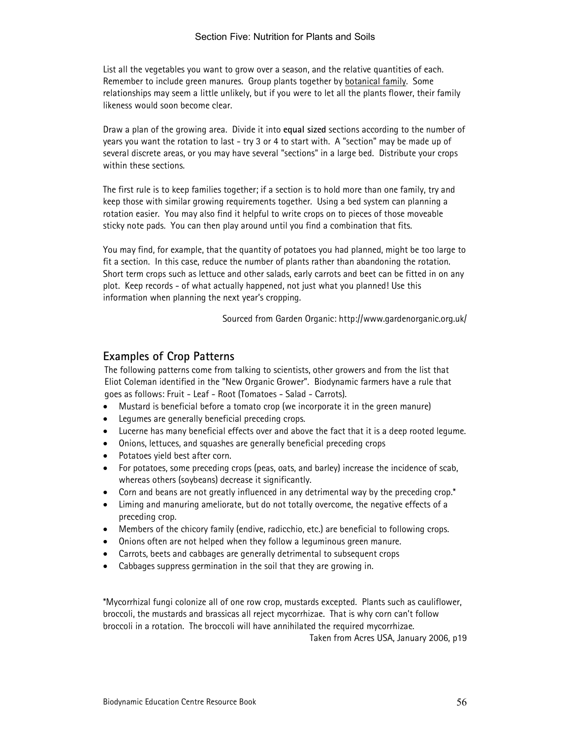List all the vegetables you want to grow over a season, and the relative quantities of each. Remember to include green manures. Group plants together by botanical family. Some relationships may seem a little unlikely, but if you were to let all the plants flower, their family likeness would soon become clear.

Draw a plan of the growing area. Divide it into **equal sized** sections according to the number of years you want the rotation to last - try 3 or 4 to start with. A "section" may be made up of several discrete areas, or you may have several "sections" in a large bed. Distribute your crops within these sections.

The first rule is to keep families together; if a section is to hold more than one family, try and keep those with similar growing requirements together. Using a bed system can planning a rotation easier. You may also find it helpful to write crops on to pieces of those moveable sticky note pads. You can then play around until you find a combination that fits.

You may find, for example, that the quantity of potatoes you had planned, might be too large to fit a section. In this case, reduce the number of plants rather than abandoning the rotation. Short term crops such as lettuce and other salads, early carrots and beet can be fitted in on any plot. Keep records - of what actually happened, not just what you planned! Use this information when planning the next year's cropping.

Sourced from Garden Organic: http://www.gardenorganic.org.uk/

## Examples of Crop Patterns

The following patterns come from talking to scientists, other growers and from the list that Eliot Coleman identified in the "New Organic Grower". Biodynamic farmers have a rule that goes as follows: Fruit - Leaf - Root (Tomatoes - Salad - Carrots).

- Mustard is beneficial before a tomato crop (we incorporate it in the green manure)
- Legumes are generally beneficial preceding crops.
- Lucerne has many beneficial effects over and above the fact that it is a deep rooted legume.
- Onions, lettuces, and squashes are generally beneficial preceding crops
- Potatoes yield best after corn.
- For potatoes, some preceding crops (peas, oats, and barley) increase the incidence of scab, whereas others (soybeans) decrease it significantly.
- Corn and beans are not greatly influenced in any detrimental way by the preceding crop.*
- Liming and manuring ameliorate, but do not totally overcome, the negative effects of a preceding crop.
- Members of the chicory family (endive, radicchio, etc.) are beneficial to following crops.
- Onions often are not helped when they follow a leguminous green manure.
- Carrots, beets and cabbages are generally detrimental to subsequent crops
- Cabbages suppress germination in the soil that they are growing in.

*Mycorrhizal fungi colonize all of one row crop, mustards excepted. Plants such as cauliflower, broccoli, the mustards and brassicas all reject mycorrhizae. That is why corn can't follow broccoli in a rotation. The broccoli will have annihilated the required mycorrhizae.

Taken from Acres USA, January 2006, p19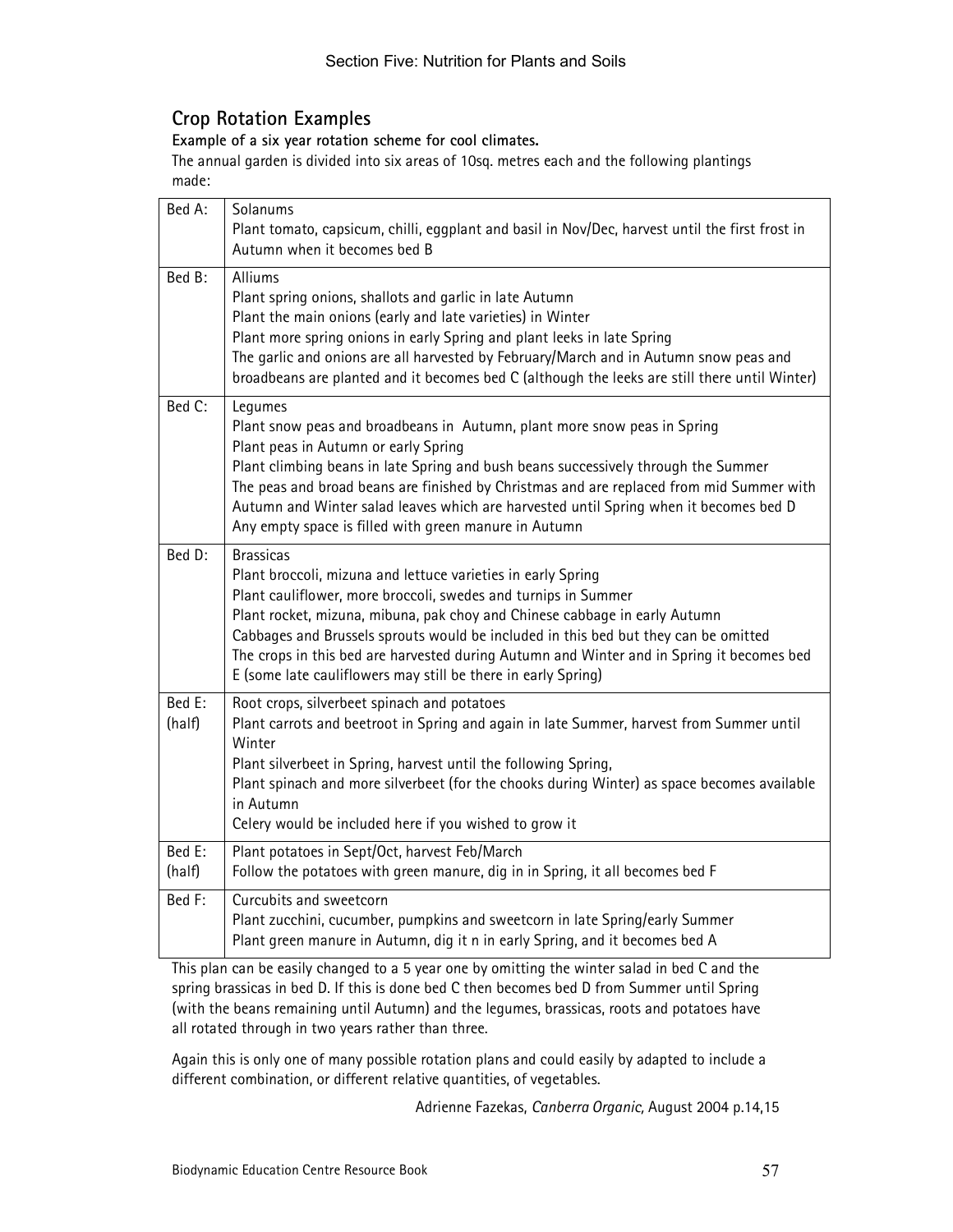## Crop Rotation Examples

**Example of a six year rotation scheme for cool climates.**

The annual garden is divided into six areas of 10sq. metres each and the following plantings made:

| | |
|---|---|
| Bed A: | Solanums<br>Plant tomato, capsicum, chilli, eggplant and basil in Nov/Dec, harvest until the first frost in Autumn when it becomes bed B |
| Bed B: | Alliums<br>Plant spring onions, shallots and garlic in late Autumn<br>Plant the main onions (early and late varieties) in Winter<br>Plant more spring onions in early Spring and plant leeks in late Spring<br>The garlic and onions are all harvested by February/March and in Autumn snow peas and broadbeans are planted and it becomes bed C (although the leeks are still there until Winter) |
| Bed C: | Legumes<br>Plant snow peas and broadbeans in Autumn, plant more snow peas in Spring<br>Plant peas in Autumn or early Spring<br>Plant climbing beans in late Spring and bush beans successively through the Summer<br>The peas and broad beans are finished by Christmas and are replaced from mid Summer with Autumn and Winter salad leaves which are harvested until Spring when it becomes bed D<br>Any empty space is filled with green manure in Autumn |
| Bed D: | Brassicas<br>Plant broccoli, mizuna and lettuce varieties in early Spring<br>Plant cauliflower, more broccoli, swedes and turnips in Summer<br>Plant rocket, mizuna, mibuna, pak choy and Chinese cabbage in early Autumn<br>Cabbages and Brussels sprouts would be included in this bed but they can be omitted<br>The crops in this bed are harvested during Autumn and Winter and in Spring it becomes bed E (some late cauliflowers may still be there in early Spring) |
| Bed E: (half) | Root crops, silverbeet spinach and potatoes<br>Plant carrots and beetroot in Spring and again in late Summer, harvest from Summer until Winter<br>Plant silverbeet in Spring, harvest until the following Spring,<br>Plant spinach and more silverbeet (for the chooks during Winter) as space becomes available in Autumn<br>Celery would be included here if you wished to grow it |
| Bed E: (half) | Plant potatoes in Sept/Oct, harvest Feb/March<br>Follow the potatoes with green manure, dig in in Spring, it all becomes bed F |
| Bed F: | Curcurbits and sweetcorn<br>Plant zucchini, cucumber, pumpkins and sweetcorn in late Spring/early Summer<br>Plant green manure in Autumn, dig it n in early Spring, and it becomes bed A |

This plan can be easily changed to a 5 year one by omitting the winter salad in bed C and the spring brassicas in bed D. If this is done bed C then becomes bed D from Summer until Spring (with the beans remaining until Autumn) and the legumes, brassicas, roots and potatoes have all rotated through in two years rather than three.

Again this is only one of many possible rotation plans and could easily by adapted to include a different combination, or different relative quantities, of vegetables.

Adrienne Fazekas, *Canberra Organic,* August 2004 p.14,15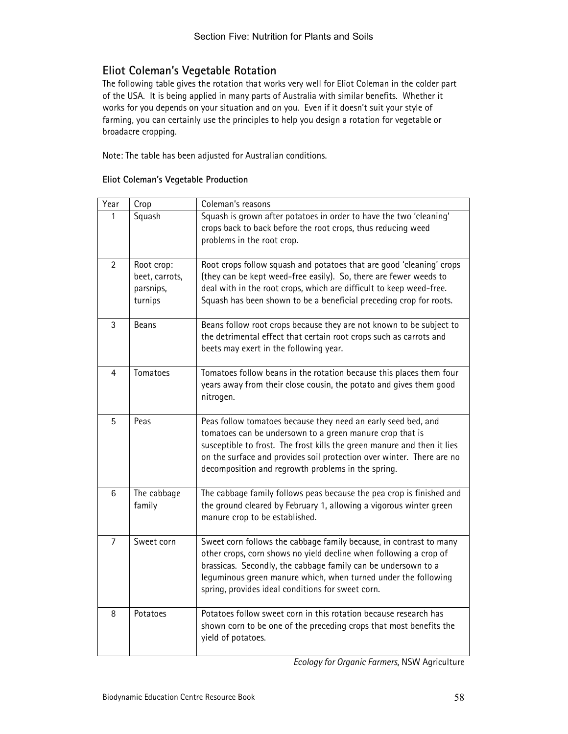## Eliot Coleman's Vegetable Rotation

The following table gives the rotation that works very well for Eliot Coleman in the colder part of the USA. It is being applied in many parts of Australia with similar benefits. Whether it works for you depends on your situation and on you. Even if it doesn't suit your style of farming, you can certainly use the principles to help you design a rotation for vegetable or broadacre cropping.

Note: The table has been adjusted for Australian conditions.

**Eliot Coleman's Vegetable Production**

| Year | Crop | Coleman's reasons |
|---|---|---|
| 1 | Squash | Squash is grown after potatoes in order to have the two 'cleaning' crops back to back before the root crops, thus reducing weed problems in the root crop. |
| 2 | Root crop: beet, carrots, parsnips, turnips | Root crops follow squash and potatoes that are good 'cleaning' crops (they can be kept weed-free easily). So, there are fewer weeds to deal with in the root crops, which are difficult to keep weed-free. Squash has been shown to be a beneficial preceding crop for roots. |
| 3 | Beans | Beans follow root crops because they are not known to be subject to the detrimental effect that certain root crops such as carrots and beets may exert in the following year. |
| 4 | Tomatoes | Tomatoes follow beans in the rotation because this places them four years away from their close cousin, the potato and gives them good nitrogen. |
| 5 | Peas | Peas follow tomatoes because they need an early seed bed, and tomatoes can be undersown to a green manure crop that is susceptible to frost. The frost kills the green manure and then it lies on the surface and provides soil protection over winter. There are no decomposition and regrowth problems in the spring. |
| 6 | The cabbage family | The cabbage family follows peas because the pea crop is finished and the ground cleared by February 1, allowing a vigorous winter green manure crop to be established. |
| 7 | Sweet corn | Sweet corn follows the cabbage family because, in contrast to many other crops, corn shows no yield decline when following a crop of brassicas. Secondly, the cabbage family can be undersown to a leguminous green manure which, when turned under the following spring, provides ideal conditions for sweet corn. |
| 8 | Potatoes | Potatoes follow sweet corn in this rotation because research has shown corn to be one of the preceding crops that most benefits the yield of potatoes. |

*Ecology for Organic Farmers*, NSW Agriculture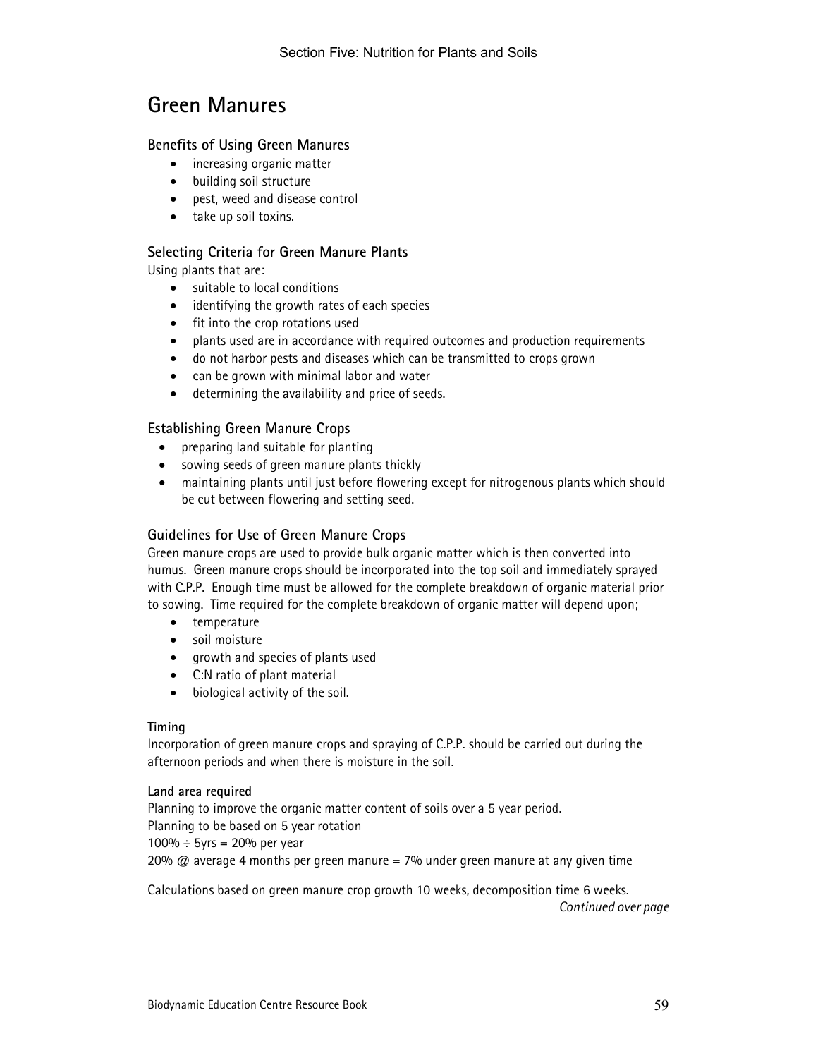# Green Manures

### Benefits of Using Green Manures

- increasing organic matter
- building soil structure
- pest, weed and disease control
- take up soil toxins.

### Selecting Criteria for Green Manure Plants

Using plants that are:

- suitable to local conditions
- identifying the growth rates of each species
- fit into the crop rotations used
- plants used are in accordance with required outcomes and production requirements
- do not harbor pests and diseases which can be transmitted to crops grown
- can be grown with minimal labor and water
- determining the availability and price of seeds.

### Establishing Green Manure Crops

- preparing land suitable for planting
- sowing seeds of green manure plants thickly
- maintaining plants until just before flowering except for nitrogenous plants which should be cut between flowering and setting seed.

### Guidelines for Use of Green Manure Crops

Green manure crops are used to provide bulk organic matter which is then converted into humus. Green manure crops should be incorporated into the top soil and immediately sprayed with C.P.P. Enough time must be allowed for the complete breakdown of organic material prior to sowing. Time required for the complete breakdown of organic matter will depend upon;

- temperature
- soil moisture
- growth and species of plants used
- C:N ratio of plant material
- biological activity of the soil.

#### Timing

Incorporation of green manure crops and spraying of C.P.P. should be carried out during the afternoon periods and when there is moisture in the soil.

#### Land area required

Planning to improve the organic matter content of soils over a 5 year period.
Planning to be based on 5 year rotation
100% ÷ 5yrs = 20% per year
20% @ average 4 months per green manure = 7% under green manure at any given time

Calculations based on green manure crop growth 10 weeks, decomposition time 6 weeks.

*Continued over page*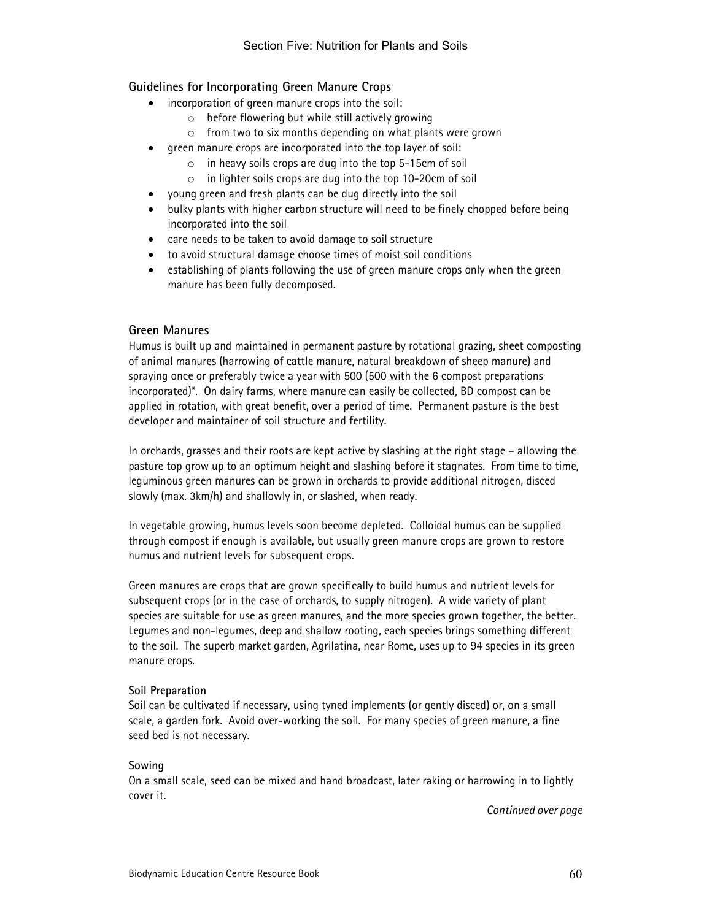**Guidelines for Incorporating Green Manure Crops**

- incorporation of green manure crops into the soil:
    - before flowering but while still actively growing
    - from two to six months depending on what plants were grown
- green manure crops are incorporated into the top layer of soil:
    - in heavy soils crops are dug into the top 5-15cm of soil
    - in lighter soils crops are dug into the top 10-20cm of soil
- young green and fresh plants can be dug directly into the soil
- bulky plants with higher carbon structure will need to be finely chopped before being incorporated into the soil
- care needs to be taken to avoid damage to soil structure
- to avoid structural damage choose times of moist soil conditions
- establishing of plants following the use of green manure crops only when the green manure has been fully decomposed.

**Green Manures**

Humus is built up and maintained in permanent pasture by rotational grazing, sheet composting of animal manures (harrowing of cattle manure, natural breakdown of sheep manure) and spraying once or preferably twice a year with 500 (500 with the 6 compost preparations incorporated)*. On dairy farms, where manure can easily be collected, BD compost can be applied in rotation, with great benefit, over a period of time. Permanent pasture is the best developer and maintainer of soil structure and fertility.

In orchards, grasses and their roots are kept active by slashing at the right stage – allowing the pasture top grow up to an optimum height and slashing before it stagnates. From time to time, leguminous green manures can be grown in orchards to provide additional nitrogen, disced slowly (max. 3km/h) and shallowly in, or slashed, when ready.

In vegetable growing, humus levels soon become depleted. Colloidal humus can be supplied through compost if enough is available, but usually green manure crops are grown to restore humus and nutrient levels for subsequent crops.

Green manures are crops that are grown specifically to build humus and nutrient levels for subsequent crops (or in the case of orchards, to supply nitrogen). A wide variety of plant species are suitable for use as green manures, and the more species grown together, the better. Legumes and non-legumes, deep and shallow rooting, each species brings something different to the soil. The superb market garden, Agrilatina, near Rome, uses up to 94 species in its green manure crops.

**Soil Preparation**

Soil can be cultivated if necessary, using tyned implements (or gently disced) or, on a small scale, a garden fork. Avoid over-working the soil. For many species of green manure, a fine seed bed is not necessary.

**Sowing**

On a small scale, seed can be mixed and hand broadcast, later raking or harrowing in to lightly cover it.

*Continued over page*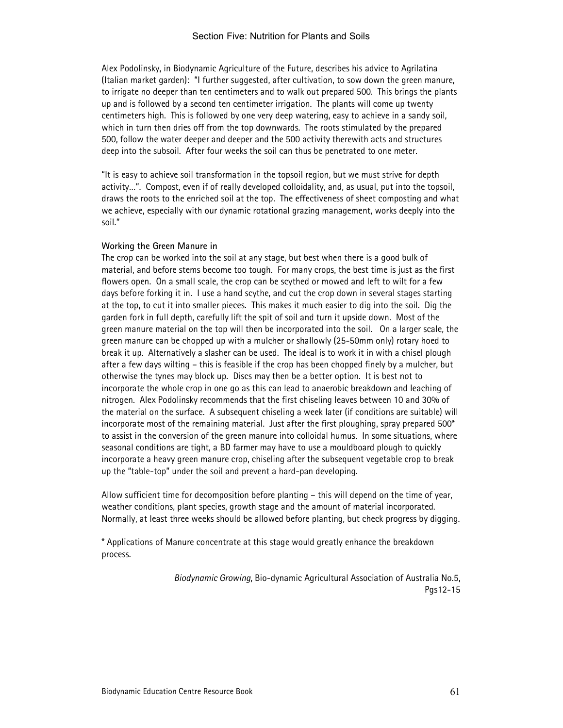Alex Podolinsky, in Biodynamic Agriculture of the Future, describes his advice to Agrilatina (Italian market garden): "I further suggested, after cultivation, to sow down the green manure, to irrigate no deeper than ten centimeters and to walk out prepared 500. This brings the plants up and is followed by a second ten centimeter irrigation. The plants will come up twenty centimeters high. This is followed by one very deep watering, easy to achieve in a sandy soil, which in turn then dries off from the top downwards. The roots stimulated by the prepared 500, follow the water deeper and deeper and the 500 activity therewith acts and structures deep into the subsoil. After four weeks the soil can thus be penetrated to one meter.

"It is easy to achieve soil transformation in the topsoil region, but we must strive for depth activity…". Compost, even if of really developed colloidality, and, as usual, put into the topsoil, draws the roots to the enriched soil at the top. The effectiveness of sheet composting and what we achieve, especially with our dynamic rotational grazing management, works deeply into the soil."

**Working the Green Manure in**

The crop can be worked into the soil at any stage, but best when there is a good bulk of material, and before stems become too tough. For many crops, the best time is just as the first flowers open. On a small scale, the crop can be scythed or mowed and left to wilt for a few days before forking it in. I use a hand scythe, and cut the crop down in several stages starting at the top, to cut it into smaller pieces. This makes it much easier to dig into the soil. Dig the garden fork in full depth, carefully lift the spit of soil and turn it upside down. Most of the green manure material on the top will then be incorporated into the soil. On a larger scale, the green manure can be chopped up with a mulcher or shallowly (25-50mm only) rotary hoed to break it up. Alternatively a slasher can be used. The ideal is to work it in with a chisel plough after a few days wilting – this is feasible if the crop has been chopped finely by a mulcher, but otherwise the tynes may block up. Discs may then be a better option. It is best not to incorporate the whole crop in one go as this can lead to anaerobic breakdown and leaching of nitrogen. Alex Podolinsky recommends that the first chiseling leaves between 10 and 30% of the material on the surface. A subsequent chiseling a week later (if conditions are suitable) will incorporate most of the remaining material. Just after the first ploughing, spray prepared 500* to assist in the conversion of the green manure into colloidal humus. In some situations, where seasonal conditions are tight, a BD farmer may have to use a mouldboard plough to quickly incorporate a heavy green manure crop, chiseling after the subsequent vegetable crop to break up the "table-top" under the soil and prevent a hard-pan developing.

Allow sufficient time for decomposition before planting – this will depend on the time of year, weather conditions, plant species, growth stage and the amount of material incorporated. Normally, at least three weeks should be allowed before planting, but check progress by digging.

* Applications of Manure concentrate at this stage would greatly enhance the breakdown process.

*Biodynamic Growing*, Bio-dynamic Agricultural Association of Australia No.5, Pgs12-15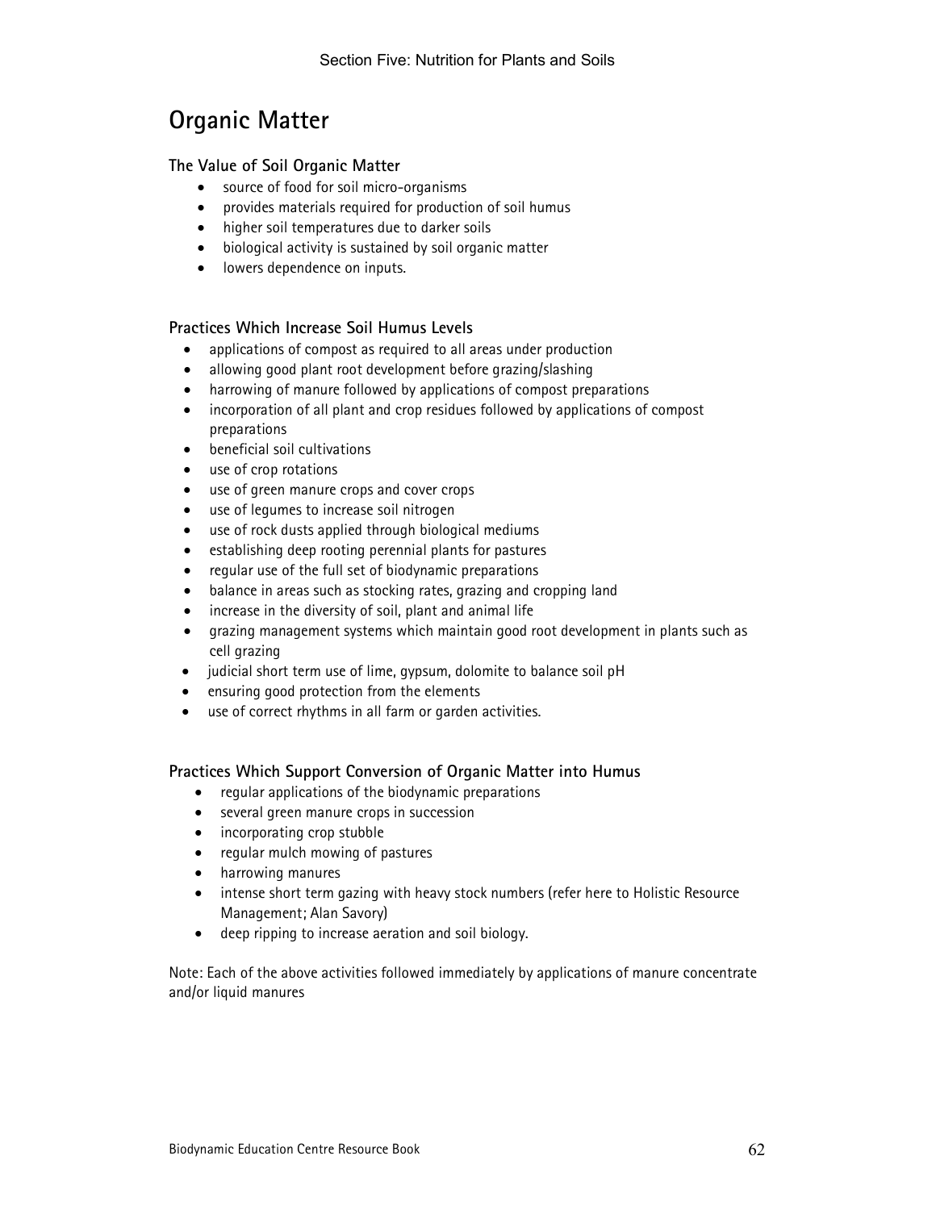# Organic Matter

### The Value of Soil Organic Matter

- source of food for soil micro-organisms
- provides materials required for production of soil humus
- higher soil temperatures due to darker soils
- biological activity is sustained by soil organic matter
- lowers dependence on inputs.

### Practices Which Increase Soil Humus Levels

- applications of compost as required to all areas under production
- allowing good plant root development before grazing/slashing
- harrowing of manure followed by applications of compost preparations
- incorporation of all plant and crop residues followed by applications of compost preparations
- beneficial soil cultivations
- use of crop rotations
- use of green manure crops and cover crops
- use of legumes to increase soil nitrogen
- use of rock dusts applied through biological mediums
- establishing deep rooting perennial plants for pastures
- regular use of the full set of biodynamic preparations
- balance in areas such as stocking rates, grazing and cropping land
- increase in the diversity of soil, plant and animal life
- grazing management systems which maintain good root development in plants such as cell grazing
- judicial short term use of lime, gypsum, dolomite to balance soil pH
- ensuring good protection from the elements
- use of correct rhythms in all farm or garden activities.

### Practices Which Support Conversion of Organic Matter into Humus

- regular applications of the biodynamic preparations
- several green manure crops in succession
- incorporating crop stubble
- regular mulch mowing of pastures
- harrowing manures
- intense short term gazing with heavy stock numbers (refer here to Holistic Resource Management; Alan Savory)
- deep ripping to increase aeration and soil biology.

Note: Each of the above activities followed immediately by applications of manure concentrate and/or liquid manures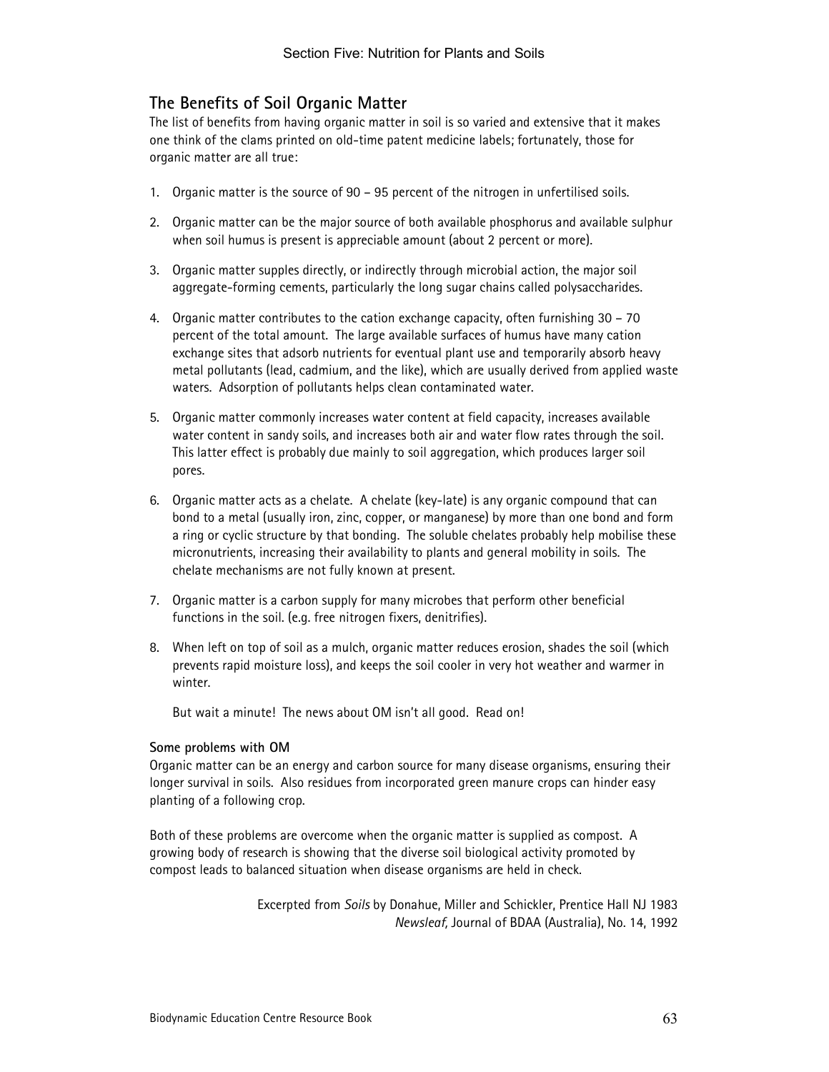## The Benefits of Soil Organic Matter

The list of benefits from having organic matter in soil is so varied and extensive that it makes one think of the clams printed on old-time patent medicine labels; fortunately, those for organic matter are all true:

1. Organic matter is the source of 90 – 95 percent of the nitrogen in unfertilised soils.

2. Organic matter can be the major source of both available phosphorus and available sulphur when soil humus is present is appreciable amount (about 2 percent or more).

3. Organic matter supples directly, or indirectly through microbial action, the major soil aggregate-forming cements, particularly the long sugar chains called polysaccharides.

4. Organic matter contributes to the cation exchange capacity, often furnishing 30 – 70 percent of the total amount. The large available surfaces of humus have many cation exchange sites that adsorb nutrients for eventual plant use and temporarily absorb heavy metal pollutants (lead, cadmium, and the like), which are usually derived from applied waste waters. Adsorption of pollutants helps clean contaminated water.

5. Organic matter commonly increases water content at field capacity, increases available water content in sandy soils, and increases both air and water flow rates through the soil. This latter effect is probably due mainly to soil aggregation, which produces larger soil pores.

6. Organic matter acts as a chelate. A chelate (key-late) is any organic compound that can bond to a metal (usually iron, zinc, copper, or manganese) by more than one bond and form a ring or cyclic structure by that bonding. The soluble chelates probably help mobilise these micronutrients, increasing their availability to plants and general mobility in soils. The chelate mechanisms are not fully known at present.

7. Organic matter is a carbon supply for many microbes that perform other beneficial functions in the soil. (e.g. free nitrogen fixers, denitrifies).

8. When left on top of soil as a mulch, organic matter reduces erosion, shades the soil (which prevents rapid moisture loss), and keeps the soil cooler in very hot weather and warmer in winter.

   But wait a minute! The news about OM isn't all good. Read on!

**Some problems with OM**

Organic matter can be an energy and carbon source for many disease organisms, ensuring their longer survival in soils. Also residues from incorporated green manure crops can hinder easy planting of a following crop.

Both of these problems are overcome when the organic matter is supplied as compost. A growing body of research is showing that the diverse soil biological activity promoted by compost leads to balanced situation when disease organisms are held in check.

Excerpted from *Soils* by Donahue, Miller and Schickler, Prentice Hall NJ 1983
*Newsleaf,* Journal of BDAA (Australia), No. 14, 1992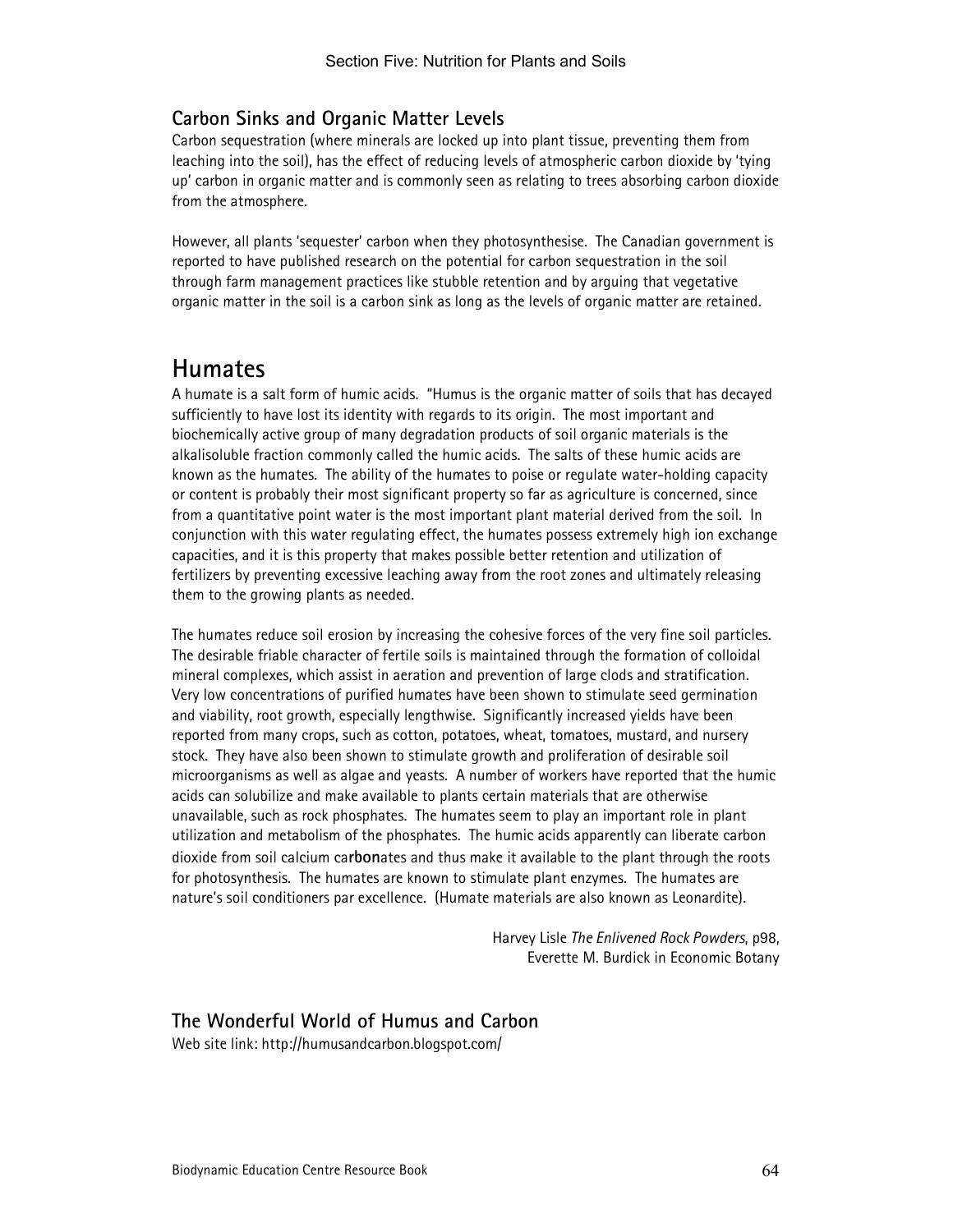### Carbon Sinks and Organic Matter Levels

Carbon sequestration (where minerals are locked up into plant tissue, preventing them from leaching into the soil), has the effect of reducing levels of atmospheric carbon dioxide by 'tying up' carbon in organic matter and is commonly seen as relating to trees absorbing carbon dioxide from the atmosphere.

However, all plants 'sequester' carbon when they photosynthesise. The Canadian government is reported to have published research on the potential for carbon sequestration in the soil through farm management practices like stubble retention and by arguing that vegetative organic matter in the soil is a carbon sink as long as the levels of organic matter are retained.

## Humates

A humate is a salt form of humic acids. "Humus is the organic matter of soils that has decayed sufficiently to have lost its identity with regards to its origin. The most important and biochemically active group of many degradation products of soil organic materials is the alkalisoluble fraction commonly called the humic acids. The salts of these humic acids are known as the humates. The ability of the humates to poise or regulate water-holding capacity or content is probably their most significant property so far as agriculture is concerned, since from a quantitative point water is the most important plant material derived from the soil. In conjunction with this water regulating effect, the humates possess extremely high ion exchange capacities, and it is this property that makes possible better retention and utilization of fertilizers by preventing excessive leaching away from the root zones and ultimately releasing them to the growing plants as needed.

The humates reduce soil erosion by increasing the cohesive forces of the very fine soil particles. The desirable friable character of fertile soils is maintained through the formation of colloidal mineral complexes, which assist in aeration and prevention of large clods and stratification. Very low concentrations of purified humates have been shown to stimulate seed germination and viability, root growth, especially lengthwise. Significantly increased yields have been reported from many crops, such as cotton, potatoes, wheat, tomatoes, mustard, and nursery stock. They have also been shown to stimulate growth and proliferation of desirable soil microorganisms as well as algae and yeasts. A number of workers have reported that the humic acids can solubilize and make available to plants certain materials that are otherwise unavailable, such as rock phosphates. The humates seem to play an important role in plant utilization and metabolism of the phosphates. The humic acids apparently can liberate carbon dioxide from soil calcium carbonates and thus make it available to the plant through the roots for photosynthesis. The humates are known to stimulate plant enzymes. The humates are nature's soil conditioners par excellence. (Humate materials are also known as Leonardite).

Harvey Lisle *The Enlivened Rock Powders*, p98,
Everette M. Burdick in Economic Botany

### The Wonderful World of Humus and Carbon

Web site link: http://humusandcarbon.blogspot.com/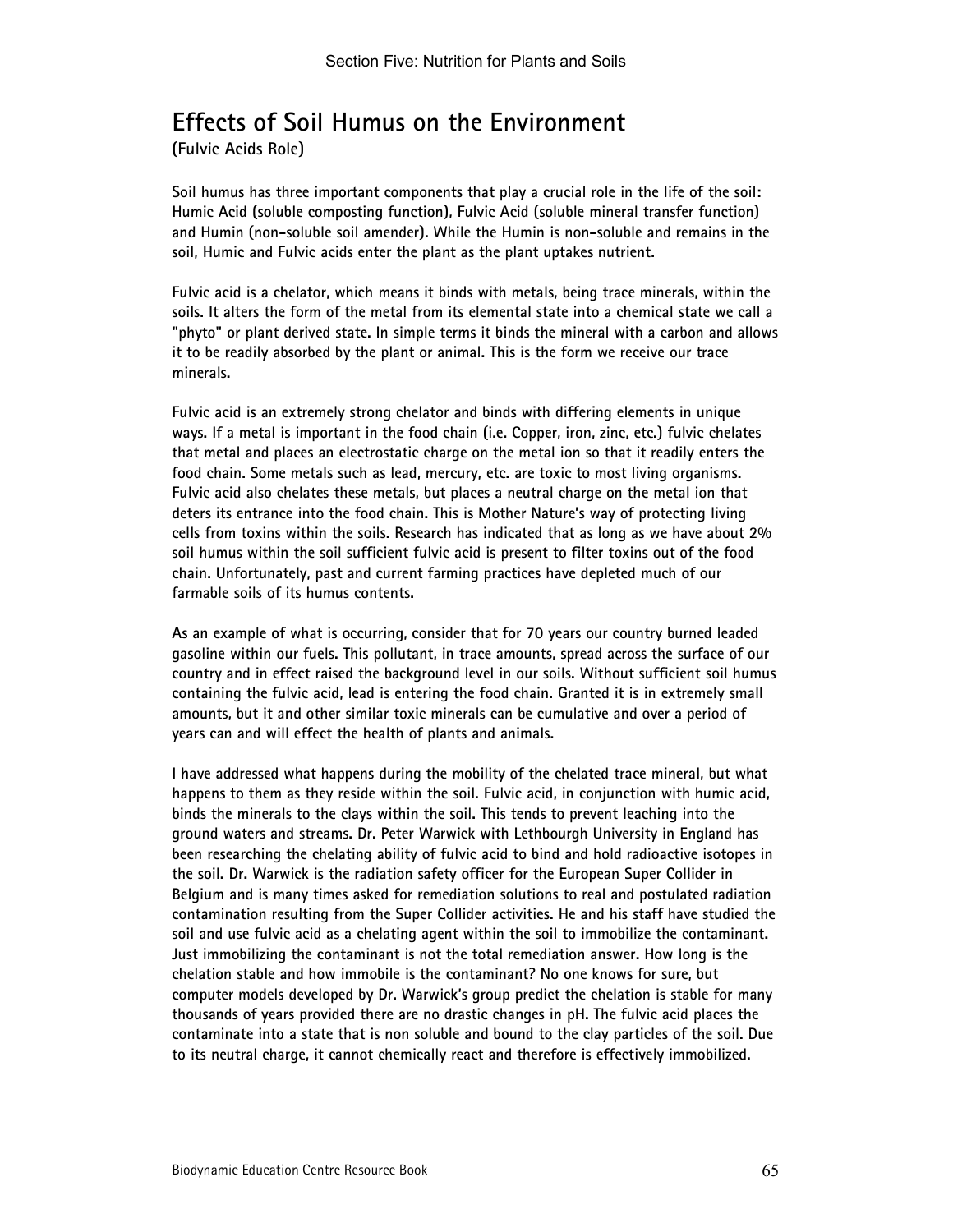# Effects of Soil Humus on the Environment

**(Fulvic Acids Role)**

**Soil humus has three important components that play a crucial role in the life of the soil: Humic Acid (soluble composting function), Fulvic Acid (soluble mineral transfer function) and Humin (non-soluble soil amender). While the Humin is non-soluble and remains in the soil, Humic and Fulvic acids enter the plant as the plant uptakes nutrient.**

**Fulvic acid is a chelator, which means it binds with metals, being trace minerals, within the soils. It alters the form of the metal from its elemental state into a chemical state we call a "phyto" or plant derived state. In simple terms it binds the mineral with a carbon and allows it to be readily absorbed by the plant or animal. This is the form we receive our trace minerals.**

**Fulvic acid is an extremely strong chelator and binds with differing elements in unique ways. If a metal is important in the food chain (i.e. Copper, iron, zinc, etc.) fulvic chelates that metal and places an electrostatic charge on the metal ion so that it readily enters the food chain. Some metals such as lead, mercury, etc. are toxic to most living organisms. Fulvic acid also chelates these metals, but places a neutral charge on the metal ion that deters its entrance into the food chain. This is Mother Nature's way of protecting living cells from toxins within the soils. Research has indicated that as long as we have about 2% soil humus within the soil sufficient fulvic acid is present to filter toxins out of the food chain. Unfortunately, past and current farming practices have depleted much of our farmable soils of its humus contents.**

**As an example of what is occurring, consider that for 70 years our country burned leaded gasoline within our fuels. This pollutant, in trace amounts, spread across the surface of our country and in effect raised the background level in our soils. Without sufficient soil humus containing the fulvic acid, lead is entering the food chain. Granted it is in extremely small amounts, but it and other similar toxic minerals can be cumulative and over a period of years can and will effect the health of plants and animals.**

**I have addressed what happens during the mobility of the chelated trace mineral, but what happens to them as they reside within the soil. Fulvic acid, in conjunction with humic acid, binds the minerals to the clays within the soil. This tends to prevent leaching into the ground waters and streams. Dr. Peter Warwick with Lethbourgh University in England has been researching the chelating ability of fulvic acid to bind and hold radioactive isotopes in the soil. Dr. Warwick is the radiation safety officer for the European Super Collider in Belgium and is many times asked for remediation solutions to real and postulated radiation contamination resulting from the Super Collider activities. He and his staff have studied the soil and use fulvic acid as a chelating agent within the soil to immobilize the contaminant. Just immobilizing the contaminant is not the total remediation answer. How long is the chelation stable and how immobile is the contaminant? No one knows for sure, but computer models developed by Dr. Warwick's group predict the chelation is stable for many thousands of years provided there are no drastic changes in pH. The fulvic acid places the contaminate into a state that is non soluble and bound to the clay particles of the soil. Due to its neutral charge, it cannot chemically react and therefore is effectively immobilized.**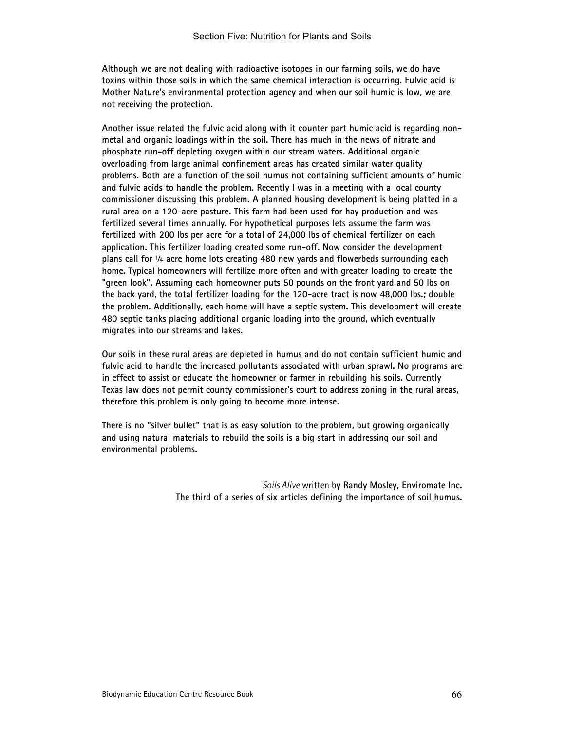Although we are not dealing with radioactive isotopes in our farming soils, we do have toxins within those soils in which the same chemical interaction is occurring. Fulvic acid is Mother Nature's environmental protection agency and when our soil humic is low, we are not receiving the protection.

Another issue related the fulvic acid along with it counter part humic acid is regarding non-metal and organic loadings within the soil. There has much in the news of nitrate and phosphate run-off depleting oxygen within our stream waters. Additional organic overloading from large animal confinement areas has created similar water quality problems. Both are a function of the soil humus not containing sufficient amounts of humic and fulvic acids to handle the problem. Recently I was in a meeting with a local county commissioner discussing this problem. A planned housing development is being platted in a rural area on a 120-acre pasture. This farm had been used for hay production and was fertilized several times annually. For hypothetical purposes lets assume the farm was fertilized with 200 lbs per acre for a total of 24,000 lbs of chemical fertilizer on each application. This fertilizer loading created some run-off. Now consider the development plans call for ¼ acre home lots creating 480 new yards and flowerbeds surrounding each home. Typical homeowners will fertilize more often and with greater loading to create the "green look". Assuming each homeowner puts 50 pounds on the front yard and 50 lbs on the back yard, the total fertilizer loading for the 120-acre tract is now 48,000 lbs.; double the problem. Additionally, each home will have a septic system. This development will create 480 septic tanks placing additional organic loading into the ground, which eventually migrates into our streams and lakes.

Our soils in these rural areas are depleted in humus and do not contain sufficient humic and fulvic acid to handle the increased pollutants associated with urban sprawl. No programs are in effect to assist or educate the homeowner or farmer in rebuilding his soils. Currently Texas law does not permit county commissioner's court to address zoning in the rural areas, therefore this problem is only going to become more intense.

There is no "silver bullet" that is as easy solution to the problem, but growing organically and using natural materials to rebuild the soils is a big start in addressing our soil and environmental problems.

*Soils Alive* written by **Randy Mosley, Enviromate Inc.**
**The third of a series of six articles defining the importance of soil humus.**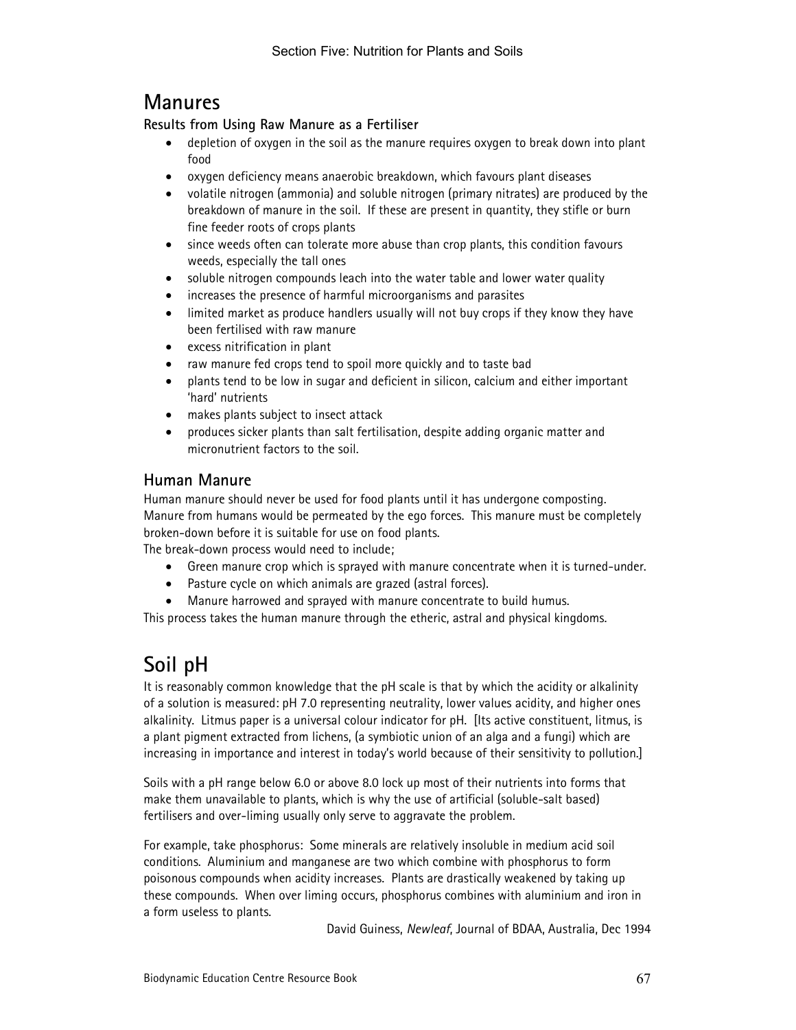# Manures

**Results from Using Raw Manure as a Fertiliser**

- depletion of oxygen in the soil as the manure requires oxygen to break down into plant food
- oxygen deficiency means anaerobic breakdown, which favours plant diseases
- volatile nitrogen (ammonia) and soluble nitrogen (primary nitrates) are produced by the breakdown of manure in the soil. If these are present in quantity, they stifle or burn fine feeder roots of crops plants
- since weeds often can tolerate more abuse than crop plants, this condition favours weeds, especially the tall ones
- soluble nitrogen compounds leach into the water table and lower water quality
- increases the presence of harmful microorganisms and parasites
- limited market as produce handlers usually will not buy crops if they know they have been fertilised with raw manure
- excess nitrification in plant
- raw manure fed crops tend to spoil more quickly and to taste bad
- plants tend to be low in sugar and deficient in silicon, calcium and either important 'hard' nutrients
- makes plants subject to insect attack
- produces sicker plants than salt fertilisation, despite adding organic matter and micronutrient factors to the soil.

## Human Manure

Human manure should never be used for food plants until it has undergone composting. Manure from humans would be permeated by the ego forces. This manure must be completely broken-down before it is suitable for use on food plants.
The break-down process would need to include;

- Green manure crop which is sprayed with manure concentrate when it is turned-under.
- Pasture cycle on which animals are grazed (astral forces).
- Manure harrowed and sprayed with manure concentrate to build humus.

This process takes the human manure through the etheric, astral and physical kingdoms.

# Soil pH

It is reasonably common knowledge that the pH scale is that by which the acidity or alkalinity of a solution is measured: pH 7.0 representing neutrality, lower values acidity, and higher ones alkalinity. Litmus paper is a universal colour indicator for pH. [Its active constituent, litmus, is a plant pigment extracted from lichens, (a symbiotic union of an alga and a fungi) which are increasing in importance and interest in today's world because of their sensitivity to pollution.]

Soils with a pH range below 6.0 or above 8.0 lock up most of their nutrients into forms that make them unavailable to plants, which is why the use of artificial (soluble-salt based) fertilisers and over-liming usually only serve to aggravate the problem.

For example, take phosphorus: Some minerals are relatively insoluble in medium acid soil conditions. Aluminium and manganese are two which combine with phosphorus to form poisonous compounds when acidity increases. Plants are drastically weakened by taking up these compounds. When over liming occurs, phosphorus combines with aluminium and iron in a form useless to plants.

David Guiness, *Newleaf*, Journal of BDAA, Australia, Dec 1994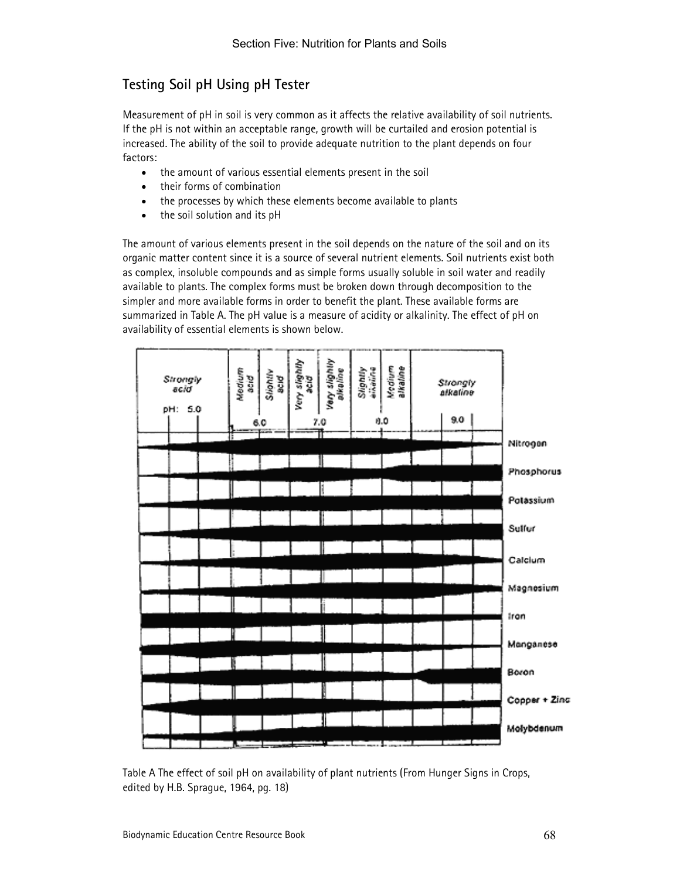## Testing Soil pH Using pH Tester

Measurement of pH in soil is very common as it affects the relative availability of soil nutrients. If the pH is not within an acceptable range, growth will be curtailed and erosion potential is increased. The ability of the soil to provide adequate nutrition to the plant depends on four factors:

- the amount of various essential elements present in the soil
- their forms of combination
- the processes by which these elements become available to plants
- the soil solution and its pH

The amount of various elements present in the soil depends on the nature of the soil and on its organic matter content since it is a source of several nutrient elements. Soil nutrients exist both as complex, insoluble compounds and as simple forms usually soluble in soil water and readily available to plants. The complex forms must be broken down through decomposition to the simpler and more available forms in order to benefit the plant. These available forms are summarized in Table A. The pH value is a measure of acidity or alkalinity. The effect of pH on availability of essential elements is shown below.

Table A The effect of soil pH on availability of plant nutrients (From Hunger Signs in Crops, edited by H.B. Sprague, 1964, pg. 18)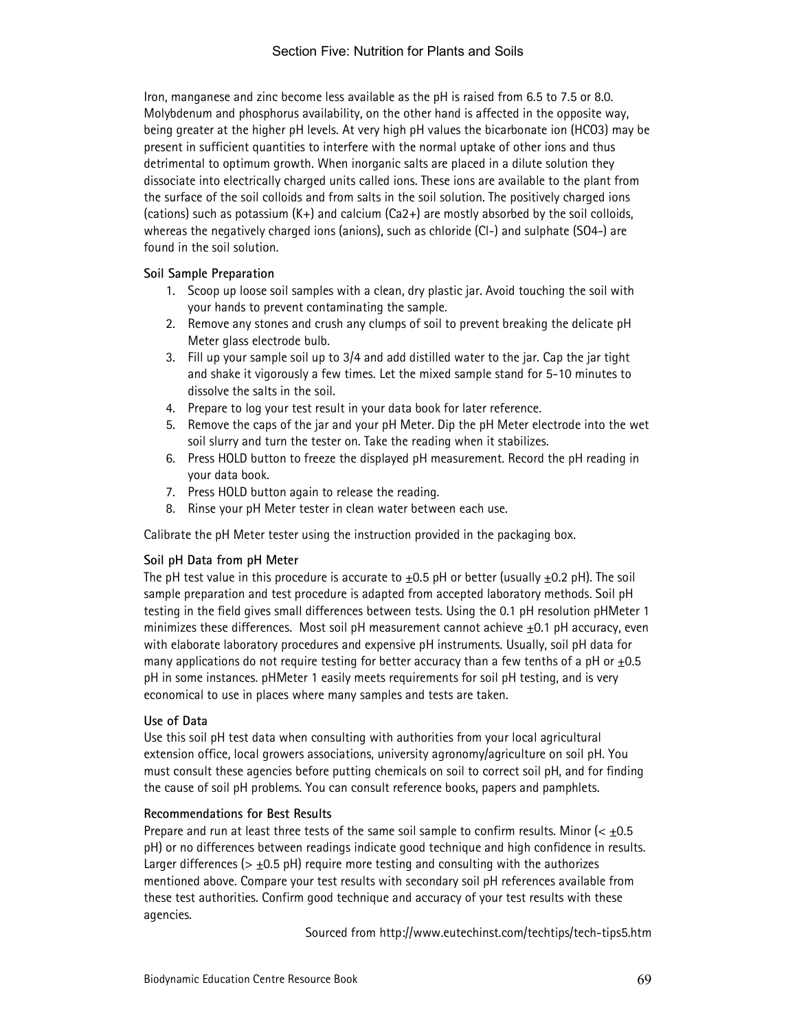Iron, manganese and zinc become less available as the pH is raised from 6.5 to 7.5 or 8.0. Molybdenum and phosphorus availability, on the other hand is affected in the opposite way, being greater at the higher pH levels. At very high pH values the bicarbonate ion ($HCO_3$) may be present in sufficient quantities to interfere with the normal uptake of other ions and thus detrimental to optimum growth. When inorganic salts are placed in a dilute solution they dissociate into electrically charged units called ions. These ions are available to the plant from the surface of the soil colloids and from salts in the soil solution. The positively charged ions (cations) such as potassium ($K^+$) and calcium ($Ca^{2+}$) are mostly absorbed by the soil colloids, whereas the negatively charged ions (anions), such as chloride ($Cl^-$) and sulphate ($SO_4^-$) are found in the soil solution.

**Soil Sample Preparation**

1. Scoop up loose soil samples with a clean, dry plastic jar. Avoid touching the soil with your hands to prevent contaminating the sample.
2. Remove any stones and crush any clumps of soil to prevent breaking the delicate pH Meter glass electrode bulb.
3. Fill up your sample soil up to 3/4 and add distilled water to the jar. Cap the jar tight and shake it vigorously a few times. Let the mixed sample stand for 5-10 minutes to dissolve the salts in the soil.
4. Prepare to log your test result in your data book for later reference.
5. Remove the caps of the jar and your pH Meter. Dip the pH Meter electrode into the wet soil slurry and turn the tester on. Take the reading when it stabilizes.
6. Press HOLD button to freeze the displayed pH measurement. Record the pH reading in your data book.
7. Press HOLD button again to release the reading.
8. Rinse your pH Meter tester in clean water between each use.

Calibrate the pH Meter tester using the instruction provided in the packaging box.

**Soil pH Data from pH Meter**

The pH test value in this procedure is accurate to $\pm$0.5 pH or better (usually $\pm$0.2 pH). The soil sample preparation and test procedure is adapted from accepted laboratory methods. Soil pH testing in the field gives small differences between tests. Using the 0.1 pH resolution pHMeter 1 minimizes these differences. Most soil pH measurement cannot achieve $\pm$0.1 pH accuracy, even with elaborate laboratory procedures and expensive pH instruments. Usually, soil pH data for many applications do not require testing for better accuracy than a few tenths of a pH or $\pm$0.5 pH in some instances. pHMeter 1 easily meets requirements for soil pH testing, and is very economical to use in places where many samples and tests are taken.

**Use of Data**

Use this soil pH test data when consulting with authorities from your local agricultural extension office, local growers associations, university agronomy/agriculture on soil pH. You must consult these agencies before putting chemicals on soil to correct soil pH, and for finding the cause of soil pH problems. You can consult reference books, papers and pamphlets.

**Recommendations for Best Results**

Prepare and run at least three tests of the same soil sample to confirm results. Minor (< $\pm$0.5 pH) or no differences between readings indicate good technique and high confidence in results. Larger differences (> $\pm$0.5 pH) require more testing and consulting with the authorizes mentioned above. Compare your test results with secondary soil pH references available from these test authorities. Confirm good technique and accuracy of your test results with these agencies.

Sourced from http://www.eutechinst.com/techtips/tech-tips5.htm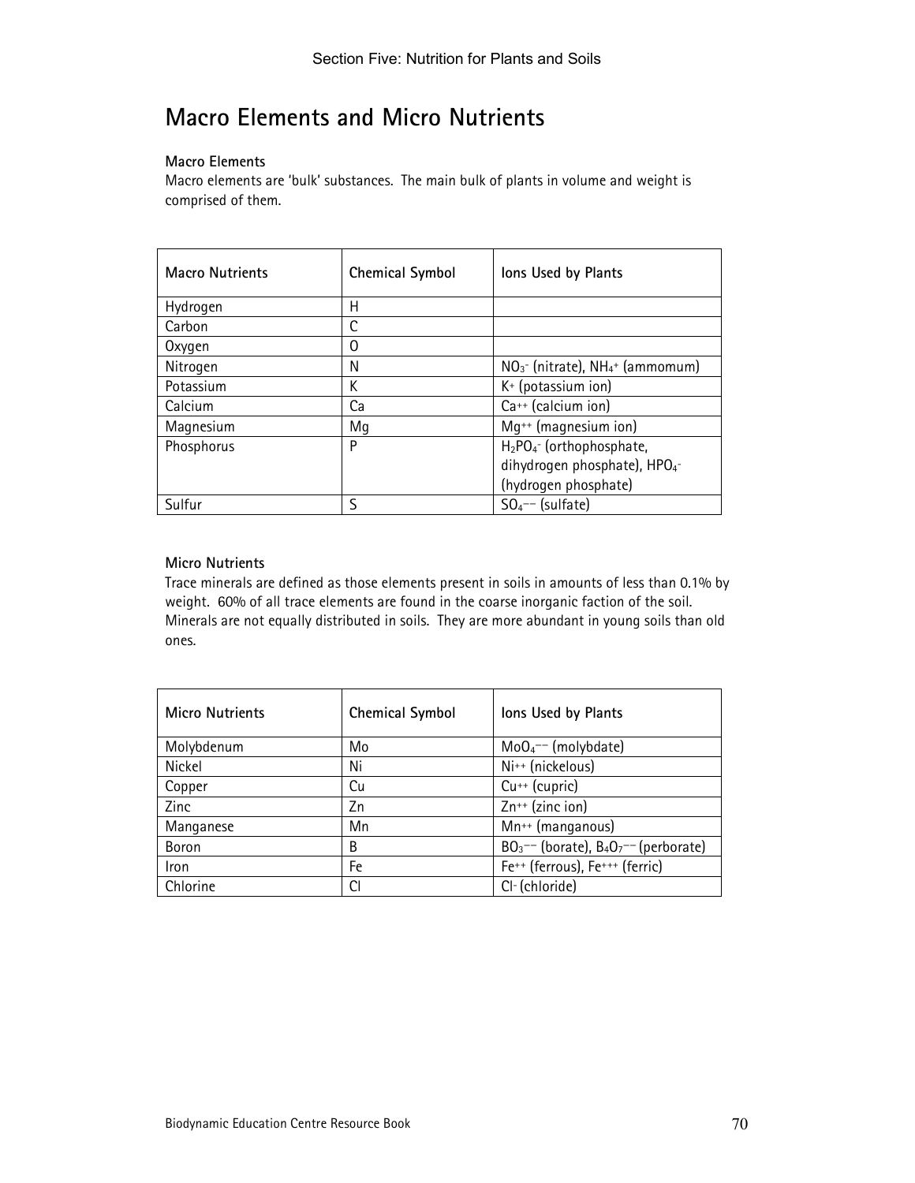# Macro Elements and Micro Nutrients

### Macro Elements

Macro elements are 'bulk' substances. The main bulk of plants in volume and weight is comprised of them.

| Macro Nutrients | Chemical Symbol | Ions Used by Plants |
|---|---|---|
| Hydrogen | H | |
| Carbon | C | |
| Oxygen | O | |
| Nitrogen | N | $NO_3^-$ (nitrate), $NH_4^+$ (ammomum) |
| Potassium | K | $K^+$ (potassium ion) |
| Calcium | Ca | $Ca^{++}$ (calcium ion) |
| Magnesium | Mg | $Mg^{++}$ (magnesium ion) |
| Phosphorus | P | $H_2PO_4^-$ (orthophosphate, dihydrogen phosphate), $HPO_4^-$ (hydrogen phosphate) |
| Sulfur | S | $SO_4^{--}$ (sulfate) |

### Micro Nutrients

Trace minerals are defined as those elements present in soils in amounts of less than 0.1% by weight. 60% of all trace elements are found in the coarse inorganic faction of the soil. Minerals are not equally distributed in soils. They are more abundant in young soils than old ones.

| Micro Nutrients | Chemical Symbol | Ions Used by Plants |
|---|---|---|
| Molybdenum | Mo | $MoO_4^{--}$ (molybdate) |
| Nickel | Ni | $Ni^{++}$ (nickelous) |
| Copper | Cu | $Cu^{++}$ (cupric) |
| Zinc | Zn | $Zn^{++}$ (zinc ion) |
| Manganese | Mn | $Mn^{++}$ (manganous) |
| Boron | B | $BO_3^{--}$ (borate), $B_4O_7^{--}$ (perborate) |
| Iron | Fe | $Fe^{++}$ (ferrous), $Fe^{+++}$ (ferric) |
| Chlorine | Cl | $Cl^-$ (chloride) |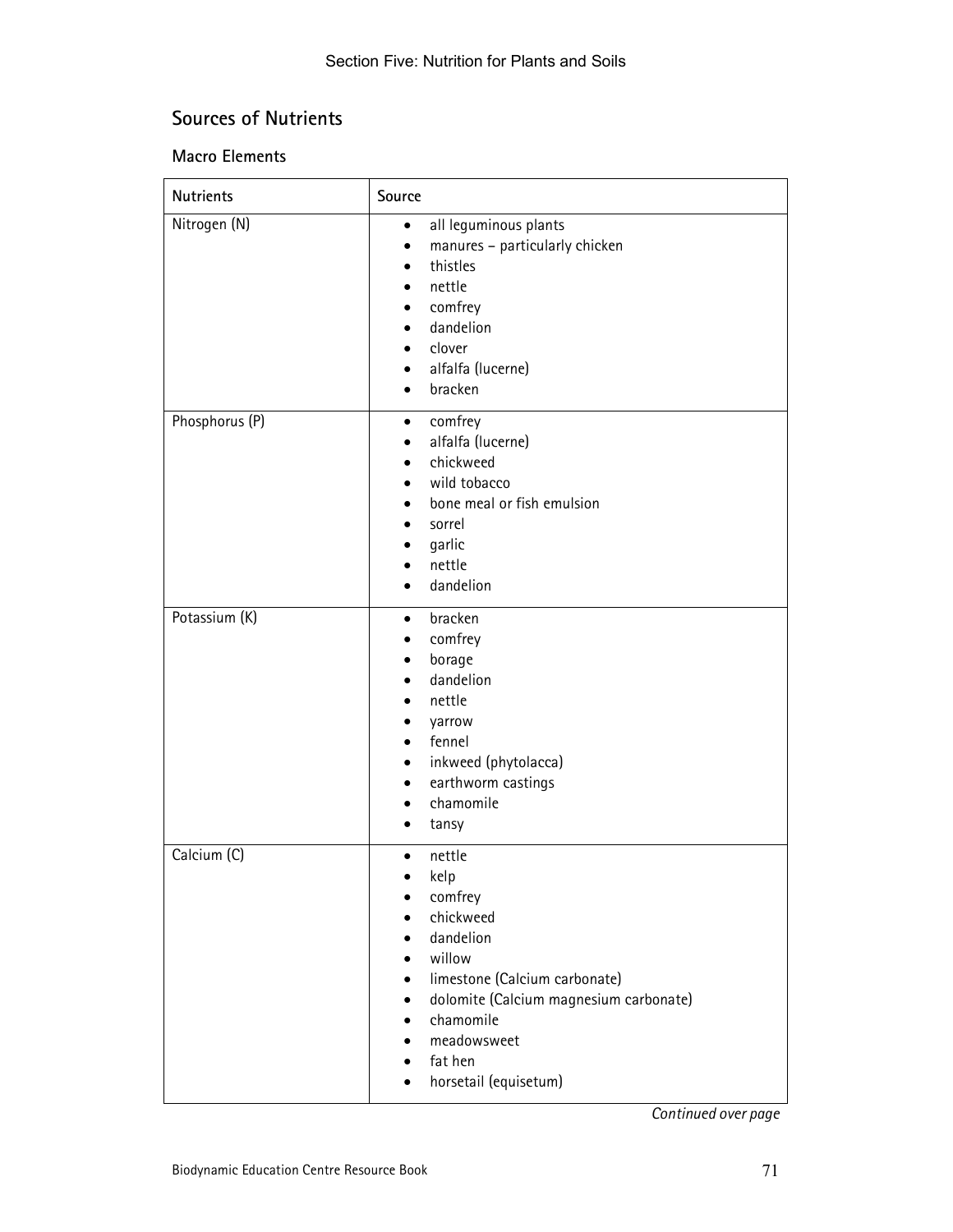## Sources of Nutrients

### Macro Elements

| Nutrients | Source |
|---|---|
| Nitrogen (N) | • all leguminous plants<br>• manures – particularly chicken<br>• thistles<br>• nettle<br>• comfrey<br>• dandelion<br>• clover<br>• alfalfa (lucerne)<br>• bracken |
| Phosphorus (P) | • comfrey<br>• alfalfa (lucerne)<br>• chickweed<br>• wild tobacco<br>• bone meal or fish emulsion<br>• sorrel<br>• garlic<br>• nettle<br>• dandelion |
| Potassium (K) | • bracken<br>• comfrey<br>• borage<br>• dandelion<br>• nettle<br>• yarrow<br>• fennel<br>• inkweed (phytolacca)<br>• earthworm castings<br>• chamomile<br>• tansy |
| Calcium (C) | • nettle<br>• kelp<br>• comfrey<br>• chickweed<br>• dandelion<br>• willow<br>• limestone (Calcium carbonate)<br>• dolomite (Calcium magnesium carbonate)<br>• chamomile<br>• meadowsweet<br>• fat hen<br>• horsetail (equisetum) |

*Continued over page*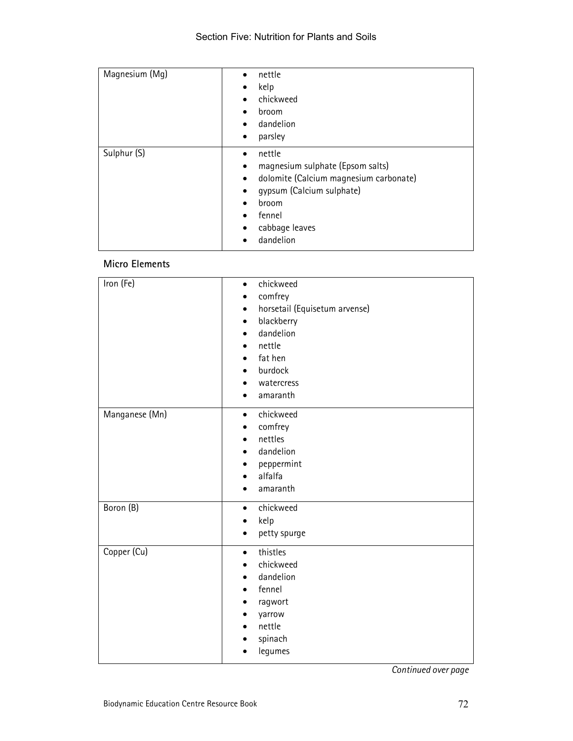| Magnesium (Mg) | <ul><li>nettle</li><li>kelp</li><li>chickweed</li><li>broom</li><li>dandelion</li><li>parsley</li></ul> |
|---|---|
| Sulphur (S) | <ul><li>nettle</li><li>magnesium sulphate (Epsom salts)</li><li>dolomite (Calcium magnesium carbonate)</li><li>gypsum (Calcium sulphate)</li><li>broom</li><li>fennel</li><li>cabbage leaves</li><li>dandelion</li></ul> |

**Micro Elements**

| Iron (Fe) | <ul><li>chickweed</li><li>comfrey</li><li>horsetail (Equisetum arvense)</li><li>blackberry</li><li>dandelion</li><li>nettle</li><li>fat hen</li><li>burdock</li><li>watercress</li><li>amaranth</li></ul> |
|---|---|
| Manganese (Mn) | <ul><li>chickweed</li><li>comfrey</li><li>nettles</li><li>dandelion</li><li>peppermint</li><li>alfalfa</li><li>amaranth</li></ul> |
| Boron (B) | <ul><li>chickweed</li><li>kelp</li><li>petty spurge</li></ul> |
| Copper (Cu) | <ul><li>thistles</li><li>chickweed</li><li>dandelion</li><li>fennel</li><li>ragwort</li><li>yarrow</li><li>nettle</li><li>spinach</li><li>legumes</li></ul> |

*Continued over page*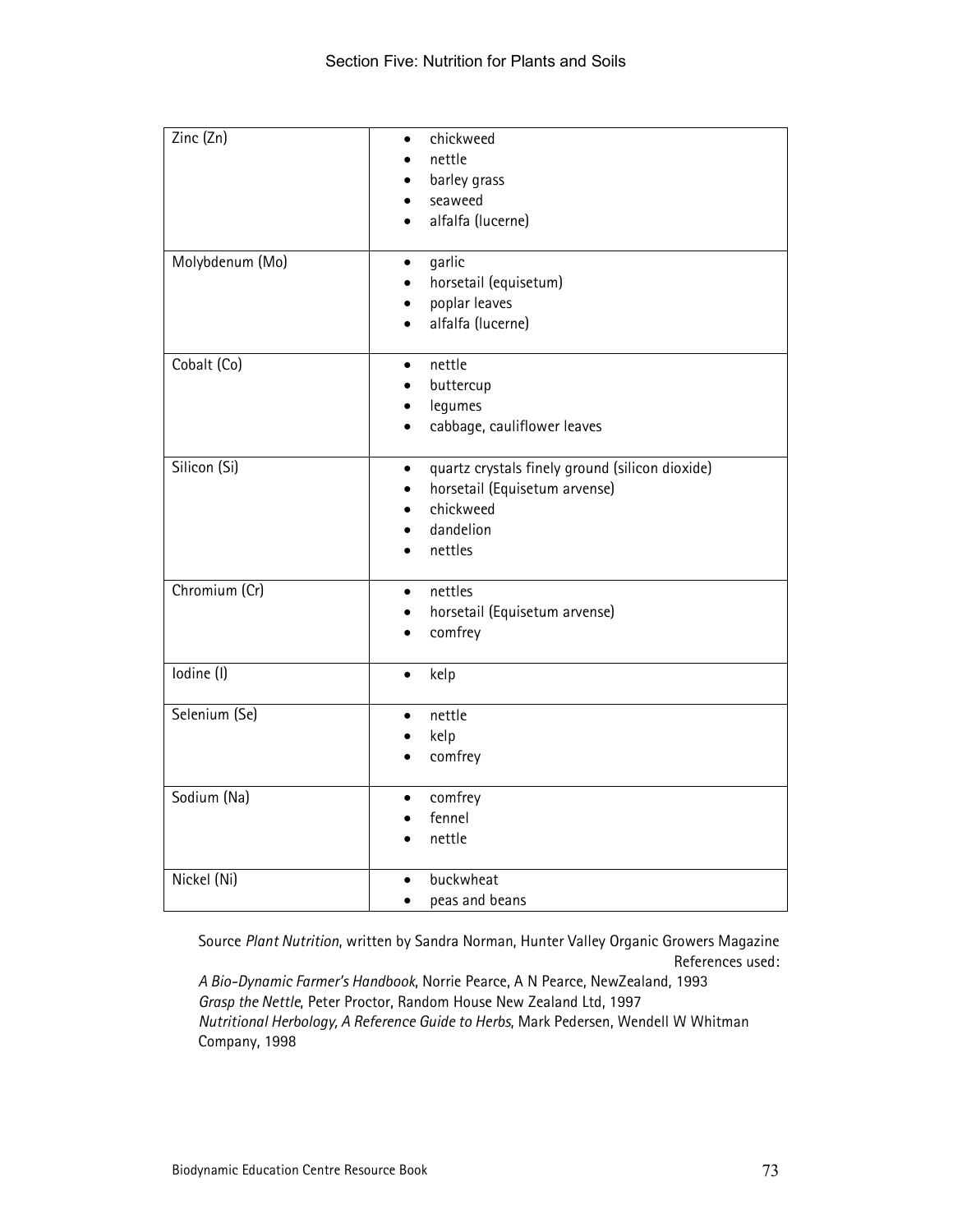| Zinc (Zn) | • chickweed<br>• nettle<br>• barley grass<br>• seaweed<br>• alfalfa (lucerne) |
|---|---|
| Molybdenum (Mo) | • garlic<br>• horsetail (equisetum)<br>• poplar leaves<br>• alfalfa (lucerne) |
| Cobalt (Co) | • nettle<br>• buttercup<br>• legumes<br>• cabbage, cauliflower leaves |
| Silicon (Si) | • quartz crystals finely ground (silicon dioxide)<br>• horsetail (Equisetum arvense)<br>• chickweed<br>• dandelion<br>• nettles |
| Chromium (Cr) | • nettles<br>• horsetail (Equisetum arvense)<br>• comfrey |
| Iodine (I) | • kelp |
| Selenium (Se) | • nettle<br>• kelp<br>• comfrey |
| Sodium (Na) | • comfrey<br>• fennel<br>• nettle |
| Nickel (Ni) | • buckwheat<br>• peas and beans |

Source *Plant Nutrition*, written by Sandra Norman, Hunter Valley Organic Growers Magazine

References used:

*A Bio-Dynamic Farmer's Handbook*, Norrie Pearce, A N Pearce, NewZealand, 1993
*Grasp the Nettle*, Peter Proctor, Random House New Zealand Ltd, 1997
*Nutritional Herbology, A Reference Guide to Herbs*, Mark Pedersen, Wendell W Whitman Company, 1998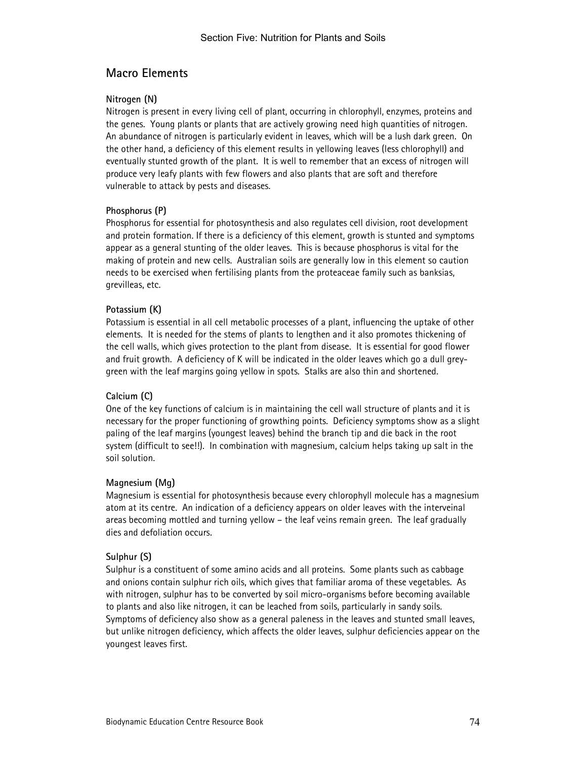## Macro Elements

### Nitrogen (N)

Nitrogen is present in every living cell of plant, occurring in chlorophyll, enzymes, proteins and the genes. Young plants or plants that are actively growing need high quantities of nitrogen. An abundance of nitrogen is particularly evident in leaves, which will be a lush dark green. On the other hand, a deficiency of this element results in yellowing leaves (less chlorophyll) and eventually stunted growth of the plant. It is well to remember that an excess of nitrogen will produce very leafy plants with few flowers and also plants that are soft and therefore vulnerable to attack by pests and diseases.

### Phosphorus (P)

Phosphorus for essential for photosynthesis and also regulates cell division, root development and protein formation. If there is a deficiency of this element, growth is stunted and symptoms appear as a general stunting of the older leaves. This is because phosphorus is vital for the making of protein and new cells. Australian soils are generally low in this element so caution needs to be exercised when fertilising plants from the proteaceae family such as banksias, grevilleas, etc.

### Potassium (K)

Potassium is essential in all cell metabolic processes of a plant, influencing the uptake of other elements. It is needed for the stems of plants to lengthen and it also promotes thickening of the cell walls, which gives protection to the plant from disease. It is essential for good flower and fruit growth. A deficiency of K will be indicated in the older leaves which go a dull grey-green with the leaf margins going yellow in spots. Stalks are also thin and shortened.

### Calcium (C)

One of the key functions of calcium is in maintaining the cell wall structure of plants and it is necessary for the proper functioning of growthing points. Deficiency symptoms show as a slight paling of the leaf margins (youngest leaves) behind the branch tip and die back in the root system (difficult to see!!). In combination with magnesium, calcium helps taking up salt in the soil solution.

### Magnesium (Mg)

Magnesium is essential for photosynthesis because every chlorophyll molecule has a magnesium atom at its centre. An indication of a deficiency appears on older leaves with the interveinal areas becoming mottled and turning yellow – the leaf veins remain green. The leaf gradually dies and defoliation occurs.

### Sulphur (S)

Sulphur is a constituent of some amino acids and all proteins. Some plants such as cabbage and onions contain sulphur rich oils, which gives that familiar aroma of these vegetables. As with nitrogen, sulphur has to be converted by soil micro-organisms before becoming available to plants and also like nitrogen, it can be leached from soils, particularly in sandy soils. Symptoms of deficiency also show as a general paleness in the leaves and stunted small leaves, but unlike nitrogen deficiency, which affects the older leaves, sulphur deficiencies appear on the youngest leaves first.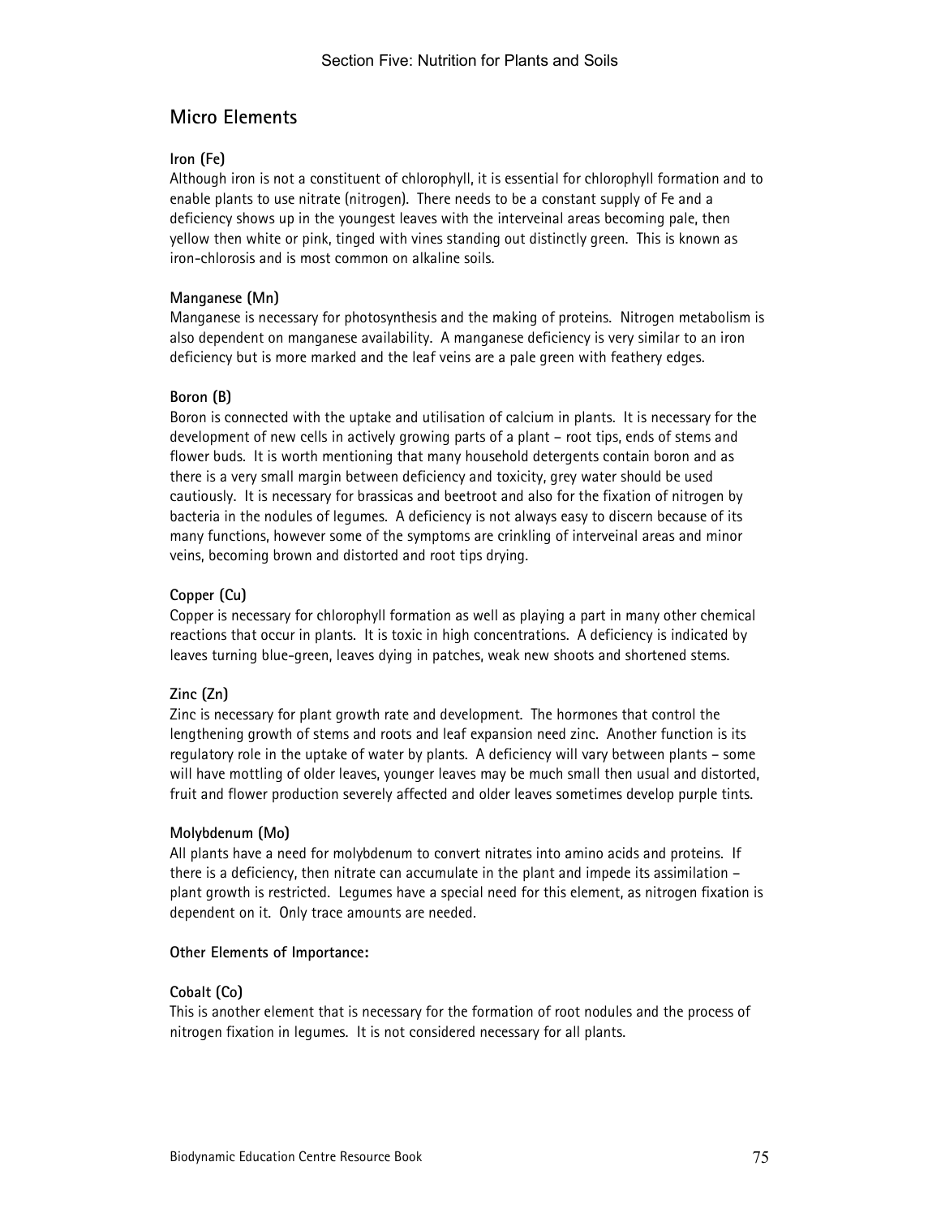## Micro Elements

**Iron (Fe)**

Although iron is not a constituent of chlorophyll, it is essential for chlorophyll formation and to enable plants to use nitrate (nitrogen). There needs to be a constant supply of Fe and a deficiency shows up in the youngest leaves with the interveinal areas becoming pale, then yellow then white or pink, tinged with vines standing out distinctly green. This is known as iron-chlorosis and is most common on alkaline soils.

**Manganese (Mn)**

Manganese is necessary for photosynthesis and the making of proteins. Nitrogen metabolism is also dependent on manganese availability. A manganese deficiency is very similar to an iron deficiency but is more marked and the leaf veins are a pale green with feathery edges.

**Boron (B)**

Boron is connected with the uptake and utilisation of calcium in plants. It is necessary for the development of new cells in actively growing parts of a plant – root tips, ends of stems and flower buds. It is worth mentioning that many household detergents contain boron and as there is a very small margin between deficiency and toxicity, grey water should be used cautiously. It is necessary for brassicas and beetroot and also for the fixation of nitrogen by bacteria in the nodules of legumes. A deficiency is not always easy to discern because of its many functions, however some of the symptoms are crinkling of interveinal areas and minor veins, becoming brown and distorted and root tips drying.

**Copper (Cu)**

Copper is necessary for chlorophyll formation as well as playing a part in many other chemical reactions that occur in plants. It is toxic in high concentrations. A deficiency is indicated by leaves turning blue-green, leaves dying in patches, weak new shoots and shortened stems.

**Zinc (Zn)**

Zinc is necessary for plant growth rate and development. The hormones that control the lengthening growth of stems and roots and leaf expansion need zinc. Another function is its regulatory role in the uptake of water by plants. A deficiency will vary between plants – some will have mottling of older leaves, younger leaves may be much small then usual and distorted, fruit and flower production severely affected and older leaves sometimes develop purple tints.

**Molybdenum (Mo)**

All plants have a need for molybdenum to convert nitrates into amino acids and proteins. If there is a deficiency, then nitrate can accumulate in the plant and impede its assimilation – plant growth is restricted. Legumes have a special need for this element, as nitrogen fixation is dependent on it. Only trace amounts are needed.

**Other Elements of Importance:**

**Cobalt (Co)**

This is another element that is necessary for the formation of root nodules and the process of nitrogen fixation in legumes. It is not considered necessary for all plants.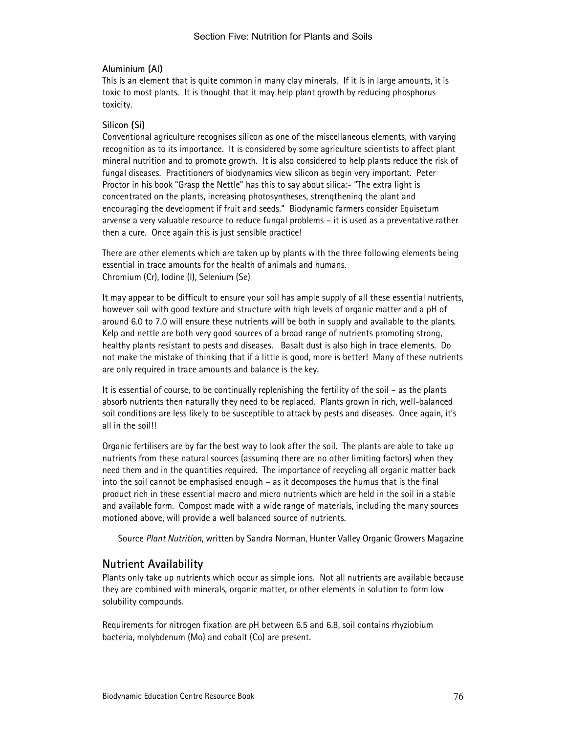**Aluminium (Al)**
This is an element that is quite common in many clay minerals. If it is in large amounts, it is toxic to most plants. It is thought that it may help plant growth by reducing phosphorus toxicity.

**Silicon (Si)**
Conventional agriculture recognises silicon as one of the miscellaneous elements, with varying recognition as to its importance. It is considered by some agriculture scientists to affect plant mineral nutrition and to promote growth. It is also considered to help plants reduce the risk of fungal diseases. Practitioners of biodynamics view silicon as begin very important. Peter Proctor in his book "Grasp the Nettle" has this to say about silica:- "The extra light is concentrated on the plants, increasing photosyntheses, strengthening the plant and encouraging the development if fruit and seeds." Biodynamic farmers consider Equisetum arvense a very valuable resource to reduce fungal problems – it is used as a preventative rather then a cure. Once again this is just sensible practice!

There are other elements which are taken up by plants with the three following elements being essential in trace amounts for the health of animals and humans.
Chromium (Cr), Iodine (I), Selenium (Se)

It may appear to be difficult to ensure your soil has ample supply of all these essential nutrients, however soil with good texture and structure with high levels of organic matter and a pH of around 6.0 to 7.0 will ensure these nutrients will be both in supply and available to the plants. Kelp and nettle are both very good sources of a broad range of nutrients promoting strong, healthy plants resistant to pests and diseases. Basalt dust is also high in trace elements. Do not make the mistake of thinking that if a little is good, more is better! Many of these nutrients are only required in trace amounts and balance is the key.

It is essential of course, to be continually replenishing the fertility of the soil – as the plants absorb nutrients then naturally they need to be replaced. Plants grown in rich, well-balanced soil conditions are less likely to be susceptible to attack by pests and diseases. Once again, it's all in the soil!!

Organic fertilisers are by far the best way to look after the soil. The plants are able to take up nutrients from these natural sources (assuming there are no other limiting factors) when they need them and in the quantities required. The importance of recycling all organic matter back into the soil cannot be emphasised enough – as it decomposes the humus that is the final product rich in these essential macro and micro nutrients which are held in the soil in a stable and available form. Compost made with a wide range of materials, including the many sources motioned above, will provide a well balanced source of nutrients.

Source *Plant Nutrition*, written by Sandra Norman, Hunter Valley Organic Growers Magazine

## Nutrient Availability

Plants only take up nutrients which occur as simple ions. Not all nutrients are available because they are combined with minerals, organic matter, or other elements in solution to form low solubility compounds.

Requirements for nitrogen fixation are pH between 6.5 and 6.8, soil contains rhyziobium bacteria, molybdenum (Mo) and cobalt (Co) are present.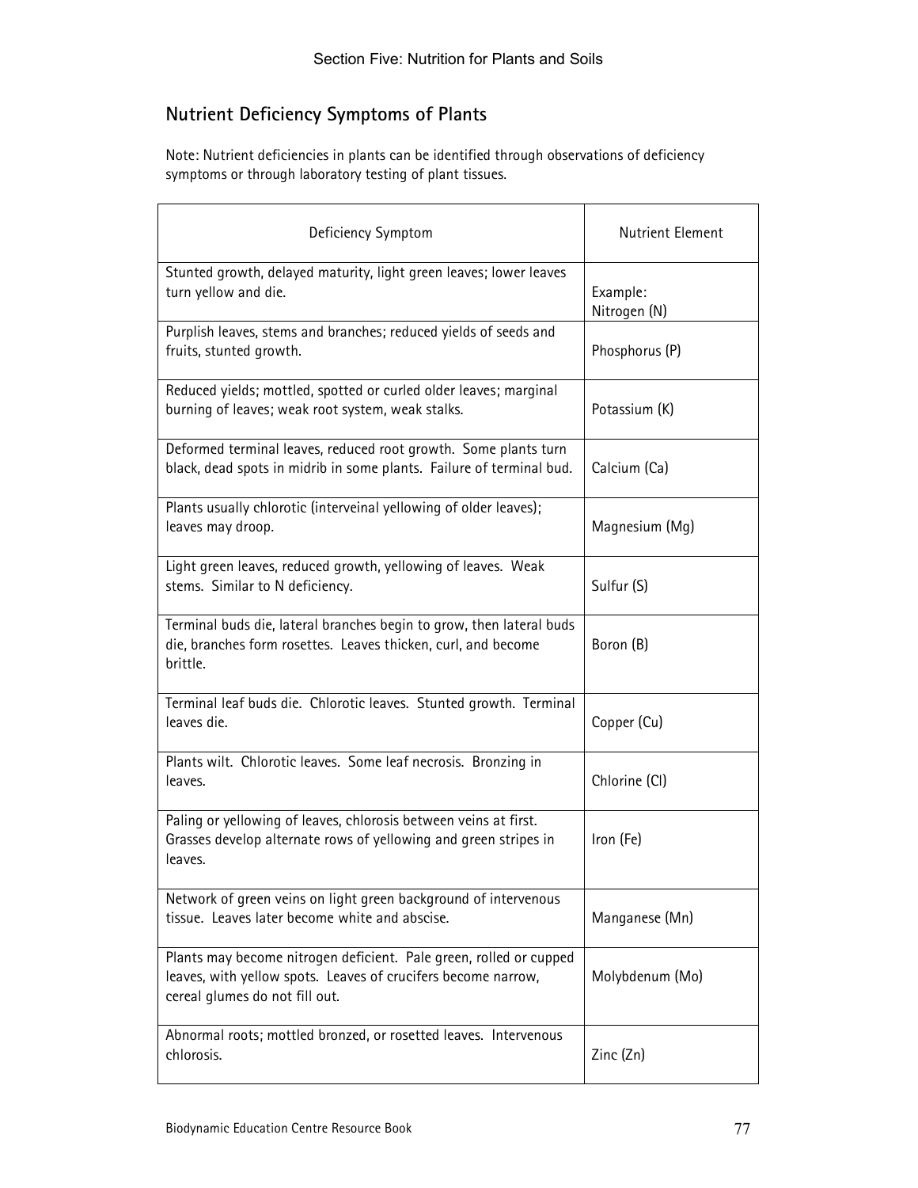## Nutrient Deficiency Symptoms of Plants

Note: Nutrient deficiencies in plants can be identified through observations of deficiency symptoms or through laboratory testing of plant tissues.

| Deficiency Symptom | Nutrient Element |
|---|---|
| Stunted growth, delayed maturity, light green leaves; lower leaves turn yellow and die. | Example: Nitrogen (N) |
| Purplish leaves, stems and branches; reduced yields of seeds and fruits, stunted growth. | Phosphorus (P) |
| Reduced yields; mottled, spotted or curled older leaves; marginal burning of leaves; weak root system, weak stalks. | Potassium (K) |
| Deformed terminal leaves, reduced root growth. Some plants turn black, dead spots in midrib in some plants. Failure of terminal bud. | Calcium (Ca) |
| Plants usually chlorotic (interveinal yellowing of older leaves); leaves may droop. | Magnesium (Mg) |
| Light green leaves, reduced growth, yellowing of leaves. Weak stems. Similar to N deficiency. | Sulfur (S) |
| Terminal buds die, lateral branches begin to grow, then lateral buds die, branches form rosettes. Leaves thicken, curl, and become brittle. | Boron (B) |
| Terminal leaf buds die. Chlorotic leaves. Stunted growth. Terminal leaves die. | Copper (Cu) |
| Plants wilt. Chlorotic leaves. Some leaf necrosis. Bronzing in leaves. | Chlorine (Cl) |
| Paling or yellowing of leaves, chlorosis between veins at first. Grasses develop alternate rows of yellowing and green stripes in leaves. | Iron (Fe) |
| Network of green veins on light green background of intervenous tissue. Leaves later become white and abscise. | Manganese (Mn) |
| Plants may become nitrogen deficient. Pale green, rolled or cupped leaves, with yellow spots. Leaves of crucifers become narrow, cereal glumes do not fill out. | Molybdenum (Mo) |
| Abnormal roots; mottled bronzed, or rosetted leaves. Intervenous chlorosis. | Zinc (Zn) |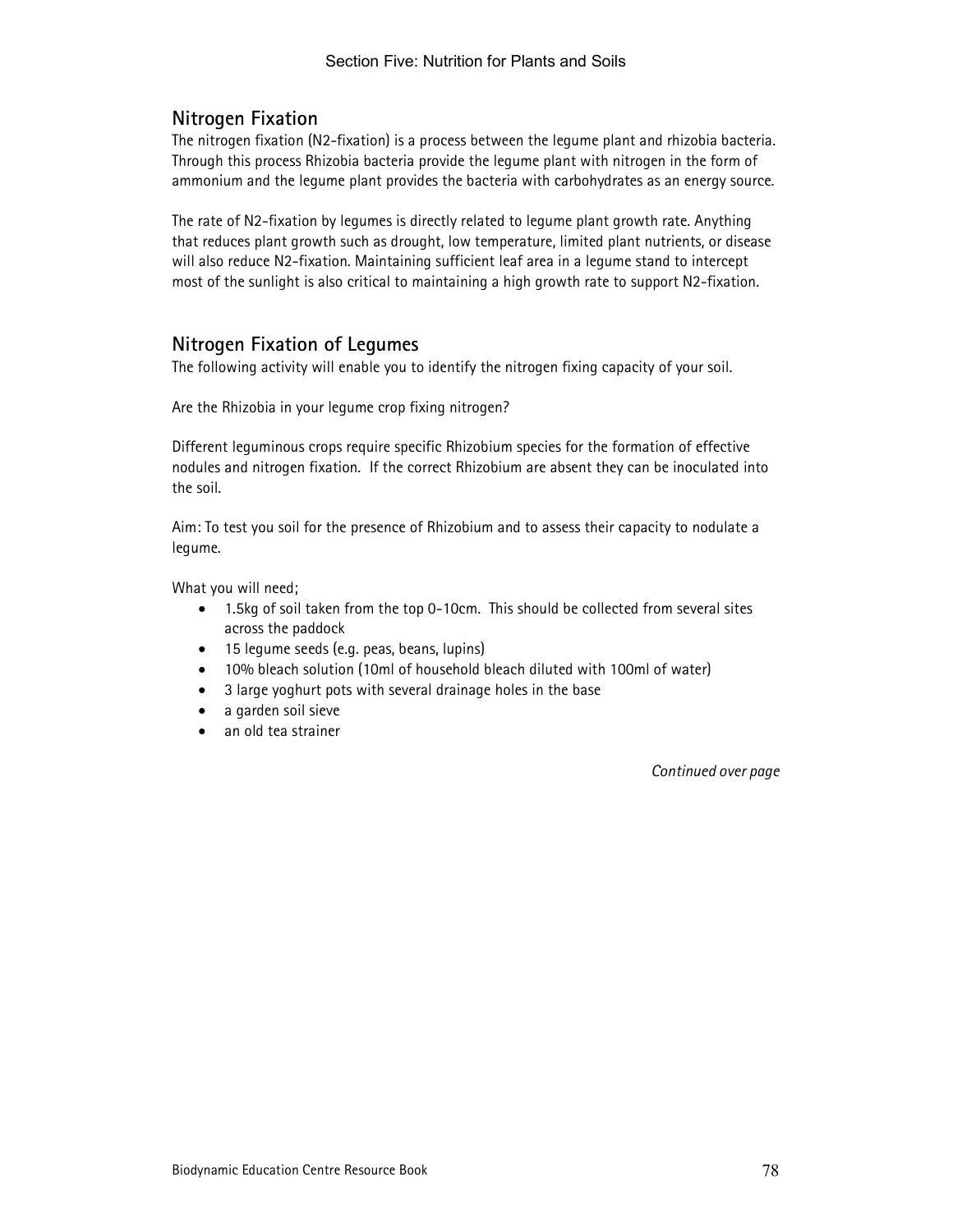## Nitrogen Fixation

The nitrogen fixation (N2-fixation) is a process between the legume plant and rhizobia bacteria. Through this process Rhizobia bacteria provide the legume plant with nitrogen in the form of ammonium and the legume plant provides the bacteria with carbohydrates as an energy source.

The rate of N2-fixation by legumes is directly related to legume plant growth rate. Anything that reduces plant growth such as drought, low temperature, limited plant nutrients, or disease will also reduce N2-fixation. Maintaining sufficient leaf area in a legume stand to intercept most of the sunlight is also critical to maintaining a high growth rate to support N2-fixation.

## Nitrogen Fixation of Legumes

The following activity will enable you to identify the nitrogen fixing capacity of your soil.

Are the Rhizobia in your legume crop fixing nitrogen?

Different leguminous crops require specific Rhizobium species for the formation of effective nodules and nitrogen fixation. If the correct Rhizobium are absent they can be inoculated into the soil.

Aim: To test you soil for the presence of Rhizobium and to assess their capacity to nodulate a legume.

What you will need;

- 1.5kg of soil taken from the top 0-10cm. This should be collected from several sites across the paddock
- 15 legume seeds (e.g. peas, beans, lupins)
- 10% bleach solution (10ml of household bleach diluted with 100ml of water)
- 3 large yoghurt pots with several drainage holes in the base
- a garden soil sieve
- an old tea strainer

*Continued over page*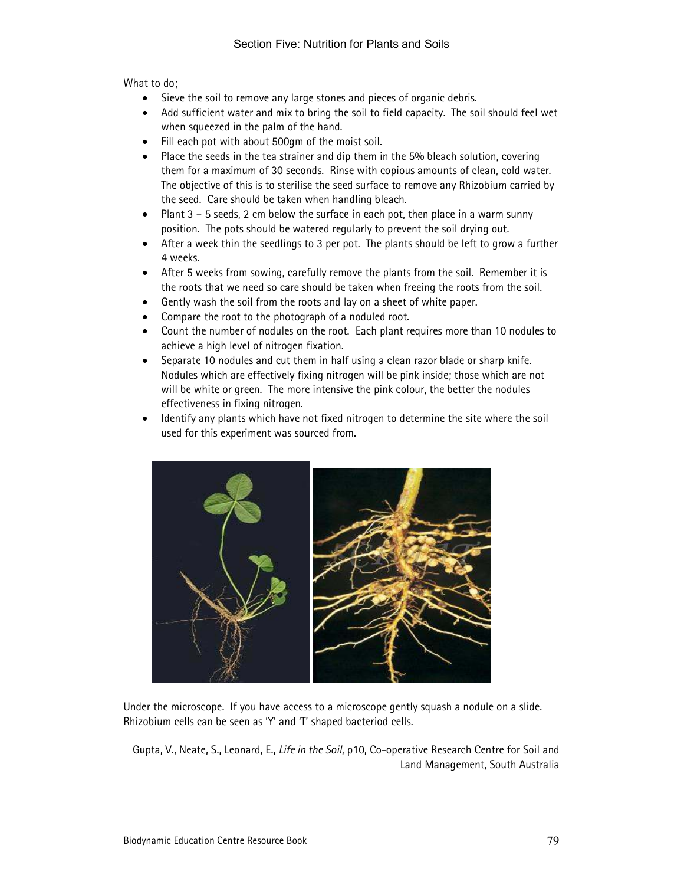What to do;

- Sieve the soil to remove any large stones and pieces of organic debris.
- Add sufficient water and mix to bring the soil to field capacity. The soil should feel wet when squeezed in the palm of the hand.
- Fill each pot with about 500gm of the moist soil.
- Place the seeds in the tea strainer and dip them in the 5% bleach solution, covering them for a maximum of 30 seconds. Rinse with copious amounts of clean, cold water. The objective of this is to sterilise the seed surface to remove any Rhizobium carried by the seed. Care should be taken when handling bleach.
- Plant 3 – 5 seeds, 2 cm below the surface in each pot, then place in a warm sunny position. The pots should be watered regularly to prevent the soil drying out.
- After a week thin the seedlings to 3 per pot. The plants should be left to grow a further 4 weeks.
- After 5 weeks from sowing, carefully remove the plants from the soil. Remember it is the roots that we need so care should be taken when freeing the roots from the soil.
- Gently wash the soil from the roots and lay on a sheet of white paper.
- Compare the root to the photograph of a noduled root.
- Count the number of nodules on the root. Each plant requires more than 10 nodules to achieve a high level of nitrogen fixation.
- Separate 10 nodules and cut them in half using a clean razor blade or sharp knife. Nodules which are effectively fixing nitrogen will be pink inside; those which are not will be white or green. The more intensive the pink colour, the better the nodules effectiveness in fixing nitrogen.
- Identify any plants which have not fixed nitrogen to determine the site where the soil used for this experiment was sourced from.

Under the microscope. If you have access to a microscope gently squash a nodule on a slide. Rhizobium cells can be seen as 'Y' and 'T' shaped bacteriod cells.

Gupta, V., Neate, S., Leonard, E., *Life in the Soil*, p10, Co-operative Research Centre for Soil and Land Management, South Australia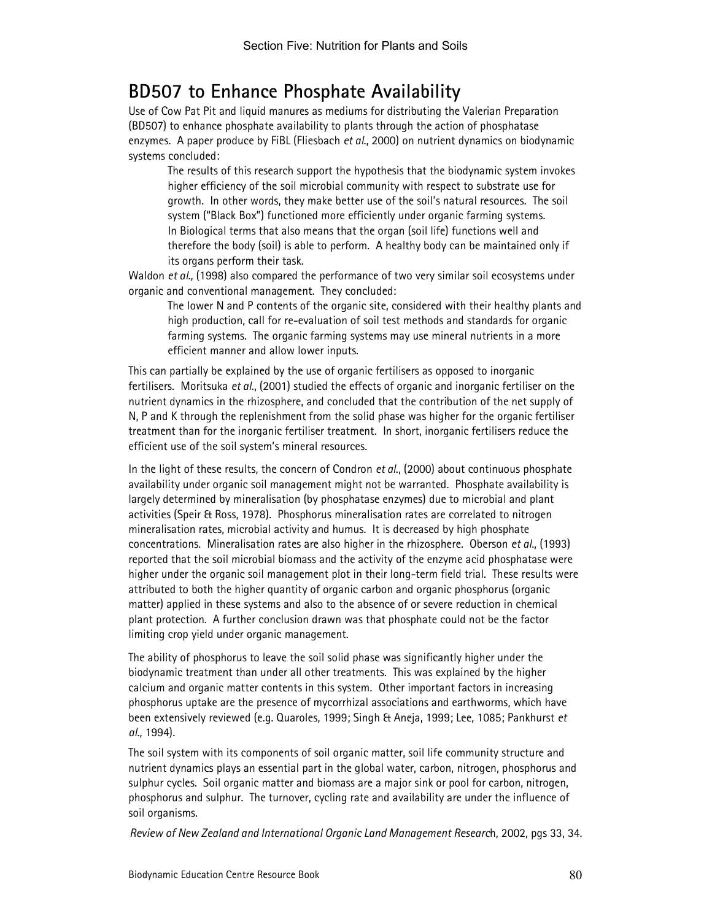## BD507 to Enhance Phosphate Availability

Use of Cow Pat Pit and liquid manures as mediums for distributing the Valerian Preparation (BD507) to enhance phosphate availability to plants through the action of phosphatase enzymes. A paper produce by FiBL (Fliesbach *et al.*, 2000) on nutrient dynamics on biodynamic systems concluded:

> The results of this research support the hypothesis that the biodynamic system invokes higher efficiency of the soil microbial community with respect to substrate use for growth. In other words, they make better use of the soil's natural resources. The soil system ("Black Box") functioned more efficiently under organic farming systems. In Biological terms that also means that the organ (soil life) functions well and therefore the body (soil) is able to perform. A healthy body can be maintained only if its organs perform their task.

Waldon *et al.*, (1998) also compared the performance of two very similar soil ecosystems under organic and conventional management. They concluded:

> The lower N and P contents of the organic site, considered with their healthy plants and high production, call for re-evaluation of soil test methods and standards for organic farming systems. The organic farming systems may use mineral nutrients in a more efficient manner and allow lower inputs.

This can partially be explained by the use of organic fertilisers as opposed to inorganic fertilisers. Moritsuka *et al.*, (2001) studied the effects of organic and inorganic fertiliser on the nutrient dynamics in the rhizosphere, and concluded that the contribution of the net supply of N, P and K through the replenishment from the solid phase was higher for the organic fertiliser treatment than for the inorganic fertiliser treatment. In short, inorganic fertilisers reduce the efficient use of the soil system's mineral resources.

In the light of these results, the concern of Condron *et al.*, (2000) about continuous phosphate availability under organic soil management might not be warranted. Phosphate availability is largely determined by mineralisation (by phosphatase enzymes) due to microbial and plant activities (Speir & Ross, 1978). Phosphorus mineralisation rates are correlated to nitrogen mineralisation rates, microbial activity and humus. It is decreased by high phosphate concentrations. Mineralisation rates are also higher in the rhizosphere. Oberson *et al.*, (1993) reported that the soil microbial biomass and the activity of the enzyme acid phosphatase were higher under the organic soil management plot in their long-term field trial. These results were attributed to both the higher quantity of organic carbon and organic phosphorus (organic matter) applied in these systems and also to the absence of or severe reduction in chemical plant protection. A further conclusion drawn was that phosphate could not be the factor limiting crop yield under organic management.

The ability of phosphorus to leave the soil solid phase was significantly higher under the biodynamic treatment than under all other treatments. This was explained by the higher calcium and organic matter contents in this system. Other important factors in increasing phosphorus uptake are the presence of mycorrhizal associations and earthworms, which have been extensively reviewed (e.g. Quaroles, 1999; Singh & Aneja, 1999; Lee, 1085; Pankhurst *et al.*, 1994).

The soil system with its components of soil organic matter, soil life community structure and nutrient dynamics plays an essential part in the global water, carbon, nitrogen, phosphorus and sulphur cycles. Soil organic matter and biomass are a major sink or pool for carbon, nitrogen, phosphorus and sulphur. The turnover, cycling rate and availability are under the influence of soil organisms.

*Review of New Zealand and International Organic Land Management Research*, 2002, pgs 33, 34.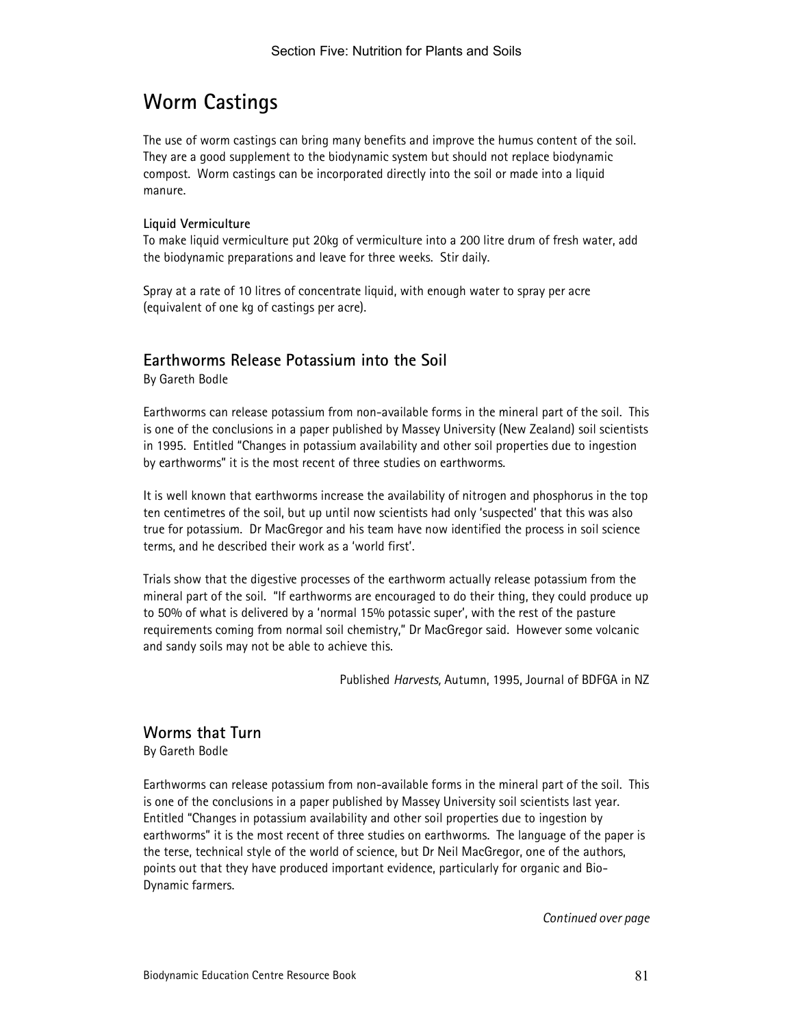# Worm Castings

The use of worm castings can bring many benefits and improve the humus content of the soil. They are a good supplement to the biodynamic system but should not replace biodynamic compost. Worm castings can be incorporated directly into the soil or made into a liquid manure.

**Liquid Vermiculture**

To make liquid vermiculture put 20kg of vermiculture into a 200 litre drum of fresh water, add the biodynamic preparations and leave for three weeks. Stir daily.

Spray at a rate of 10 litres of concentrate liquid, with enough water to spray per acre (equivalent of one kg of castings per acre).

## Earthworms Release Potassium into the Soil

By Gareth Bodle

Earthworms can release potassium from non-available forms in the mineral part of the soil. This is one of the conclusions in a paper published by Massey University (New Zealand) soil scientists in 1995. Entitled "Changes in potassium availability and other soil properties due to ingestion by earthworms" it is the most recent of three studies on earthworms.

It is well known that earthworms increase the availability of nitrogen and phosphorus in the top ten centimetres of the soil, but up until now scientists had only 'suspected' that this was also true for potassium. Dr MacGregor and his team have now identified the process in soil science terms, and he described their work as a 'world first'.

Trials show that the digestive processes of the earthworm actually release potassium from the mineral part of the soil. "If earthworms are encouraged to do their thing, they could produce up to 50% of what is delivered by a 'normal 15% potassic super', with the rest of the pasture requirements coming from normal soil chemistry," Dr MacGregor said. However some volcanic and sandy soils may not be able to achieve this.

Published *Harvests,* Autumn, 1995, Journal of BDFGA in NZ

## Worms that Turn

By Gareth Bodle

Earthworms can release potassium from non-available forms in the mineral part of the soil. This is one of the conclusions in a paper published by Massey University soil scientists last year. Entitled "Changes in potassium availability and other soil properties due to ingestion by earthworms" it is the most recent of three studies on earthworms. The language of the paper is the terse, technical style of the world of science, but Dr Neil MacGregor, one of the authors, points out that they have produced important evidence, particularly for organic and Bio-Dynamic farmers.

*Continued over page*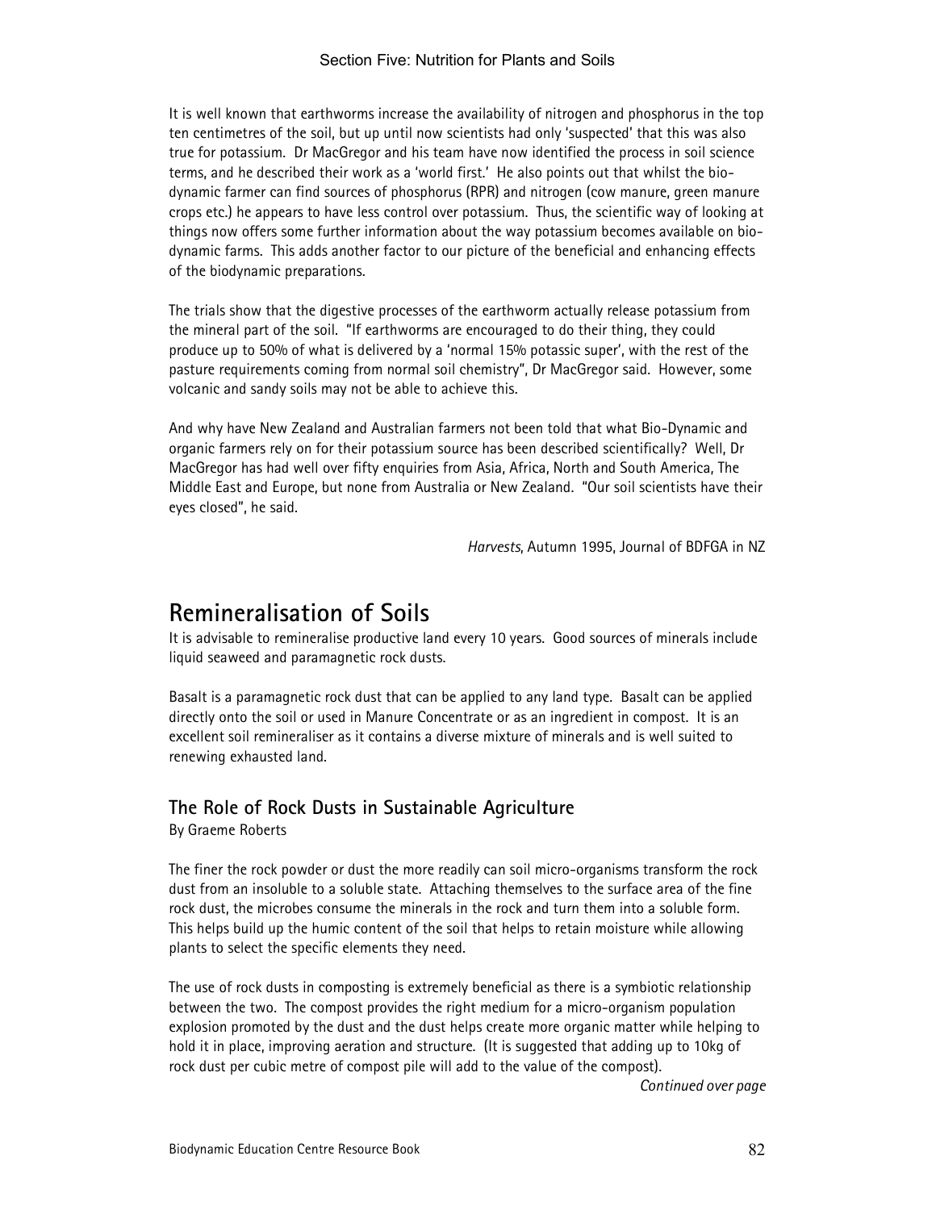It is well known that earthworms increase the availability of nitrogen and phosphorus in the top ten centimetres of the soil, but up until now scientists had only 'suspected' that this was also true for potassium. Dr MacGregor and his team have now identified the process in soil science terms, and he described their work as a 'world first.' He also points out that whilst the bio-dynamic farmer can find sources of phosphorus (RPR) and nitrogen (cow manure, green manure crops etc.) he appears to have less control over potassium. Thus, the scientific way of looking at things now offers some further information about the way potassium becomes available on bio-dynamic farms. This adds another factor to our picture of the beneficial and enhancing effects of the biodynamic preparations.

The trials show that the digestive processes of the earthworm actually release potassium from the mineral part of the soil. "If earthworms are encouraged to do their thing, they could produce up to 50% of what is delivered by a 'normal 15% potassic super', with the rest of the pasture requirements coming from normal soil chemistry", Dr MacGregor said. However, some volcanic and sandy soils may not be able to achieve this.

And why have New Zealand and Australian farmers not been told that what Bio-Dynamic and organic farmers rely on for their potassium source has been described scientifically? Well, Dr MacGregor has had well over fifty enquiries from Asia, Africa, North and South America, The Middle East and Europe, but none from Australia or New Zealand. "Our soil scientists have their eyes closed", he said.

*Harvests*, Autumn 1995, Journal of BDFGA in NZ

# Remineralisation of Soils

It is advisable to remineralise productive land every 10 years. Good sources of minerals include liquid seaweed and paramagnetic rock dusts.

Basalt is a paramagnetic rock dust that can be applied to any land type. Basalt can be applied directly onto the soil or used in Manure Concentrate or as an ingredient in compost. It is an excellent soil remineraliser as it contains a diverse mixture of minerals and is well suited to renewing exhausted land.

## The Role of Rock Dusts in Sustainable Agriculture

By Graeme Roberts

The finer the rock powder or dust the more readily can soil micro-organisms transform the rock dust from an insoluble to a soluble state. Attaching themselves to the surface area of the fine rock dust, the microbes consume the minerals in the rock and turn them into a soluble form. This helps build up the humic content of the soil that helps to retain moisture while allowing plants to select the specific elements they need.

The use of rock dusts in composting is extremely beneficial as there is a symbiotic relationship between the two. The compost provides the right medium for a micro-organism population explosion promoted by the dust and the dust helps create more organic matter while helping to hold it in place, improving aeration and structure. (It is suggested that adding up to 10kg of rock dust per cubic metre of compost pile will add to the value of the compost).

*Continued over page*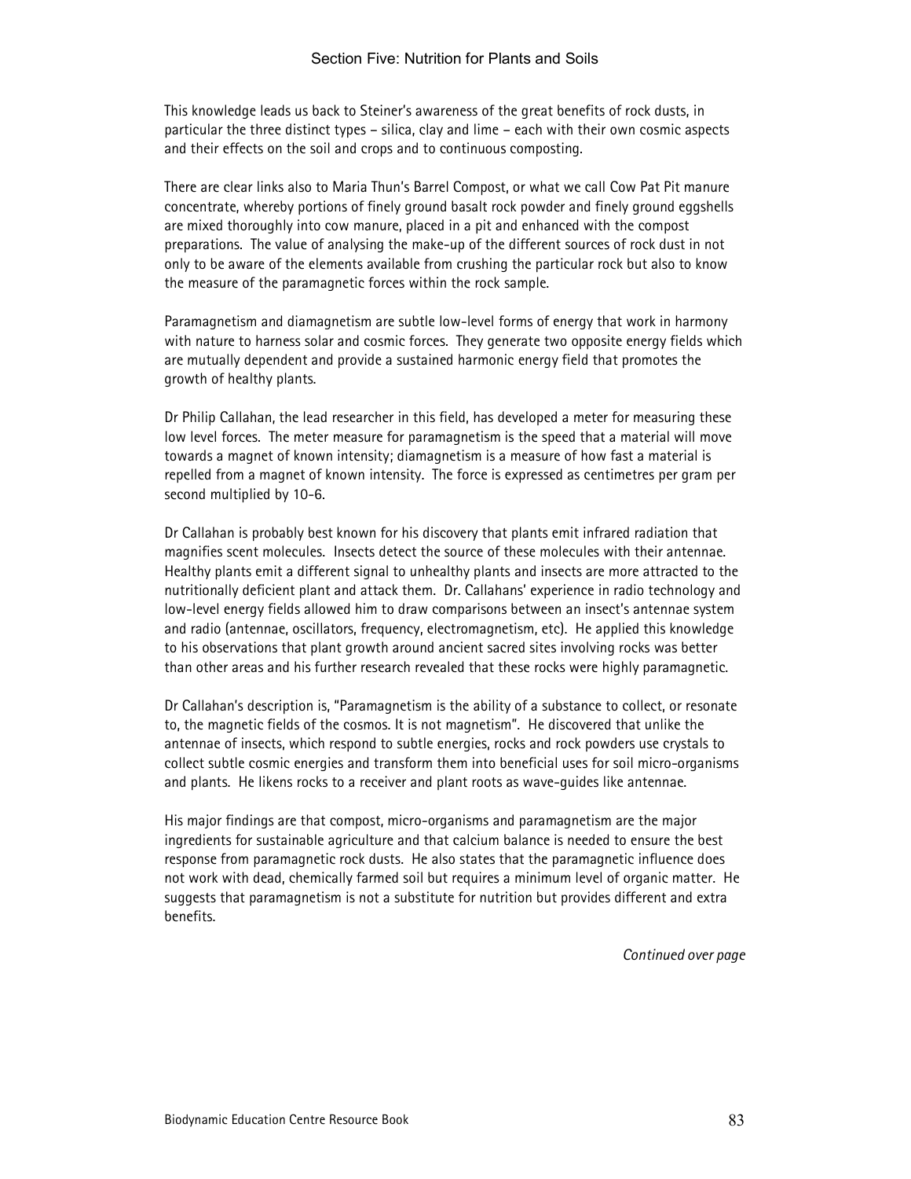This knowledge leads us back to Steiner's awareness of the great benefits of rock dusts, in particular the three distinct types – silica, clay and lime – each with their own cosmic aspects and their effects on the soil and crops and to continuous composting.

There are clear links also to Maria Thun's Barrel Compost, or what we call Cow Pat Pit manure concentrate, whereby portions of finely ground basalt rock powder and finely ground eggshells are mixed thoroughly into cow manure, placed in a pit and enhanced with the compost preparations. The value of analysing the make-up of the different sources of rock dust in not only to be aware of the elements available from crushing the particular rock but also to know the measure of the paramagnetic forces within the rock sample.

Paramagnetism and diamagnetism are subtle low-level forms of energy that work in harmony with nature to harness solar and cosmic forces. They generate two opposite energy fields which are mutually dependent and provide a sustained harmonic energy field that promotes the growth of healthy plants.

Dr Philip Callahan, the lead researcher in this field, has developed a meter for measuring these low level forces. The meter measure for paramagnetism is the speed that a material will move towards a magnet of known intensity; diamagnetism is a measure of how fast a material is repelled from a magnet of known intensity. The force is expressed as centimetres per gram per second multiplied by 10-6.

Dr Callahan is probably best known for his discovery that plants emit infrared radiation that magnifies scent molecules. Insects detect the source of these molecules with their antennae. Healthy plants emit a different signal to unhealthy plants and insects are more attracted to the nutritionally deficient plant and attack them. Dr. Callahans' experience in radio technology and low-level energy fields allowed him to draw comparisons between an insect's antennae system and radio (antennae, oscillators, frequency, electromagnetism, etc). He applied this knowledge to his observations that plant growth around ancient sacred sites involving rocks was better than other areas and his further research revealed that these rocks were highly paramagnetic.

Dr Callahan's description is, "Paramagnetism is the ability of a substance to collect, or resonate to, the magnetic fields of the cosmos. It is not magnetism". He discovered that unlike the antennae of insects, which respond to subtle energies, rocks and rock powders use crystals to collect subtle cosmic energies and transform them into beneficial uses for soil micro-organisms and plants. He likens rocks to a receiver and plant roots as wave-guides like antennae.

His major findings are that compost, micro-organisms and paramagnetism are the major ingredients for sustainable agriculture and that calcium balance is needed to ensure the best response from paramagnetic rock dusts. He also states that the paramagnetic influence does not work with dead, chemically farmed soil but requires a minimum level of organic matter. He suggests that paramagnetism is not a substitute for nutrition but provides different and extra benefits.

*Continued over page*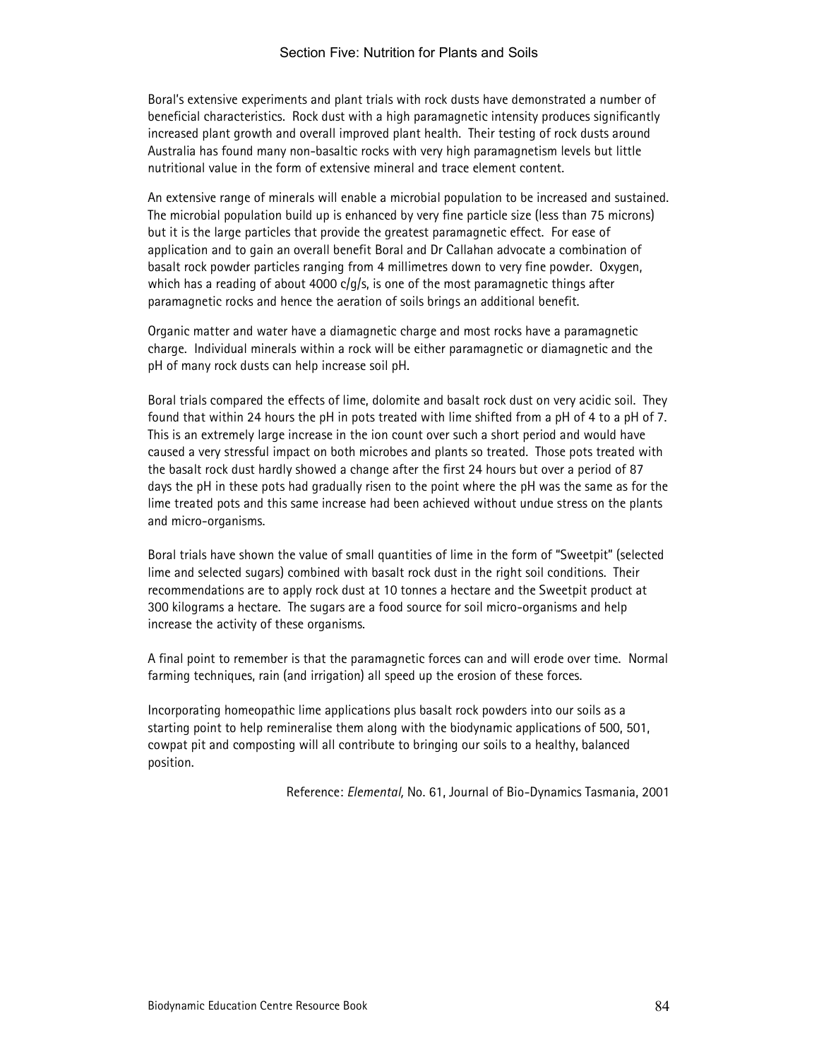Boral's extensive experiments and plant trials with rock dusts have demonstrated a number of beneficial characteristics. Rock dust with a high paramagnetic intensity produces significantly increased plant growth and overall improved plant health. Their testing of rock dusts around Australia has found many non-basaltic rocks with very high paramagnetism levels but little nutritional value in the form of extensive mineral and trace element content.

An extensive range of minerals will enable a microbial population to be increased and sustained. The microbial population build up is enhanced by very fine particle size (less than 75 microns) but it is the large particles that provide the greatest paramagnetic effect. For ease of application and to gain an overall benefit Boral and Dr Callahan advocate a combination of basalt rock powder particles ranging from 4 millimetres down to very fine powder. Oxygen, which has a reading of about 4000 c/g/s, is one of the most paramagnetic things after paramagnetic rocks and hence the aeration of soils brings an additional benefit.

Organic matter and water have a diamagnetic charge and most rocks have a paramagnetic charge. Individual minerals within a rock will be either paramagnetic or diamagnetic and the pH of many rock dusts can help increase soil pH.

Boral trials compared the effects of lime, dolomite and basalt rock dust on very acidic soil. They found that within 24 hours the pH in pots treated with lime shifted from a pH of 4 to a pH of 7. This is an extremely large increase in the ion count over such a short period and would have caused a very stressful impact on both microbes and plants so treated. Those pots treated with the basalt rock dust hardly showed a change after the first 24 hours but over a period of 87 days the pH in these pots had gradually risen to the point where the pH was the same as for the lime treated pots and this same increase had been achieved without undue stress on the plants and micro-organisms.

Boral trials have shown the value of small quantities of lime in the form of "Sweetpit" (selected lime and selected sugars) combined with basalt rock dust in the right soil conditions. Their recommendations are to apply rock dust at 10 tonnes a hectare and the Sweetpit product at 300 kilograms a hectare. The sugars are a food source for soil micro-organisms and help increase the activity of these organisms.

A final point to remember is that the paramagnetic forces can and will erode over time. Normal farming techniques, rain (and irrigation) all speed up the erosion of these forces.

Incorporating homeopathic lime applications plus basalt rock powders into our soils as a starting point to help remineralise them along with the biodynamic applications of 500, 501, cowpat pit and composting will all contribute to bringing our soils to a healthy, balanced position.

Reference: *Elemental,* No. 61, Journal of Bio-Dynamics Tasmania, 2001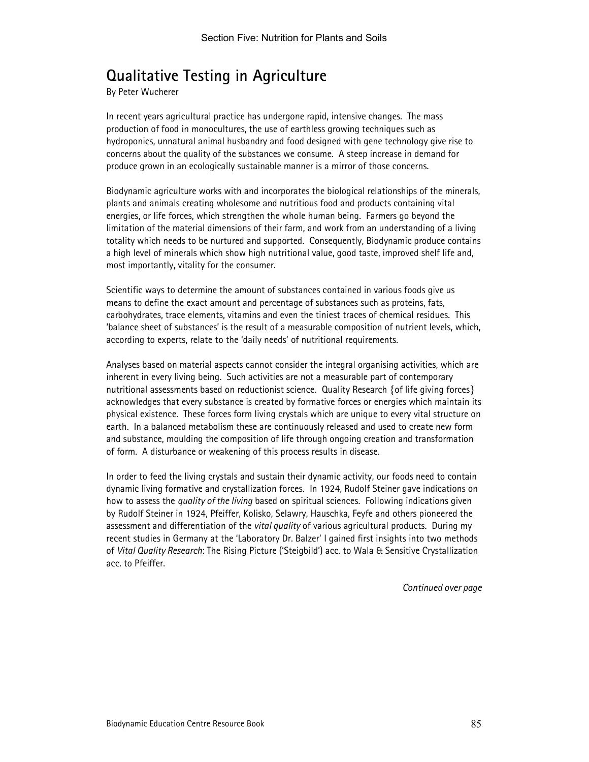# Qualitative Testing in Agriculture

By Peter Wucherer

In recent years agricultural practice has undergone rapid, intensive changes. The mass production of food in monocultures, the use of earthless growing techniques such as hydroponics, unnatural animal husbandry and food designed with gene technology give rise to concerns about the quality of the substances we consume. A steep increase in demand for produce grown in an ecologically sustainable manner is a mirror of those concerns.

Biodynamic agriculture works with and incorporates the biological relationships of the minerals, plants and animals creating wholesome and nutritious food and products containing vital energies, or life forces, which strengthen the whole human being. Farmers go beyond the limitation of the material dimensions of their farm, and work from an understanding of a living totality which needs to be nurtured and supported. Consequently, Biodynamic produce contains a high level of minerals which show high nutritional value, good taste, improved shelf life and, most importantly, vitality for the consumer.

Scientific ways to determine the amount of substances contained in various foods give us means to define the exact amount and percentage of substances such as proteins, fats, carbohydrates, trace elements, vitamins and even the tiniest traces of chemical residues. This 'balance sheet of substances' is the result of a measurable composition of nutrient levels, which, according to experts, relate to the 'daily needs' of nutritional requirements.

Analyses based on material aspects cannot consider the integral organising activities, which are inherent in every living being. Such activities are not a measurable part of contemporary nutritional assessments based on reductionist science. Quality Research {of life giving forces} acknowledges that every substance is created by formative forces or energies which maintain its physical existence. These forces form living crystals which are unique to every vital structure on earth. In a balanced metabolism these are continuously released and used to create new form and substance, moulding the composition of life through ongoing creation and transformation of form. A disturbance or weakening of this process results in disease.

In order to feed the living crystals and sustain their dynamic activity, our foods need to contain dynamic living formative and crystallization forces. In 1924, Rudolf Steiner gave indications on how to assess the *quality of the living* based on spiritual sciences. Following indications given by Rudolf Steiner in 1924, Pfeiffer, Kolisko, Selawry, Hauschka, Feyfe and others pioneered the assessment and differentiation of the *vital quality* of various agricultural products. During my recent studies in Germany at the 'Laboratory Dr. Balzer' I gained first insights into two methods of *Vital Quality Research*: The Rising Picture ('Steigbild') acc. to Wala & Sensitive Crystallization acc. to Pfeiffer.

*Continued over page*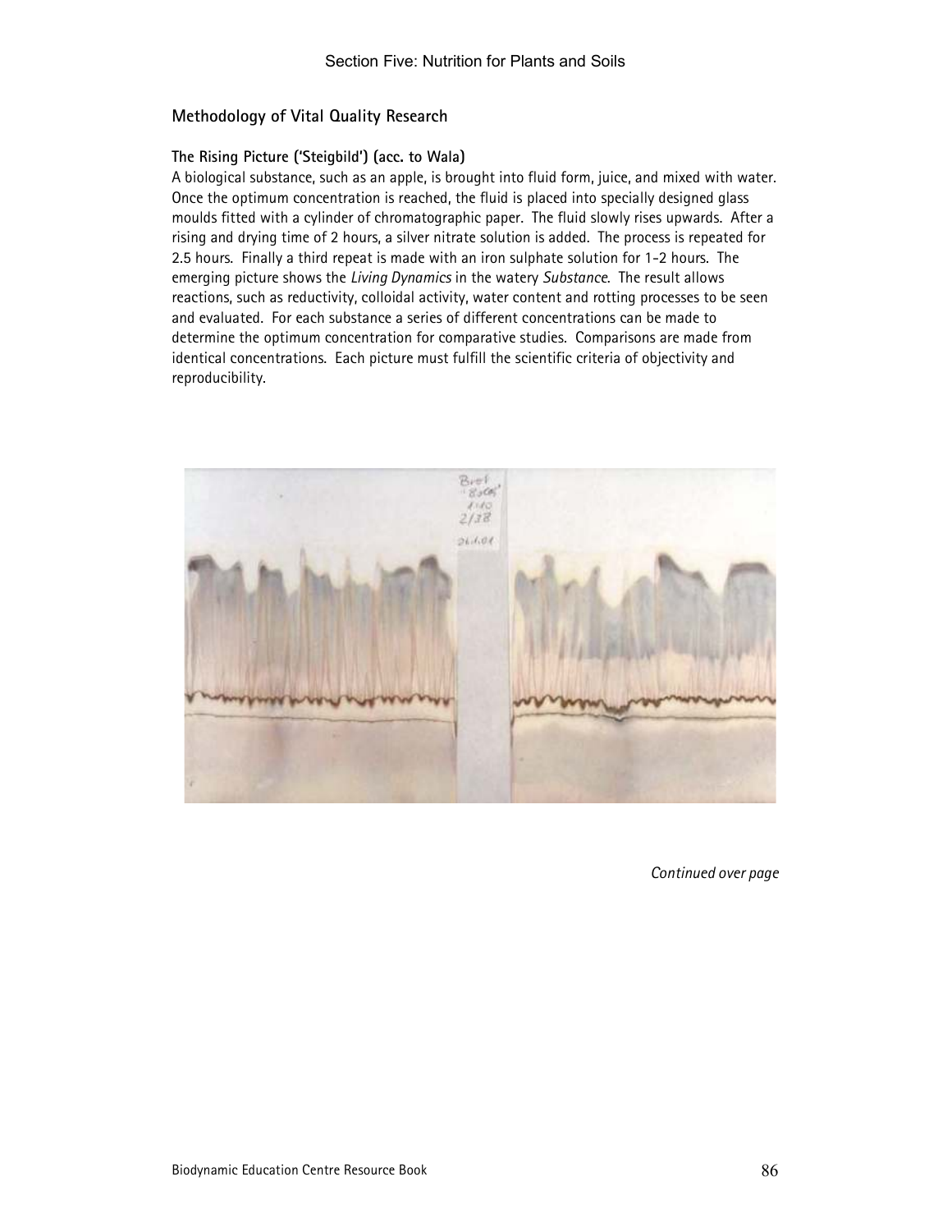## Methodology of Vital Quality Research

### The Rising Picture ('Steigbild') (acc. to Wala)

A biological substance, such as an apple, is brought into fluid form, juice, and mixed with water. Once the optimum concentration is reached, the fluid is placed into specially designed glass moulds fitted with a cylinder of chromatographic paper. The fluid slowly rises upwards. After a rising and drying time of 2 hours, a silver nitrate solution is added. The process is repeated for 2.5 hours. Finally a third repeat is made with an iron sulphate solution for 1-2 hours. The emerging picture shows the *Living Dynamics* in the watery *Substance*. The result allows reactions, such as reductivity, colloidal activity, water content and rotting processes to be seen and evaluated. For each substance a series of different concentrations can be made to determine the optimum concentration for comparative studies. Comparisons are made from identical concentrations. Each picture must fulfill the scientific criteria of objectivity and reproducibility.

*Continued over page*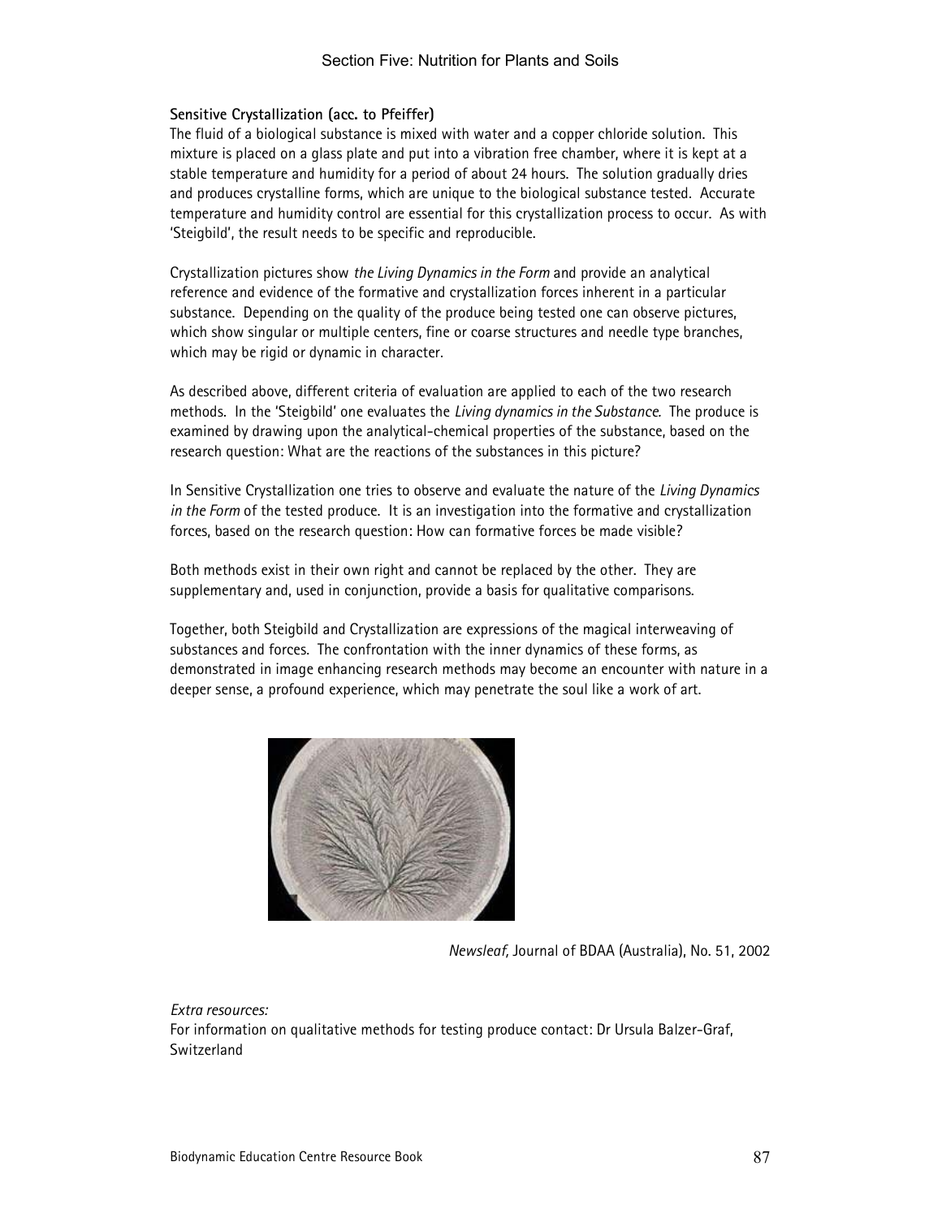**Sensitive Crystallization (acc. to Pfeiffer)**

The fluid of a biological substance is mixed with water and a copper chloride solution. This mixture is placed on a glass plate and put into a vibration free chamber, where it is kept at a stable temperature and humidity for a period of about 24 hours. The solution gradually dries and produces crystalline forms, which are unique to the biological substance tested. Accurate temperature and humidity control are essential for this crystallization process to occur. As with 'Steigbild', the result needs to be specific and reproducible.

Crystallization pictures show *the Living Dynamics in the Form* and provide an analytical reference and evidence of the formative and crystallization forces inherent in a particular substance. Depending on the quality of the produce being tested one can observe pictures, which show singular or multiple centers, fine or coarse structures and needle type branches, which may be rigid or dynamic in character.

As described above, different criteria of evaluation are applied to each of the two research methods. In the 'Steigbild' one evaluates the *Living dynamics in the Substance.* The produce is examined by drawing upon the analytical-chemical properties of the substance, based on the research question: What are the reactions of the substances in this picture?

In Sensitive Crystallization one tries to observe and evaluate the nature of the *Living Dynamics in the Form* of the tested produce. It is an investigation into the formative and crystallization forces, based on the research question: How can formative forces be made visible?

Both methods exist in their own right and cannot be replaced by the other. They are supplementary and, used in conjunction, provide a basis for qualitative comparisons.

Together, both Steigbild and Crystallization are expressions of the magical interweaving of substances and forces. The confrontation with the inner dynamics of these forms, as demonstrated in image enhancing research methods may become an encounter with nature in a deeper sense, a profound experience, which may penetrate the soul like a work of art.

*Newsleaf,* Journal of BDAA (Australia), No. 51, 2002

*Extra resources:*

For information on qualitative methods for testing produce contact: Dr Ursula Balzer-Graf, Switzerland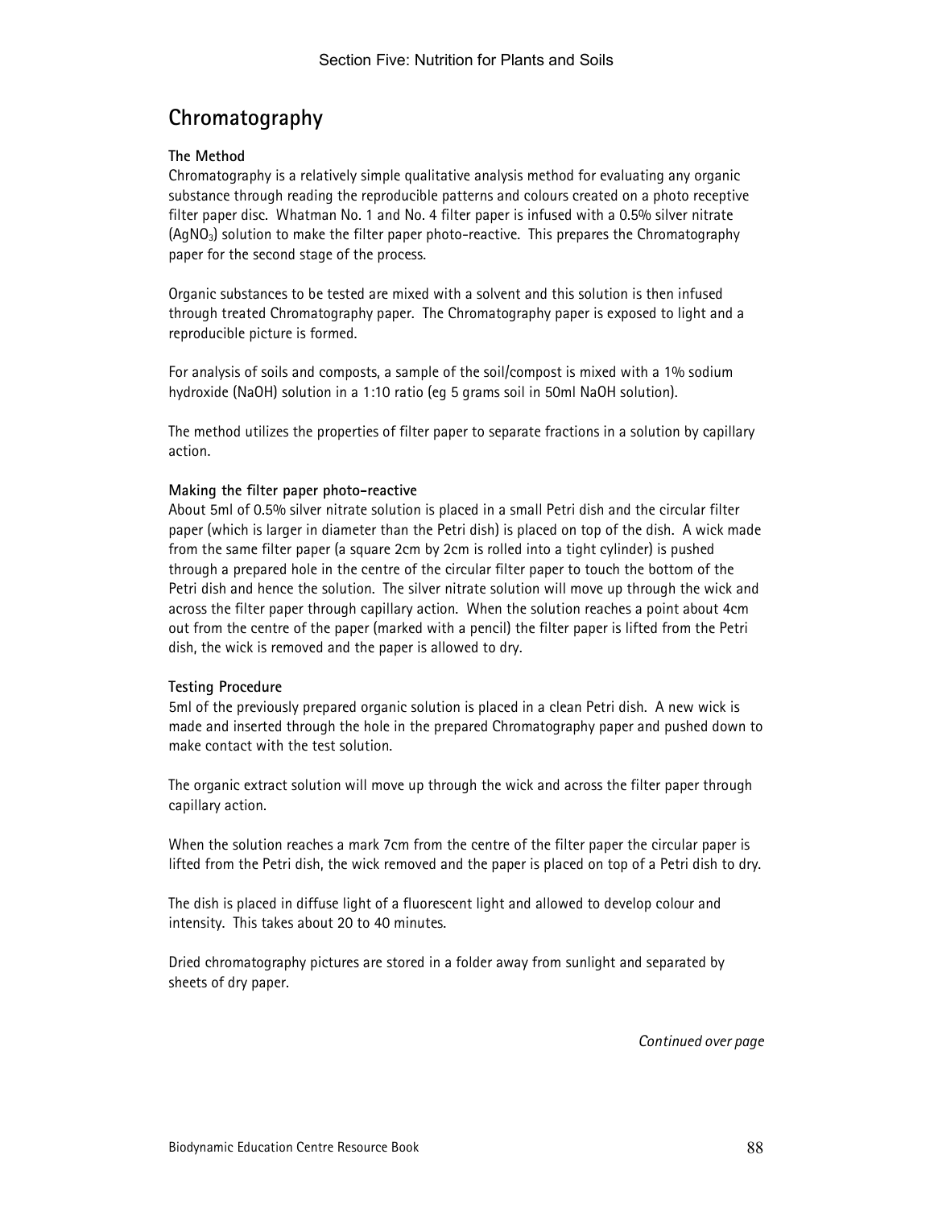## Chromatography

### The Method

Chromatography is a relatively simple qualitative analysis method for evaluating any organic substance through reading the reproducible patterns and colours created on a photo receptive filter paper disc. Whatman No. 1 and No. 4 filter paper is infused with a 0.5% silver nitrate ($AgNO_3$) solution to make the filter paper photo-reactive. This prepares the Chromatography paper for the second stage of the process.

Organic substances to be tested are mixed with a solvent and this solution is then infused through treated Chromatography paper. The Chromatography paper is exposed to light and a reproducible picture is formed.

For analysis of soils and composts, a sample of the soil/compost is mixed with a 1% sodium hydroxide ($NaOH$) solution in a 1:10 ratio (eg 5 grams soil in 50ml NaOH solution).

The method utilizes the properties of filter paper to separate fractions in a solution by capillary action.

### Making the filter paper photo-reactive

About 5ml of 0.5% silver nitrate solution is placed in a small Petri dish and the circular filter paper (which is larger in diameter than the Petri dish) is placed on top of the dish. A wick made from the same filter paper (a square 2cm by 2cm is rolled into a tight cylinder) is pushed through a prepared hole in the centre of the circular filter paper to touch the bottom of the Petri dish and hence the solution. The silver nitrate solution will move up through the wick and across the filter paper through capillary action. When the solution reaches a point about 4cm out from the centre of the paper (marked with a pencil) the filter paper is lifted from the Petri dish, the wick is removed and the paper is allowed to dry.

### Testing Procedure

5ml of the previously prepared organic solution is placed in a clean Petri dish. A new wick is made and inserted through the hole in the prepared Chromatography paper and pushed down to make contact with the test solution.

The organic extract solution will move up through the wick and across the filter paper through capillary action.

When the solution reaches a mark 7cm from the centre of the filter paper the circular paper is lifted from the Petri dish, the wick removed and the paper is placed on top of a Petri dish to dry.

The dish is placed in diffuse light of a fluorescent light and allowed to develop colour and intensity. This takes about 20 to 40 minutes.

Dried chromatography pictures are stored in a folder away from sunlight and separated by sheets of dry paper.

*Continued over page*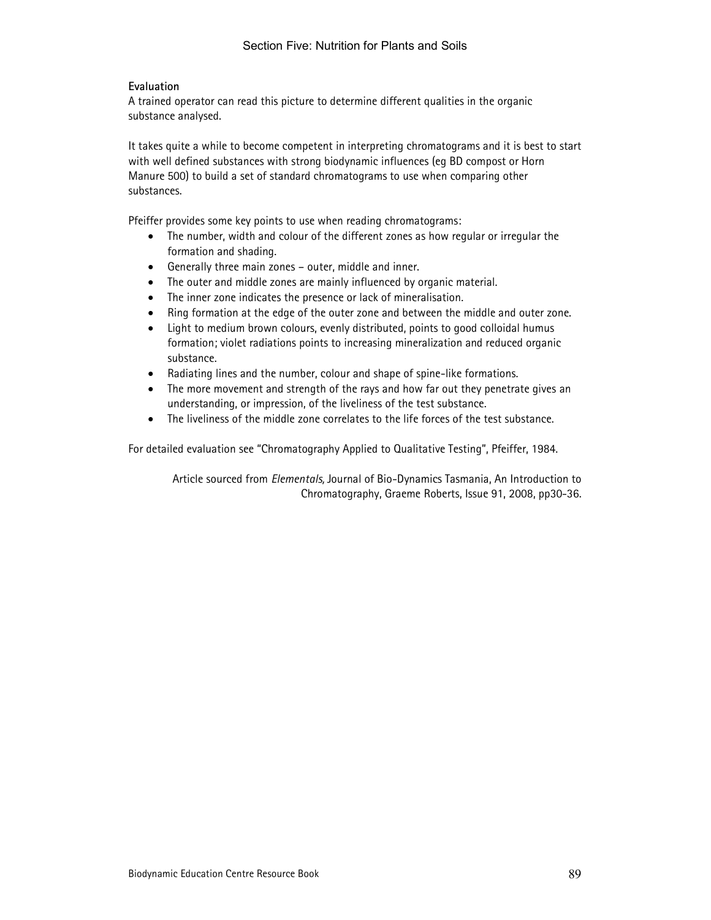**Evaluation**

A trained operator can read this picture to determine different qualities in the organic substance analysed.

It takes quite a while to become competent in interpreting chromatograms and it is best to start with well defined substances with strong biodynamic influences (eg BD compost or Horn Manure 500) to build a set of standard chromatograms to use when comparing other substances.

Pfeiffer provides some key points to use when reading chromatograms:

- The number, width and colour of the different zones as how regular or irregular the formation and shading.
- Generally three main zones – outer, middle and inner.
- The outer and middle zones are mainly influenced by organic material.
- The inner zone indicates the presence or lack of mineralisation.
- Ring formation at the edge of the outer zone and between the middle and outer zone.
- Light to medium brown colours, evenly distributed, points to good colloidal humus formation; violet radiations points to increasing mineralization and reduced organic substance.
- Radiating lines and the number, colour and shape of spine-like formations.
- The more movement and strength of the rays and how far out they penetrate gives an understanding, or impression, of the liveliness of the test substance.
- The liveliness of the middle zone correlates to the life forces of the test substance.

For detailed evaluation see "Chromatography Applied to Qualitative Testing", Pfeiffer, 1984.

Article sourced from *Elementals,* Journal of Bio-Dynamics Tasmania, An Introduction to Chromatography, Graeme Roberts, Issue 91, 2008, pp30-36.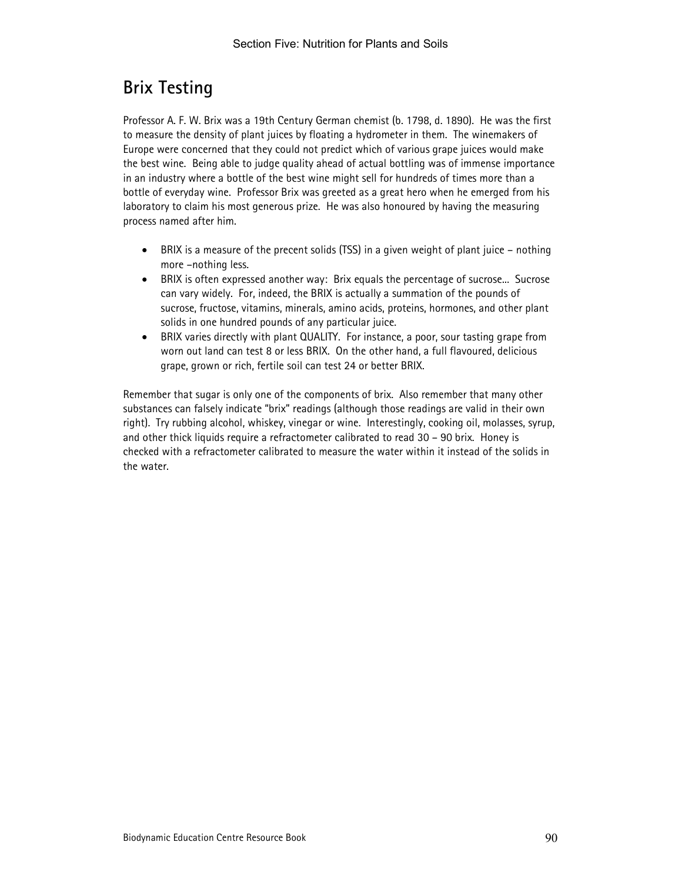## Brix Testing

Professor A. F. W. Brix was a 19th Century German chemist (b. 1798, d. 1890). He was the first to measure the density of plant juices by floating a hydrometer in them. The winemakers of Europe were concerned that they could not predict which of various grape juices would make the best wine. Being able to judge quality ahead of actual bottling was of immense importance in an industry where a bottle of the best wine might sell for hundreds of times more than a bottle of everyday wine. Professor Brix was greeted as a great hero when he emerged from his laboratory to claim his most generous prize. He was also honoured by having the measuring process named after him.

- BRIX is a measure of the precent solids (TSS) in a given weight of plant juice – nothing more –nothing less.
- BRIX is often expressed another way: Brix equals the percentage of sucrose... Sucrose can vary widely. For, indeed, the BRIX is actually a summation of the pounds of sucrose, fructose, vitamins, minerals, amino acids, proteins, hormones, and other plant solids in one hundred pounds of any particular juice.
- BRIX varies directly with plant QUALITY. For instance, a poor, sour tasting grape from worn out land can test 8 or less BRIX. On the other hand, a full flavoured, delicious grape, grown or rich, fertile soil can test 24 or better BRIX.

Remember that sugar is only one of the components of brix. Also remember that many other substances can falsely indicate "brix" readings (although those readings are valid in their own right). Try rubbing alcohol, whiskey, vinegar or wine. Interestingly, cooking oil, molasses, syrup, and other thick liquids require a refractometer calibrated to read 30 – 90 brix. Honey is checked with a refractometer calibrated to measure the water within it instead of the solids in the water.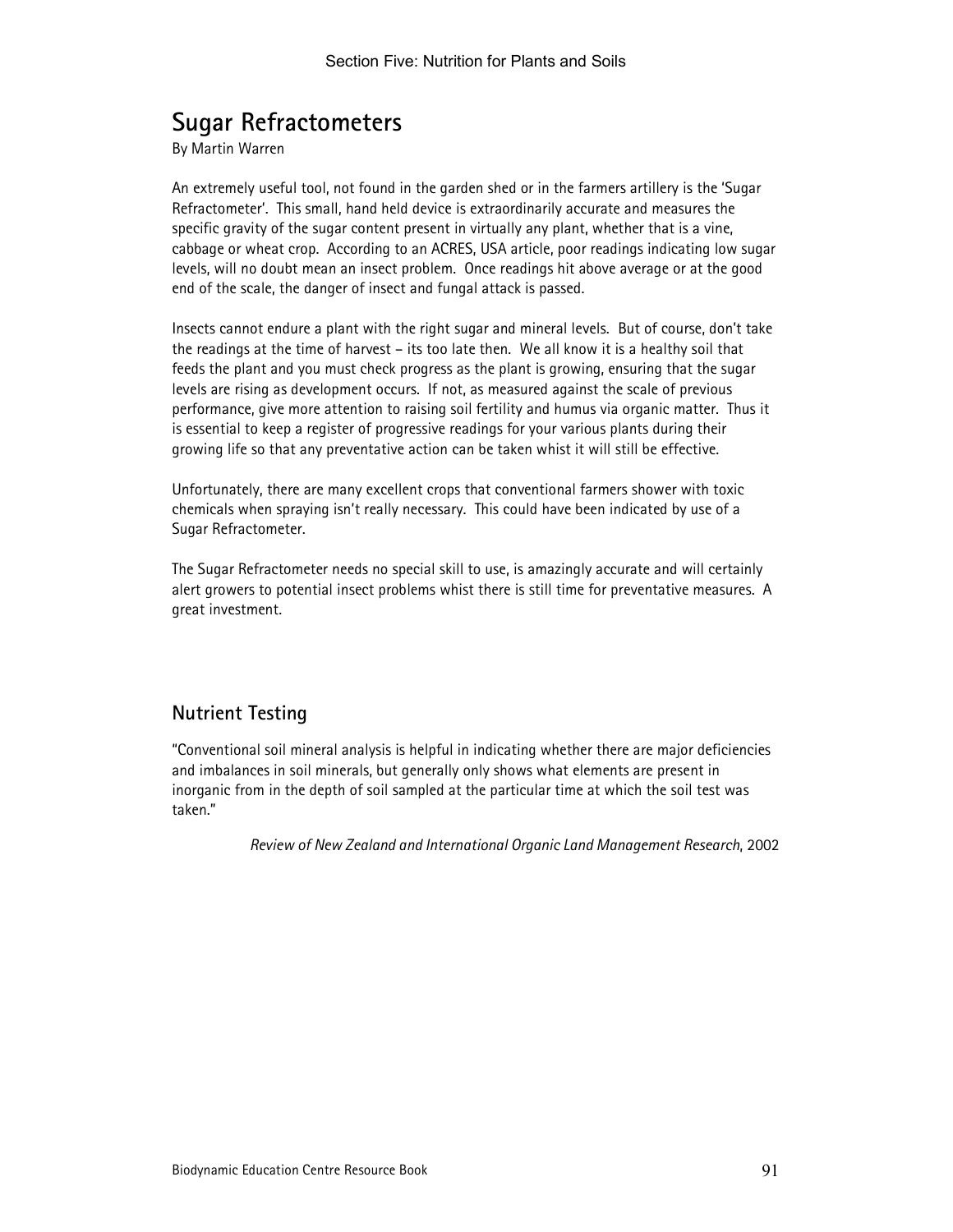# Sugar Refractometers

By Martin Warren

An extremely useful tool, not found in the garden shed or in the farmers artillery is the 'Sugar Refractometer'. This small, hand held device is extraordinarily accurate and measures the specific gravity of the sugar content present in virtually any plant, whether that is a vine, cabbage or wheat crop. According to an ACRES, USA article, poor readings indicating low sugar levels, will no doubt mean an insect problem. Once readings hit above average or at the good end of the scale, the danger of insect and fungal attack is passed.

Insects cannot endure a plant with the right sugar and mineral levels. But of course, don't take the readings at the time of harvest – its too late then. We all know it is a healthy soil that feeds the plant and you must check progress as the plant is growing, ensuring that the sugar levels are rising as development occurs. If not, as measured against the scale of previous performance, give more attention to raising soil fertility and humus via organic matter. Thus it is essential to keep a register of progressive readings for your various plants during their growing life so that any preventative action can be taken whist it will still be effective.

Unfortunately, there are many excellent crops that conventional farmers shower with toxic chemicals when spraying isn't really necessary. This could have been indicated by use of a Sugar Refractometer.

The Sugar Refractometer needs no special skill to use, is amazingly accurate and will certainly alert growers to potential insect problems whist there is still time for preventative measures. A great investment.

## Nutrient Testing

"Conventional soil mineral analysis is helpful in indicating whether there are major deficiencies and imbalances in soil minerals, but generally only shows what elements are present in inorganic from in the depth of soil sampled at the particular time at which the soil test was taken."

*Review of New Zealand and International Organic Land Management Research*, 2002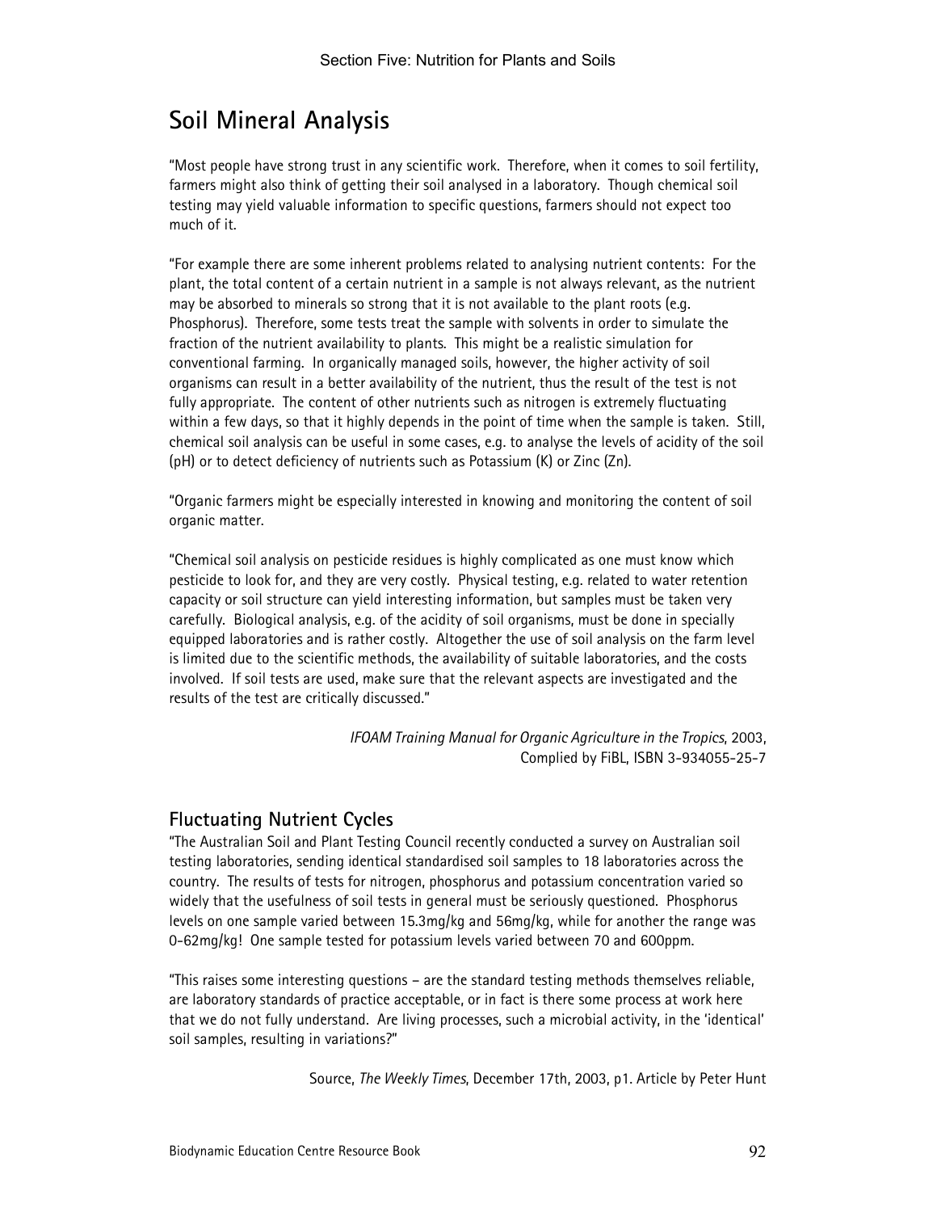# Soil Mineral Analysis

"Most people have strong trust in any scientific work. Therefore, when it comes to soil fertility, farmers might also think of getting their soil analysed in a laboratory. Though chemical soil testing may yield valuable information to specific questions, farmers should not expect too much of it.

"For example there are some inherent problems related to analysing nutrient contents: For the plant, the total content of a certain nutrient in a sample is not always relevant, as the nutrient may be absorbed to minerals so strong that it is not available to the plant roots (e.g. Phosphorus). Therefore, some tests treat the sample with solvents in order to simulate the fraction of the nutrient availability to plants. This might be a realistic simulation for conventional farming. In organically managed soils, however, the higher activity of soil organisms can result in a better availability of the nutrient, thus the result of the test is not fully appropriate. The content of other nutrients such as nitrogen is extremely fluctuating within a few days, so that it highly depends in the point of time when the sample is taken. Still, chemical soil analysis can be useful in some cases, e.g. to analyse the levels of acidity of the soil (pH) or to detect deficiency of nutrients such as Potassium (K) or Zinc (Zn).

"Organic farmers might be especially interested in knowing and monitoring the content of soil organic matter.

"Chemical soil analysis on pesticide residues is highly complicated as one must know which pesticide to look for, and they are very costly. Physical testing, e.g. related to water retention capacity or soil structure can yield interesting information, but samples must be taken very carefully. Biological analysis, e.g. of the acidity of soil organisms, must be done in specially equipped laboratories and is rather costly. Altogether the use of soil analysis on the farm level is limited due to the scientific methods, the availability of suitable laboratories, and the costs involved. If soil tests are used, make sure that the relevant aspects are investigated and the results of the test are critically discussed."

*IFOAM Training Manual for Organic Agriculture in the Tropics*, 2003,
Complied by FiBL, ISBN 3-934055-25-7

## Fluctuating Nutrient Cycles

"The Australian Soil and Plant Testing Council recently conducted a survey on Australian soil testing laboratories, sending identical standardised soil samples to 18 laboratories across the country. The results of tests for nitrogen, phosphorus and potassium concentration varied so widely that the usefulness of soil tests in general must be seriously questioned. Phosphorus levels on one sample varied between 15.3mg/kg and 56mg/kg, while for another the range was 0-62mg/kg! One sample tested for potassium levels varied between 70 and 600ppm.

"This raises some interesting questions – are the standard testing methods themselves reliable, are laboratory standards of practice acceptable, or in fact is there some process at work here that we do not fully understand. Are living processes, such a microbial activity, in the 'identical' soil samples, resulting in variations?"

Source, *The Weekly Times*, December 17th, 2003, p1. Article by Peter Hunt